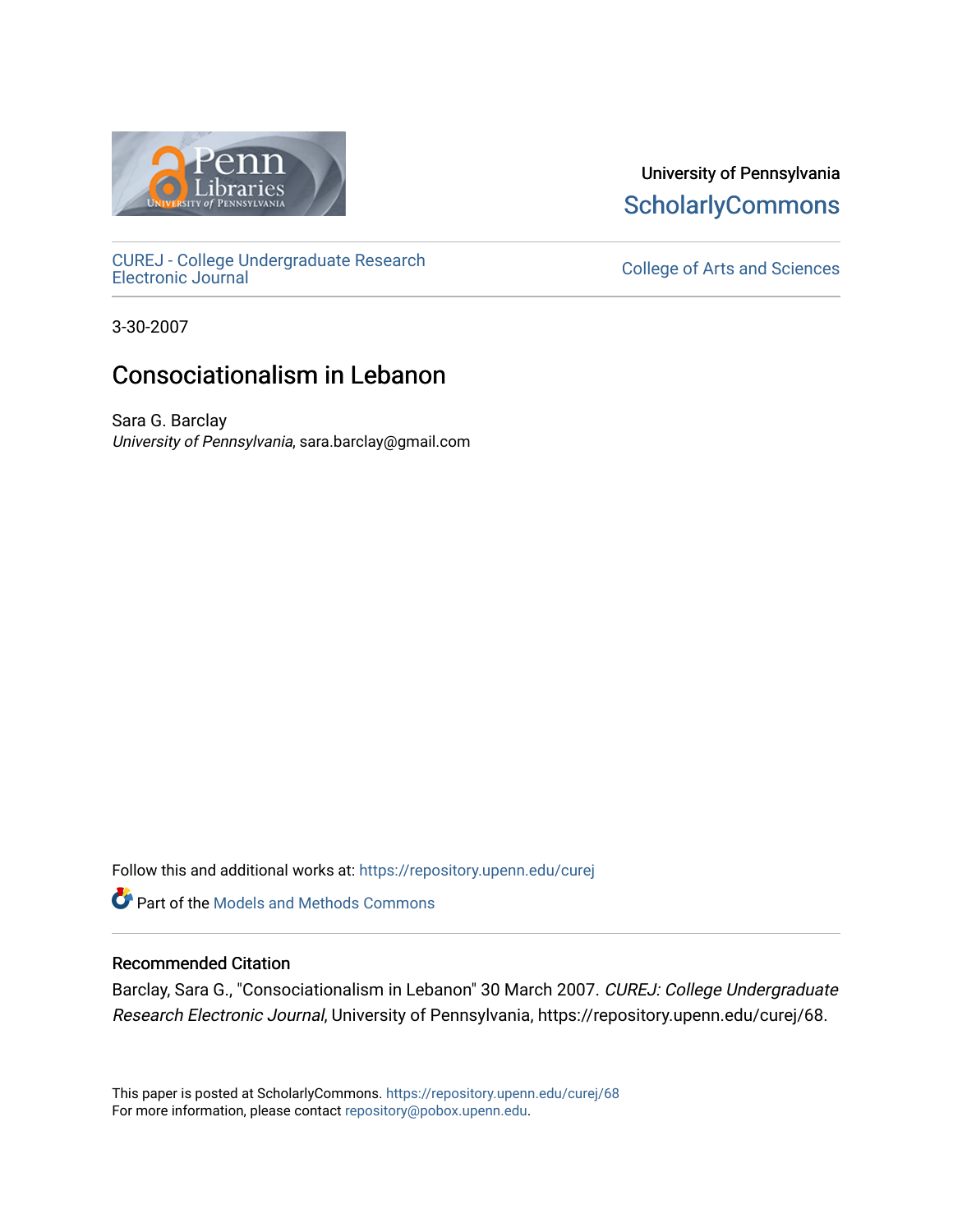University of Pennsylvania
ScholarlyCommons

CUREJ - College Undergraduate Research Electronic Journal

College of Arts and Sciences

3-30-2007

# Consociationalism in Lebanon

Sara G. Barclay
*University of Pennsylvania*, sara.barclay@gmail.com

Follow this and additional works at: https://repository.upenn.edu/curej

Part of the Models and Methods Commons

## Recommended Citation

Barclay, Sara G., "Consociationalism in Lebanon" 30 March 2007. *CUREJ: College Undergraduate Research Electronic Journal*, University of Pennsylvania, https://repository.upenn.edu/curej/68.

This paper is posted at ScholarlyCommons. https://repository.upenn.edu/curej/68
For more information, please contact repository@pobox.upenn.edu.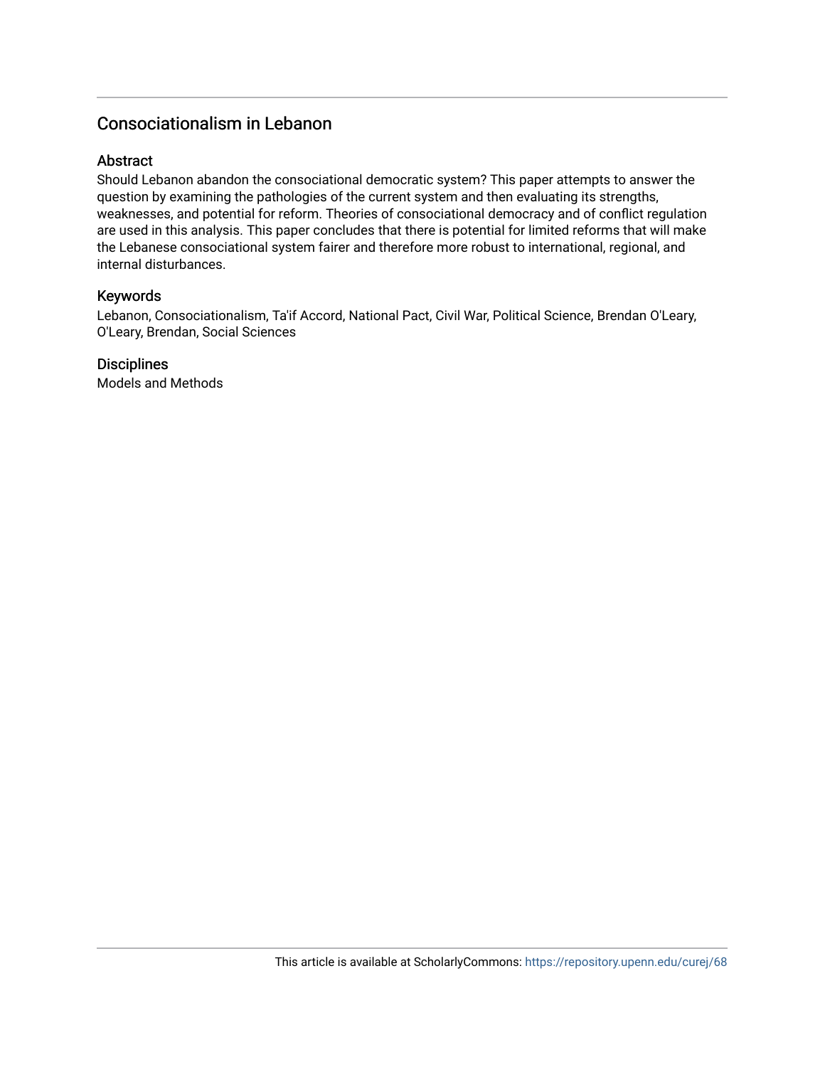# Consociationalism in Lebanon

## Abstract

Should Lebanon abandon the consociational democratic system? This paper attempts to answer the question by examining the pathologies of the current system and then evaluating its strengths, weaknesses, and potential for reform. Theories of consociational democracy and of conflict regulation are used in this analysis. This paper concludes that there is potential for limited reforms that will make the Lebanese consociational system fairer and therefore more robust to international, regional, and internal disturbances.

## Keywords

Lebanon, Consociationalism, Ta'if Accord, National Pact, Civil War, Political Science, Brendan O'Leary, O'Leary, Brendan, Social Sciences

## Disciplines

Models and Methods

This article is available at ScholarlyCommons: https://repository.upenn.edu/curej/68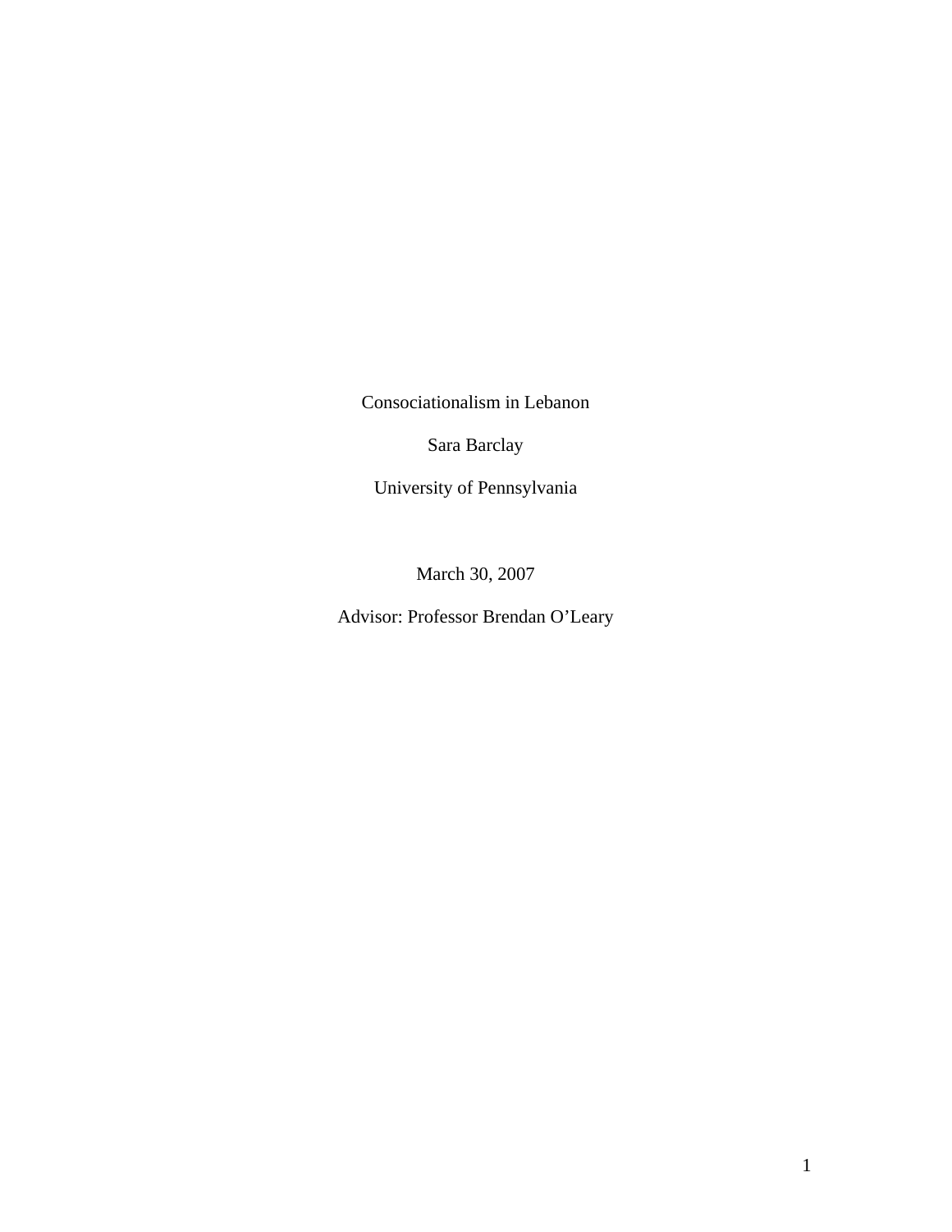Consociationalism in Lebanon

Sara Barclay

University of Pennsylvania

March 30, 2007

Advisor: Professor Brendan O'Leary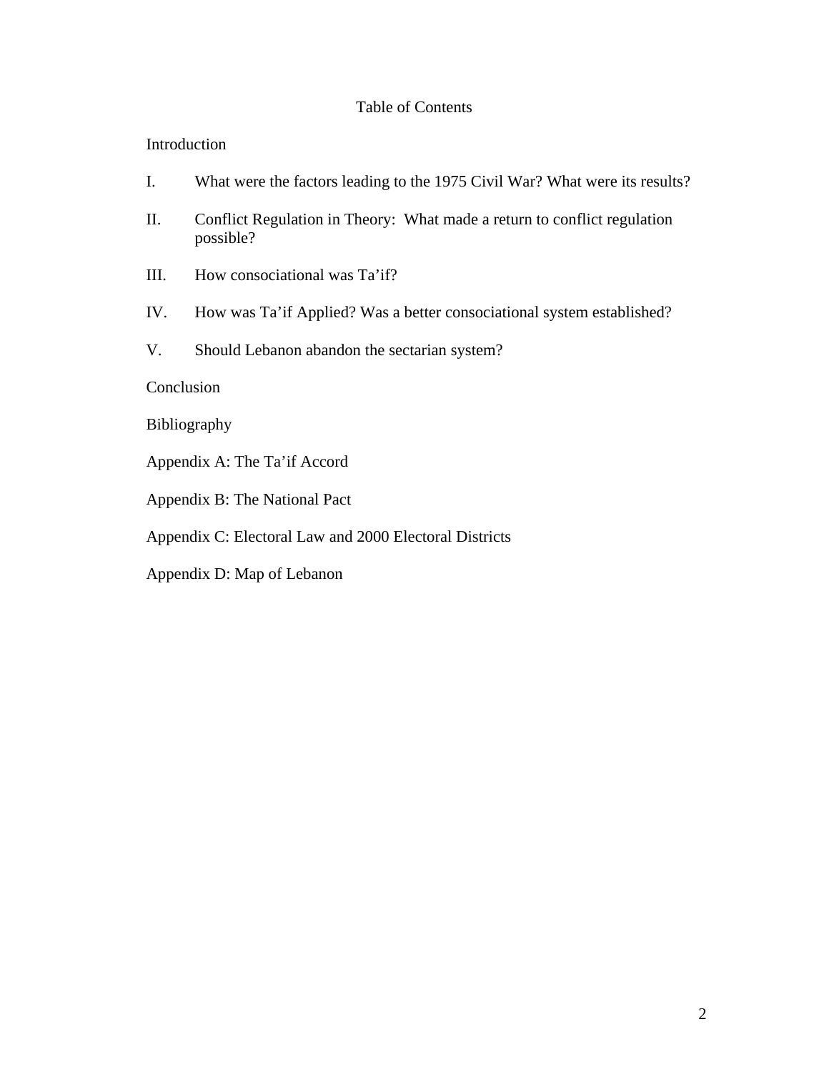# Table of Contents

Introduction

I. What were the factors leading to the 1975 Civil War? What were its results?

II. Conflict Regulation in Theory: What made a return to conflict regulation possible?

III. How consociational was Ta'if?

IV. How was Ta'if Applied? Was a better consociational system established?

V. Should Lebanon abandon the sectarian system?

Conclusion

Bibliography

Appendix A: The Ta'if Accord

Appendix B: The National Pact

Appendix C: Electoral Law and 2000 Electoral Districts

Appendix D: Map of Lebanon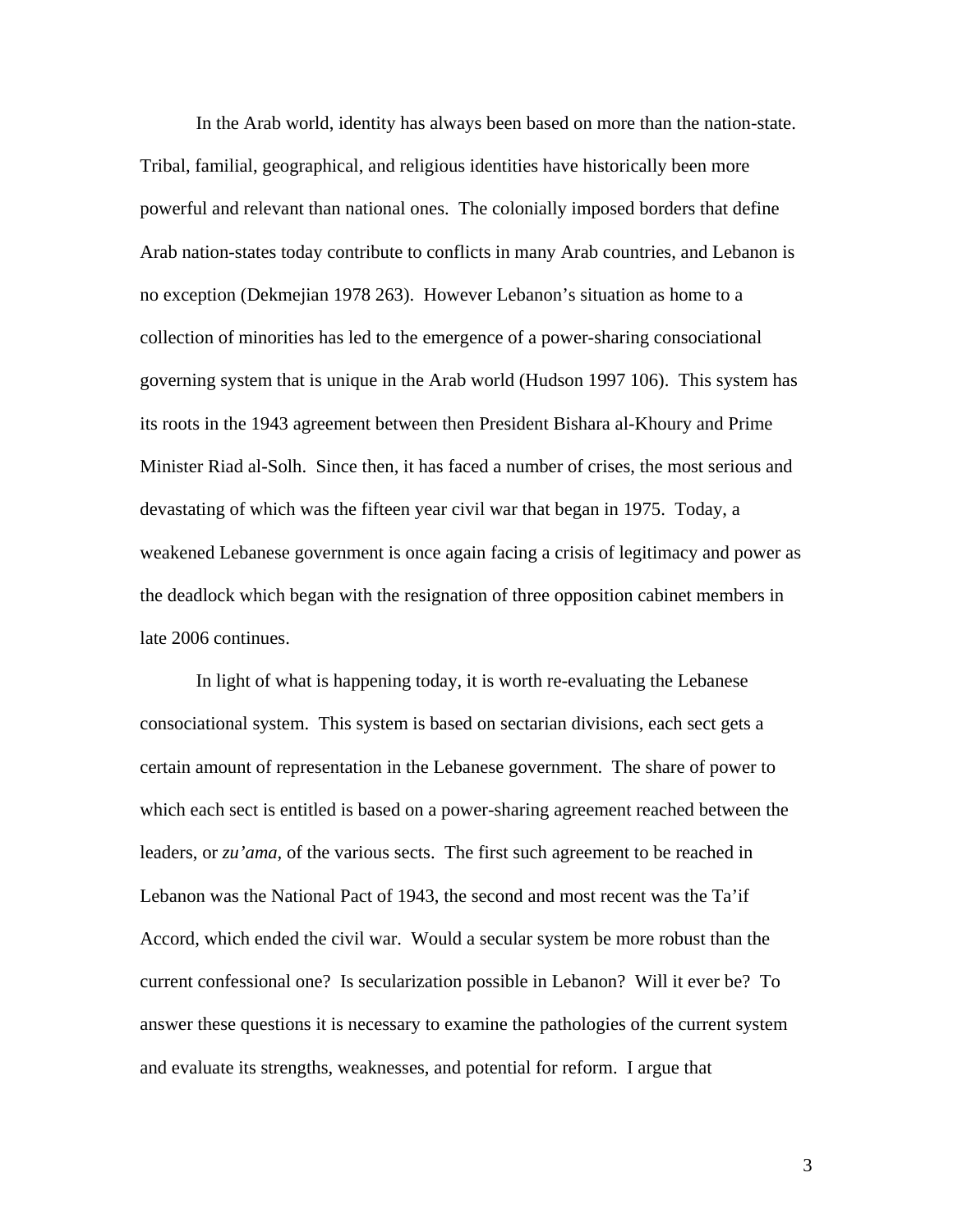In the Arab world, identity has always been based on more than the nation-state. Tribal, familial, geographical, and religious identities have historically been more powerful and relevant than national ones. The colonially imposed borders that define Arab nation-states today contribute to conflicts in many Arab countries, and Lebanon is no exception (Dekmejian 1978 263). However Lebanon's situation as home to a collection of minorities has led to the emergence of a power-sharing consociational governing system that is unique in the Arab world (Hudson 1997 106). This system has its roots in the 1943 agreement between then President Bishara al-Khoury and Prime Minister Riad al-Solh. Since then, it has faced a number of crises, the most serious and devastating of which was the fifteen year civil war that began in 1975. Today, a weakened Lebanese government is once again facing a crisis of legitimacy and power as the deadlock which began with the resignation of three opposition cabinet members in late 2006 continues.

In light of what is happening today, it is worth re-evaluating the Lebanese consociational system. This system is based on sectarian divisions, each sect gets a certain amount of representation in the Lebanese government. The share of power to which each sect is entitled is based on a power-sharing agreement reached between the leaders, or *zu'ama*, of the various sects. The first such agreement to be reached in Lebanon was the National Pact of 1943, the second and most recent was the Ta'if Accord, which ended the civil war. Would a secular system be more robust than the current confessional one? Is secularization possible in Lebanon? Will it ever be? To answer these questions it is necessary to examine the pathologies of the current system and evaluate its strengths, weaknesses, and potential for reform. I argue that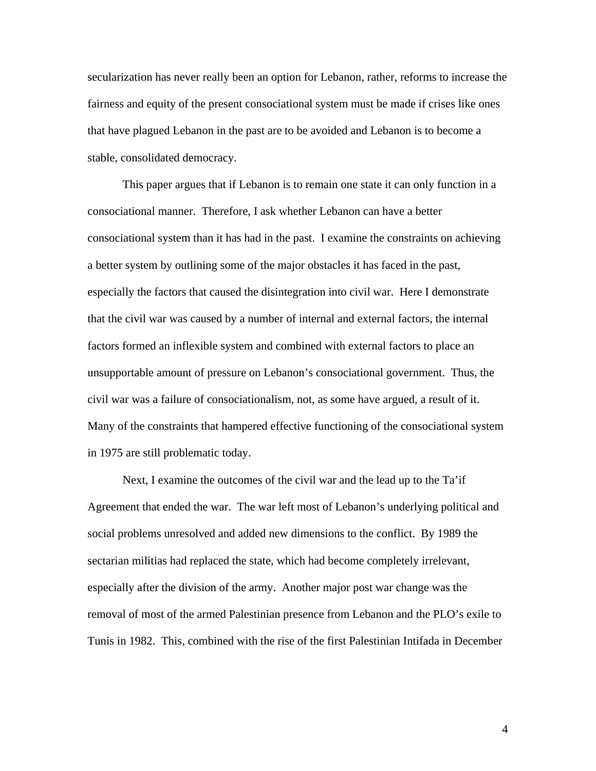secularization has never really been an option for Lebanon, rather, reforms to increase the fairness and equity of the present consociational system must be made if crises like ones that have plagued Lebanon in the past are to be avoided and Lebanon is to become a stable, consolidated democracy.

This paper argues that if Lebanon is to remain one state it can only function in a consociational manner. Therefore, I ask whether Lebanon can have a better consociational system than it has had in the past. I examine the constraints on achieving a better system by outlining some of the major obstacles it has faced in the past, especially the factors that caused the disintegration into civil war. Here I demonstrate that the civil war was caused by a number of internal and external factors, the internal factors formed an inflexible system and combined with external factors to place an unsupportable amount of pressure on Lebanon's consociational government. Thus, the civil war was a failure of consociationalism, not, as some have argued, a result of it. Many of the constraints that hampered effective functioning of the consociational system in 1975 are still problematic today.

Next, I examine the outcomes of the civil war and the lead up to the Ta'if Agreement that ended the war. The war left most of Lebanon's underlying political and social problems unresolved and added new dimensions to the conflict. By 1989 the sectarian militias had replaced the state, which had become completely irrelevant, especially after the division of the army. Another major post war change was the removal of most of the armed Palestinian presence from Lebanon and the PLO's exile to Tunis in 1982. This, combined with the rise of the first Palestinian Intifada in December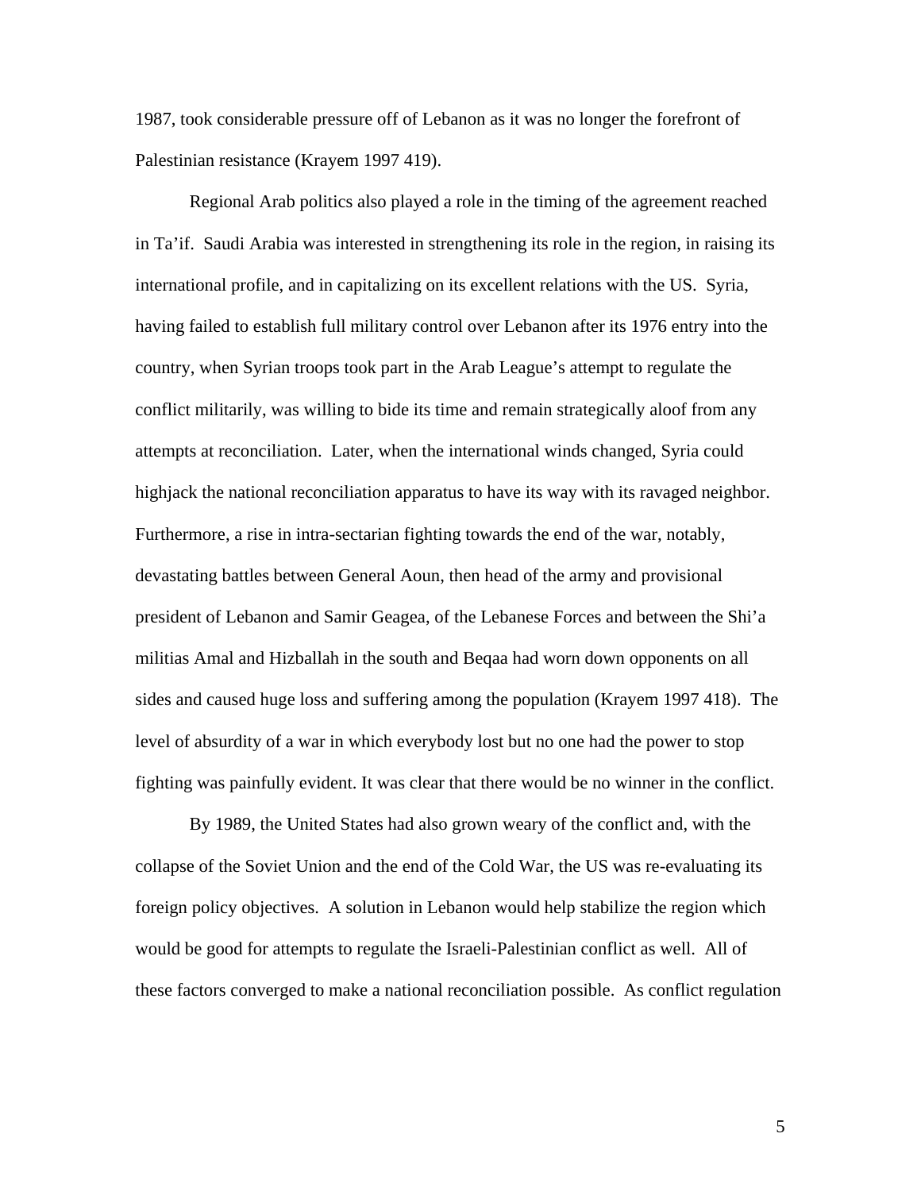1987, took considerable pressure off of Lebanon as it was no longer the forefront of Palestinian resistance (Krayem 1997 419).

Regional Arab politics also played a role in the timing of the agreement reached in Ta'if. Saudi Arabia was interested in strengthening its role in the region, in raising its international profile, and in capitalizing on its excellent relations with the US. Syria, having failed to establish full military control over Lebanon after its 1976 entry into the country, when Syrian troops took part in the Arab League's attempt to regulate the conflict militarily, was willing to bide its time and remain strategically aloof from any attempts at reconciliation. Later, when the international winds changed, Syria could highjack the national reconciliation apparatus to have its way with its ravaged neighbor. Furthermore, a rise in intra-sectarian fighting towards the end of the war, notably, devastating battles between General Aoun, then head of the army and provisional president of Lebanon and Samir Geagea, of the Lebanese Forces and between the Shi'a militias Amal and Hizballah in the south and Beqaa had worn down opponents on all sides and caused huge loss and suffering among the population (Krayem 1997 418). The level of absurdity of a war in which everybody lost but no one had the power to stop fighting was painfully evident. It was clear that there would be no winner in the conflict.

By 1989, the United States had also grown weary of the conflict and, with the collapse of the Soviet Union and the end of the Cold War, the US was re-evaluating its foreign policy objectives. A solution in Lebanon would help stabilize the region which would be good for attempts to regulate the Israeli-Palestinian conflict as well. All of these factors converged to make a national reconciliation possible. As conflict regulation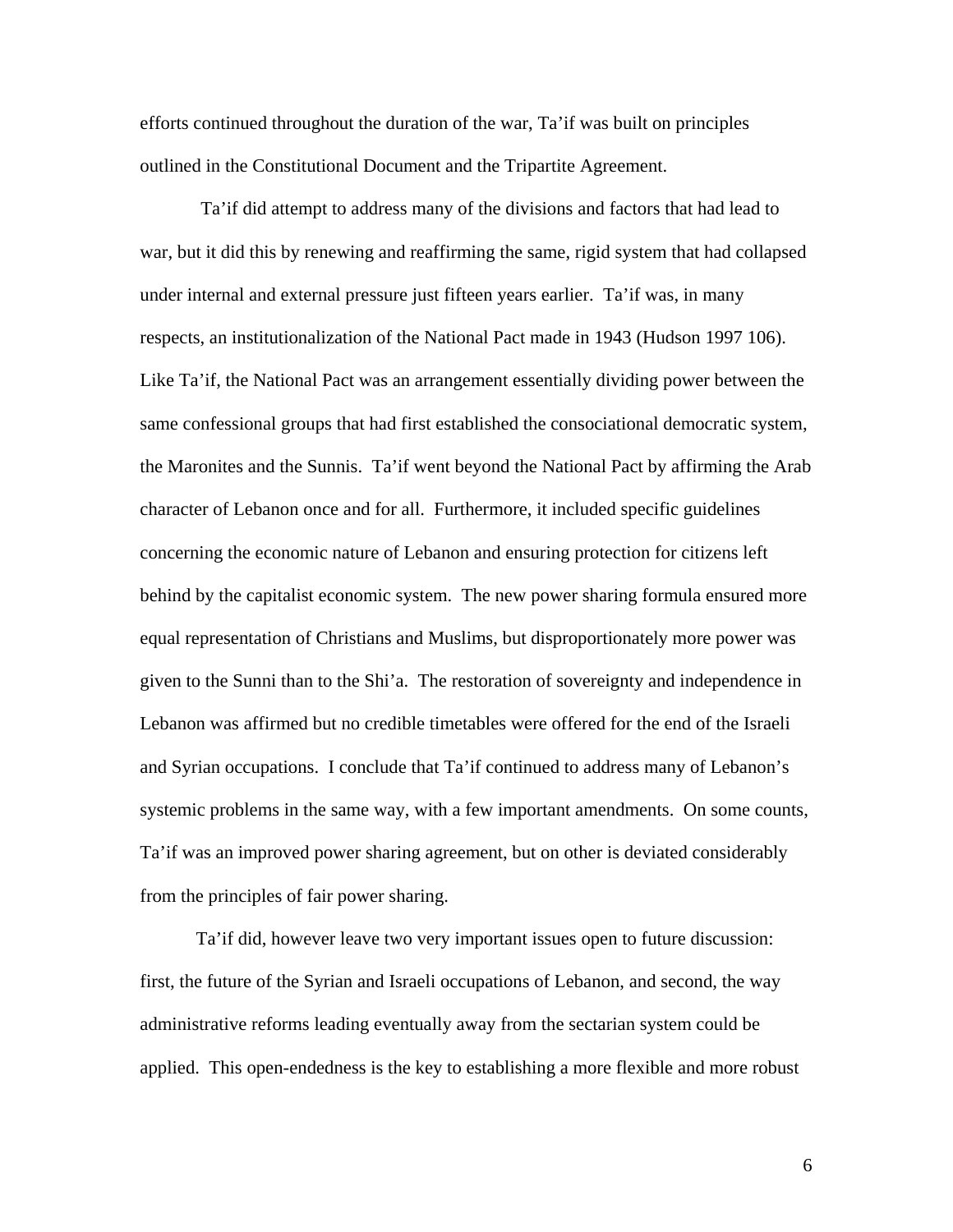efforts continued throughout the duration of the war, Ta'if was built on principles outlined in the Constitutional Document and the Tripartite Agreement.

Ta'if did attempt to address many of the divisions and factors that had lead to war, but it did this by renewing and reaffirming the same, rigid system that had collapsed under internal and external pressure just fifteen years earlier. Ta'if was, in many respects, an institutionalization of the National Pact made in 1943 (Hudson 1997 106). Like Ta'if, the National Pact was an arrangement essentially dividing power between the same confessional groups that had first established the consociational democratic system, the Maronites and the Sunnis. Ta'if went beyond the National Pact by affirming the Arab character of Lebanon once and for all. Furthermore, it included specific guidelines concerning the economic nature of Lebanon and ensuring protection for citizens left behind by the capitalist economic system. The new power sharing formula ensured more equal representation of Christians and Muslims, but disproportionately more power was given to the Sunni than to the Shi'a. The restoration of sovereignty and independence in Lebanon was affirmed but no credible timetables were offered for the end of the Israeli and Syrian occupations. I conclude that Ta'if continued to address many of Lebanon's systemic problems in the same way, with a few important amendments. On some counts, Ta'if was an improved power sharing agreement, but on other is deviated considerably from the principles of fair power sharing.

Ta'if did, however leave two very important issues open to future discussion: first, the future of the Syrian and Israeli occupations of Lebanon, and second, the way administrative reforms leading eventually away from the sectarian system could be applied. This open-endedness is the key to establishing a more flexible and more robust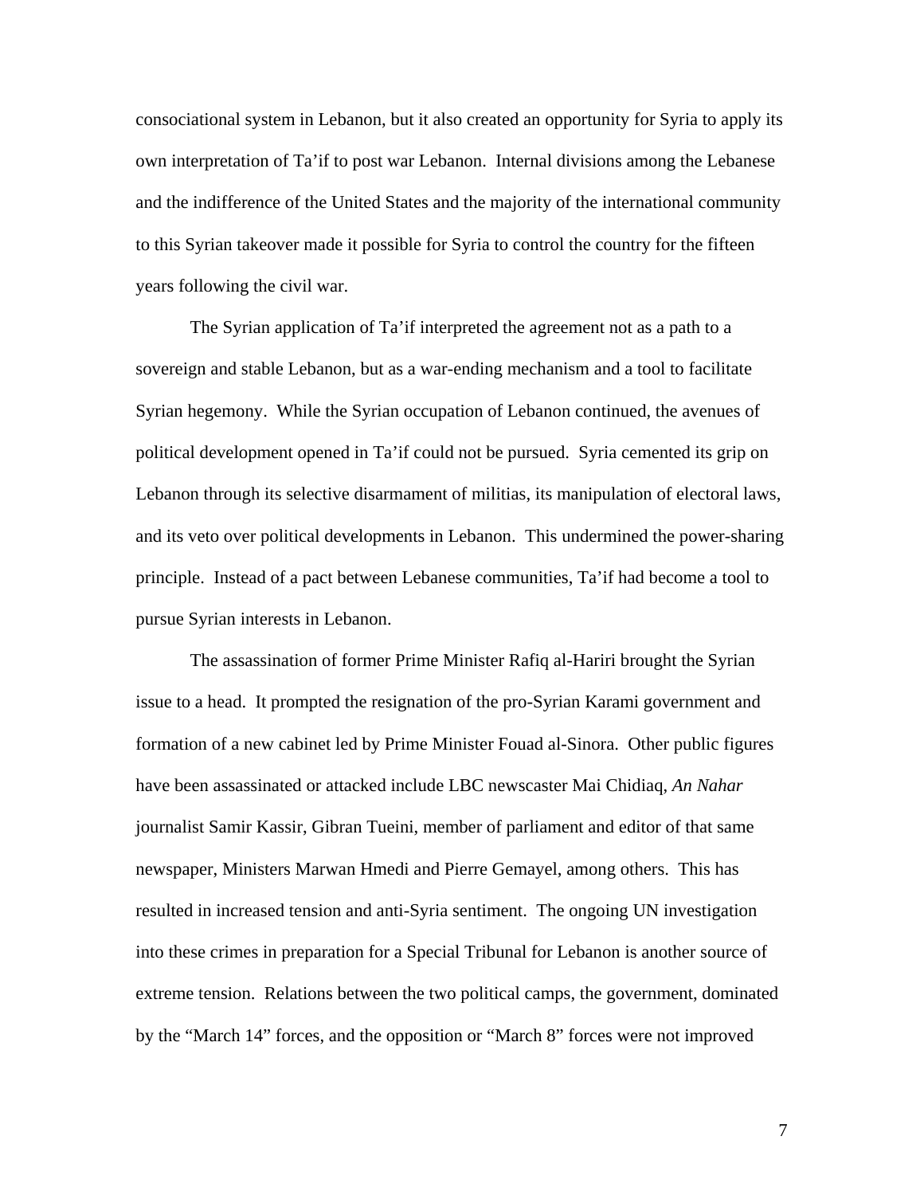consociational system in Lebanon, but it also created an opportunity for Syria to apply its own interpretation of Ta'if to post war Lebanon. Internal divisions among the Lebanese and the indifference of the United States and the majority of the international community to this Syrian takeover made it possible for Syria to control the country for the fifteen years following the civil war.

The Syrian application of Ta'if interpreted the agreement not as a path to a sovereign and stable Lebanon, but as a war-ending mechanism and a tool to facilitate Syrian hegemony. While the Syrian occupation of Lebanon continued, the avenues of political development opened in Ta'if could not be pursued. Syria cemented its grip on Lebanon through its selective disarmament of militias, its manipulation of electoral laws, and its veto over political developments in Lebanon. This undermined the power-sharing principle. Instead of a pact between Lebanese communities, Ta'if had become a tool to pursue Syrian interests in Lebanon.

The assassination of former Prime Minister Rafiq al-Hariri brought the Syrian issue to a head. It prompted the resignation of the pro-Syrian Karami government and formation of a new cabinet led by Prime Minister Fouad al-Sinora. Other public figures have been assassinated or attacked include LBC newscaster Mai Chidiaq, *An Nahar* journalist Samir Kassir, Gibran Tueini, member of parliament and editor of that same newspaper, Ministers Marwan Hmedi and Pierre Gemayel, among others. This has resulted in increased tension and anti-Syria sentiment. The ongoing UN investigation into these crimes in preparation for a Special Tribunal for Lebanon is another source of extreme tension. Relations between the two political camps, the government, dominated by the "March 14" forces, and the opposition or "March 8" forces were not improved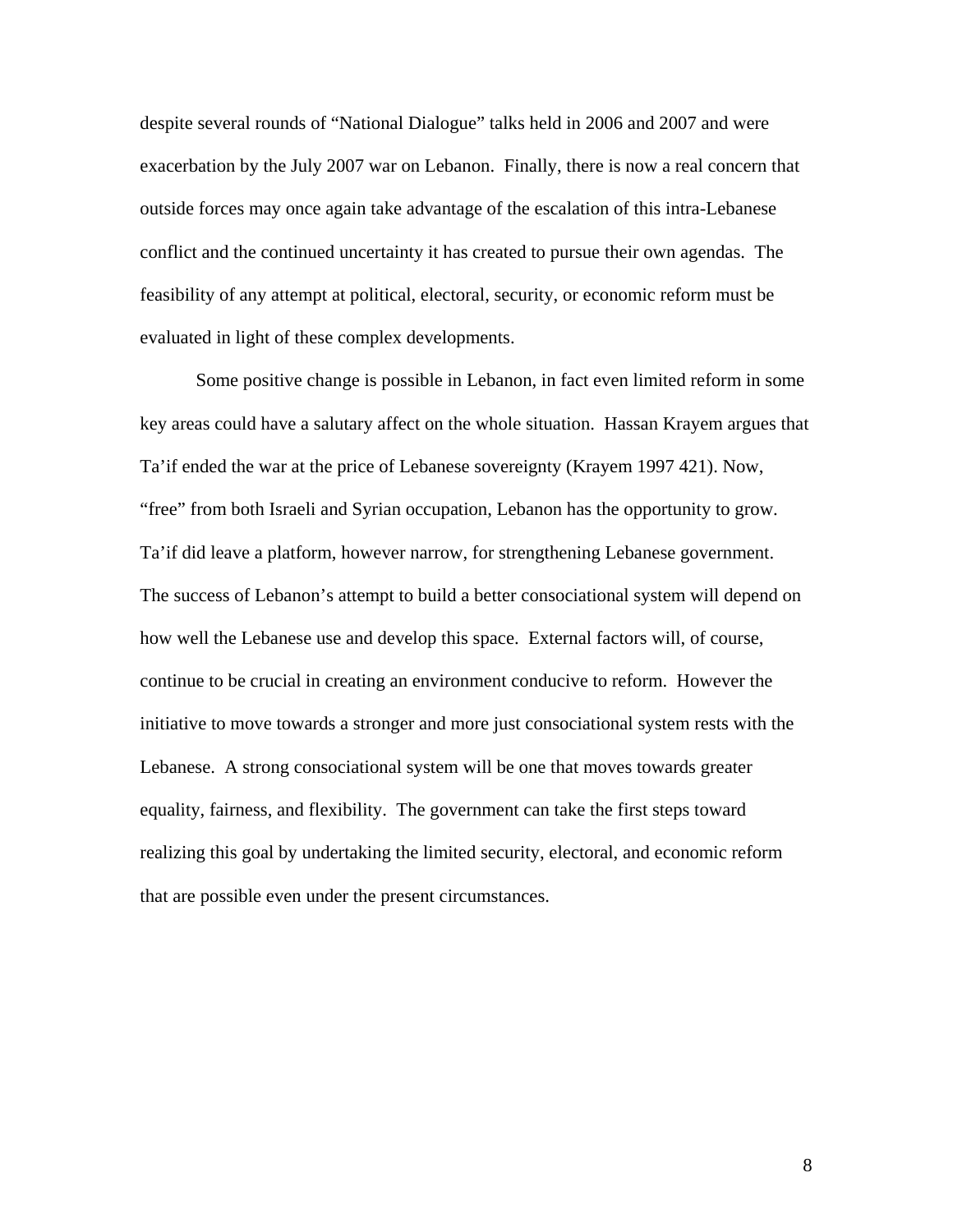despite several rounds of "National Dialogue" talks held in 2006 and 2007 and were exacerbation by the July 2007 war on Lebanon. Finally, there is now a real concern that outside forces may once again take advantage of the escalation of this intra-Lebanese conflict and the continued uncertainty it has created to pursue their own agendas. The feasibility of any attempt at political, electoral, security, or economic reform must be evaluated in light of these complex developments.

Some positive change is possible in Lebanon, in fact even limited reform in some key areas could have a salutary affect on the whole situation. Hassan Krayem argues that Ta'if ended the war at the price of Lebanese sovereignty (Krayem 1997 421). Now, "free" from both Israeli and Syrian occupation, Lebanon has the opportunity to grow. Ta'if did leave a platform, however narrow, for strengthening Lebanese government. The success of Lebanon's attempt to build a better consociational system will depend on how well the Lebanese use and develop this space. External factors will, of course, continue to be crucial in creating an environment conducive to reform. However the initiative to move towards a stronger and more just consociational system rests with the Lebanese. A strong consociational system will be one that moves towards greater equality, fairness, and flexibility. The government can take the first steps toward realizing this goal by undertaking the limited security, electoral, and economic reform that are possible even under the present circumstances.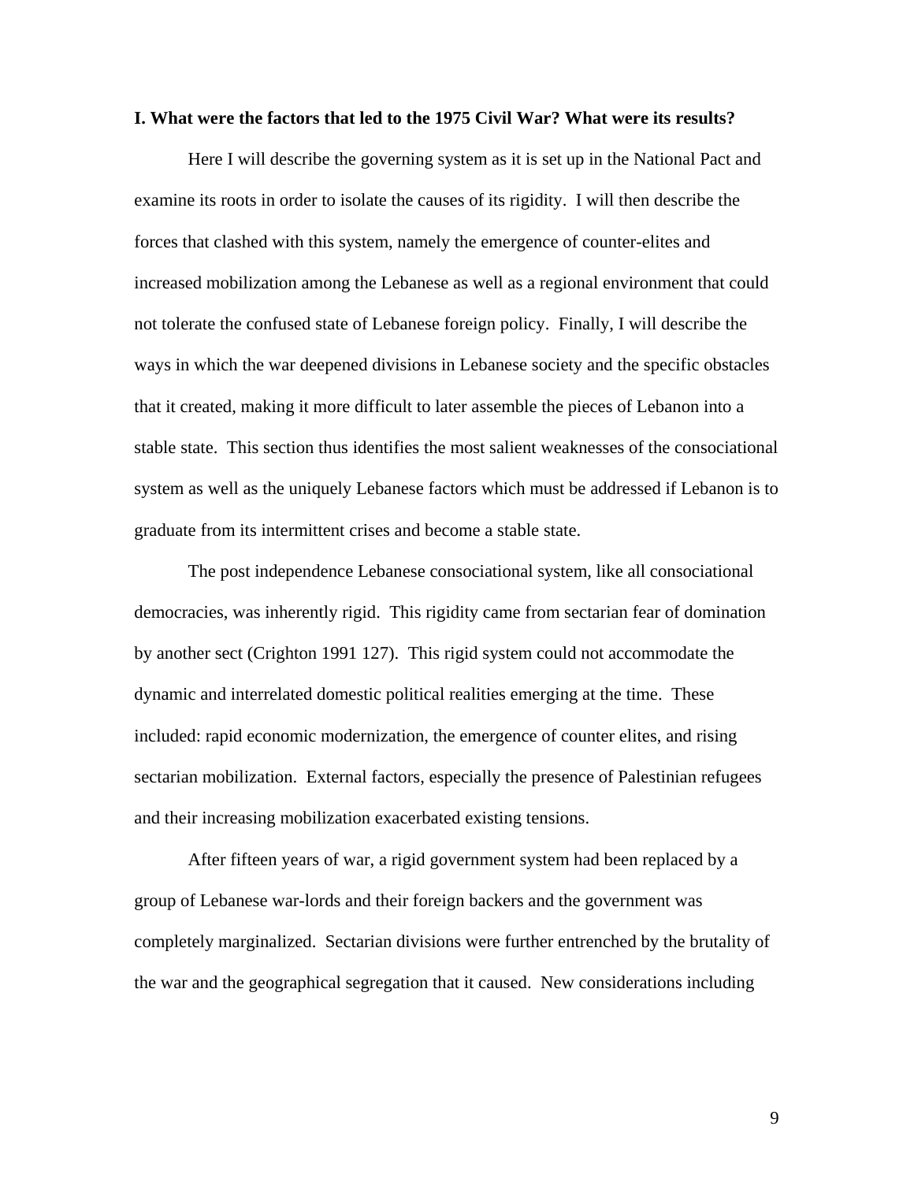**I. What were the factors that led to the 1975 Civil War? What were its results?**

Here I will describe the governing system as it is set up in the National Pact and examine its roots in order to isolate the causes of its rigidity. I will then describe the forces that clashed with this system, namely the emergence of counter-elites and increased mobilization among the Lebanese as well as a regional environment that could not tolerate the confused state of Lebanese foreign policy. Finally, I will describe the ways in which the war deepened divisions in Lebanese society and the specific obstacles that it created, making it more difficult to later assemble the pieces of Lebanon into a stable state. This section thus identifies the most salient weaknesses of the consociational system as well as the uniquely Lebanese factors which must be addressed if Lebanon is to graduate from its intermittent crises and become a stable state.

The post independence Lebanese consociational system, like all consociational democracies, was inherently rigid. This rigidity came from sectarian fear of domination by another sect (Crighton 1991 127). This rigid system could not accommodate the dynamic and interrelated domestic political realities emerging at the time. These included: rapid economic modernization, the emergence of counter elites, and rising sectarian mobilization. External factors, especially the presence of Palestinian refugees and their increasing mobilization exacerbated existing tensions.

After fifteen years of war, a rigid government system had been replaced by a group of Lebanese war-lords and their foreign backers and the government was completely marginalized. Sectarian divisions were further entrenched by the brutality of the war and the geographical segregation that it caused. New considerations including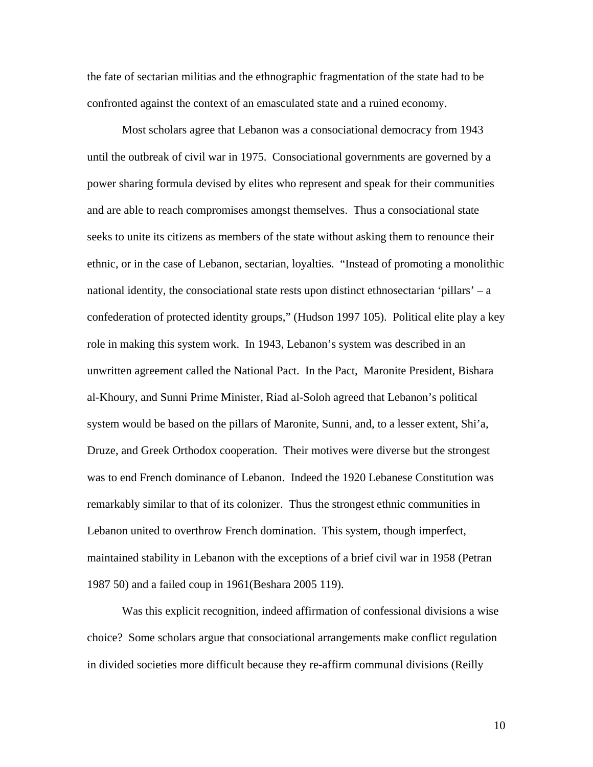the fate of sectarian militias and the ethnographic fragmentation of the state had to be confronted against the context of an emasculated state and a ruined economy.

Most scholars agree that Lebanon was a consociational democracy from 1943 until the outbreak of civil war in 1975. Consociational governments are governed by a power sharing formula devised by elites who represent and speak for their communities and are able to reach compromises amongst themselves. Thus a consociational state seeks to unite its citizens as members of the state without asking them to renounce their ethnic, or in the case of Lebanon, sectarian, loyalties. "Instead of promoting a monolithic national identity, the consociational state rests upon distinct ethnosectarian 'pillars' – a confederation of protected identity groups," (Hudson 1997 105). Political elite play a key role in making this system work. In 1943, Lebanon's system was described in an unwritten agreement called the National Pact. In the Pact, Maronite President, Bishara al-Khoury, and Sunni Prime Minister, Riad al-Soloh agreed that Lebanon's political system would be based on the pillars of Maronite, Sunni, and, to a lesser extent, Shi'a, Druze, and Greek Orthodox cooperation. Their motives were diverse but the strongest was to end French dominance of Lebanon. Indeed the 1920 Lebanese Constitution was remarkably similar to that of its colonizer. Thus the strongest ethnic communities in Lebanon united to overthrow French domination. This system, though imperfect, maintained stability in Lebanon with the exceptions of a brief civil war in 1958 (Petran 1987 50) and a failed coup in 1961(Beshara 2005 119).

Was this explicit recognition, indeed affirmation of confessional divisions a wise choice? Some scholars argue that consociational arrangements make conflict regulation in divided societies more difficult because they re-affirm communal divisions (Reilly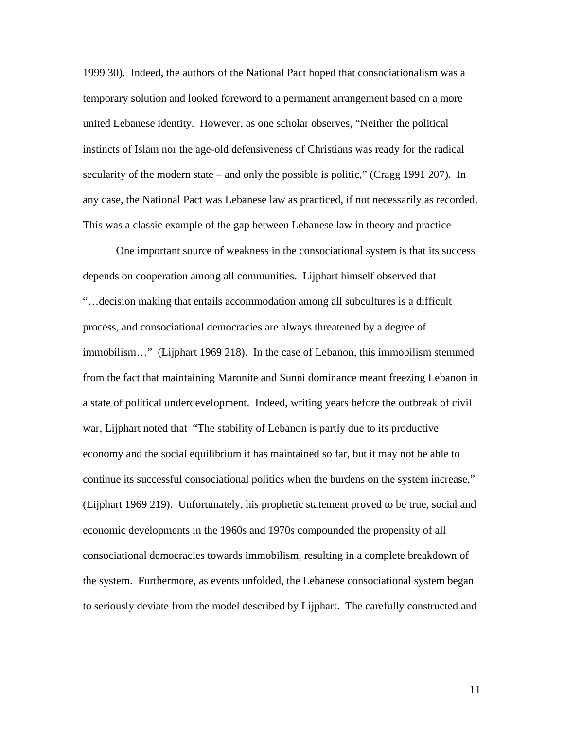1999 30). Indeed, the authors of the National Pact hoped that consociationalism was a temporary solution and looked foreword to a permanent arrangement based on a more united Lebanese identity. However, as one scholar observes, "Neither the political instincts of Islam nor the age-old defensiveness of Christians was ready for the radical secularity of the modern state – and only the possible is politic," (Cragg 1991 207). In any case, the National Pact was Lebanese law as practiced, if not necessarily as recorded. This was a classic example of the gap between Lebanese law in theory and practice

One important source of weakness in the consociational system is that its success depends on cooperation among all communities. Lijphart himself observed that "…decision making that entails accommodation among all subcultures is a difficult process, and consociational democracies are always threatened by a degree of immobilism…" (Lijphart 1969 218). In the case of Lebanon, this immobilism stemmed from the fact that maintaining Maronite and Sunni dominance meant freezing Lebanon in a state of political underdevelopment. Indeed, writing years before the outbreak of civil war, Lijphart noted that "The stability of Lebanon is partly due to its productive economy and the social equilibrium it has maintained so far, but it may not be able to continue its successful consociational politics when the burdens on the system increase," (Lijphart 1969 219). Unfortunately, his prophetic statement proved to be true, social and economic developments in the 1960s and 1970s compounded the propensity of all consociational democracies towards immobilism, resulting in a complete breakdown of the system. Furthermore, as events unfolded, the Lebanese consociational system began to seriously deviate from the model described by Lijphart. The carefully constructed and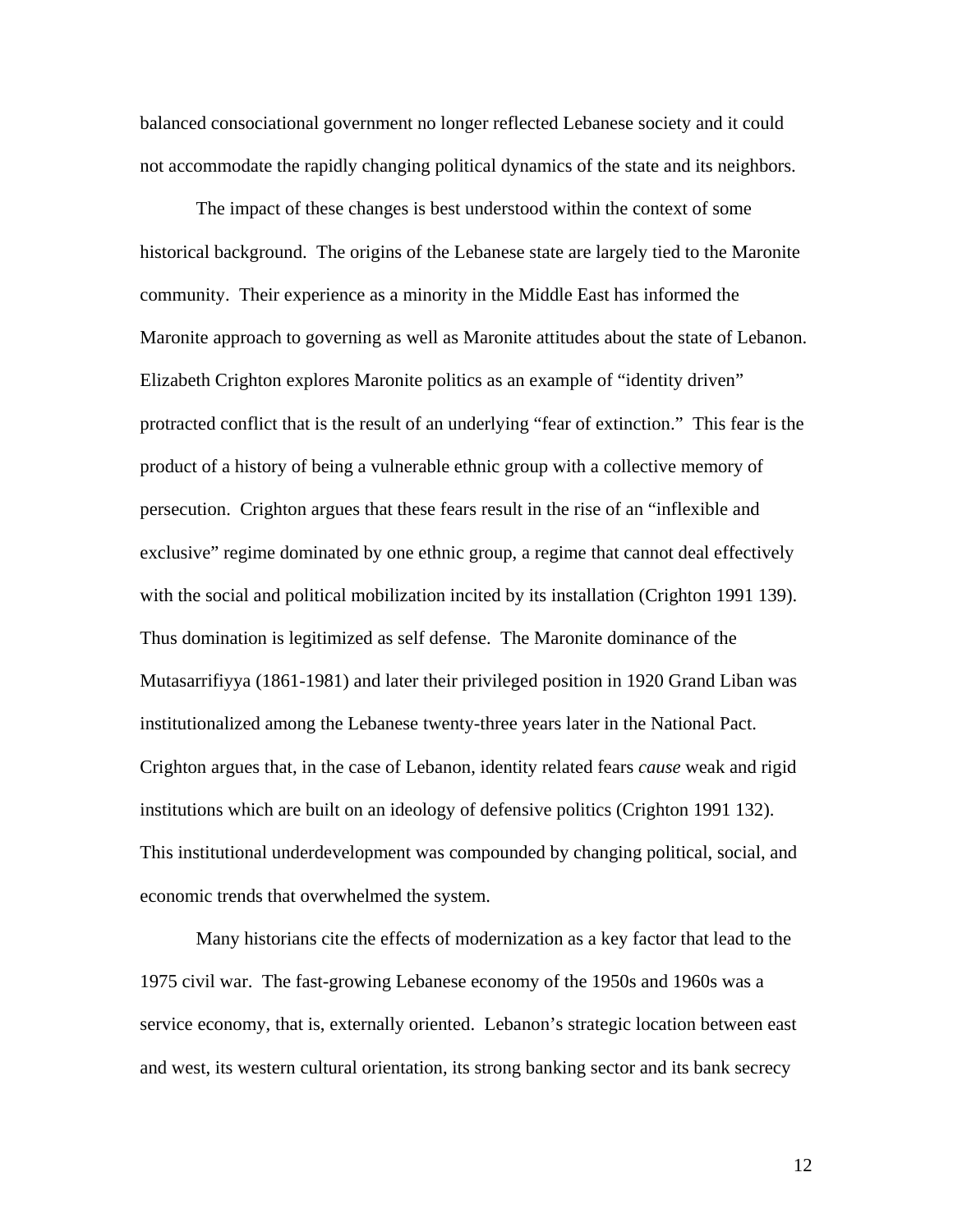balanced consociational government no longer reflected Lebanese society and it could not accommodate the rapidly changing political dynamics of the state and its neighbors.

The impact of these changes is best understood within the context of some historical background. The origins of the Lebanese state are largely tied to the Maronite community. Their experience as a minority in the Middle East has informed the Maronite approach to governing as well as Maronite attitudes about the state of Lebanon. Elizabeth Crighton explores Maronite politics as an example of "identity driven" protracted conflict that is the result of an underlying "fear of extinction." This fear is the product of a history of being a vulnerable ethnic group with a collective memory of persecution. Crighton argues that these fears result in the rise of an "inflexible and exclusive" regime dominated by one ethnic group, a regime that cannot deal effectively with the social and political mobilization incited by its installation (Crighton 1991 139). Thus domination is legitimized as self defense. The Maronite dominance of the Mutasarrifiyya (1861-1981) and later their privileged position in 1920 Grand Liban was institutionalized among the Lebanese twenty-three years later in the National Pact. Crighton argues that, in the case of Lebanon, identity related fears *cause* weak and rigid institutions which are built on an ideology of defensive politics (Crighton 1991 132). This institutional underdevelopment was compounded by changing political, social, and economic trends that overwhelmed the system.

Many historians cite the effects of modernization as a key factor that lead to the 1975 civil war. The fast-growing Lebanese economy of the 1950s and 1960s was a service economy, that is, externally oriented. Lebanon's strategic location between east and west, its western cultural orientation, its strong banking sector and its bank secrecy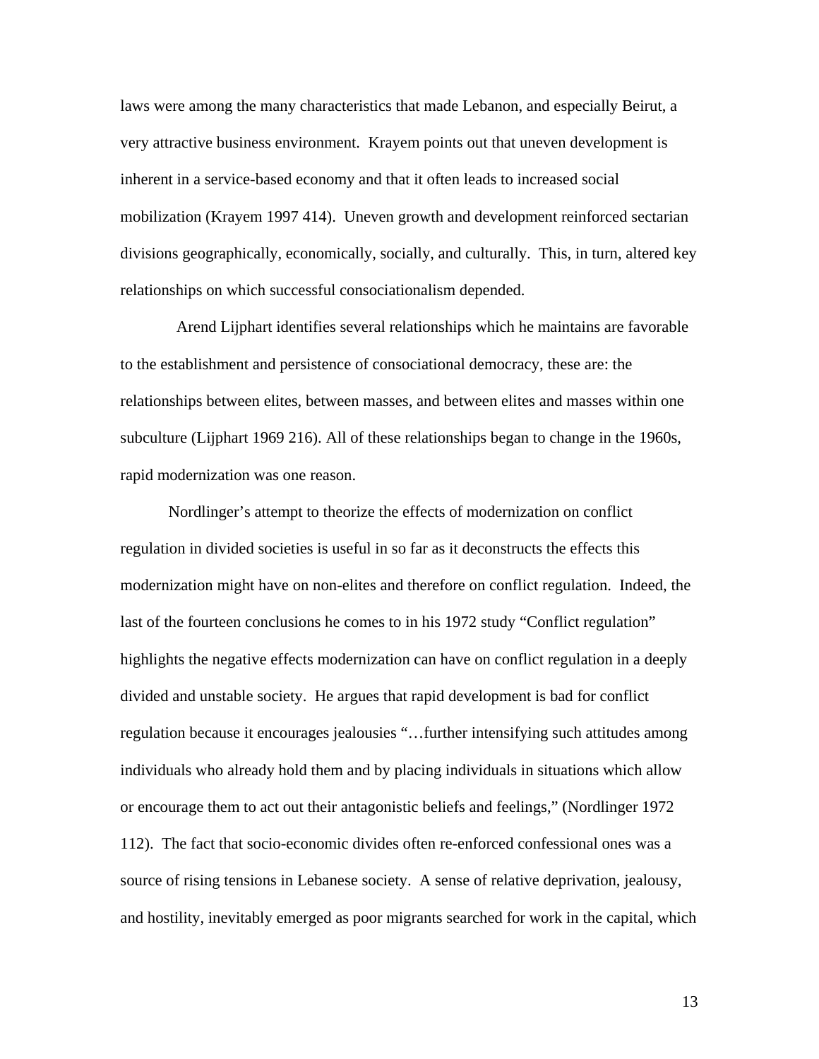laws were among the many characteristics that made Lebanon, and especially Beirut, a very attractive business environment. Krayem points out that uneven development is inherent in a service-based economy and that it often leads to increased social mobilization (Krayem 1997 414). Uneven growth and development reinforced sectarian divisions geographically, economically, socially, and culturally. This, in turn, altered key relationships on which successful consociationalism depended.

Arend Lijphart identifies several relationships which he maintains are favorable to the establishment and persistence of consociational democracy, these are: the relationships between elites, between masses, and between elites and masses within one subculture (Lijphart 1969 216). All of these relationships began to change in the 1960s, rapid modernization was one reason.

Nordlinger's attempt to theorize the effects of modernization on conflict regulation in divided societies is useful in so far as it deconstructs the effects this modernization might have on non-elites and therefore on conflict regulation. Indeed, the last of the fourteen conclusions he comes to in his 1972 study "Conflict regulation" highlights the negative effects modernization can have on conflict regulation in a deeply divided and unstable society. He argues that rapid development is bad for conflict regulation because it encourages jealousies "…further intensifying such attitudes among individuals who already hold them and by placing individuals in situations which allow or encourage them to act out their antagonistic beliefs and feelings," (Nordlinger 1972 112). The fact that socio-economic divides often re-enforced confessional ones was a source of rising tensions in Lebanese society. A sense of relative deprivation, jealousy, and hostility, inevitably emerged as poor migrants searched for work in the capital, which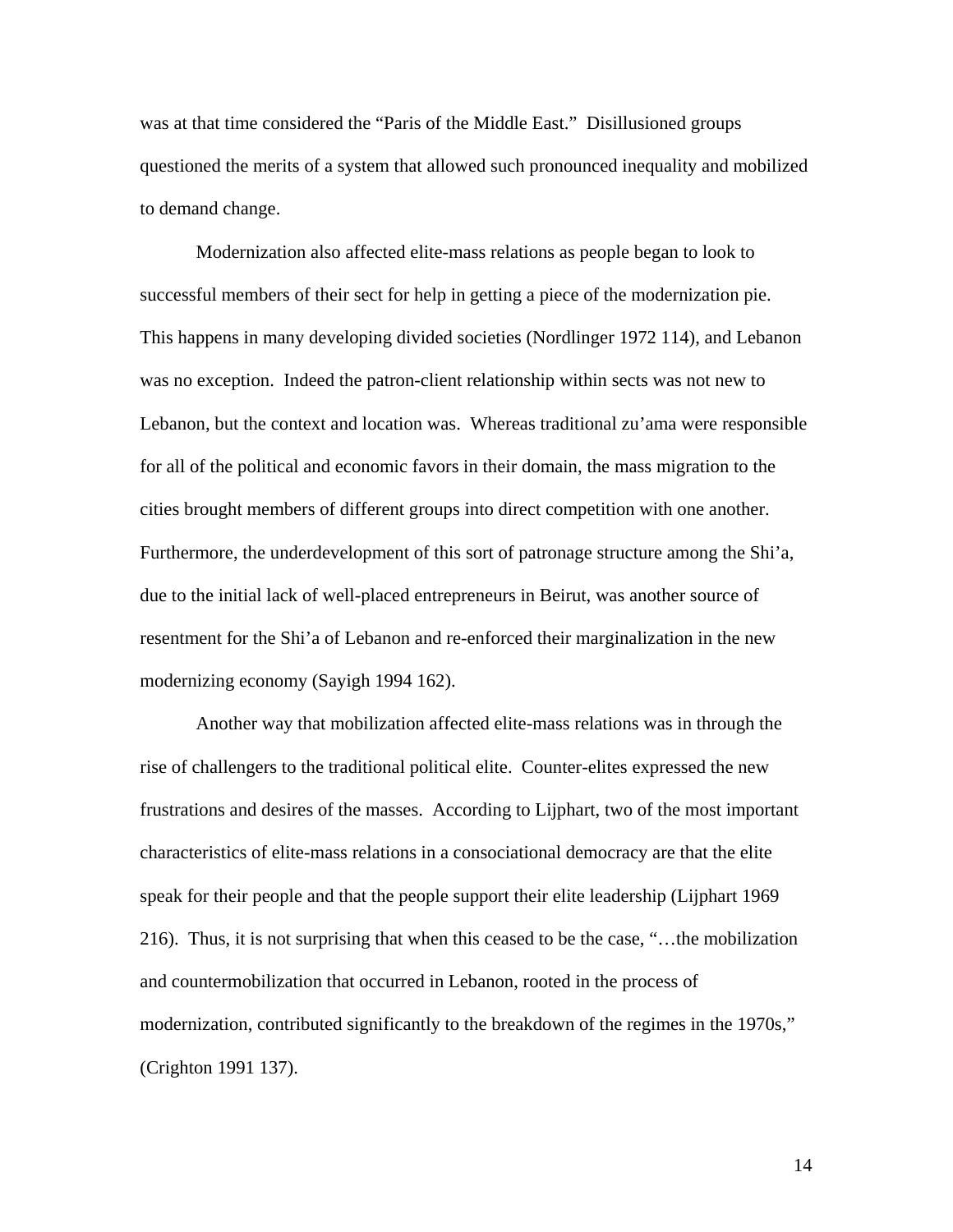was at that time considered the "Paris of the Middle East." Disillusioned groups questioned the merits of a system that allowed such pronounced inequality and mobilized to demand change.

Modernization also affected elite-mass relations as people began to look to successful members of their sect for help in getting a piece of the modernization pie. This happens in many developing divided societies (Nordlinger 1972 114), and Lebanon was no exception. Indeed the patron-client relationship within sects was not new to Lebanon, but the context and location was. Whereas traditional zu'ama were responsible for all of the political and economic favors in their domain, the mass migration to the cities brought members of different groups into direct competition with one another. Furthermore, the underdevelopment of this sort of patronage structure among the Shi'a, due to the initial lack of well-placed entrepreneurs in Beirut, was another source of resentment for the Shi'a of Lebanon and re-enforced their marginalization in the new modernizing economy (Sayigh 1994 162).

Another way that mobilization affected elite-mass relations was in through the rise of challengers to the traditional political elite. Counter-elites expressed the new frustrations and desires of the masses. According to Lijphart, two of the most important characteristics of elite-mass relations in a consociational democracy are that the elite speak for their people and that the people support their elite leadership (Lijphart 1969 216). Thus, it is not surprising that when this ceased to be the case, "…the mobilization and countermobilization that occurred in Lebanon, rooted in the process of modernization, contributed significantly to the breakdown of the regimes in the 1970s," (Crighton 1991 137).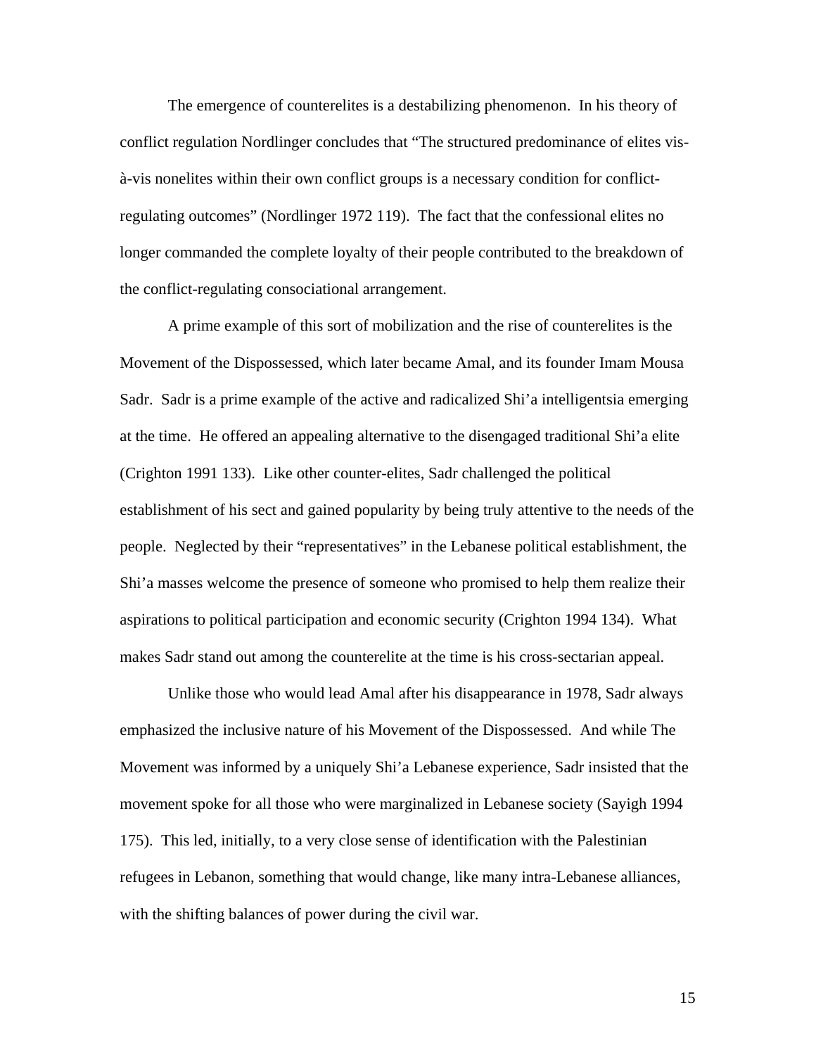The emergence of counterelites is a destabilizing phenomenon. In his theory of conflict regulation Nordlinger concludes that “The structured predominance of elites vis-à-vis nonelites within their own conflict groups is a necessary condition for conflict-regulating outcomes” (Nordlinger 1972 119). The fact that the confessional elites no longer commanded the complete loyalty of their people contributed to the breakdown of the conflict-regulating consociational arrangement.

A prime example of this sort of mobilization and the rise of counterelites is the Movement of the Dispossessed, which later became Amal, and its founder Imam Mousa Sadr. Sadr is a prime example of the active and radicalized Shi’a intelligentsia emerging at the time. He offered an appealing alternative to the disengaged traditional Shi’a elite (Crighton 1991 133). Like other counter-elites, Sadr challenged the political establishment of his sect and gained popularity by being truly attentive to the needs of the people. Neglected by their “representatives” in the Lebanese political establishment, the Shi’a masses welcome the presence of someone who promised to help them realize their aspirations to political participation and economic security (Crighton 1994 134). What makes Sadr stand out among the counterelite at the time is his cross-sectarian appeal.

Unlike those who would lead Amal after his disappearance in 1978, Sadr always emphasized the inclusive nature of his Movement of the Dispossessed. And while The Movement was informed by a uniquely Shi’a Lebanese experience, Sadr insisted that the movement spoke for all those who were marginalized in Lebanese society (Sayigh 1994 175). This led, initially, to a very close sense of identification with the Palestinian refugees in Lebanon, something that would change, like many intra-Lebanese alliances, with the shifting balances of power during the civil war.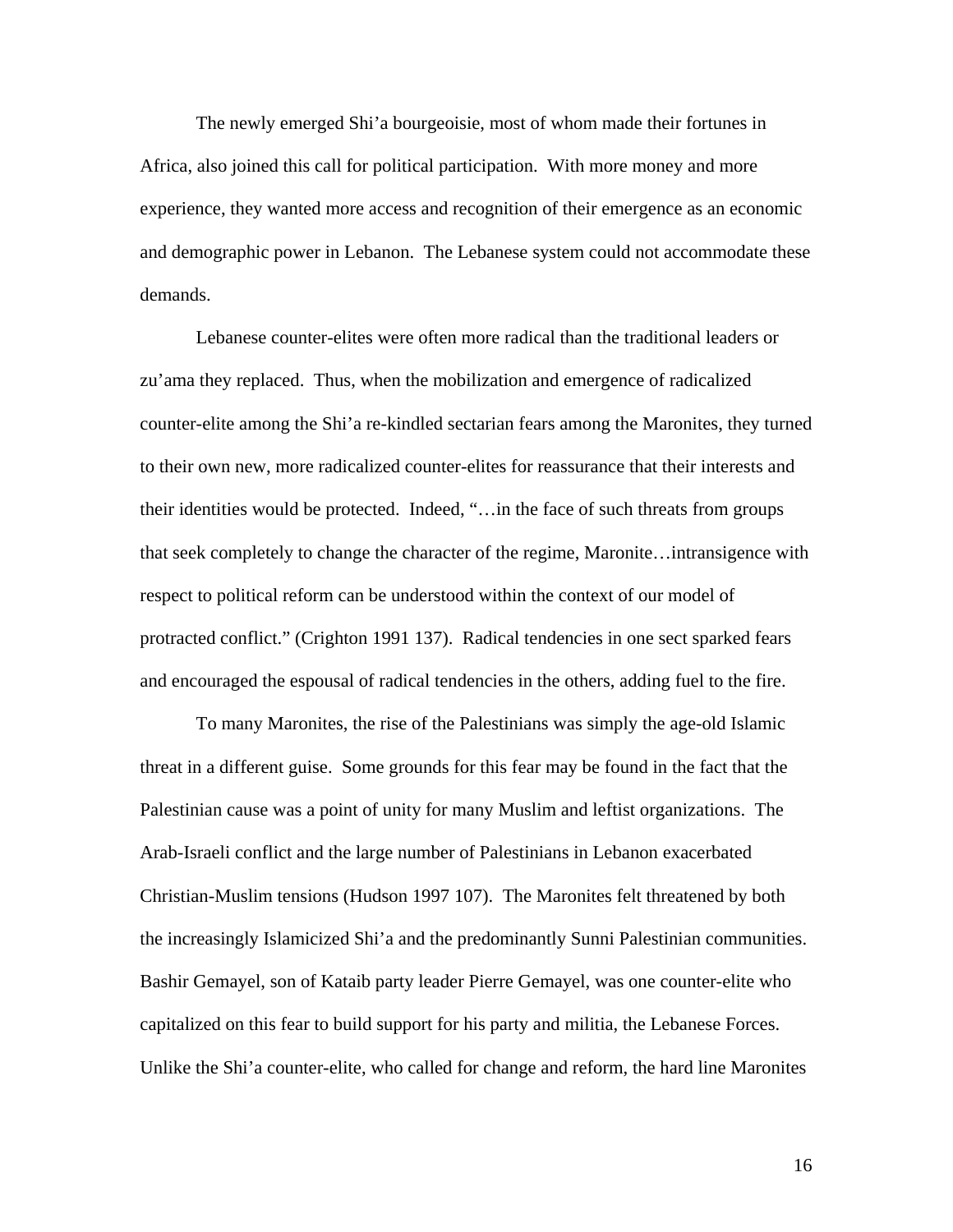The newly emerged Shi'a bourgeoisie, most of whom made their fortunes in Africa, also joined this call for political participation. With more money and more experience, they wanted more access and recognition of their emergence as an economic and demographic power in Lebanon. The Lebanese system could not accommodate these demands.

Lebanese counter-elites were often more radical than the traditional leaders or zu'ama they replaced. Thus, when the mobilization and emergence of radicalized counter-elite among the Shi'a re-kindled sectarian fears among the Maronites, they turned to their own new, more radicalized counter-elites for reassurance that their interests and their identities would be protected. Indeed, "…in the face of such threats from groups that seek completely to change the character of the regime, Maronite…intransigence with respect to political reform can be understood within the context of our model of protracted conflict." (Crighton 1991 137). Radical tendencies in one sect sparked fears and encouraged the espousal of radical tendencies in the others, adding fuel to the fire.

To many Maronites, the rise of the Palestinians was simply the age-old Islamic threat in a different guise. Some grounds for this fear may be found in the fact that the Palestinian cause was a point of unity for many Muslim and leftist organizations. The Arab-Israeli conflict and the large number of Palestinians in Lebanon exacerbated Christian-Muslim tensions (Hudson 1997 107). The Maronites felt threatened by both the increasingly Islamicized Shi'a and the predominantly Sunni Palestinian communities. Bashir Gemayel, son of Kataib party leader Pierre Gemayel, was one counter-elite who capitalized on this fear to build support for his party and militia, the Lebanese Forces. Unlike the Shi'a counter-elite, who called for change and reform, the hard line Maronites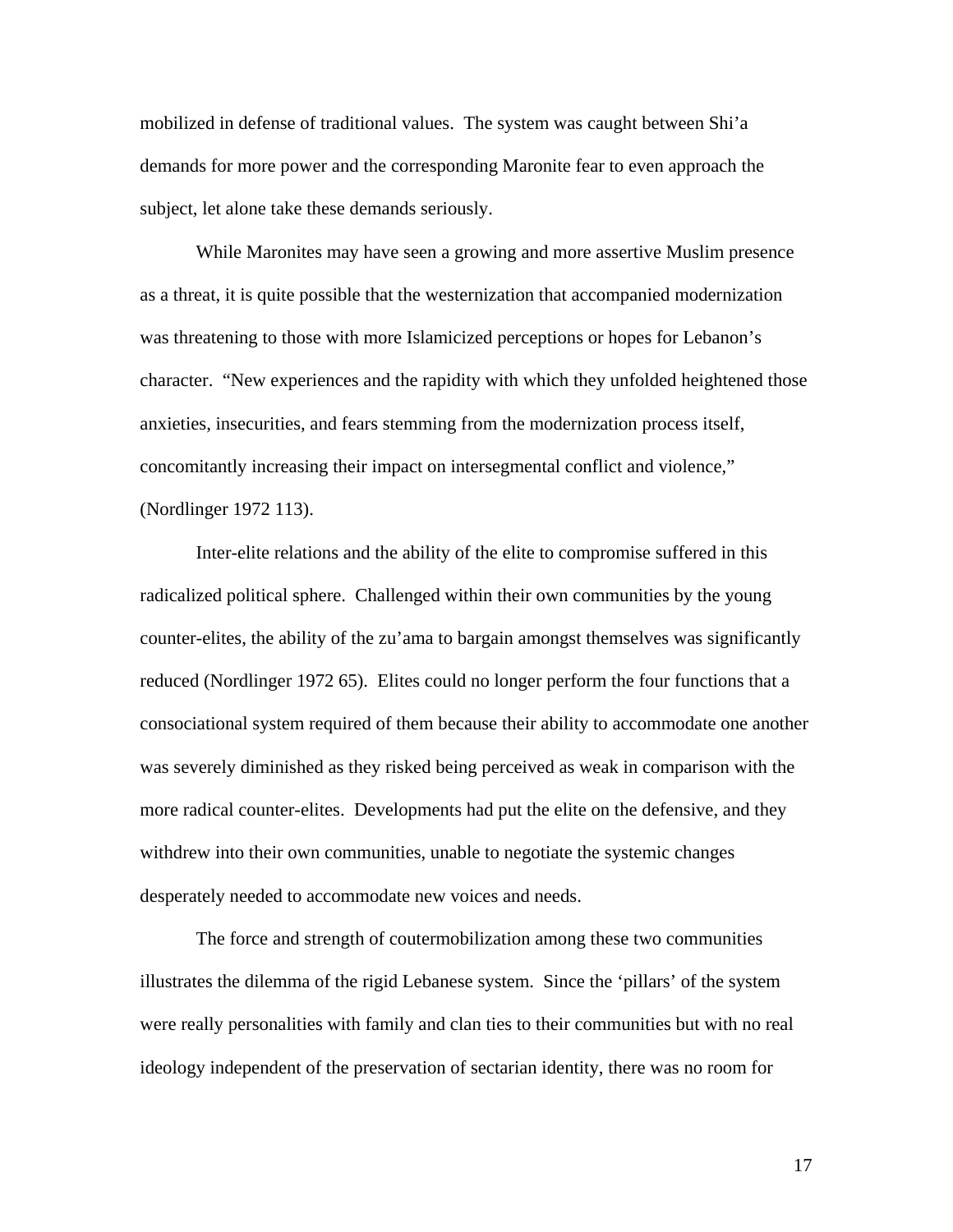mobilized in defense of traditional values. The system was caught between Shi'a demands for more power and the corresponding Maronite fear to even approach the subject, let alone take these demands seriously.

While Maronites may have seen a growing and more assertive Muslim presence as a threat, it is quite possible that the westernization that accompanied modernization was threatening to those with more Islamicized perceptions or hopes for Lebanon's character. "New experiences and the rapidity with which they unfolded heightened those anxieties, insecurities, and fears stemming from the modernization process itself, concomitantly increasing their impact on intersegmental conflict and violence," (Nordlinger 1972 113).

Inter-elite relations and the ability of the elite to compromise suffered in this radicalized political sphere. Challenged within their own communities by the young counter-elites, the ability of the zu'ama to bargain amongst themselves was significantly reduced (Nordlinger 1972 65). Elites could no longer perform the four functions that a consociational system required of them because their ability to accommodate one another was severely diminished as they risked being perceived as weak in comparison with the more radical counter-elites. Developments had put the elite on the defensive, and they withdrew into their own communities, unable to negotiate the systemic changes desperately needed to accommodate new voices and needs.

The force and strength of coutermobilization among these two communities illustrates the dilemma of the rigid Lebanese system. Since the 'pillars' of the system were really personalities with family and clan ties to their communities but with no real ideology independent of the preservation of sectarian identity, there was no room for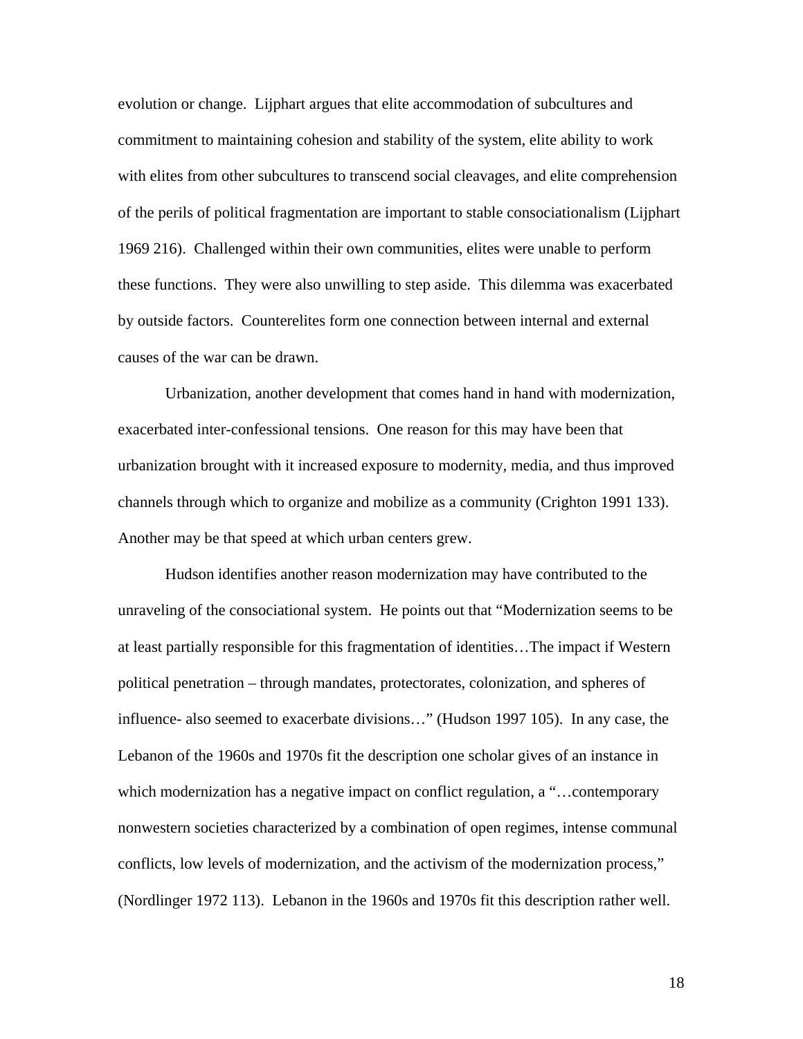evolution or change. Lijphart argues that elite accommodation of subcultures and commitment to maintaining cohesion and stability of the system, elite ability to work with elites from other subcultures to transcend social cleavages, and elite comprehension of the perils of political fragmentation are important to stable consociationalism (Lijphart 1969 216). Challenged within their own communities, elites were unable to perform these functions. They were also unwilling to step aside. This dilemma was exacerbated by outside factors. Counterelites form one connection between internal and external causes of the war can be drawn.

Urbanization, another development that comes hand in hand with modernization, exacerbated inter-confessional tensions. One reason for this may have been that urbanization brought with it increased exposure to modernity, media, and thus improved channels through which to organize and mobilize as a community (Crighton 1991 133). Another may be that speed at which urban centers grew.

Hudson identifies another reason modernization may have contributed to the unraveling of the consociational system. He points out that "Modernization seems to be at least partially responsible for this fragmentation of identities…The impact if Western political penetration – through mandates, protectorates, colonization, and spheres of influence- also seemed to exacerbate divisions…" (Hudson 1997 105). In any case, the Lebanon of the 1960s and 1970s fit the description one scholar gives of an instance in which modernization has a negative impact on conflict regulation, a "…contemporary nonwestern societies characterized by a combination of open regimes, intense communal conflicts, low levels of modernization, and the activism of the modernization process," (Nordlinger 1972 113). Lebanon in the 1960s and 1970s fit this description rather well.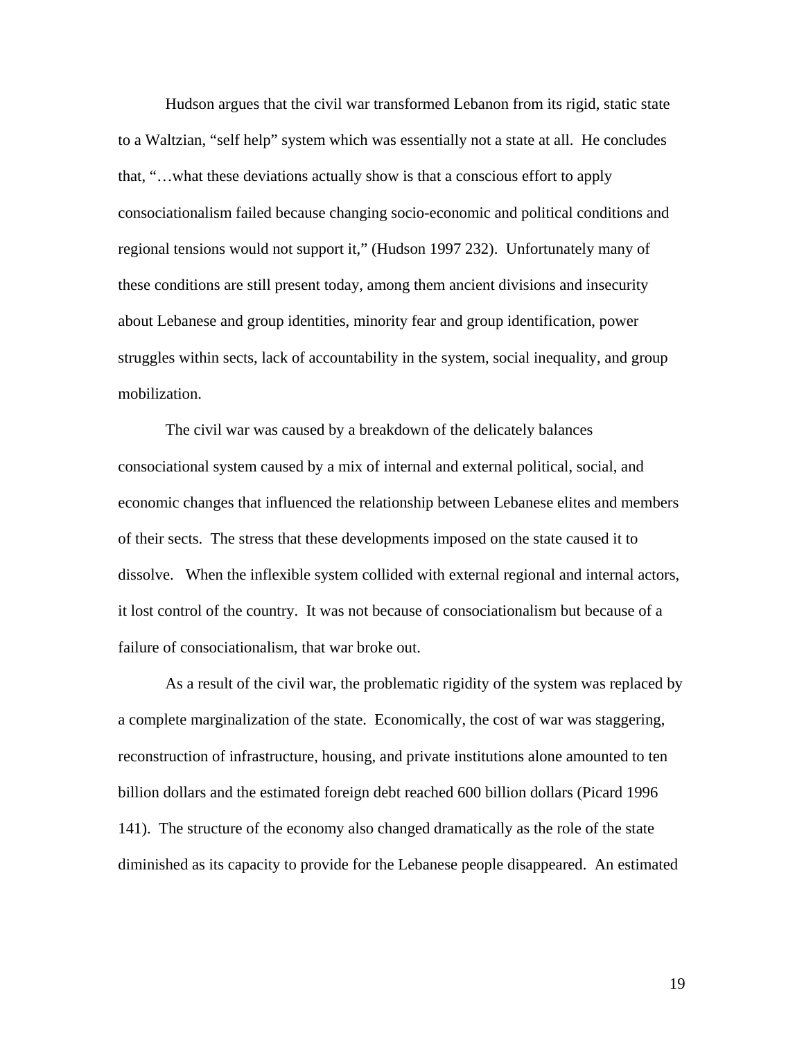Hudson argues that the civil war transformed Lebanon from its rigid, static state to a Waltzian, "self help" system which was essentially not a state at all. He concludes that, "…what these deviations actually show is that a conscious effort to apply consociationalism failed because changing socio-economic and political conditions and regional tensions would not support it," (Hudson 1997 232). Unfortunately many of these conditions are still present today, among them ancient divisions and insecurity about Lebanese and group identities, minority fear and group identification, power struggles within sects, lack of accountability in the system, social inequality, and group mobilization.

The civil war was caused by a breakdown of the delicately balances consociational system caused by a mix of internal and external political, social, and economic changes that influenced the relationship between Lebanese elites and members of their sects. The stress that these developments imposed on the state caused it to dissolve. When the inflexible system collided with external regional and internal actors, it lost control of the country. It was not because of consociationalism but because of a failure of consociationalism, that war broke out.

As a result of the civil war, the problematic rigidity of the system was replaced by a complete marginalization of the state. Economically, the cost of war was staggering, reconstruction of infrastructure, housing, and private institutions alone amounted to ten billion dollars and the estimated foreign debt reached 600 billion dollars (Picard 1996 141). The structure of the economy also changed dramatically as the role of the state diminished as its capacity to provide for the Lebanese people disappeared. An estimated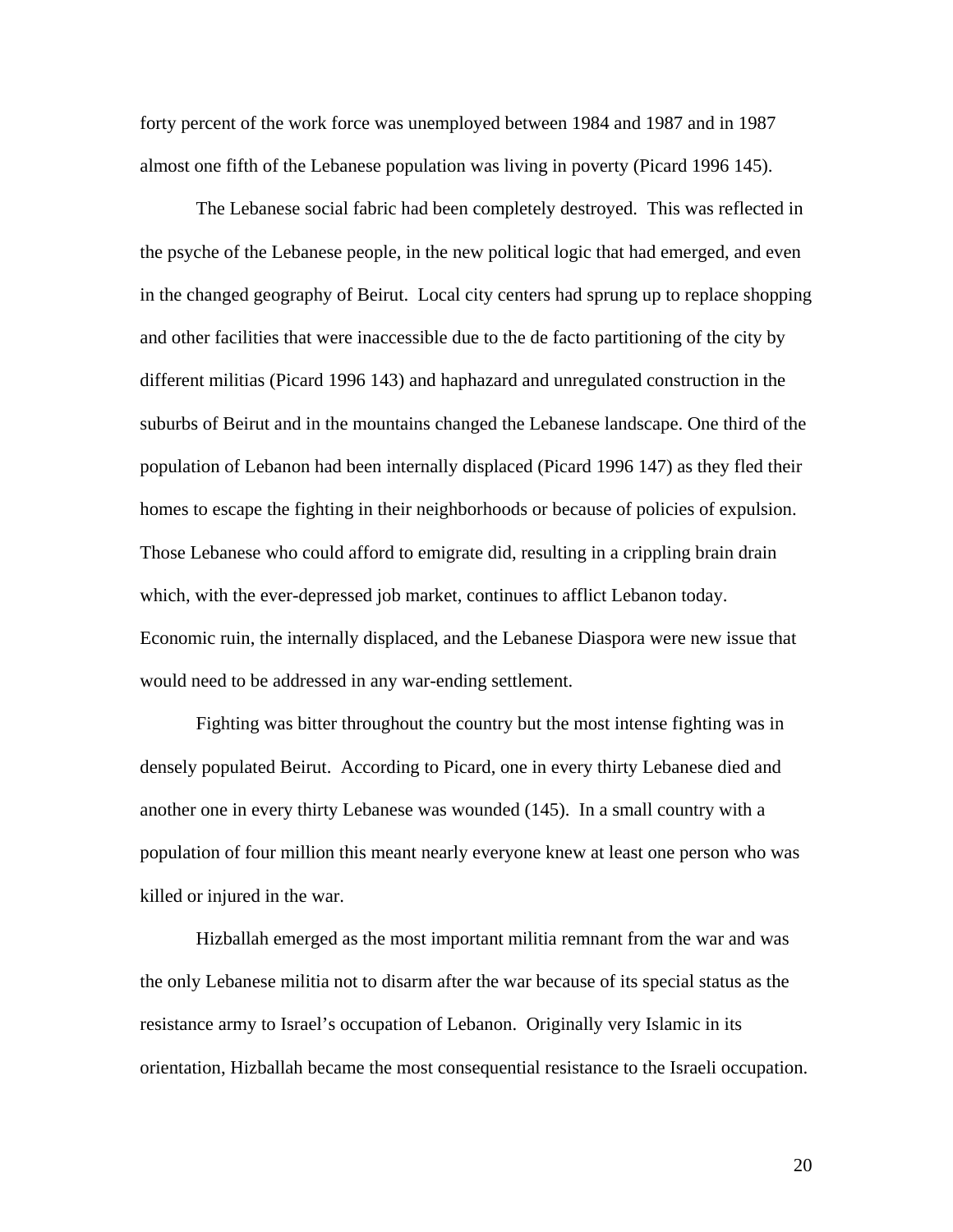forty percent of the work force was unemployed between 1984 and 1987 and in 1987 almost one fifth of the Lebanese population was living in poverty (Picard 1996 145).

The Lebanese social fabric had been completely destroyed. This was reflected in the psyche of the Lebanese people, in the new political logic that had emerged, and even in the changed geography of Beirut. Local city centers had sprung up to replace shopping and other facilities that were inaccessible due to the de facto partitioning of the city by different militias (Picard 1996 143) and haphazard and unregulated construction in the suburbs of Beirut and in the mountains changed the Lebanese landscape. One third of the population of Lebanon had been internally displaced (Picard 1996 147) as they fled their homes to escape the fighting in their neighborhoods or because of policies of expulsion. Those Lebanese who could afford to emigrate did, resulting in a crippling brain drain which, with the ever-depressed job market, continues to afflict Lebanon today. Economic ruin, the internally displaced, and the Lebanese Diaspora were new issue that would need to be addressed in any war-ending settlement.

Fighting was bitter throughout the country but the most intense fighting was in densely populated Beirut. According to Picard, one in every thirty Lebanese died and another one in every thirty Lebanese was wounded (145). In a small country with a population of four million this meant nearly everyone knew at least one person who was killed or injured in the war.

Hizballah emerged as the most important militia remnant from the war and was the only Lebanese militia not to disarm after the war because of its special status as the resistance army to Israel's occupation of Lebanon. Originally very Islamic in its orientation, Hizballah became the most consequential resistance to the Israeli occupation.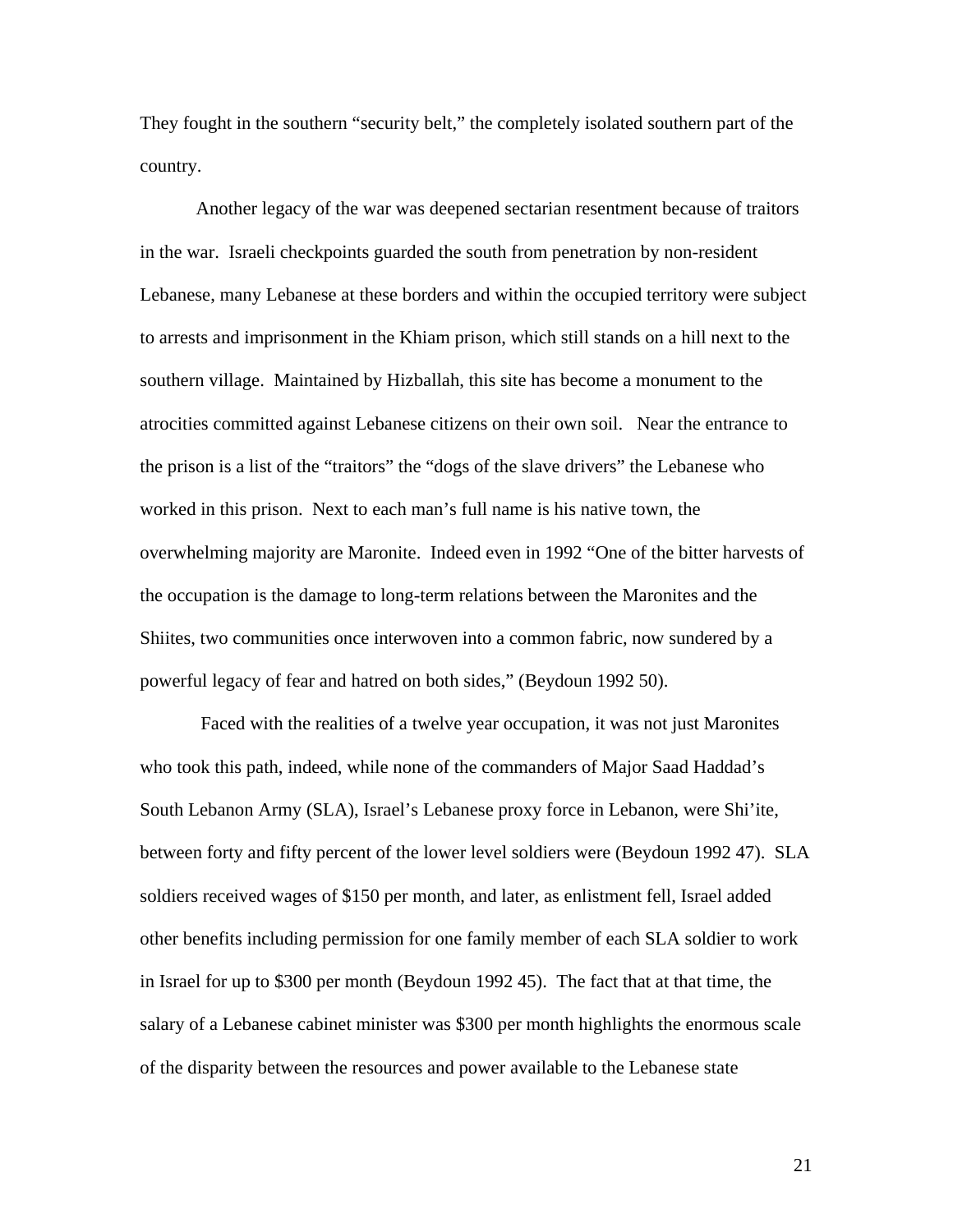They fought in the southern "security belt," the completely isolated southern part of the country.

Another legacy of the war was deepened sectarian resentment because of traitors in the war. Israeli checkpoints guarded the south from penetration by non-resident Lebanese, many Lebanese at these borders and within the occupied territory were subject to arrests and imprisonment in the Khiam prison, which still stands on a hill next to the southern village. Maintained by Hizballah, this site has become a monument to the atrocities committed against Lebanese citizens on their own soil. Near the entrance to the prison is a list of the "traitors" the "dogs of the slave drivers" the Lebanese who worked in this prison. Next to each man's full name is his native town, the overwhelming majority are Maronite. Indeed even in 1992 "One of the bitter harvests of the occupation is the damage to long-term relations between the Maronites and the Shiites, two communities once interwoven into a common fabric, now sundered by a powerful legacy of fear and hatred on both sides," (Beydoun 1992 50).

Faced with the realities of a twelve year occupation, it was not just Maronites who took this path, indeed, while none of the commanders of Major Saad Haddad's South Lebanon Army (SLA), Israel's Lebanese proxy force in Lebanon, were Shi'ite, between forty and fifty percent of the lower level soldiers were (Beydoun 1992 47). SLA soldiers received wages of $150 per month, and later, as enlistment fell, Israel added other benefits including permission for one family member of each SLA soldier to work in Israel for up to $300 per month (Beydoun 1992 45). The fact that at that time, the salary of a Lebanese cabinet minister was $300 per month highlights the enormous scale of the disparity between the resources and power available to the Lebanese state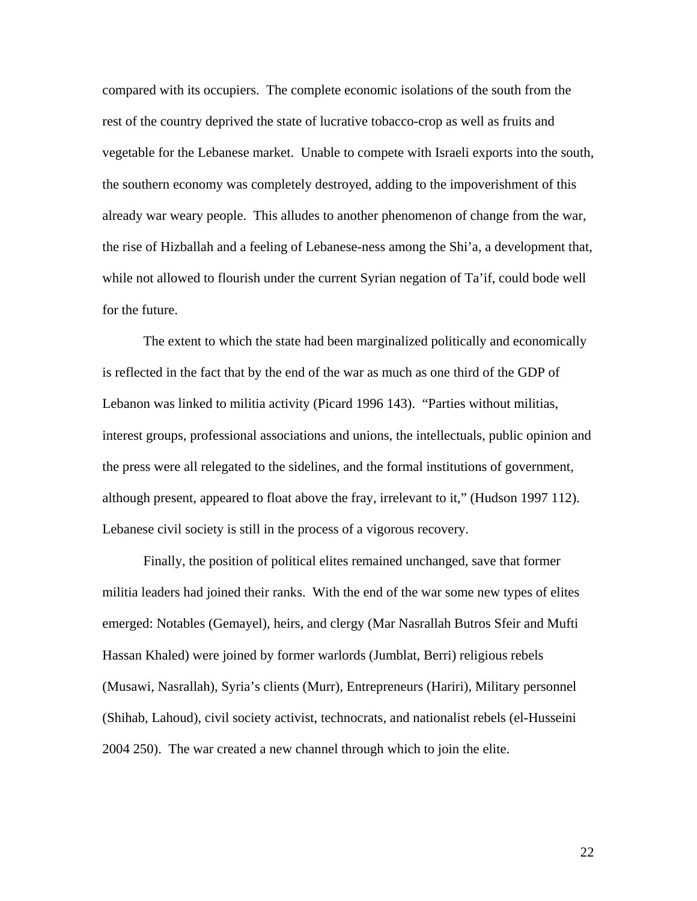compared with its occupiers. The complete economic isolations of the south from the rest of the country deprived the state of lucrative tobacco-crop as well as fruits and vegetable for the Lebanese market. Unable to compete with Israeli exports into the south, the southern economy was completely destroyed, adding to the impoverishment of this already war weary people. This alludes to another phenomenon of change from the war, the rise of Hizballah and a feeling of Lebanese-ness among the Shi'a, a development that, while not allowed to flourish under the current Syrian negation of Ta'if, could bode well for the future.

The extent to which the state had been marginalized politically and economically is reflected in the fact that by the end of the war as much as one third of the GDP of Lebanon was linked to militia activity (Picard 1996 143). "Parties without militias, interest groups, professional associations and unions, the intellectuals, public opinion and the press were all relegated to the sidelines, and the formal institutions of government, although present, appeared to float above the fray, irrelevant to it," (Hudson 1997 112). Lebanese civil society is still in the process of a vigorous recovery.

Finally, the position of political elites remained unchanged, save that former militia leaders had joined their ranks. With the end of the war some new types of elites emerged: Notables (Gemayel), heirs, and clergy (Mar Nasrallah Butros Sfeir and Mufti Hassan Khaled) were joined by former warlords (Jumblat, Berri) religious rebels (Musawi, Nasrallah), Syria's clients (Murr), Entrepreneurs (Hariri), Military personnel (Shihab, Lahoud), civil society activist, technocrats, and nationalist rebels (el-Husseini 2004 250). The war created a new channel through which to join the elite.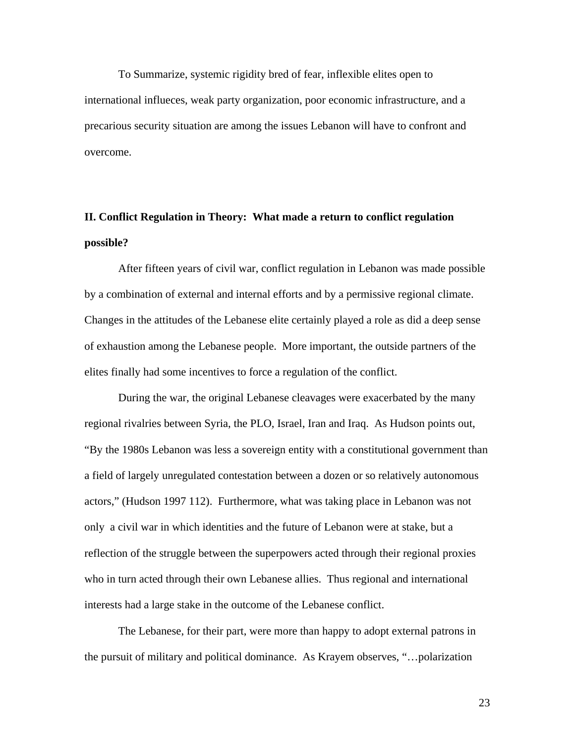To Summarize, systemic rigidity bred of fear, inflexible elites open to international influeces, weak party organization, poor economic infrastructure, and a precarious security situation are among the issues Lebanon will have to confront and overcome.

## II. Conflict Regulation in Theory: What made a return to conflict regulation possible?

After fifteen years of civil war, conflict regulation in Lebanon was made possible by a combination of external and internal efforts and by a permissive regional climate. Changes in the attitudes of the Lebanese elite certainly played a role as did a deep sense of exhaustion among the Lebanese people. More important, the outside partners of the elites finally had some incentives to force a regulation of the conflict.

During the war, the original Lebanese cleavages were exacerbated by the many regional rivalries between Syria, the PLO, Israel, Iran and Iraq. As Hudson points out, "By the 1980s Lebanon was less a sovereign entity with a constitutional government than a field of largely unregulated contestation between a dozen or so relatively autonomous actors," (Hudson 1997 112). Furthermore, what was taking place in Lebanon was not only a civil war in which identities and the future of Lebanon were at stake, but a reflection of the struggle between the superpowers acted through their regional proxies who in turn acted through their own Lebanese allies. Thus regional and international interests had a large stake in the outcome of the Lebanese conflict.

The Lebanese, for their part, were more than happy to adopt external patrons in the pursuit of military and political dominance. As Krayem observes, "…polarization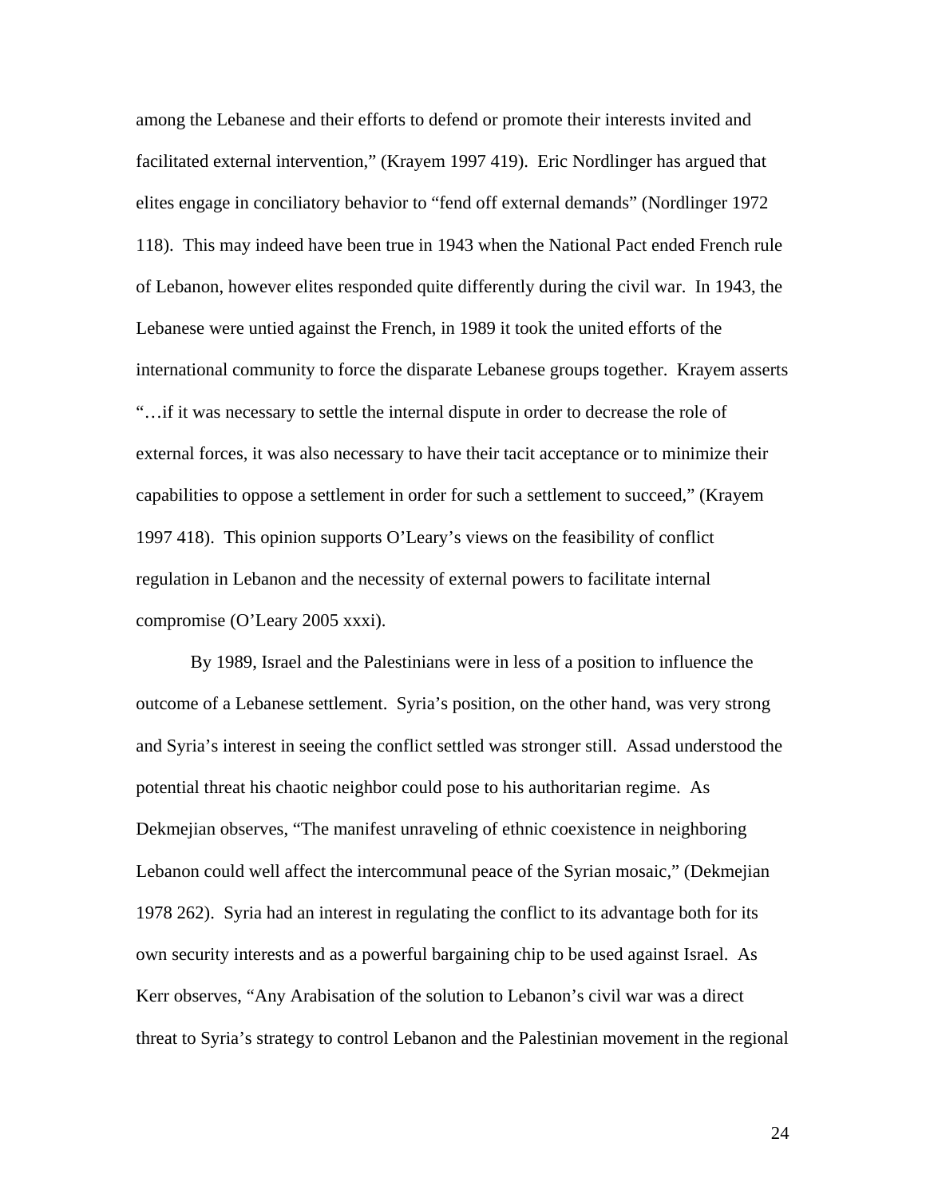among the Lebanese and their efforts to defend or promote their interests invited and facilitated external intervention," (Krayem 1997 419). Eric Nordlinger has argued that elites engage in conciliatory behavior to "fend off external demands" (Nordlinger 1972 118). This may indeed have been true in 1943 when the National Pact ended French rule of Lebanon, however elites responded quite differently during the civil war. In 1943, the Lebanese were untied against the French, in 1989 it took the united efforts of the international community to force the disparate Lebanese groups together. Krayem asserts "…if it was necessary to settle the internal dispute in order to decrease the role of external forces, it was also necessary to have their tacit acceptance or to minimize their capabilities to oppose a settlement in order for such a settlement to succeed," (Krayem 1997 418). This opinion supports O'Leary's views on the feasibility of conflict regulation in Lebanon and the necessity of external powers to facilitate internal compromise (O'Leary 2005 xxxi).

By 1989, Israel and the Palestinians were in less of a position to influence the outcome of a Lebanese settlement. Syria's position, on the other hand, was very strong and Syria's interest in seeing the conflict settled was stronger still. Assad understood the potential threat his chaotic neighbor could pose to his authoritarian regime. As Dekmejian observes, "The manifest unraveling of ethnic coexistence in neighboring Lebanon could well affect the intercommunal peace of the Syrian mosaic," (Dekmejian 1978 262). Syria had an interest in regulating the conflict to its advantage both for its own security interests and as a powerful bargaining chip to be used against Israel. As Kerr observes, "Any Arabisation of the solution to Lebanon's civil war was a direct threat to Syria's strategy to control Lebanon and the Palestinian movement in the regional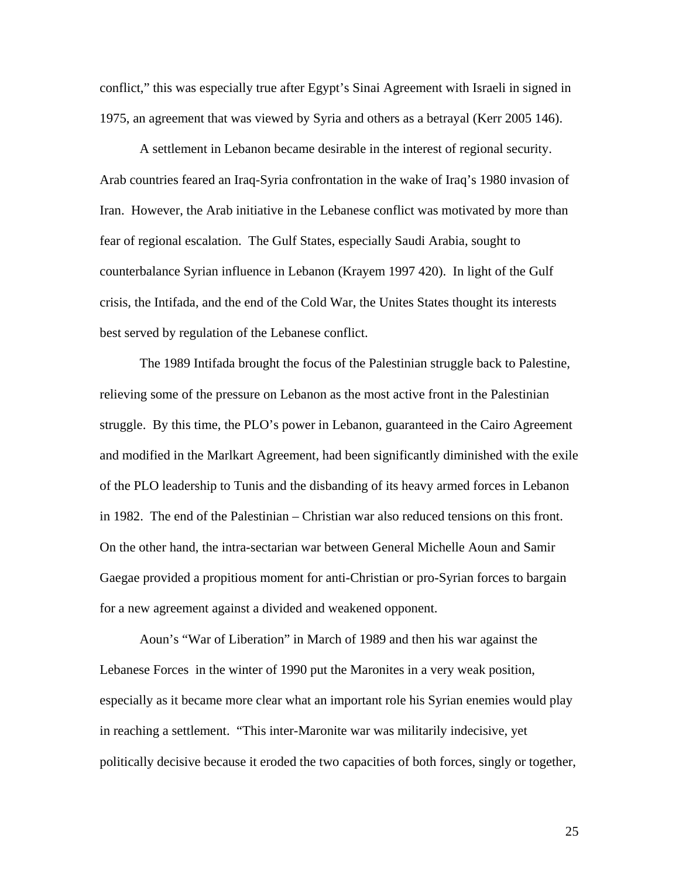conflict," this was especially true after Egypt's Sinai Agreement with Israeli in signed in 1975, an agreement that was viewed by Syria and others as a betrayal (Kerr 2005 146).

A settlement in Lebanon became desirable in the interest of regional security. Arab countries feared an Iraq-Syria confrontation in the wake of Iraq's 1980 invasion of Iran. However, the Arab initiative in the Lebanese conflict was motivated by more than fear of regional escalation. The Gulf States, especially Saudi Arabia, sought to counterbalance Syrian influence in Lebanon (Krayem 1997 420). In light of the Gulf crisis, the Intifada, and the end of the Cold War, the Unites States thought its interests best served by regulation of the Lebanese conflict.

The 1989 Intifada brought the focus of the Palestinian struggle back to Palestine, relieving some of the pressure on Lebanon as the most active front in the Palestinian struggle. By this time, the PLO's power in Lebanon, guaranteed in the Cairo Agreement and modified in the Marlkart Agreement, had been significantly diminished with the exile of the PLO leadership to Tunis and the disbanding of its heavy armed forces in Lebanon in 1982. The end of the Palestinian – Christian war also reduced tensions on this front. On the other hand, the intra-sectarian war between General Michelle Aoun and Samir Gaegae provided a propitious moment for anti-Christian or pro-Syrian forces to bargain for a new agreement against a divided and weakened opponent.

Aoun's "War of Liberation" in March of 1989 and then his war against the Lebanese Forces in the winter of 1990 put the Maronites in a very weak position, especially as it became more clear what an important role his Syrian enemies would play in reaching a settlement. "This inter-Maronite war was militarily indecisive, yet politically decisive because it eroded the two capacities of both forces, singly or together,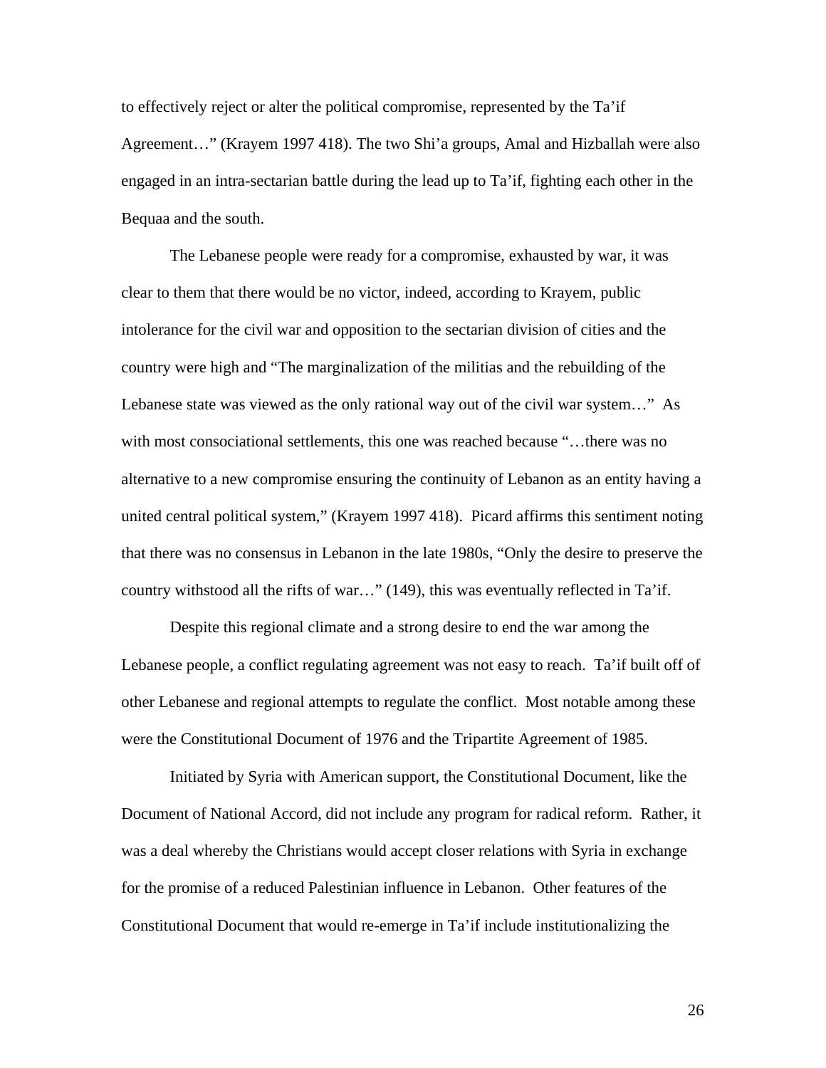to effectively reject or alter the political compromise, represented by the Ta'if Agreement…" (Krayem 1997 418). The two Shi'a groups, Amal and Hizballah were also engaged in an intra-sectarian battle during the lead up to Ta'if, fighting each other in the Bequaa and the south.

The Lebanese people were ready for a compromise, exhausted by war, it was clear to them that there would be no victor, indeed, according to Krayem, public intolerance for the civil war and opposition to the sectarian division of cities and the country were high and "The marginalization of the militias and the rebuilding of the Lebanese state was viewed as the only rational way out of the civil war system…" As with most consociational settlements, this one was reached because "…there was no alternative to a new compromise ensuring the continuity of Lebanon as an entity having a united central political system," (Krayem 1997 418). Picard affirms this sentiment noting that there was no consensus in Lebanon in the late 1980s, "Only the desire to preserve the country withstood all the rifts of war…" (149), this was eventually reflected in Ta'if.

Despite this regional climate and a strong desire to end the war among the Lebanese people, a conflict regulating agreement was not easy to reach. Ta'if built off of other Lebanese and regional attempts to regulate the conflict. Most notable among these were the Constitutional Document of 1976 and the Tripartite Agreement of 1985.

Initiated by Syria with American support, the Constitutional Document, like the Document of National Accord, did not include any program for radical reform. Rather, it was a deal whereby the Christians would accept closer relations with Syria in exchange for the promise of a reduced Palestinian influence in Lebanon. Other features of the Constitutional Document that would re-emerge in Ta'if include institutionalizing the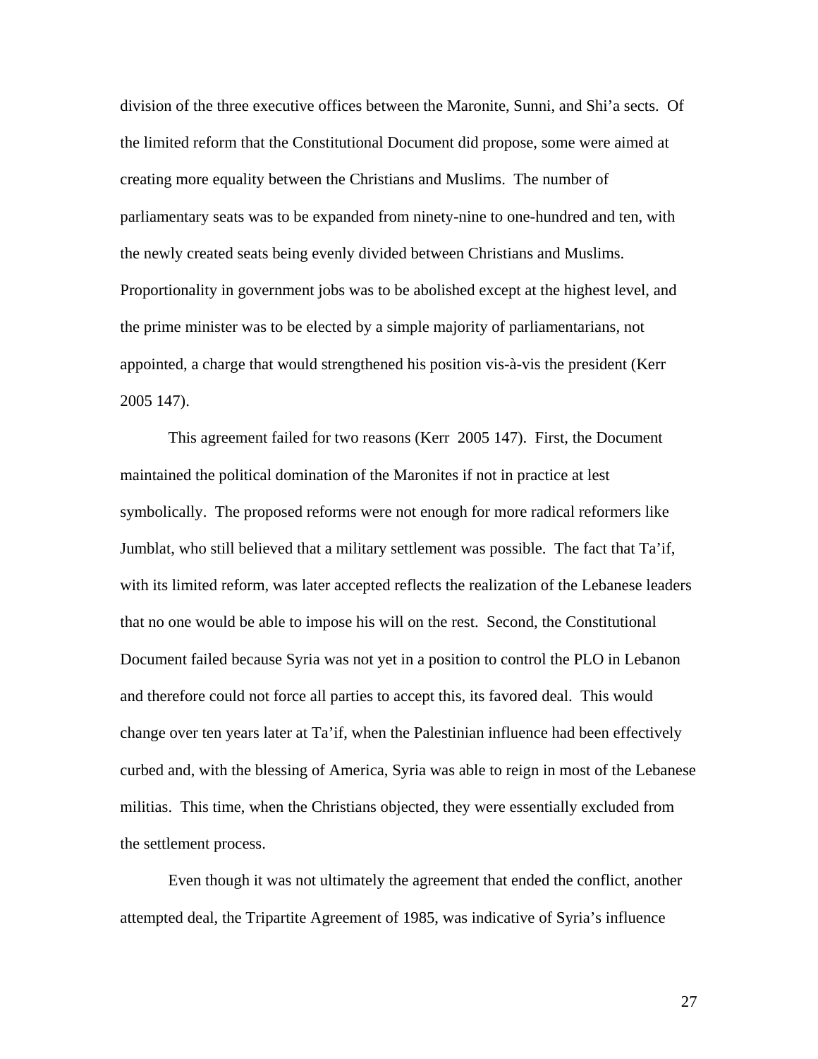division of the three executive offices between the Maronite, Sunni, and Shi'a sects. Of the limited reform that the Constitutional Document did propose, some were aimed at creating more equality between the Christians and Muslims. The number of parliamentary seats was to be expanded from ninety-nine to one-hundred and ten, with the newly created seats being evenly divided between Christians and Muslims. Proportionality in government jobs was to be abolished except at the highest level, and the prime minister was to be elected by a simple majority of parliamentarians, not appointed, a charge that would strengthened his position vis-à-vis the president (Kerr 2005 147).

This agreement failed for two reasons (Kerr 2005 147). First, the Document maintained the political domination of the Maronites if not in practice at lest symbolically. The proposed reforms were not enough for more radical reformers like Jumblat, who still believed that a military settlement was possible. The fact that Ta'if, with its limited reform, was later accepted reflects the realization of the Lebanese leaders that no one would be able to impose his will on the rest. Second, the Constitutional Document failed because Syria was not yet in a position to control the PLO in Lebanon and therefore could not force all parties to accept this, its favored deal. This would change over ten years later at Ta'if, when the Palestinian influence had been effectively curbed and, with the blessing of America, Syria was able to reign in most of the Lebanese militias. This time, when the Christians objected, they were essentially excluded from the settlement process.

Even though it was not ultimately the agreement that ended the conflict, another attempted deal, the Tripartite Agreement of 1985, was indicative of Syria's influence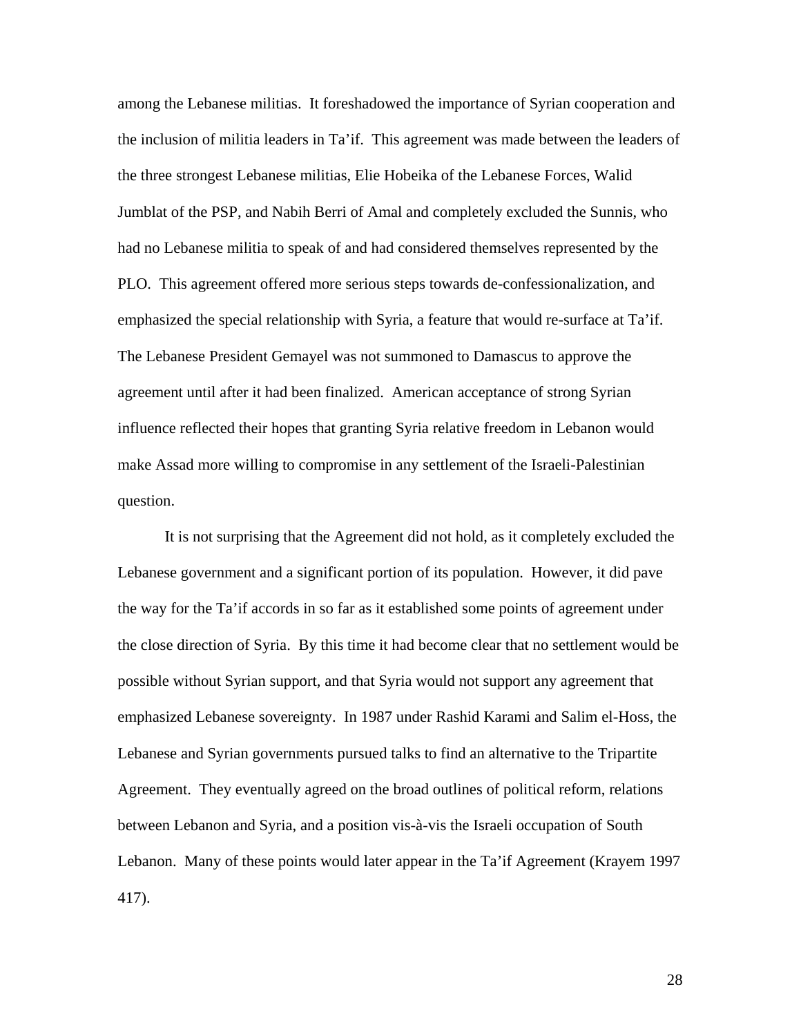among the Lebanese militias. It foreshadowed the importance of Syrian cooperation and the inclusion of militia leaders in Ta'if. This agreement was made between the leaders of the three strongest Lebanese militias, Elie Hobeika of the Lebanese Forces, Walid Jumblat of the PSP, and Nabih Berri of Amal and completely excluded the Sunnis, who had no Lebanese militia to speak of and had considered themselves represented by the PLO. This agreement offered more serious steps towards de-confessionalization, and emphasized the special relationship with Syria, a feature that would re-surface at Ta'if. The Lebanese President Gemayel was not summoned to Damascus to approve the agreement until after it had been finalized. American acceptance of strong Syrian influence reflected their hopes that granting Syria relative freedom in Lebanon would make Assad more willing to compromise in any settlement of the Israeli-Palestinian question.

It is not surprising that the Agreement did not hold, as it completely excluded the Lebanese government and a significant portion of its population. However, it did pave the way for the Ta'if accords in so far as it established some points of agreement under the close direction of Syria. By this time it had become clear that no settlement would be possible without Syrian support, and that Syria would not support any agreement that emphasized Lebanese sovereignty. In 1987 under Rashid Karami and Salim el-Hoss, the Lebanese and Syrian governments pursued talks to find an alternative to the Tripartite Agreement. They eventually agreed on the broad outlines of political reform, relations between Lebanon and Syria, and a position vis-à-vis the Israeli occupation of South Lebanon. Many of these points would later appear in the Ta'if Agreement (Krayem 1997 417).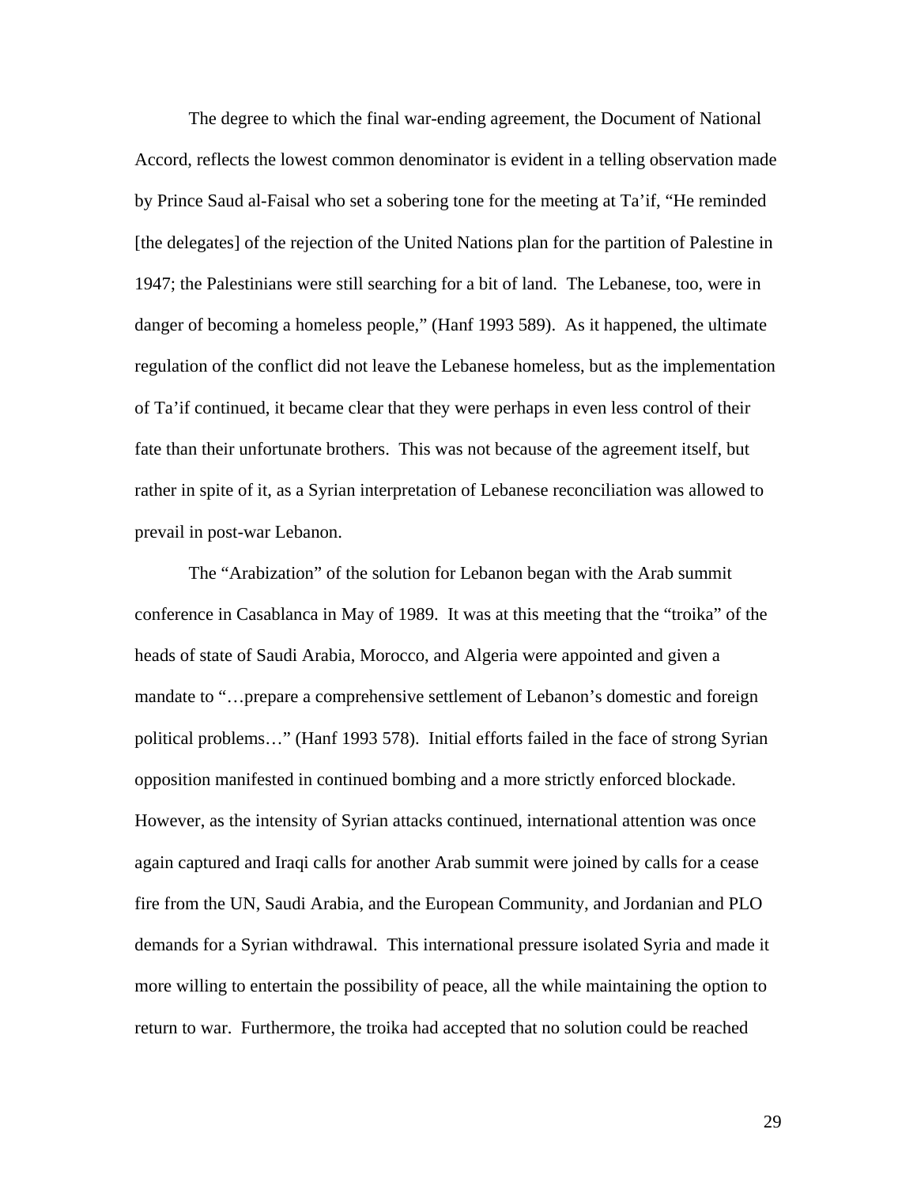The degree to which the final war-ending agreement, the Document of National Accord, reflects the lowest common denominator is evident in a telling observation made by Prince Saud al-Faisal who set a sobering tone for the meeting at Ta'if, "He reminded [the delegates] of the rejection of the United Nations plan for the partition of Palestine in 1947; the Palestinians were still searching for a bit of land. The Lebanese, too, were in danger of becoming a homeless people," (Hanf 1993 589). As it happened, the ultimate regulation of the conflict did not leave the Lebanese homeless, but as the implementation of Ta'if continued, it became clear that they were perhaps in even less control of their fate than their unfortunate brothers. This was not because of the agreement itself, but rather in spite of it, as a Syrian interpretation of Lebanese reconciliation was allowed to prevail in post-war Lebanon.

The "Arabization" of the solution for Lebanon began with the Arab summit conference in Casablanca in May of 1989. It was at this meeting that the "troika" of the heads of state of Saudi Arabia, Morocco, and Algeria were appointed and given a mandate to "…prepare a comprehensive settlement of Lebanon's domestic and foreign political problems…" (Hanf 1993 578). Initial efforts failed in the face of strong Syrian opposition manifested in continued bombing and a more strictly enforced blockade. However, as the intensity of Syrian attacks continued, international attention was once again captured and Iraqi calls for another Arab summit were joined by calls for a cease fire from the UN, Saudi Arabia, and the European Community, and Jordanian and PLO demands for a Syrian withdrawal. This international pressure isolated Syria and made it more willing to entertain the possibility of peace, all the while maintaining the option to return to war. Furthermore, the troika had accepted that no solution could be reached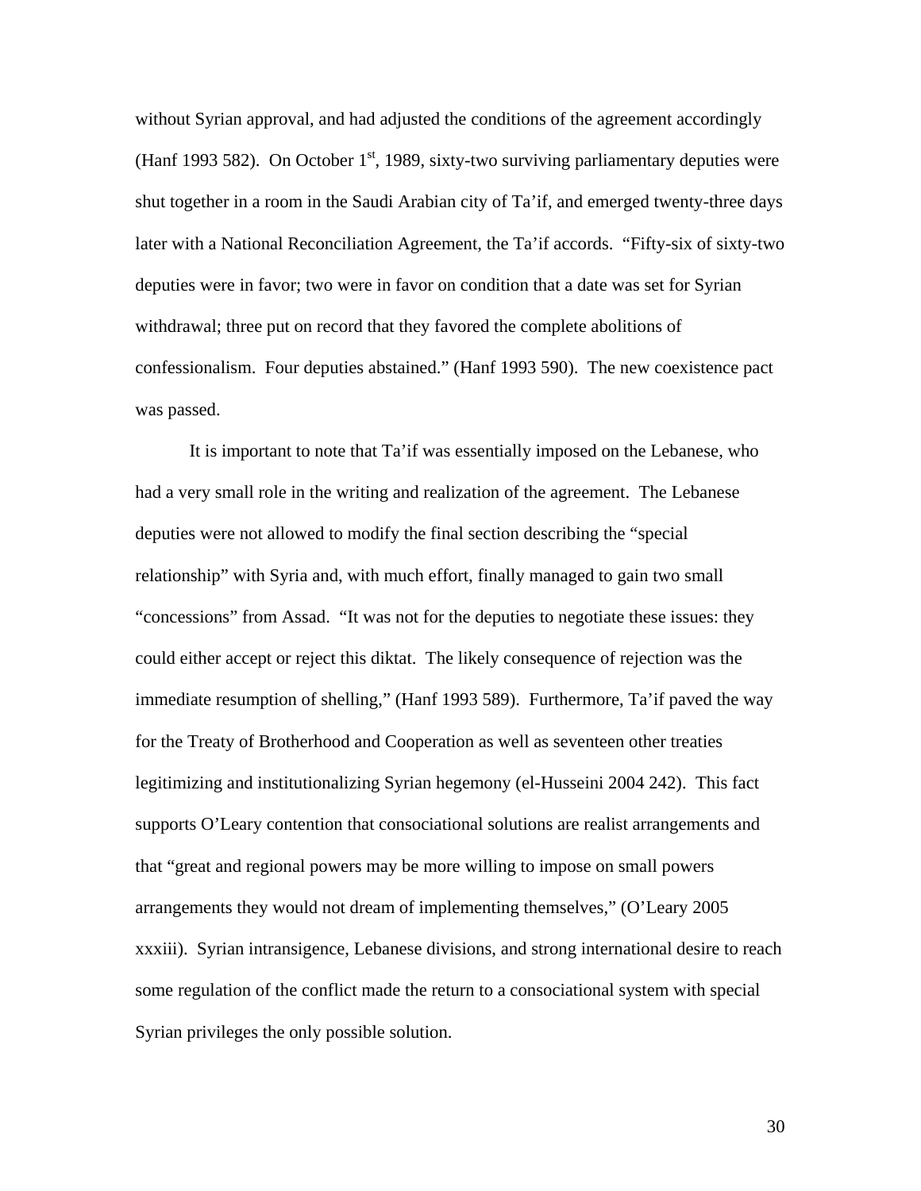without Syrian approval, and had adjusted the conditions of the agreement accordingly (Hanf 1993 582). On October 1st, 1989, sixty-two surviving parliamentary deputies were shut together in a room in the Saudi Arabian city of Ta'if, and emerged twenty-three days later with a National Reconciliation Agreement, the Ta'if accords. "Fifty-six of sixty-two deputies were in favor; two were in favor on condition that a date was set for Syrian withdrawal; three put on record that they favored the complete abolitions of confessionalism. Four deputies abstained." (Hanf 1993 590). The new coexistence pact was passed.

It is important to note that Ta'if was essentially imposed on the Lebanese, who had a very small role in the writing and realization of the agreement. The Lebanese deputies were not allowed to modify the final section describing the "special relationship" with Syria and, with much effort, finally managed to gain two small "concessions" from Assad. "It was not for the deputies to negotiate these issues: they could either accept or reject this diktat. The likely consequence of rejection was the immediate resumption of shelling," (Hanf 1993 589). Furthermore, Ta'if paved the way for the Treaty of Brotherhood and Cooperation as well as seventeen other treaties legitimizing and institutionalizing Syrian hegemony (el-Husseini 2004 242). This fact supports O'Leary contention that consociational solutions are realist arrangements and that "great and regional powers may be more willing to impose on small powers arrangements they would not dream of implementing themselves," (O'Leary 2005 xxxiii). Syrian intransigence, Lebanese divisions, and strong international desire to reach some regulation of the conflict made the return to a consociational system with special Syrian privileges the only possible solution.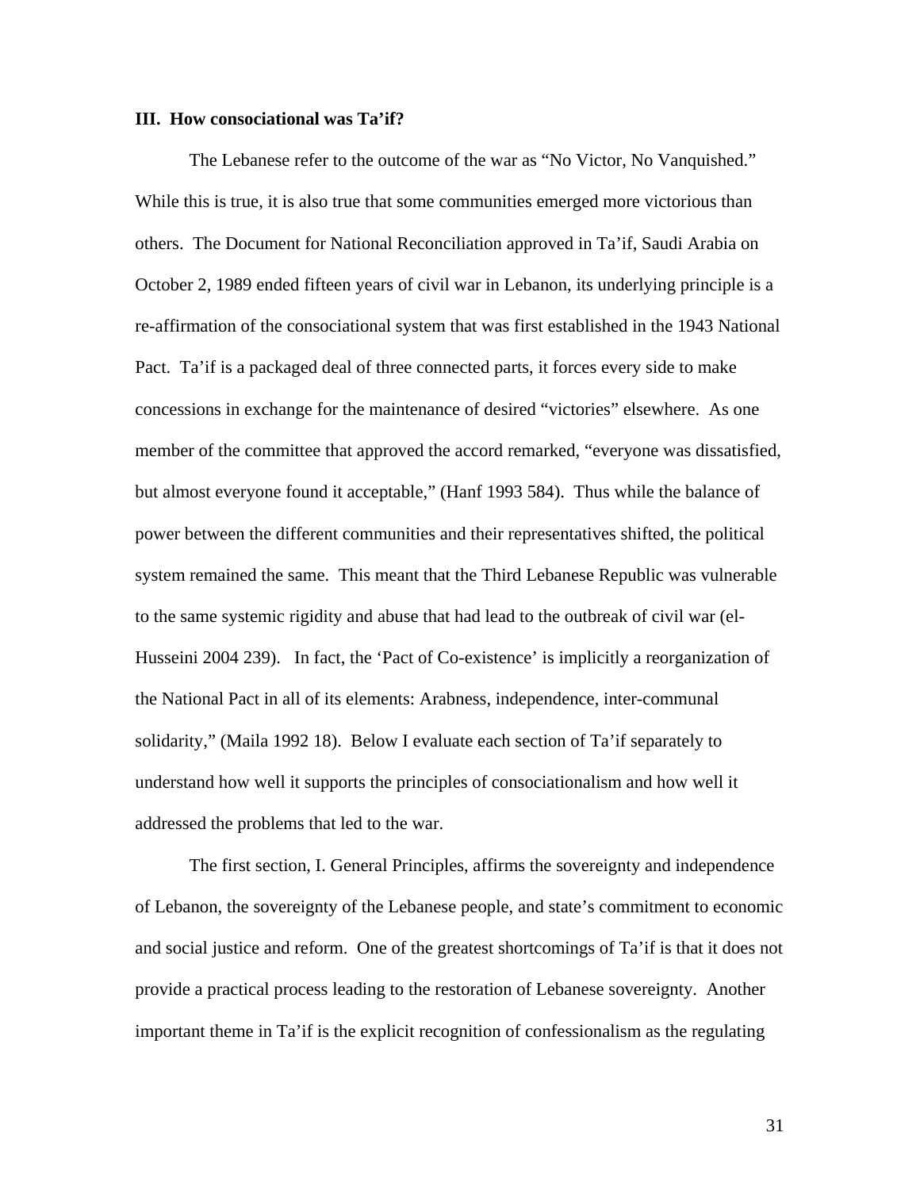**III. How consociational was Ta'if?**

The Lebanese refer to the outcome of the war as "No Victor, No Vanquished." While this is true, it is also true that some communities emerged more victorious than others. The Document for National Reconciliation approved in Ta'if, Saudi Arabia on October 2, 1989 ended fifteen years of civil war in Lebanon, its underlying principle is a re-affirmation of the consociational system that was first established in the 1943 National Pact. Ta'if is a packaged deal of three connected parts, it forces every side to make concessions in exchange for the maintenance of desired "victories" elsewhere. As one member of the committee that approved the accord remarked, "everyone was dissatisfied, but almost everyone found it acceptable," (Hanf 1993 584). Thus while the balance of power between the different communities and their representatives shifted, the political system remained the same. This meant that the Third Lebanese Republic was vulnerable to the same systemic rigidity and abuse that had lead to the outbreak of civil war (el-Husseini 2004 239). In fact, the 'Pact of Co-existence' is implicitly a reorganization of the National Pact in all of its elements: Arabness, independence, inter-communal solidarity," (Maila 1992 18). Below I evaluate each section of Ta'if separately to understand how well it supports the principles of consociationalism and how well it addressed the problems that led to the war.

The first section, I. General Principles, affirms the sovereignty and independence of Lebanon, the sovereignty of the Lebanese people, and state's commitment to economic and social justice and reform. One of the greatest shortcomings of Ta'if is that it does not provide a practical process leading to the restoration of Lebanese sovereignty. Another important theme in Ta'if is the explicit recognition of confessionalism as the regulating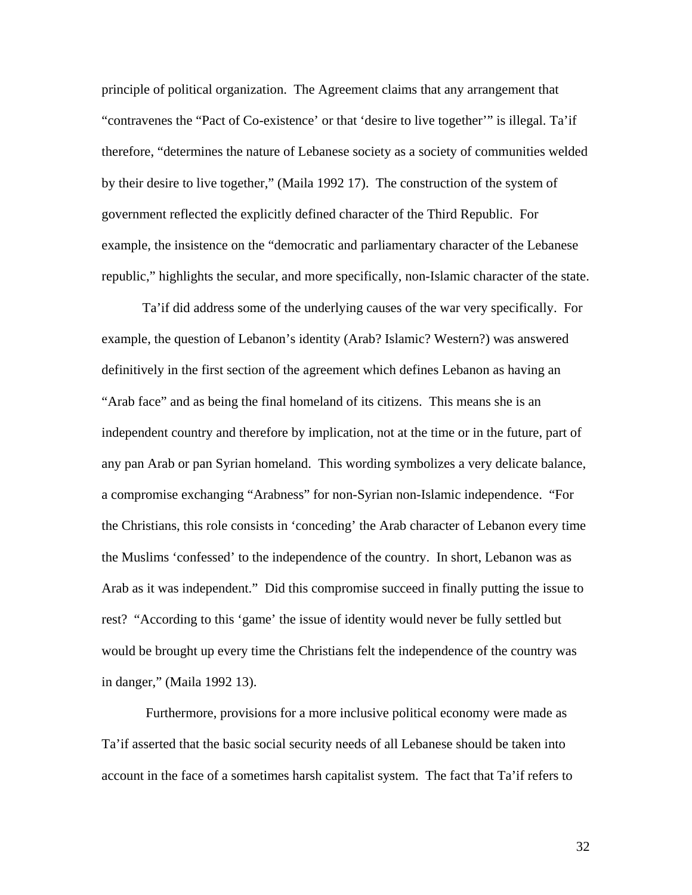principle of political organization. The Agreement claims that any arrangement that "contravenes the "Pact of Co-existence' or that 'desire to live together'" is illegal. Ta'if therefore, "determines the nature of Lebanese society as a society of communities welded by their desire to live together," (Maila 1992 17). The construction of the system of government reflected the explicitly defined character of the Third Republic. For example, the insistence on the "democratic and parliamentary character of the Lebanese republic," highlights the secular, and more specifically, non-Islamic character of the state.

Ta'if did address some of the underlying causes of the war very specifically. For example, the question of Lebanon's identity (Arab? Islamic? Western?) was answered definitively in the first section of the agreement which defines Lebanon as having an "Arab face" and as being the final homeland of its citizens. This means she is an independent country and therefore by implication, not at the time or in the future, part of any pan Arab or pan Syrian homeland. This wording symbolizes a very delicate balance, a compromise exchanging "Arabness" for non-Syrian non-Islamic independence. "For the Christians, this role consists in 'conceding' the Arab character of Lebanon every time the Muslims 'confessed' to the independence of the country. In short, Lebanon was as Arab as it was independent." Did this compromise succeed in finally putting the issue to rest? "According to this 'game' the issue of identity would never be fully settled but would be brought up every time the Christians felt the independence of the country was in danger," (Maila 1992 13).

Furthermore, provisions for a more inclusive political economy were made as Ta'if asserted that the basic social security needs of all Lebanese should be taken into account in the face of a sometimes harsh capitalist system. The fact that Ta'if refers to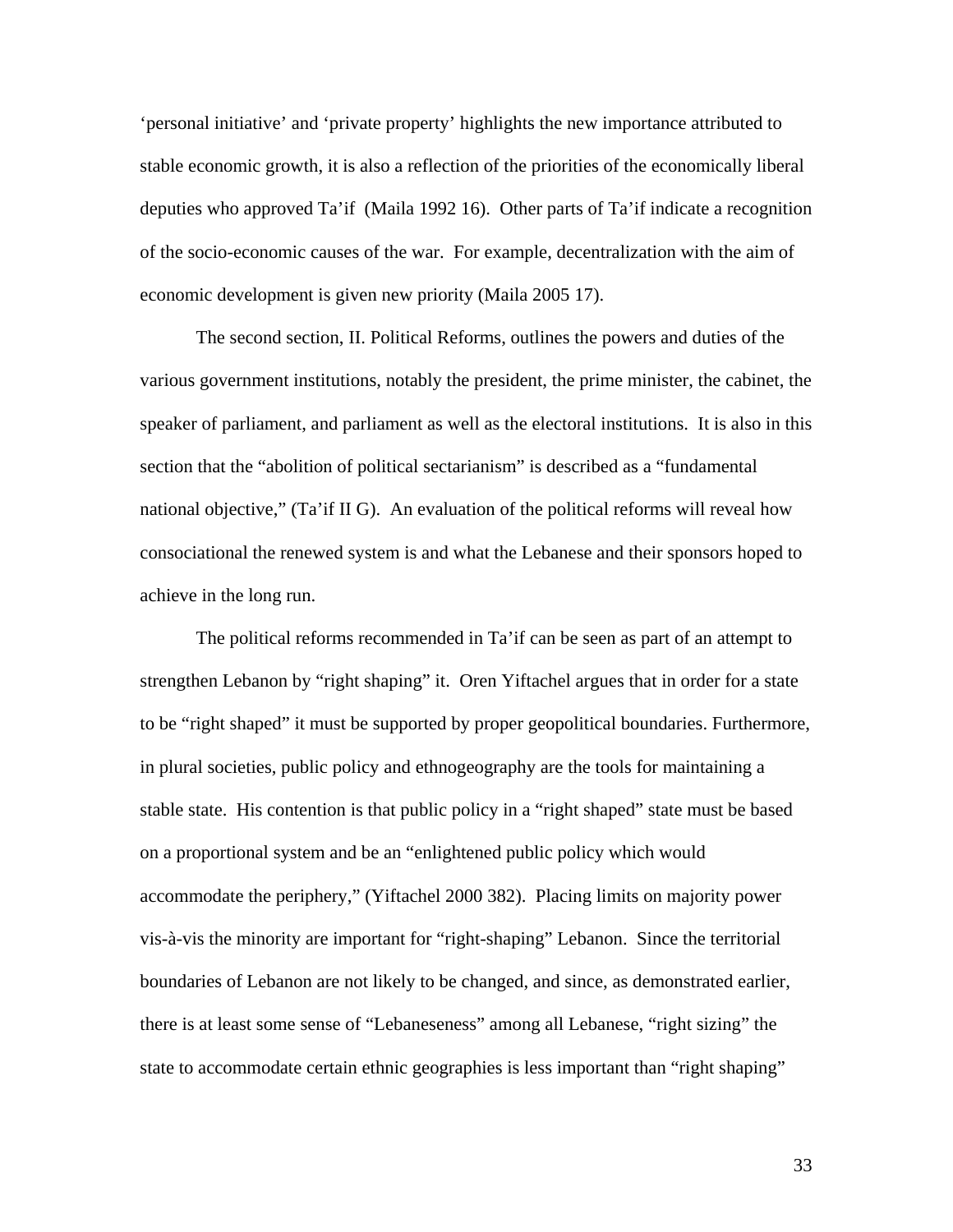‘personal initiative’ and ‘private property’ highlights the new importance attributed to stable economic growth, it is also a reflection of the priorities of the economically liberal deputies who approved Ta’if (Maila 1992 16). Other parts of Ta’if indicate a recognition of the socio-economic causes of the war. For example, decentralization with the aim of economic development is given new priority (Maila 2005 17).

The second section, II. Political Reforms, outlines the powers and duties of the various government institutions, notably the president, the prime minister, the cabinet, the speaker of parliament, and parliament as well as the electoral institutions. It is also in this section that the “abolition of political sectarianism” is described as a “fundamental national objective,” (Ta’if II G). An evaluation of the political reforms will reveal how consociational the renewed system is and what the Lebanese and their sponsors hoped to achieve in the long run.

The political reforms recommended in Ta’if can be seen as part of an attempt to strengthen Lebanon by “right shaping” it. Oren Yiftachel argues that in order for a state to be “right shaped” it must be supported by proper geopolitical boundaries. Furthermore, in plural societies, public policy and ethnogeography are the tools for maintaining a stable state. His contention is that public policy in a “right shaped” state must be based on a proportional system and be an “enlightened public policy which would accommodate the periphery,” (Yiftachel 2000 382). Placing limits on majority power vis-à-vis the minority are important for “right-shaping” Lebanon. Since the territorial boundaries of Lebanon are not likely to be changed, and since, as demonstrated earlier, there is at least some sense of “Lebaneseness” among all Lebanese, “right sizing” the state to accommodate certain ethnic geographies is less important than “right shaping”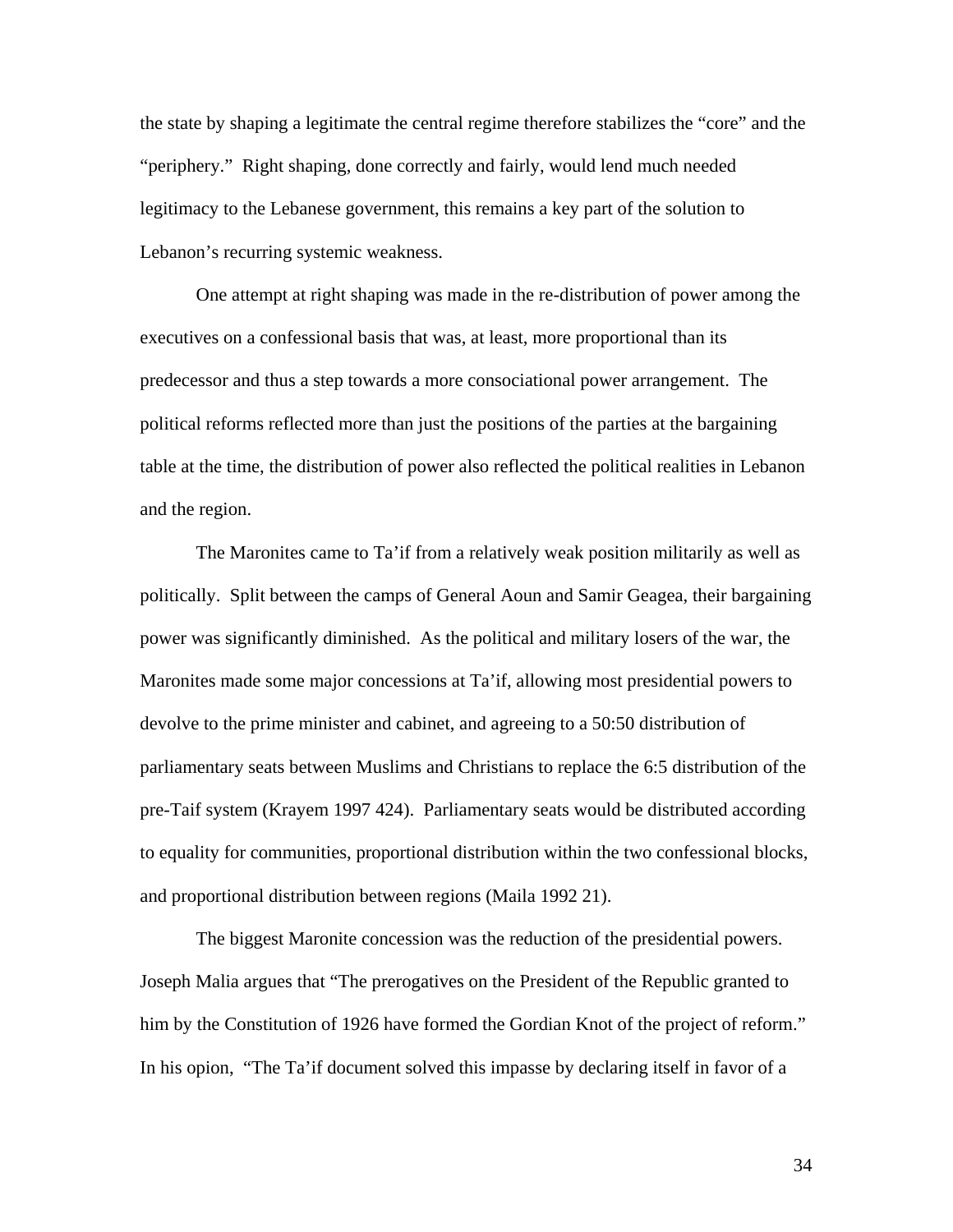the state by shaping a legitimate the central regime therefore stabilizes the "core" and the "periphery." Right shaping, done correctly and fairly, would lend much needed legitimacy to the Lebanese government, this remains a key part of the solution to Lebanon's recurring systemic weakness.

One attempt at right shaping was made in the re-distribution of power among the executives on a confessional basis that was, at least, more proportional than its predecessor and thus a step towards a more consociational power arrangement. The political reforms reflected more than just the positions of the parties at the bargaining table at the time, the distribution of power also reflected the political realities in Lebanon and the region.

The Maronites came to Ta'if from a relatively weak position militarily as well as politically. Split between the camps of General Aoun and Samir Geagea, their bargaining power was significantly diminished. As the political and military losers of the war, the Maronites made some major concessions at Ta'if, allowing most presidential powers to devolve to the prime minister and cabinet, and agreeing to a 50:50 distribution of parliamentary seats between Muslims and Christians to replace the 6:5 distribution of the pre-Taif system (Krayem 1997 424). Parliamentary seats would be distributed according to equality for communities, proportional distribution within the two confessional blocks, and proportional distribution between regions (Maila 1992 21).

The biggest Maronite concession was the reduction of the presidential powers. Joseph Malia argues that "The prerogatives on the President of the Republic granted to him by the Constitution of 1926 have formed the Gordian Knot of the project of reform." In his opion, "The Ta'if document solved this impasse by declaring itself in favor of a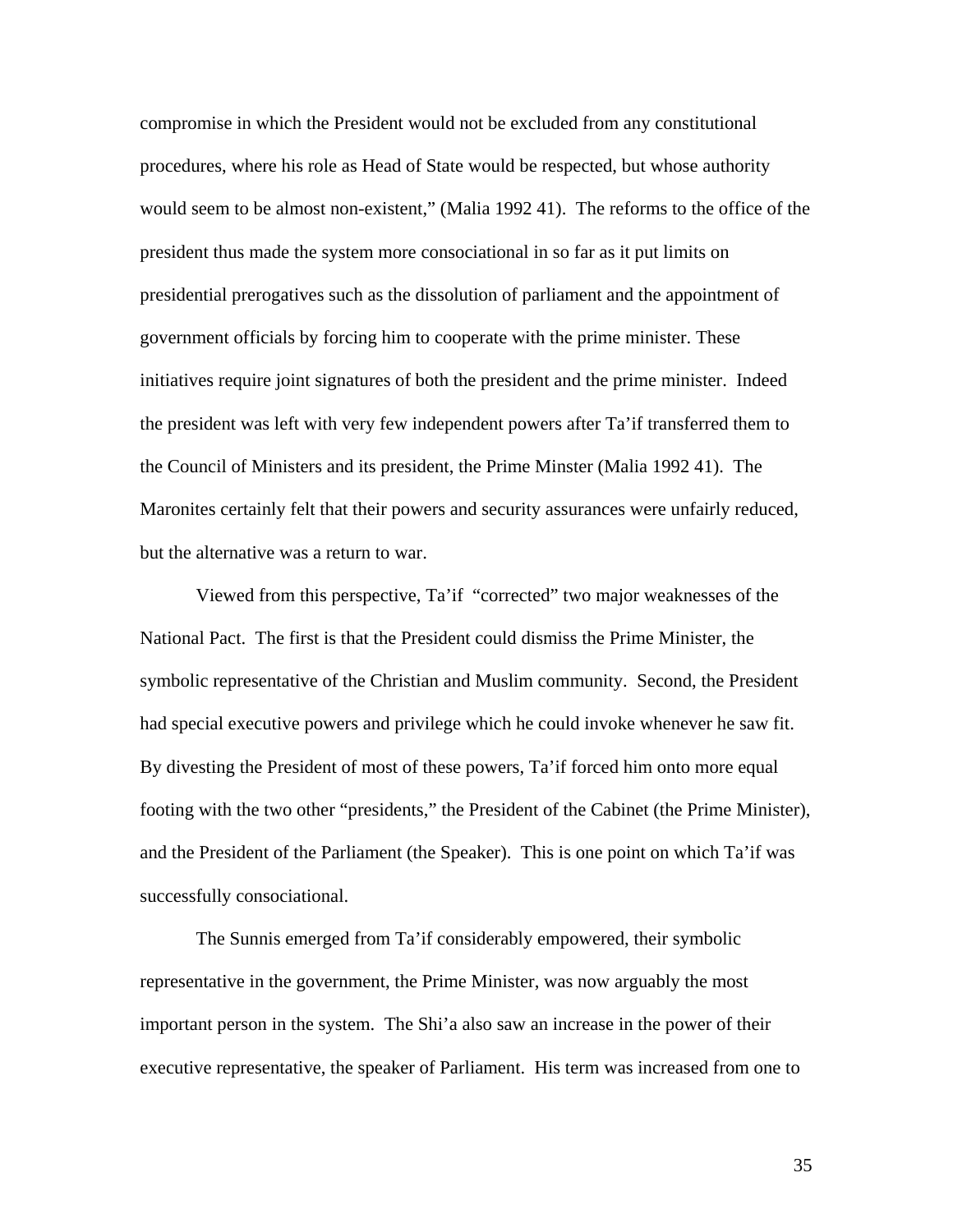compromise in which the President would not be excluded from any constitutional procedures, where his role as Head of State would be respected, but whose authority would seem to be almost non-existent," (Malia 1992 41). The reforms to the office of the president thus made the system more consociational in so far as it put limits on presidential prerogatives such as the dissolution of parliament and the appointment of government officials by forcing him to cooperate with the prime minister. These initiatives require joint signatures of both the president and the prime minister. Indeed the president was left with very few independent powers after Ta'if transferred them to the Council of Ministers and its president, the Prime Minster (Malia 1992 41). The Maronites certainly felt that their powers and security assurances were unfairly reduced, but the alternative was a return to war.

Viewed from this perspective, Ta'if "corrected" two major weaknesses of the National Pact. The first is that the President could dismiss the Prime Minister, the symbolic representative of the Christian and Muslim community. Second, the President had special executive powers and privilege which he could invoke whenever he saw fit. By divesting the President of most of these powers, Ta'if forced him onto more equal footing with the two other "presidents," the President of the Cabinet (the Prime Minister), and the President of the Parliament (the Speaker). This is one point on which Ta'if was successfully consociational.

The Sunnis emerged from Ta'if considerably empowered, their symbolic representative in the government, the Prime Minister, was now arguably the most important person in the system. The Shi'a also saw an increase in the power of their executive representative, the speaker of Parliament. His term was increased from one to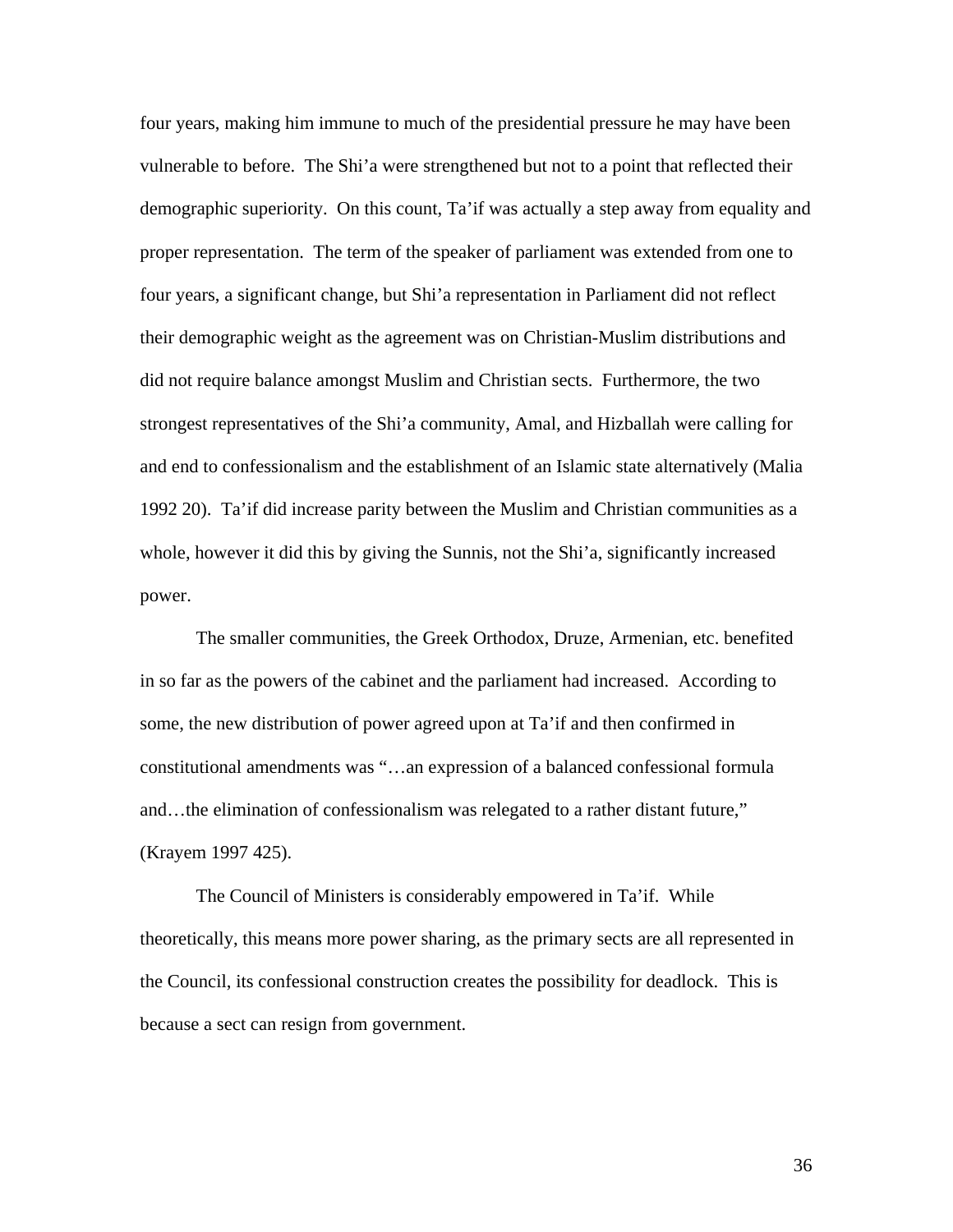four years, making him immune to much of the presidential pressure he may have been vulnerable to before. The Shi'a were strengthened but not to a point that reflected their demographic superiority. On this count, Ta'if was actually a step away from equality and proper representation. The term of the speaker of parliament was extended from one to four years, a significant change, but Shi'a representation in Parliament did not reflect their demographic weight as the agreement was on Christian-Muslim distributions and did not require balance amongst Muslim and Christian sects. Furthermore, the two strongest representatives of the Shi'a community, Amal, and Hizballah were calling for and end to confessionalism and the establishment of an Islamic state alternatively (Malia 1992 20). Ta'if did increase parity between the Muslim and Christian communities as a whole, however it did this by giving the Sunnis, not the Shi'a, significantly increased power.

The smaller communities, the Greek Orthodox, Druze, Armenian, etc. benefited in so far as the powers of the cabinet and the parliament had increased. According to some, the new distribution of power agreed upon at Ta'if and then confirmed in constitutional amendments was "…an expression of a balanced confessional formula and…the elimination of confessionalism was relegated to a rather distant future," (Krayem 1997 425).

The Council of Ministers is considerably empowered in Ta'if. While theoretically, this means more power sharing, as the primary sects are all represented in the Council, its confessional construction creates the possibility for deadlock. This is because a sect can resign from government.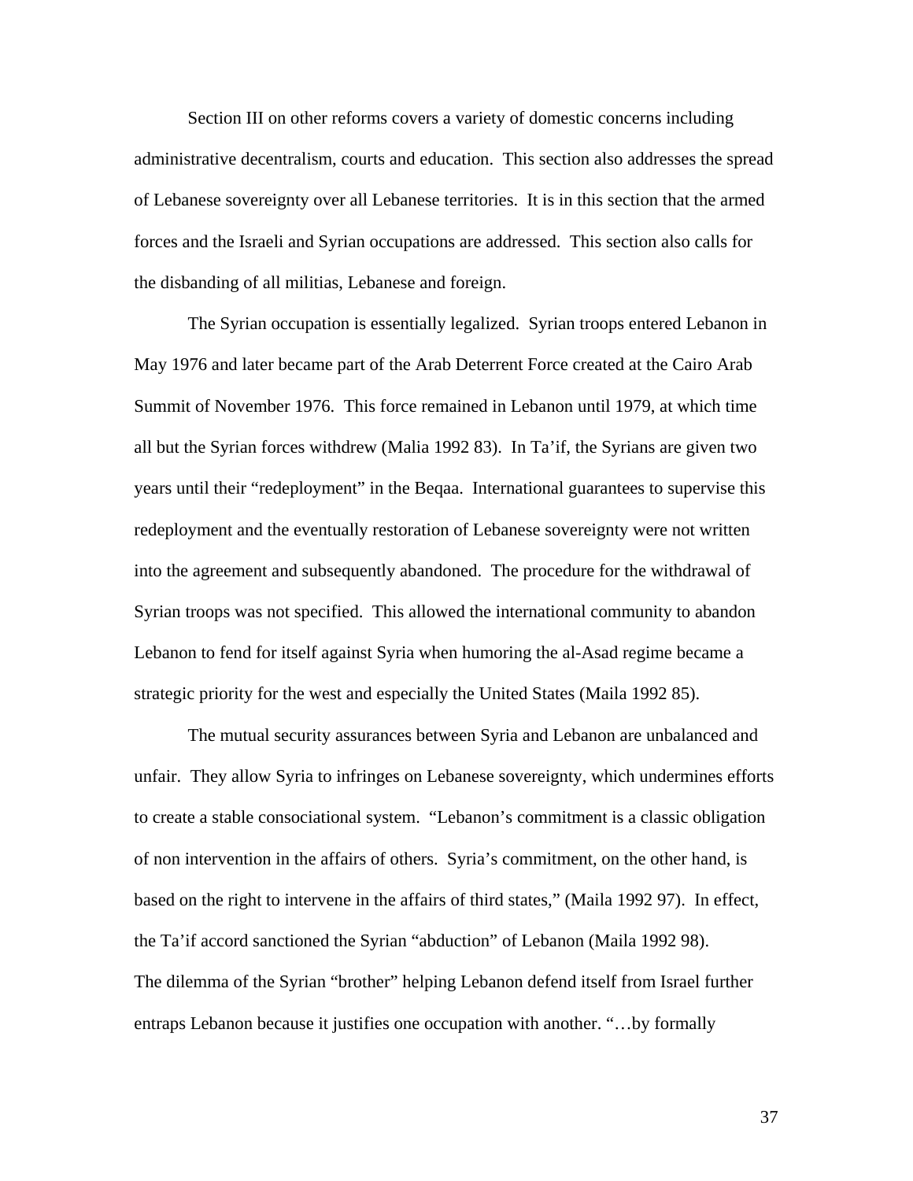Section III on other reforms covers a variety of domestic concerns including administrative decentralism, courts and education. This section also addresses the spread of Lebanese sovereignty over all Lebanese territories. It is in this section that the armed forces and the Israeli and Syrian occupations are addressed. This section also calls for the disbanding of all militias, Lebanese and foreign.

The Syrian occupation is essentially legalized. Syrian troops entered Lebanon in May 1976 and later became part of the Arab Deterrent Force created at the Cairo Arab Summit of November 1976. This force remained in Lebanon until 1979, at which time all but the Syrian forces withdrew (Malia 1992 83). In Ta'if, the Syrians are given two years until their "redeployment" in the Beqaa. International guarantees to supervise this redeployment and the eventually restoration of Lebanese sovereignty were not written into the agreement and subsequently abandoned. The procedure for the withdrawal of Syrian troops was not specified. This allowed the international community to abandon Lebanon to fend for itself against Syria when humoring the al-Asad regime became a strategic priority for the west and especially the United States (Maila 1992 85).

The mutual security assurances between Syria and Lebanon are unbalanced and unfair. They allow Syria to infringes on Lebanese sovereignty, which undermines efforts to create a stable consociational system. "Lebanon's commitment is a classic obligation of non intervention in the affairs of others. Syria's commitment, on the other hand, is based on the right to intervene in the affairs of third states," (Maila 1992 97). In effect, the Ta'if accord sanctioned the Syrian "abduction" of Lebanon (Maila 1992 98).
The dilemma of the Syrian "brother" helping Lebanon defend itself from Israel further entraps Lebanon because it justifies one occupation with another. "…by formally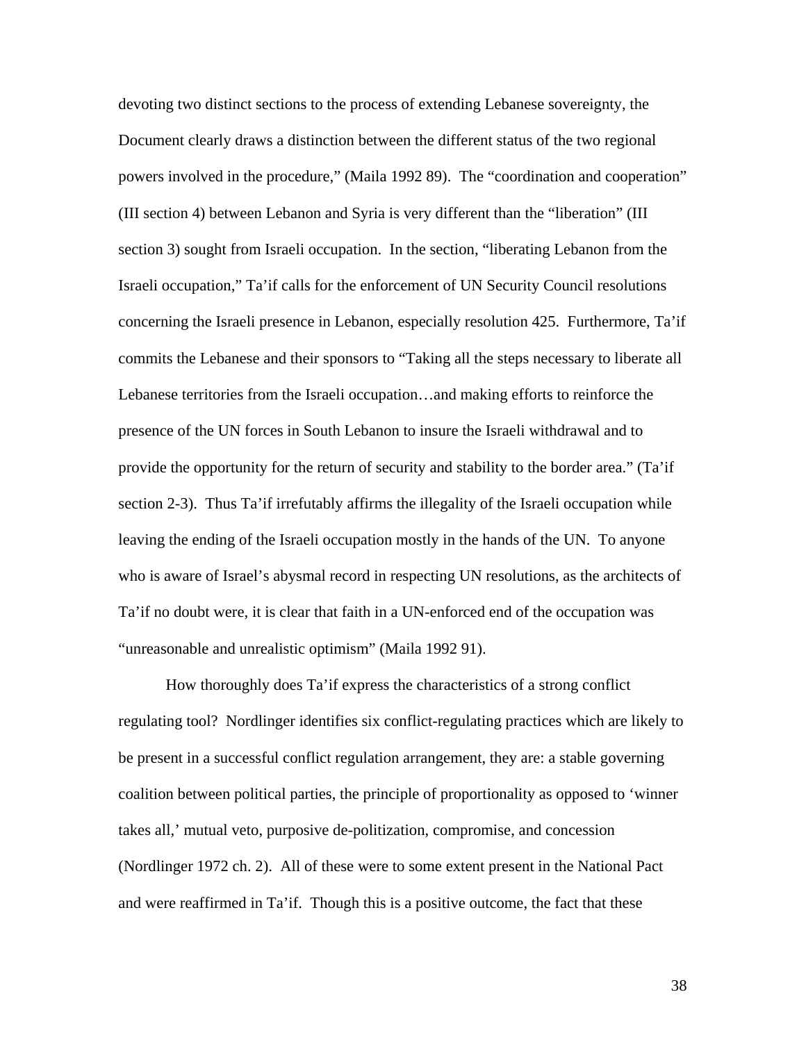devoting two distinct sections to the process of extending Lebanese sovereignty, the Document clearly draws a distinction between the different status of the two regional powers involved in the procedure," (Maila 1992 89). The "coordination and cooperation" (III section 4) between Lebanon and Syria is very different than the "liberation" (III section 3) sought from Israeli occupation. In the section, "liberating Lebanon from the Israeli occupation," Ta'if calls for the enforcement of UN Security Council resolutions concerning the Israeli presence in Lebanon, especially resolution 425. Furthermore, Ta'if commits the Lebanese and their sponsors to "Taking all the steps necessary to liberate all Lebanese territories from the Israeli occupation…and making efforts to reinforce the presence of the UN forces in South Lebanon to insure the Israeli withdrawal and to provide the opportunity for the return of security and stability to the border area." (Ta'if section 2-3). Thus Ta'if irrefutably affirms the illegality of the Israeli occupation while leaving the ending of the Israeli occupation mostly in the hands of the UN. To anyone who is aware of Israel's abysmal record in respecting UN resolutions, as the architects of Ta'if no doubt were, it is clear that faith in a UN-enforced end of the occupation was "unreasonable and unrealistic optimism" (Maila 1992 91).

How thoroughly does Ta'if express the characteristics of a strong conflict regulating tool? Nordlinger identifies six conflict-regulating practices which are likely to be present in a successful conflict regulation arrangement, they are: a stable governing coalition between political parties, the principle of proportionality as opposed to 'winner takes all,' mutual veto, purposive de-politization, compromise, and concession (Nordlinger 1972 ch. 2). All of these were to some extent present in the National Pact and were reaffirmed in Ta'if. Though this is a positive outcome, the fact that these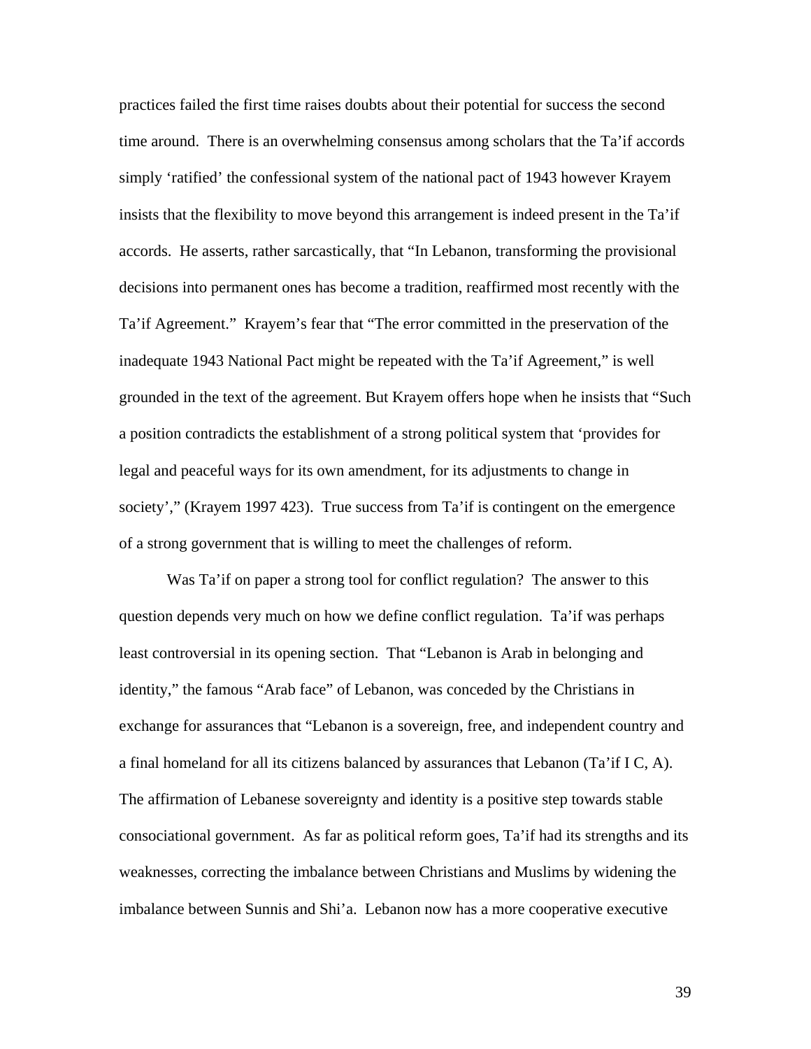practices failed the first time raises doubts about their potential for success the second time around. There is an overwhelming consensus among scholars that the Ta'if accords simply 'ratified' the confessional system of the national pact of 1943 however Krayem insists that the flexibility to move beyond this arrangement is indeed present in the Ta'if accords. He asserts, rather sarcastically, that "In Lebanon, transforming the provisional decisions into permanent ones has become a tradition, reaffirmed most recently with the Ta'if Agreement." Krayem's fear that "The error committed in the preservation of the inadequate 1943 National Pact might be repeated with the Ta'if Agreement," is well grounded in the text of the agreement. But Krayem offers hope when he insists that "Such a position contradicts the establishment of a strong political system that 'provides for legal and peaceful ways for its own amendment, for its adjustments to change in society'," (Krayem 1997 423). True success from Ta'if is contingent on the emergence of a strong government that is willing to meet the challenges of reform.

Was Ta'if on paper a strong tool for conflict regulation? The answer to this question depends very much on how we define conflict regulation. Ta'if was perhaps least controversial in its opening section. That "Lebanon is Arab in belonging and identity," the famous "Arab face" of Lebanon, was conceded by the Christians in exchange for assurances that "Lebanon is a sovereign, free, and independent country and a final homeland for all its citizens balanced by assurances that Lebanon (Ta'if I C, A). The affirmation of Lebanese sovereignty and identity is a positive step towards stable consociational government. As far as political reform goes, Ta'if had its strengths and its weaknesses, correcting the imbalance between Christians and Muslims by widening the imbalance between Sunnis and Shi'a. Lebanon now has a more cooperative executive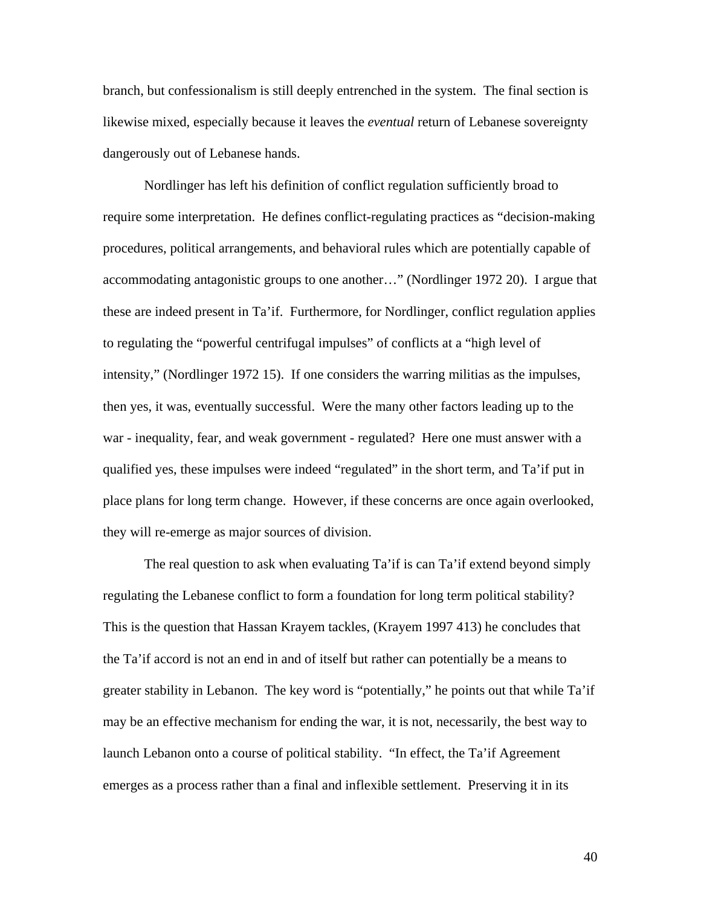branch, but confessionalism is still deeply entrenched in the system. The final section is likewise mixed, especially because it leaves the *eventual* return of Lebanese sovereignty dangerously out of Lebanese hands.

Nordlinger has left his definition of conflict regulation sufficiently broad to require some interpretation. He defines conflict-regulating practices as "decision-making procedures, political arrangements, and behavioral rules which are potentially capable of accommodating antagonistic groups to one another…" (Nordlinger 1972 20). I argue that these are indeed present in Ta'if. Furthermore, for Nordlinger, conflict regulation applies to regulating the "powerful centrifugal impulses" of conflicts at a "high level of intensity," (Nordlinger 1972 15). If one considers the warring militias as the impulses, then yes, it was, eventually successful. Were the many other factors leading up to the war - inequality, fear, and weak government - regulated? Here one must answer with a qualified yes, these impulses were indeed "regulated" in the short term, and Ta'if put in place plans for long term change. However, if these concerns are once again overlooked, they will re-emerge as major sources of division.

The real question to ask when evaluating Ta'if is can Ta'if extend beyond simply regulating the Lebanese conflict to form a foundation for long term political stability? This is the question that Hassan Krayem tackles, (Krayem 1997 413) he concludes that the Ta'if accord is not an end in and of itself but rather can potentially be a means to greater stability in Lebanon. The key word is "potentially," he points out that while Ta'if may be an effective mechanism for ending the war, it is not, necessarily, the best way to launch Lebanon onto a course of political stability. "In effect, the Ta'if Agreement emerges as a process rather than a final and inflexible settlement. Preserving it in its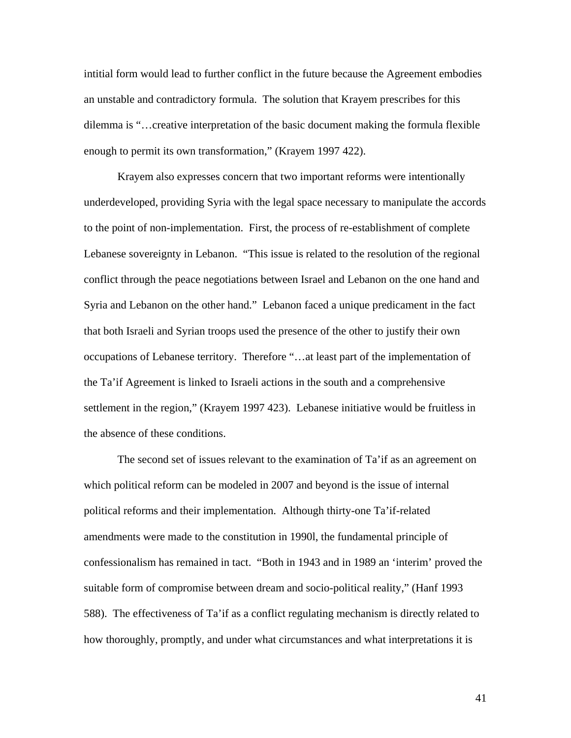intitial form would lead to further conflict in the future because the Agreement embodies an unstable and contradictory formula. The solution that Krayem prescribes for this dilemma is "…creative interpretation of the basic document making the formula flexible enough to permit its own transformation," (Krayem 1997 422).

Krayem also expresses concern that two important reforms were intentionally underdeveloped, providing Syria with the legal space necessary to manipulate the accords to the point of non-implementation. First, the process of re-establishment of complete Lebanese sovereignty in Lebanon. "This issue is related to the resolution of the regional conflict through the peace negotiations between Israel and Lebanon on the one hand and Syria and Lebanon on the other hand." Lebanon faced a unique predicament in the fact that both Israeli and Syrian troops used the presence of the other to justify their own occupations of Lebanese territory. Therefore "…at least part of the implementation of the Ta'if Agreement is linked to Israeli actions in the south and a comprehensive settlement in the region," (Krayem 1997 423). Lebanese initiative would be fruitless in the absence of these conditions.

The second set of issues relevant to the examination of Ta'if as an agreement on which political reform can be modeled in 2007 and beyond is the issue of internal political reforms and their implementation. Although thirty-one Ta'if-related amendments were made to the constitution in 1990l, the fundamental principle of confessionalism has remained in tact. "Both in 1943 and in 1989 an 'interim' proved the suitable form of compromise between dream and socio-political reality," (Hanf 1993 588). The effectiveness of Ta'if as a conflict regulating mechanism is directly related to how thoroughly, promptly, and under what circumstances and what interpretations it is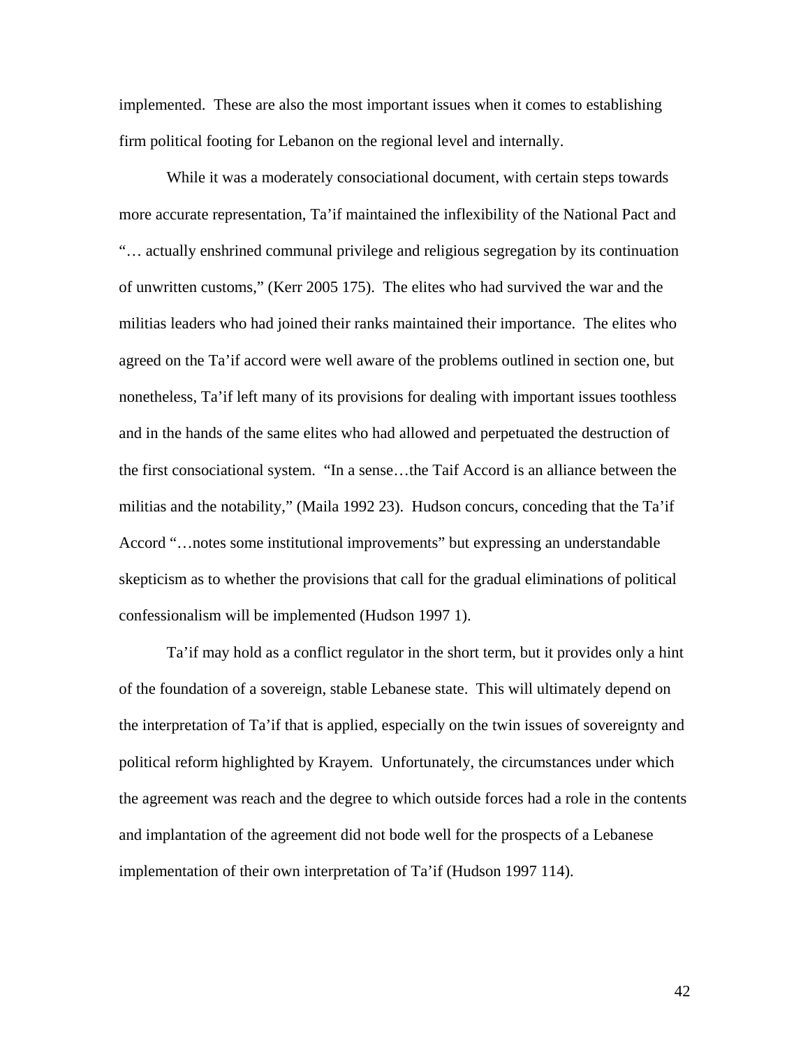implemented. These are also the most important issues when it comes to establishing firm political footing for Lebanon on the regional level and internally.

While it was a moderately consociational document, with certain steps towards more accurate representation, Ta'if maintained the inflexibility of the National Pact and "… actually enshrined communal privilege and religious segregation by its continuation of unwritten customs," (Kerr 2005 175). The elites who had survived the war and the militias leaders who had joined their ranks maintained their importance. The elites who agreed on the Ta'if accord were well aware of the problems outlined in section one, but nonetheless, Ta'if left many of its provisions for dealing with important issues toothless and in the hands of the same elites who had allowed and perpetuated the destruction of the first consociational system. "In a sense…the Taif Accord is an alliance between the militias and the notability," (Maila 1992 23). Hudson concurs, conceding that the Ta'if Accord "…notes some institutional improvements" but expressing an understandable skepticism as to whether the provisions that call for the gradual eliminations of political confessionalism will be implemented (Hudson 1997 1).

Ta'if may hold as a conflict regulator in the short term, but it provides only a hint of the foundation of a sovereign, stable Lebanese state. This will ultimately depend on the interpretation of Ta'if that is applied, especially on the twin issues of sovereignty and political reform highlighted by Krayem. Unfortunately, the circumstances under which the agreement was reach and the degree to which outside forces had a role in the contents and implantation of the agreement did not bode well for the prospects of a Lebanese implementation of their own interpretation of Ta'if (Hudson 1997 114).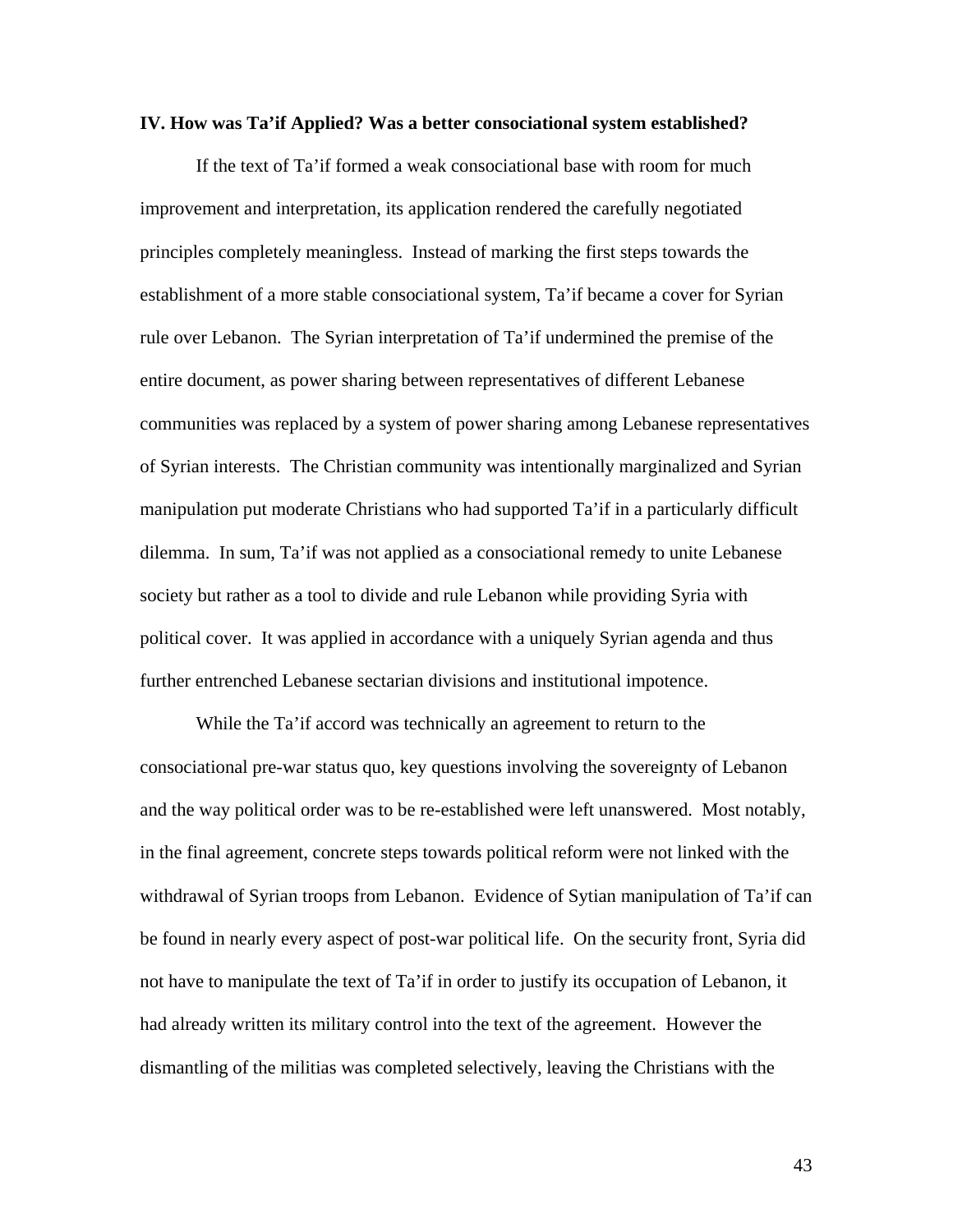### IV. How was Ta'if Applied? Was a better consociational system established?

If the text of Ta'if formed a weak consociational base with room for much improvement and interpretation, its application rendered the carefully negotiated principles completely meaningless. Instead of marking the first steps towards the establishment of a more stable consociational system, Ta'if became a cover for Syrian rule over Lebanon. The Syrian interpretation of Ta'if undermined the premise of the entire document, as power sharing between representatives of different Lebanese communities was replaced by a system of power sharing among Lebanese representatives of Syrian interests. The Christian community was intentionally marginalized and Syrian manipulation put moderate Christians who had supported Ta'if in a particularly difficult dilemma. In sum, Ta'if was not applied as a consociational remedy to unite Lebanese society but rather as a tool to divide and rule Lebanon while providing Syria with political cover. It was applied in accordance with a uniquely Syrian agenda and thus further entrenched Lebanese sectarian divisions and institutional impotence.

While the Ta'if accord was technically an agreement to return to the consociational pre-war status quo, key questions involving the sovereignty of Lebanon and the way political order was to be re-established were left unanswered. Most notably, in the final agreement, concrete steps towards political reform were not linked with the withdrawal of Syrian troops from Lebanon. Evidence of Sytian manipulation of Ta'if can be found in nearly every aspect of post-war political life. On the security front, Syria did not have to manipulate the text of Ta'if in order to justify its occupation of Lebanon, it had already written its military control into the text of the agreement. However the dismantling of the militias was completed selectively, leaving the Christians with the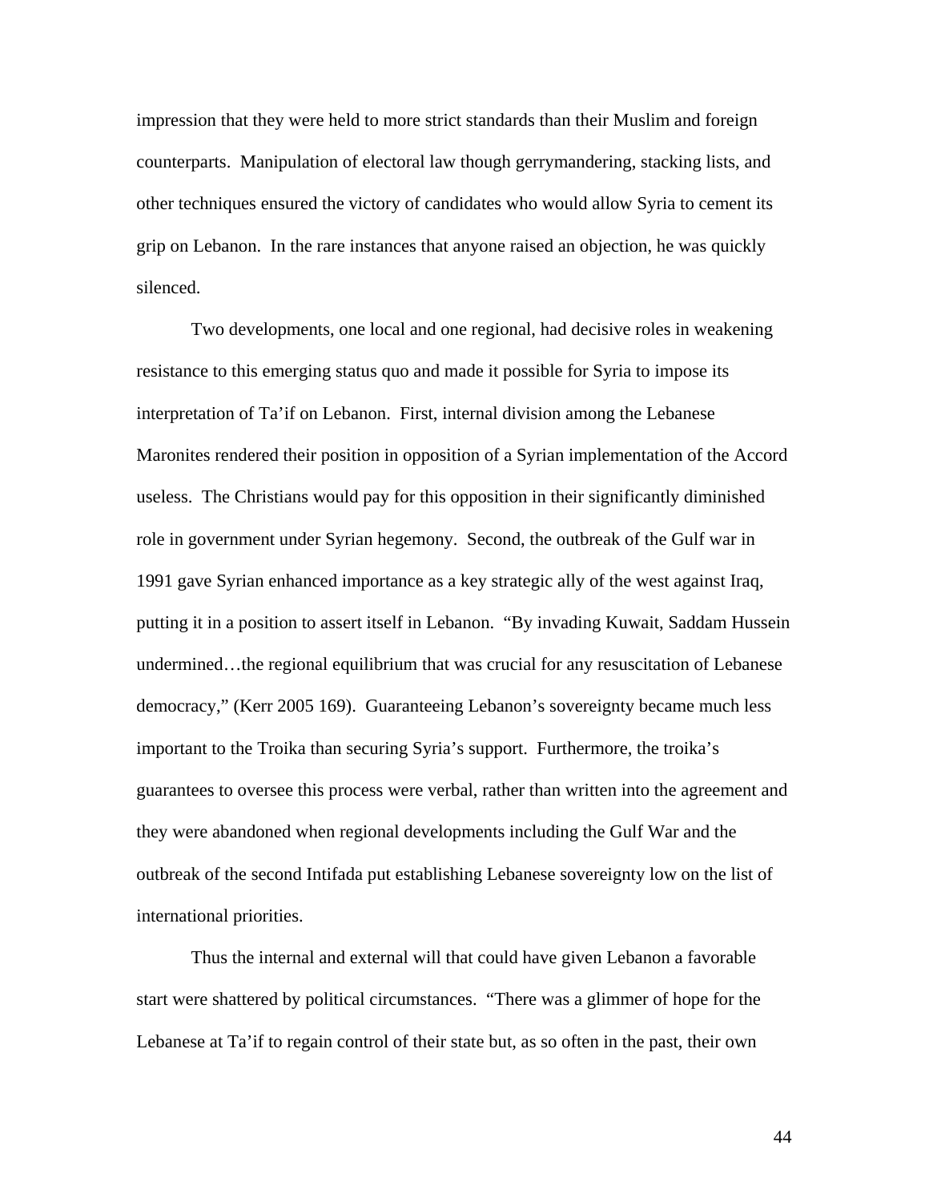impression that they were held to more strict standards than their Muslim and foreign counterparts. Manipulation of electoral law though gerrymandering, stacking lists, and other techniques ensured the victory of candidates who would allow Syria to cement its grip on Lebanon. In the rare instances that anyone raised an objection, he was quickly silenced.

Two developments, one local and one regional, had decisive roles in weakening resistance to this emerging status quo and made it possible for Syria to impose its interpretation of Ta'if on Lebanon. First, internal division among the Lebanese Maronites rendered their position in opposition of a Syrian implementation of the Accord useless. The Christians would pay for this opposition in their significantly diminished role in government under Syrian hegemony. Second, the outbreak of the Gulf war in 1991 gave Syrian enhanced importance as a key strategic ally of the west against Iraq, putting it in a position to assert itself in Lebanon. "By invading Kuwait, Saddam Hussein undermined…the regional equilibrium that was crucial for any resuscitation of Lebanese democracy," (Kerr 2005 169). Guaranteeing Lebanon's sovereignty became much less important to the Troika than securing Syria's support. Furthermore, the troika's guarantees to oversee this process were verbal, rather than written into the agreement and they were abandoned when regional developments including the Gulf War and the outbreak of the second Intifada put establishing Lebanese sovereignty low on the list of international priorities.

Thus the internal and external will that could have given Lebanon a favorable start were shattered by political circumstances. "There was a glimmer of hope for the Lebanese at Ta'if to regain control of their state but, as so often in the past, their own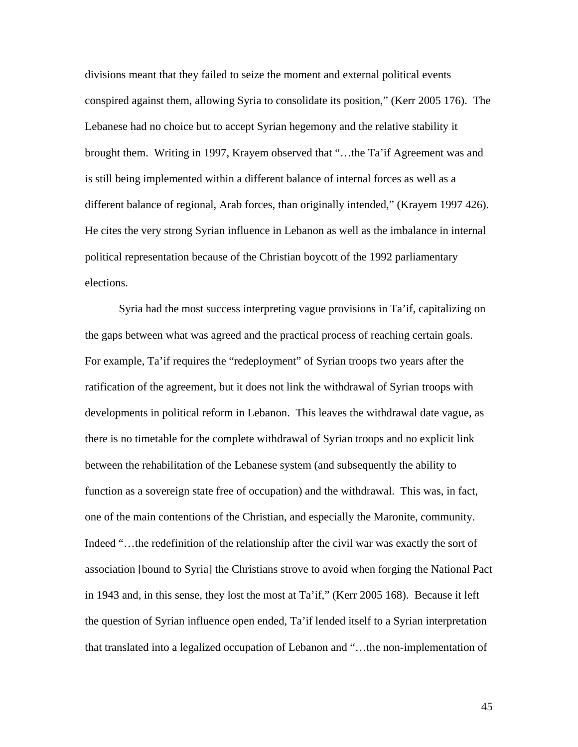divisions meant that they failed to seize the moment and external political events conspired against them, allowing Syria to consolidate its position," (Kerr 2005 176). The Lebanese had no choice but to accept Syrian hegemony and the relative stability it brought them. Writing in 1997, Krayem observed that "…the Ta'if Agreement was and is still being implemented within a different balance of internal forces as well as a different balance of regional, Arab forces, than originally intended," (Krayem 1997 426). He cites the very strong Syrian influence in Lebanon as well as the imbalance in internal political representation because of the Christian boycott of the 1992 parliamentary elections.

Syria had the most success interpreting vague provisions in Ta'if, capitalizing on the gaps between what was agreed and the practical process of reaching certain goals. For example, Ta'if requires the "redeployment" of Syrian troops two years after the ratification of the agreement, but it does not link the withdrawal of Syrian troops with developments in political reform in Lebanon. This leaves the withdrawal date vague, as there is no timetable for the complete withdrawal of Syrian troops and no explicit link between the rehabilitation of the Lebanese system (and subsequently the ability to function as a sovereign state free of occupation) and the withdrawal. This was, in fact, one of the main contentions of the Christian, and especially the Maronite, community. Indeed "…the redefinition of the relationship after the civil war was exactly the sort of association [bound to Syria] the Christians strove to avoid when forging the National Pact in 1943 and, in this sense, they lost the most at Ta'if," (Kerr 2005 168). Because it left the question of Syrian influence open ended, Ta'if lended itself to a Syrian interpretation that translated into a legalized occupation of Lebanon and "…the non-implementation of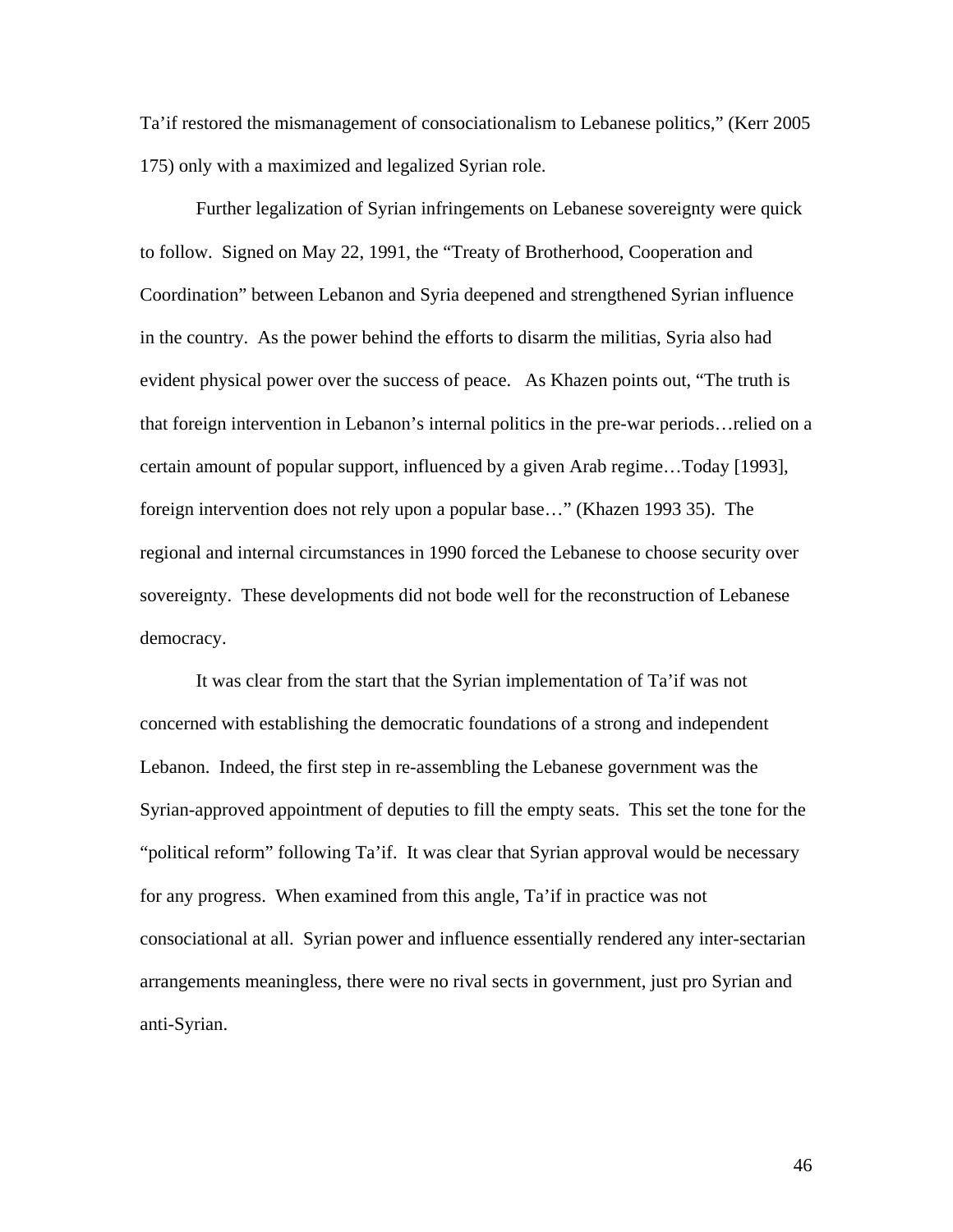Ta'if restored the mismanagement of consociationalism to Lebanese politics," (Kerr 2005 175) only with a maximized and legalized Syrian role.

Further legalization of Syrian infringements on Lebanese sovereignty were quick to follow. Signed on May 22, 1991, the "Treaty of Brotherhood, Cooperation and Coordination" between Lebanon and Syria deepened and strengthened Syrian influence in the country. As the power behind the efforts to disarm the militias, Syria also had evident physical power over the success of peace. As Khazen points out, "The truth is that foreign intervention in Lebanon's internal politics in the pre-war periods…relied on a certain amount of popular support, influenced by a given Arab regime…Today [1993], foreign intervention does not rely upon a popular base…" (Khazen 1993 35). The regional and internal circumstances in 1990 forced the Lebanese to choose security over sovereignty. These developments did not bode well for the reconstruction of Lebanese democracy.

It was clear from the start that the Syrian implementation of Ta'if was not concerned with establishing the democratic foundations of a strong and independent Lebanon. Indeed, the first step in re-assembling the Lebanese government was the Syrian-approved appointment of deputies to fill the empty seats. This set the tone for the "political reform" following Ta'if. It was clear that Syrian approval would be necessary for any progress. When examined from this angle, Ta'if in practice was not consociational at all. Syrian power and influence essentially rendered any inter-sectarian arrangements meaningless, there were no rival sects in government, just pro Syrian and anti-Syrian.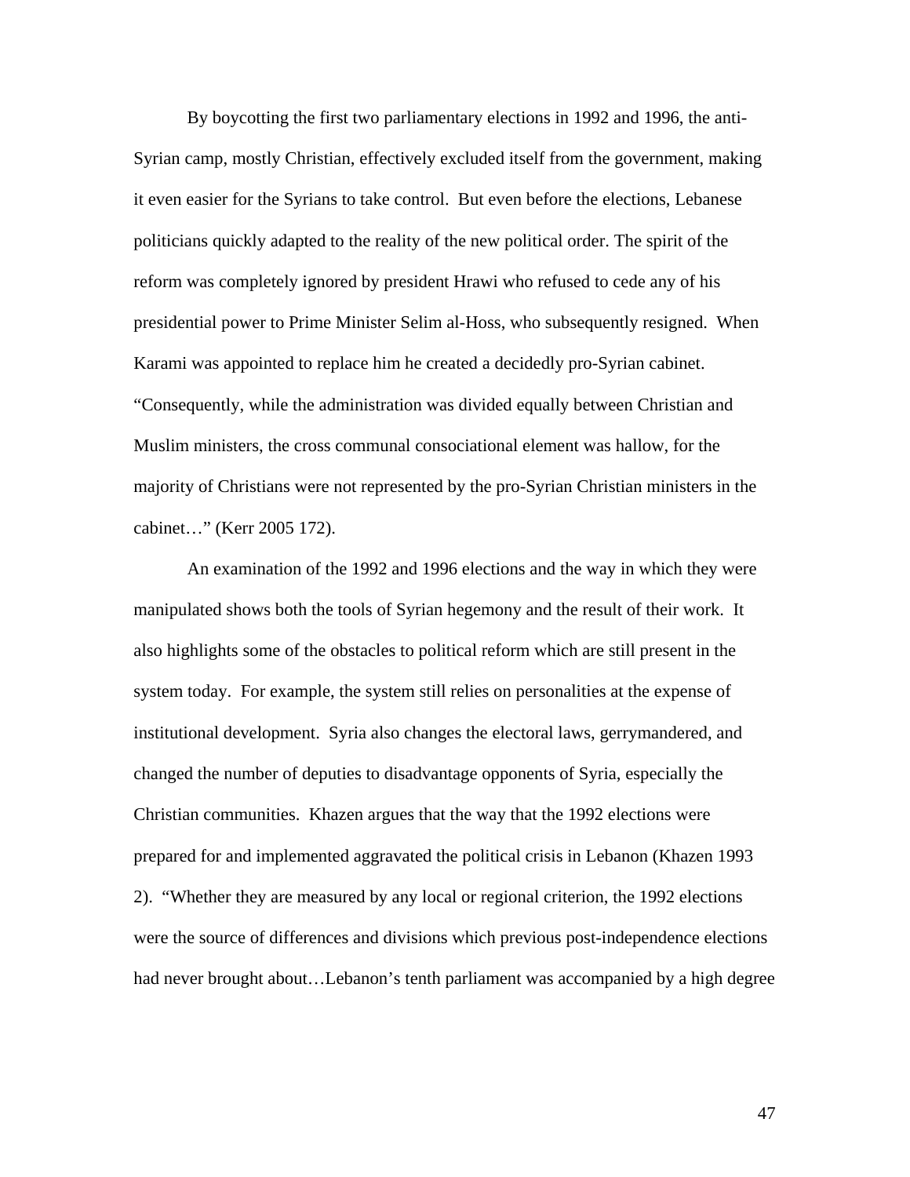By boycotting the first two parliamentary elections in 1992 and 1996, the anti-Syrian camp, mostly Christian, effectively excluded itself from the government, making it even easier for the Syrians to take control. But even before the elections, Lebanese politicians quickly adapted to the reality of the new political order. The spirit of the reform was completely ignored by president Hrawi who refused to cede any of his presidential power to Prime Minister Selim al-Hoss, who subsequently resigned. When Karami was appointed to replace him he created a decidedly pro-Syrian cabinet. "Consequently, while the administration was divided equally between Christian and Muslim ministers, the cross communal consociational element was hallow, for the majority of Christians were not represented by the pro-Syrian Christian ministers in the cabinet…" (Kerr 2005 172).

An examination of the 1992 and 1996 elections and the way in which they were manipulated shows both the tools of Syrian hegemony and the result of their work. It also highlights some of the obstacles to political reform which are still present in the system today. For example, the system still relies on personalities at the expense of institutional development. Syria also changes the electoral laws, gerrymandered, and changed the number of deputies to disadvantage opponents of Syria, especially the Christian communities. Khazen argues that the way that the 1992 elections were prepared for and implemented aggravated the political crisis in Lebanon (Khazen 1993 2). "Whether they are measured by any local or regional criterion, the 1992 elections were the source of differences and divisions which previous post-independence elections had never brought about…Lebanon's tenth parliament was accompanied by a high degree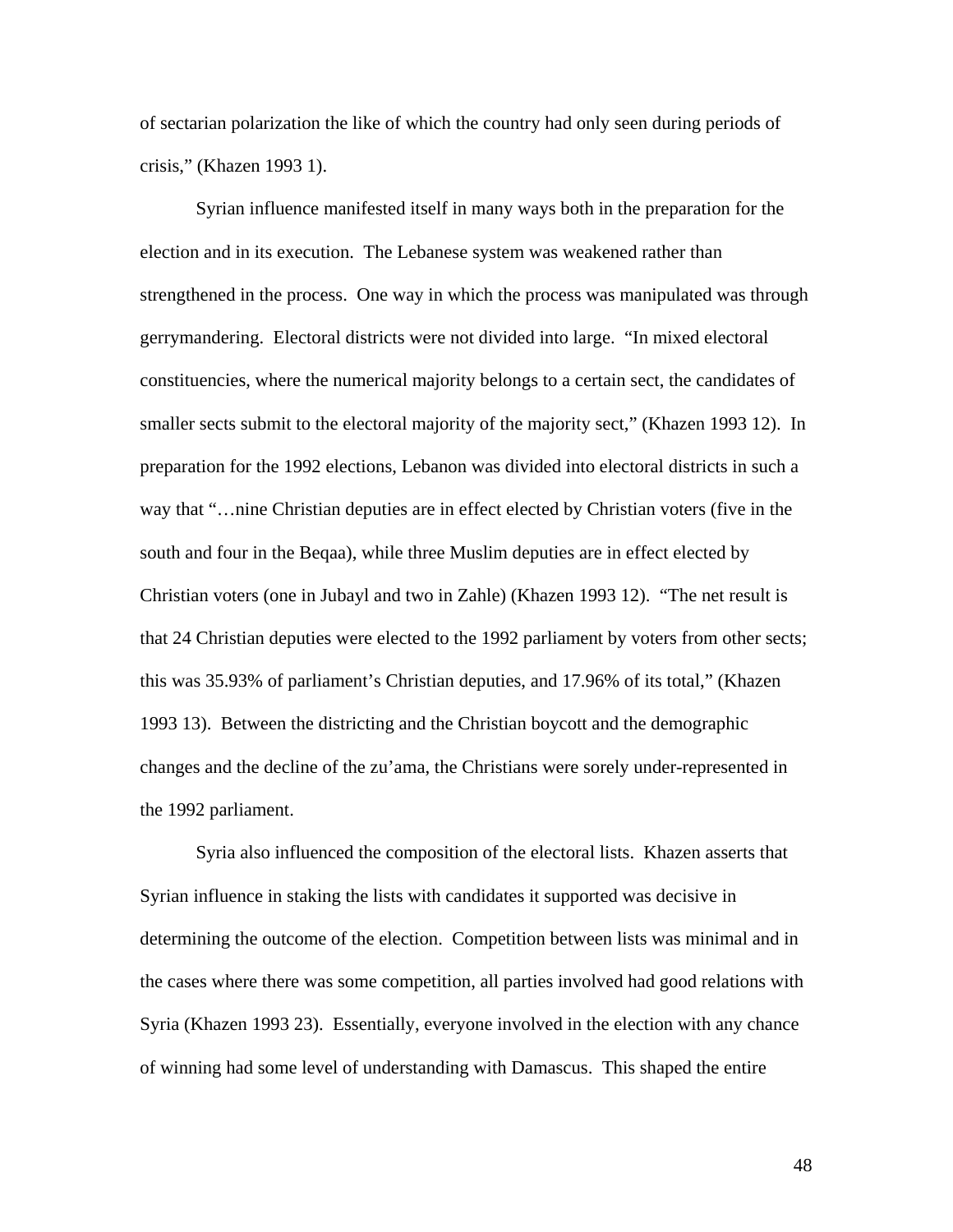of sectarian polarization the like of which the country had only seen during periods of crisis," (Khazen 1993 1).

Syrian influence manifested itself in many ways both in the preparation for the election and in its execution. The Lebanese system was weakened rather than strengthened in the process. One way in which the process was manipulated was through gerrymandering. Electoral districts were not divided into large. "In mixed electoral constituencies, where the numerical majority belongs to a certain sect, the candidates of smaller sects submit to the electoral majority of the majority sect," (Khazen 1993 12). In preparation for the 1992 elections, Lebanon was divided into electoral districts in such a way that "…nine Christian deputies are in effect elected by Christian voters (five in the south and four in the Beqaa), while three Muslim deputies are in effect elected by Christian voters (one in Jubayl and two in Zahle) (Khazen 1993 12). "The net result is that 24 Christian deputies were elected to the 1992 parliament by voters from other sects; this was 35.93% of parliament's Christian deputies, and 17.96% of its total," (Khazen 1993 13). Between the districting and the Christian boycott and the demographic changes and the decline of the zu'ama, the Christians were sorely under-represented in the 1992 parliament.

Syria also influenced the composition of the electoral lists. Khazen asserts that Syrian influence in staking the lists with candidates it supported was decisive in determining the outcome of the election. Competition between lists was minimal and in the cases where there was some competition, all parties involved had good relations with Syria (Khazen 1993 23). Essentially, everyone involved in the election with any chance of winning had some level of understanding with Damascus. This shaped the entire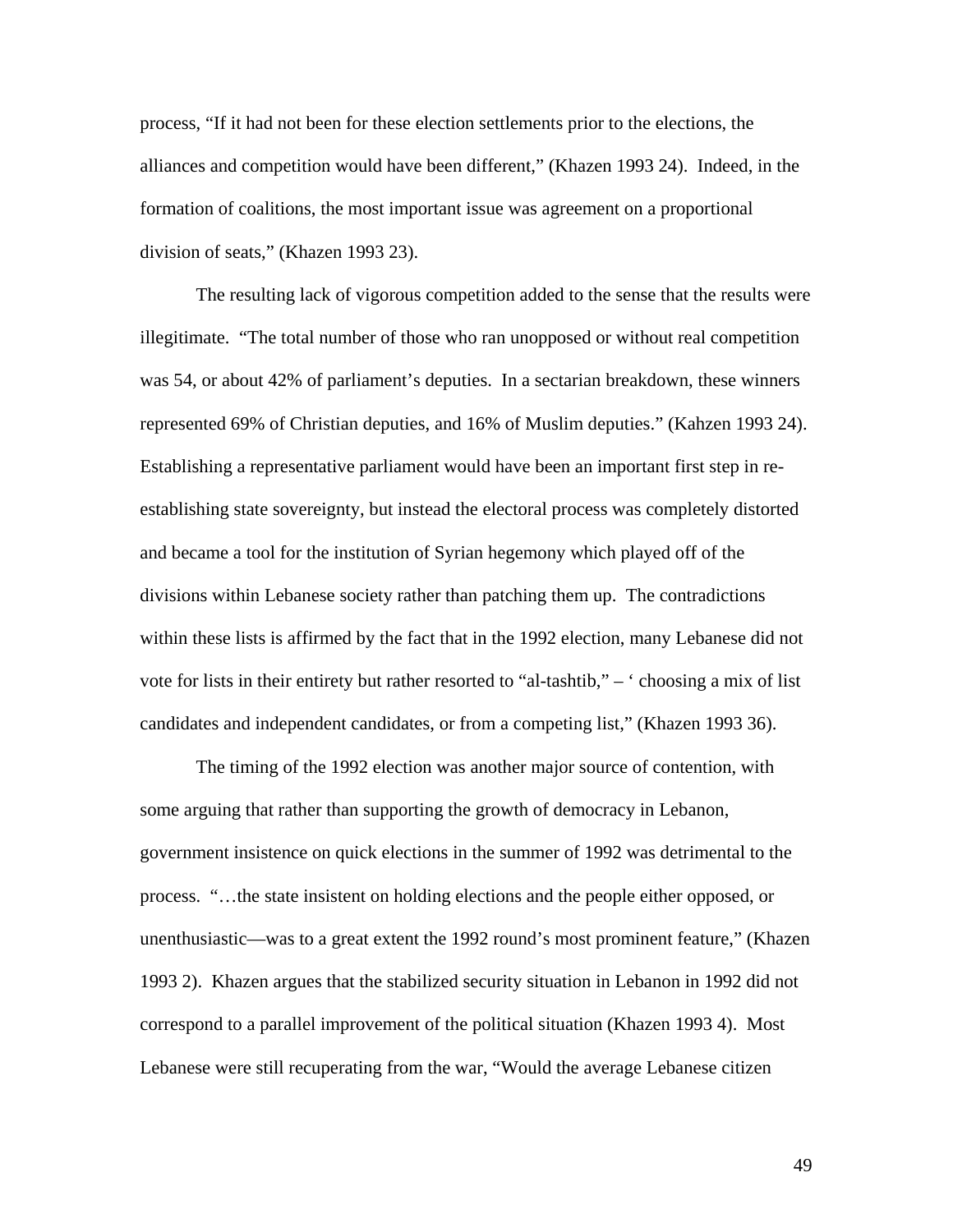process, "If it had not been for these election settlements prior to the elections, the alliances and competition would have been different," (Khazen 1993 24). Indeed, in the formation of coalitions, the most important issue was agreement on a proportional division of seats," (Khazen 1993 23).

The resulting lack of vigorous competition added to the sense that the results were illegitimate. "The total number of those who ran unopposed or without real competition was 54, or about 42% of parliament's deputies. In a sectarian breakdown, these winners represented 69% of Christian deputies, and 16% of Muslim deputies." (Kahzen 1993 24). Establishing a representative parliament would have been an important first step in re-establishing state sovereignty, but instead the electoral process was completely distorted and became a tool for the institution of Syrian hegemony which played off of the divisions within Lebanese society rather than patching them up. The contradictions within these lists is affirmed by the fact that in the 1992 election, many Lebanese did not vote for lists in their entirety but rather resorted to "al-tashtib," – ' choosing a mix of list candidates and independent candidates, or from a competing list," (Khazen 1993 36).

The timing of the 1992 election was another major source of contention, with some arguing that rather than supporting the growth of democracy in Lebanon, government insistence on quick elections in the summer of 1992 was detrimental to the process. "…the state insistent on holding elections and the people either opposed, or unenthusiastic—was to a great extent the 1992 round's most prominent feature," (Khazen 1993 2). Khazen argues that the stabilized security situation in Lebanon in 1992 did not correspond to a parallel improvement of the political situation (Khazen 1993 4). Most Lebanese were still recuperating from the war, "Would the average Lebanese citizen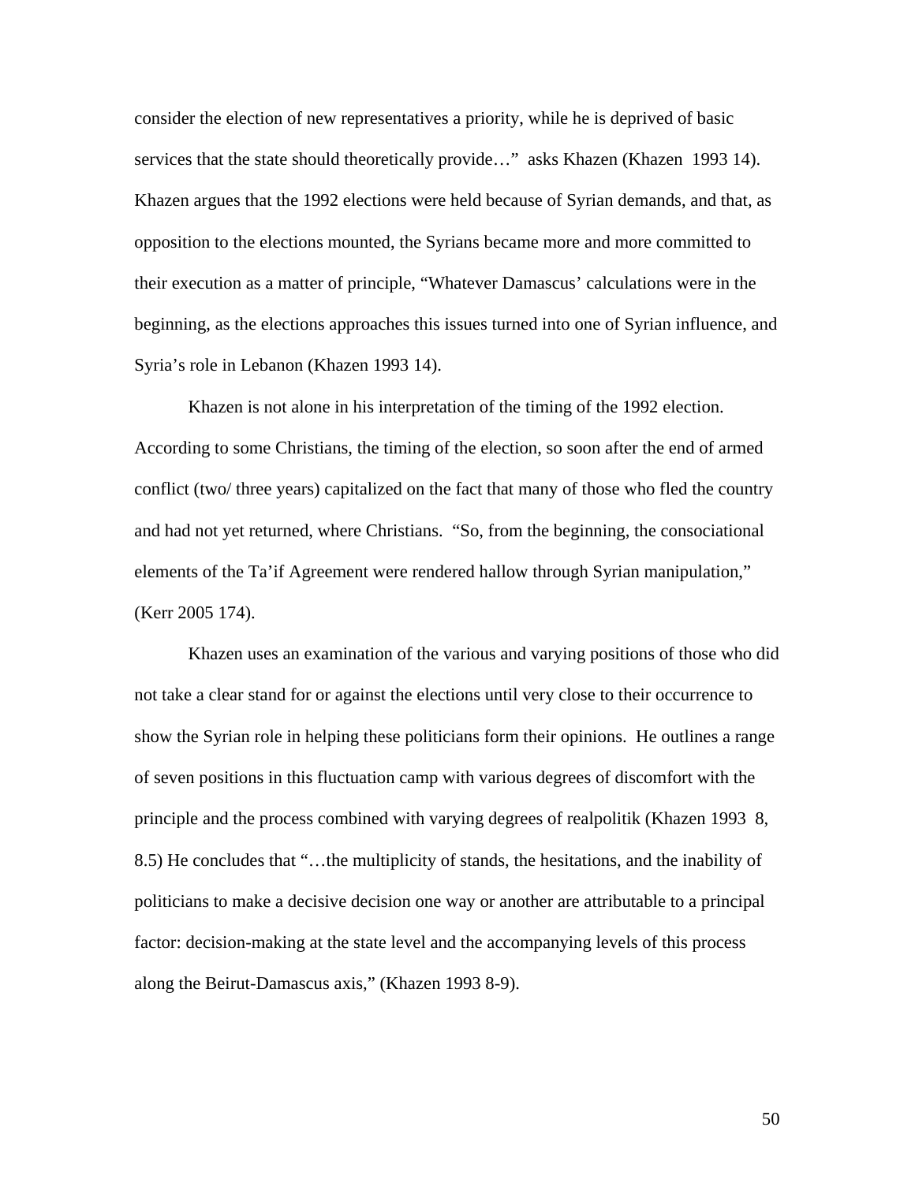consider the election of new representatives a priority, while he is deprived of basic services that the state should theoretically provide…" asks Khazen (Khazen 1993 14). Khazen argues that the 1992 elections were held because of Syrian demands, and that, as opposition to the elections mounted, the Syrians became more and more committed to their execution as a matter of principle, "Whatever Damascus' calculations were in the beginning, as the elections approaches this issues turned into one of Syrian influence, and Syria's role in Lebanon (Khazen 1993 14).

Khazen is not alone in his interpretation of the timing of the 1992 election. According to some Christians, the timing of the election, so soon after the end of armed conflict (two/ three years) capitalized on the fact that many of those who fled the country and had not yet returned, where Christians. "So, from the beginning, the consociational elements of the Ta'if Agreement were rendered hallow through Syrian manipulation," (Kerr 2005 174).

Khazen uses an examination of the various and varying positions of those who did not take a clear stand for or against the elections until very close to their occurrence to show the Syrian role in helping these politicians form their opinions. He outlines a range of seven positions in this fluctuation camp with various degrees of discomfort with the principle and the process combined with varying degrees of realpolitik (Khazen 1993 8, 8.5) He concludes that "…the multiplicity of stands, the hesitations, and the inability of politicians to make a decisive decision one way or another are attributable to a principal factor: decision-making at the state level and the accompanying levels of this process along the Beirut-Damascus axis," (Khazen 1993 8-9).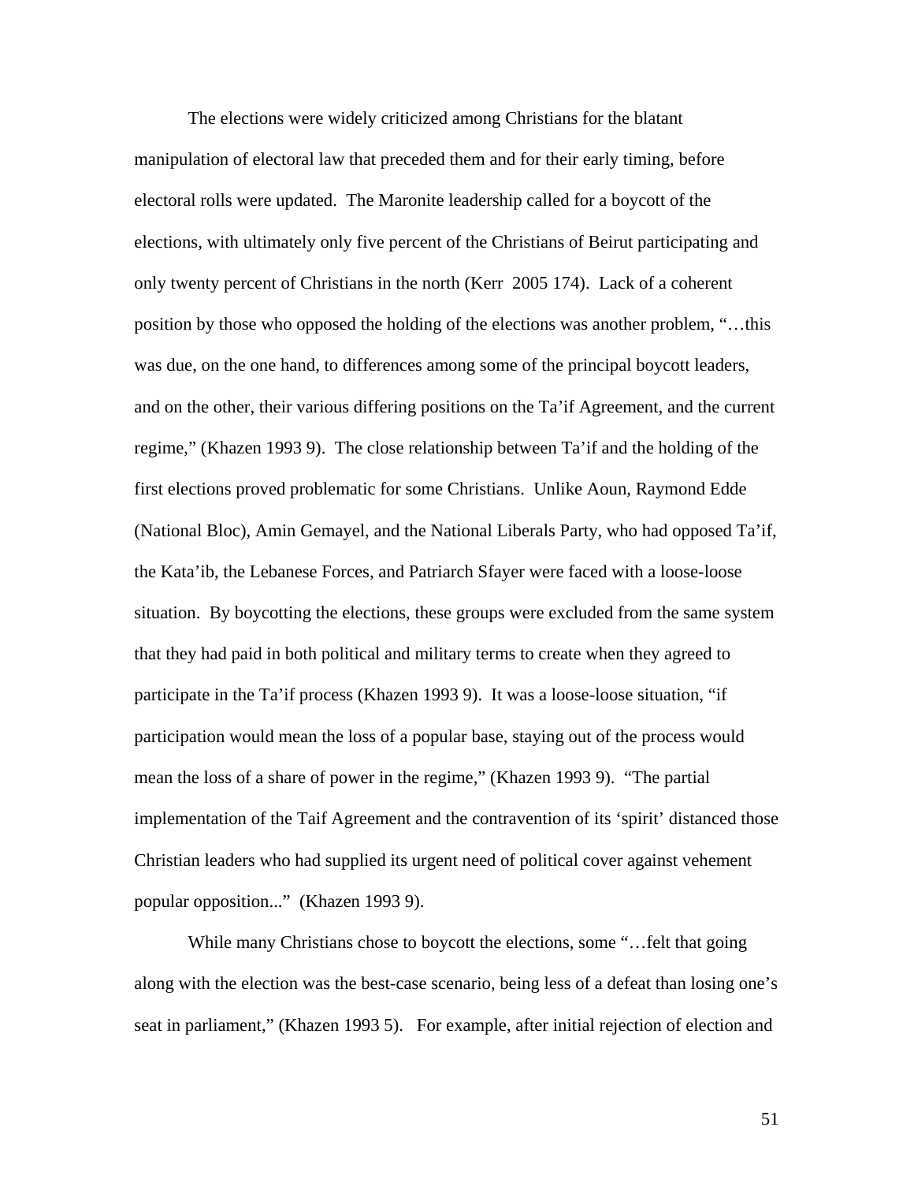The elections were widely criticized among Christians for the blatant manipulation of electoral law that preceded them and for their early timing, before electoral rolls were updated. The Maronite leadership called for a boycott of the elections, with ultimately only five percent of the Christians of Beirut participating and only twenty percent of Christians in the north (Kerr 2005 174). Lack of a coherent position by those who opposed the holding of the elections was another problem, "…this was due, on the one hand, to differences among some of the principal boycott leaders, and on the other, their various differing positions on the Ta'if Agreement, and the current regime," (Khazen 1993 9). The close relationship between Ta'if and the holding of the first elections proved problematic for some Christians. Unlike Aoun, Raymond Edde (National Bloc), Amin Gemayel, and the National Liberals Party, who had opposed Ta'if, the Kata'ib, the Lebanese Forces, and Patriarch Sfayer were faced with a loose-loose situation. By boycotting the elections, these groups were excluded from the same system that they had paid in both political and military terms to create when they agreed to participate in the Ta'if process (Khazen 1993 9). It was a loose-loose situation, "if participation would mean the loss of a popular base, staying out of the process would mean the loss of a share of power in the regime," (Khazen 1993 9). "The partial implementation of the Taif Agreement and the contravention of its 'spirit' distanced those Christian leaders who had supplied its urgent need of political cover against vehement popular opposition..." (Khazen 1993 9).

While many Christians chose to boycott the elections, some "…felt that going along with the election was the best-case scenario, being less of a defeat than losing one's seat in parliament," (Khazen 1993 5). For example, after initial rejection of election and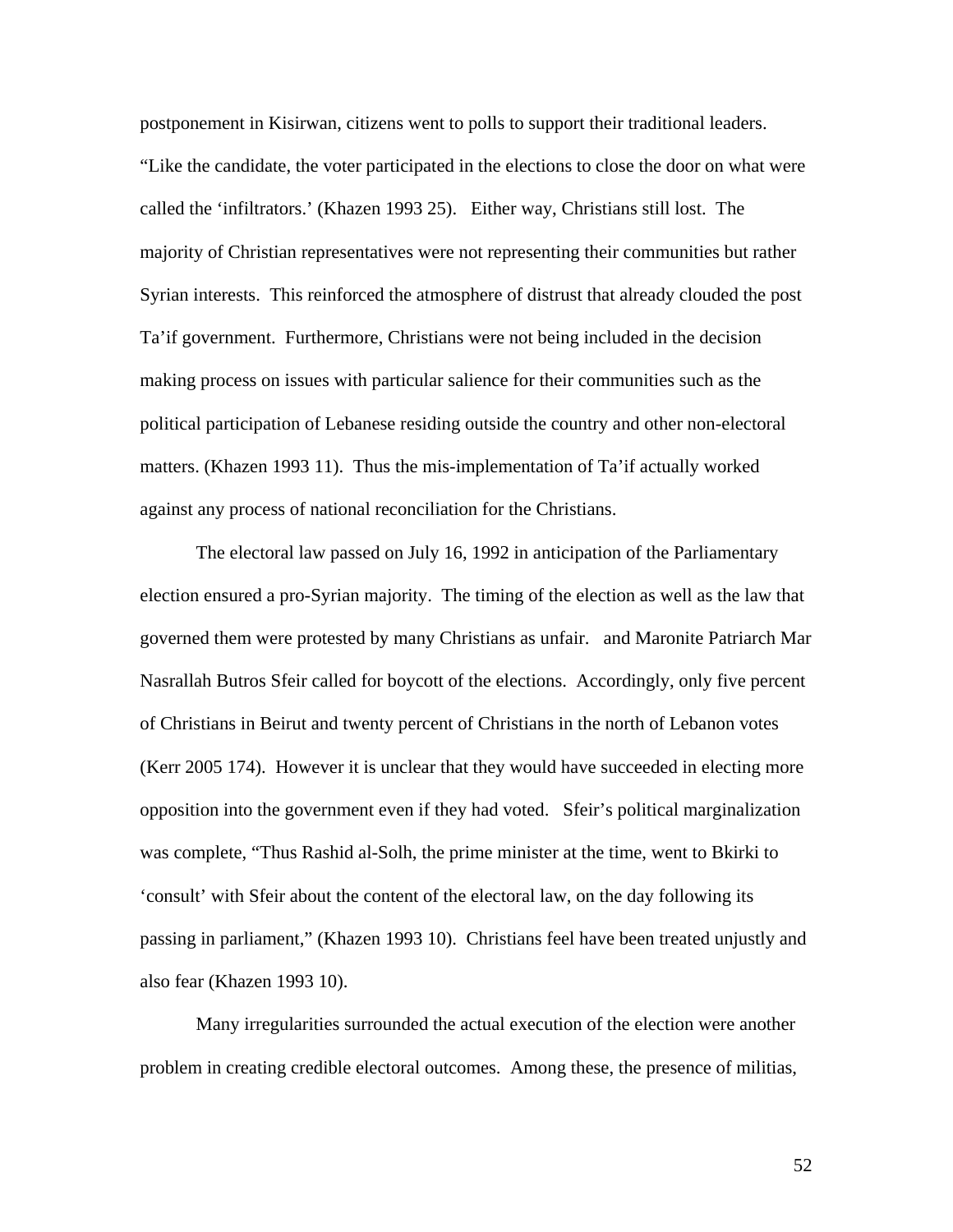postponement in Kisirwan, citizens went to polls to support their traditional leaders. "Like the candidate, the voter participated in the elections to close the door on what were called the 'infiltrators.' (Khazen 1993 25). Either way, Christians still lost. The majority of Christian representatives were not representing their communities but rather Syrian interests. This reinforced the atmosphere of distrust that already clouded the post Ta'if government. Furthermore, Christians were not being included in the decision making process on issues with particular salience for their communities such as the political participation of Lebanese residing outside the country and other non-electoral matters. (Khazen 1993 11). Thus the mis-implementation of Ta'if actually worked against any process of national reconciliation for the Christians.

The electoral law passed on July 16, 1992 in anticipation of the Parliamentary election ensured a pro-Syrian majority. The timing of the election as well as the law that governed them were protested by many Christians as unfair. and Maronite Patriarch Mar Nasrallah Butros Sfeir called for boycott of the elections. Accordingly, only five percent of Christians in Beirut and twenty percent of Christians in the north of Lebanon votes (Kerr 2005 174). However it is unclear that they would have succeeded in electing more opposition into the government even if they had voted. Sfeir's political marginalization was complete, "Thus Rashid al-Solh, the prime minister at the time, went to Bkirki to 'consult' with Sfeir about the content of the electoral law, on the day following its passing in parliament," (Khazen 1993 10). Christians feel have been treated unjustly and also fear (Khazen 1993 10).

Many irregularities surrounded the actual execution of the election were another problem in creating credible electoral outcomes. Among these, the presence of militias,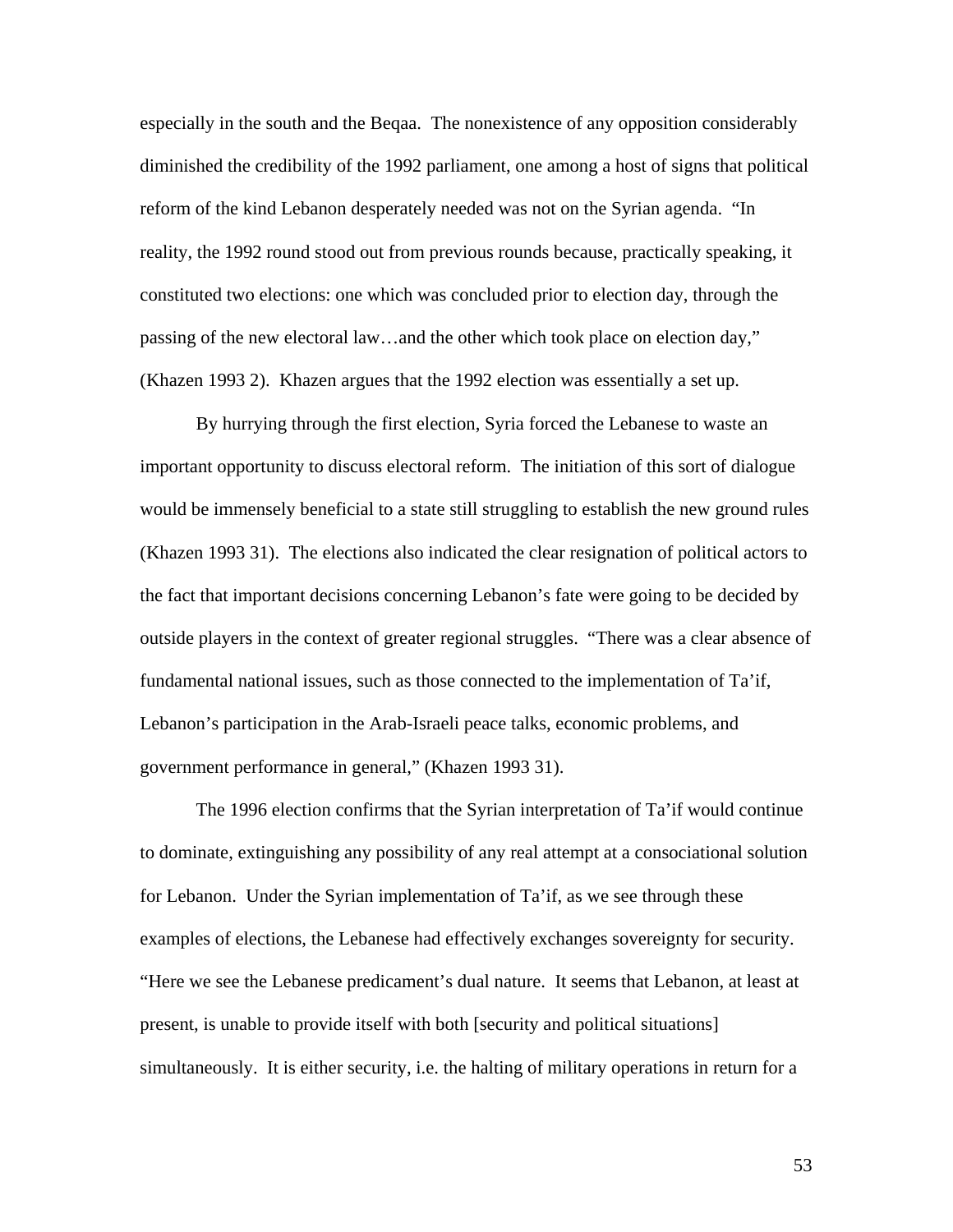especially in the south and the Beqaa. The nonexistence of any opposition considerably diminished the credibility of the 1992 parliament, one among a host of signs that political reform of the kind Lebanon desperately needed was not on the Syrian agenda. "In reality, the 1992 round stood out from previous rounds because, practically speaking, it constituted two elections: one which was concluded prior to election day, through the passing of the new electoral law…and the other which took place on election day," (Khazen 1993 2). Khazen argues that the 1992 election was essentially a set up.

By hurrying through the first election, Syria forced the Lebanese to waste an important opportunity to discuss electoral reform. The initiation of this sort of dialogue would be immensely beneficial to a state still struggling to establish the new ground rules (Khazen 1993 31). The elections also indicated the clear resignation of political actors to the fact that important decisions concerning Lebanon's fate were going to be decided by outside players in the context of greater regional struggles. "There was a clear absence of fundamental national issues, such as those connected to the implementation of Ta'if, Lebanon's participation in the Arab-Israeli peace talks, economic problems, and government performance in general," (Khazen 1993 31).

The 1996 election confirms that the Syrian interpretation of Ta'if would continue to dominate, extinguishing any possibility of any real attempt at a consociational solution for Lebanon. Under the Syrian implementation of Ta'if, as we see through these examples of elections, the Lebanese had effectively exchanges sovereignty for security. "Here we see the Lebanese predicament's dual nature. It seems that Lebanon, at least at present, is unable to provide itself with both [security and political situations] simultaneously. It is either security, i.e. the halting of military operations in return for a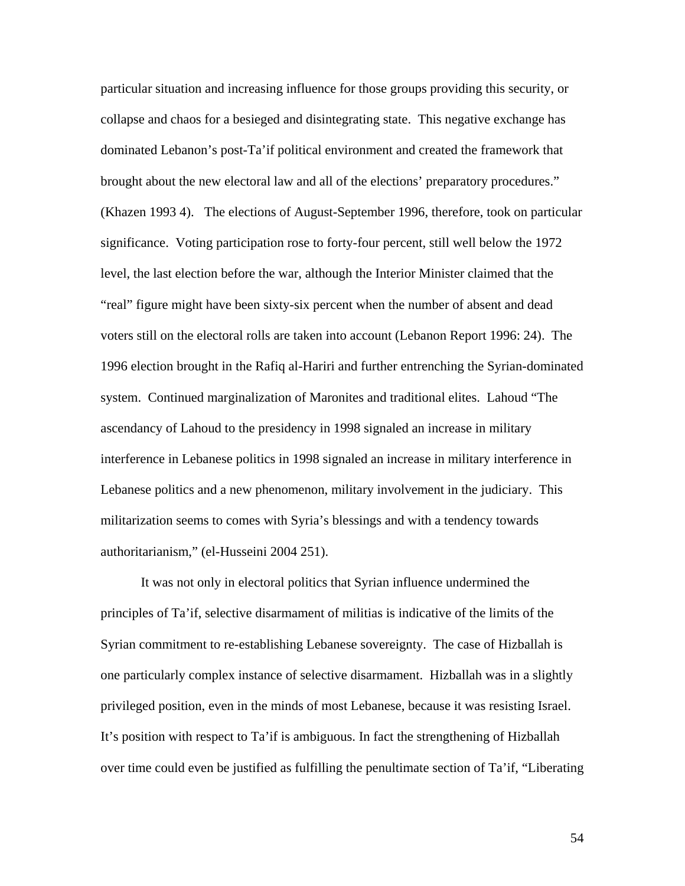particular situation and increasing influence for those groups providing this security, or collapse and chaos for a besieged and disintegrating state. This negative exchange has dominated Lebanon's post-Ta'if political environment and created the framework that brought about the new electoral law and all of the elections' preparatory procedures." (Khazen 1993 4). The elections of August-September 1996, therefore, took on particular significance. Voting participation rose to forty-four percent, still well below the 1972 level, the last election before the war, although the Interior Minister claimed that the "real" figure might have been sixty-six percent when the number of absent and dead voters still on the electoral rolls are taken into account (Lebanon Report 1996: 24). The 1996 election brought in the Rafiq al-Hariri and further entrenching the Syrian-dominated system. Continued marginalization of Maronites and traditional elites. Lahoud "The ascendancy of Lahoud to the presidency in 1998 signaled an increase in military interference in Lebanese politics in 1998 signaled an increase in military interference in Lebanese politics and a new phenomenon, military involvement in the judiciary. This militarization seems to comes with Syria's blessings and with a tendency towards authoritarianism," (el-Husseini 2004 251).

It was not only in electoral politics that Syrian influence undermined the principles of Ta'if, selective disarmament of militias is indicative of the limits of the Syrian commitment to re-establishing Lebanese sovereignty. The case of Hizballah is one particularly complex instance of selective disarmament. Hizballah was in a slightly privileged position, even in the minds of most Lebanese, because it was resisting Israel. It's position with respect to Ta'if is ambiguous. In fact the strengthening of Hizballah over time could even be justified as fulfilling the penultimate section of Ta'if, "Liberating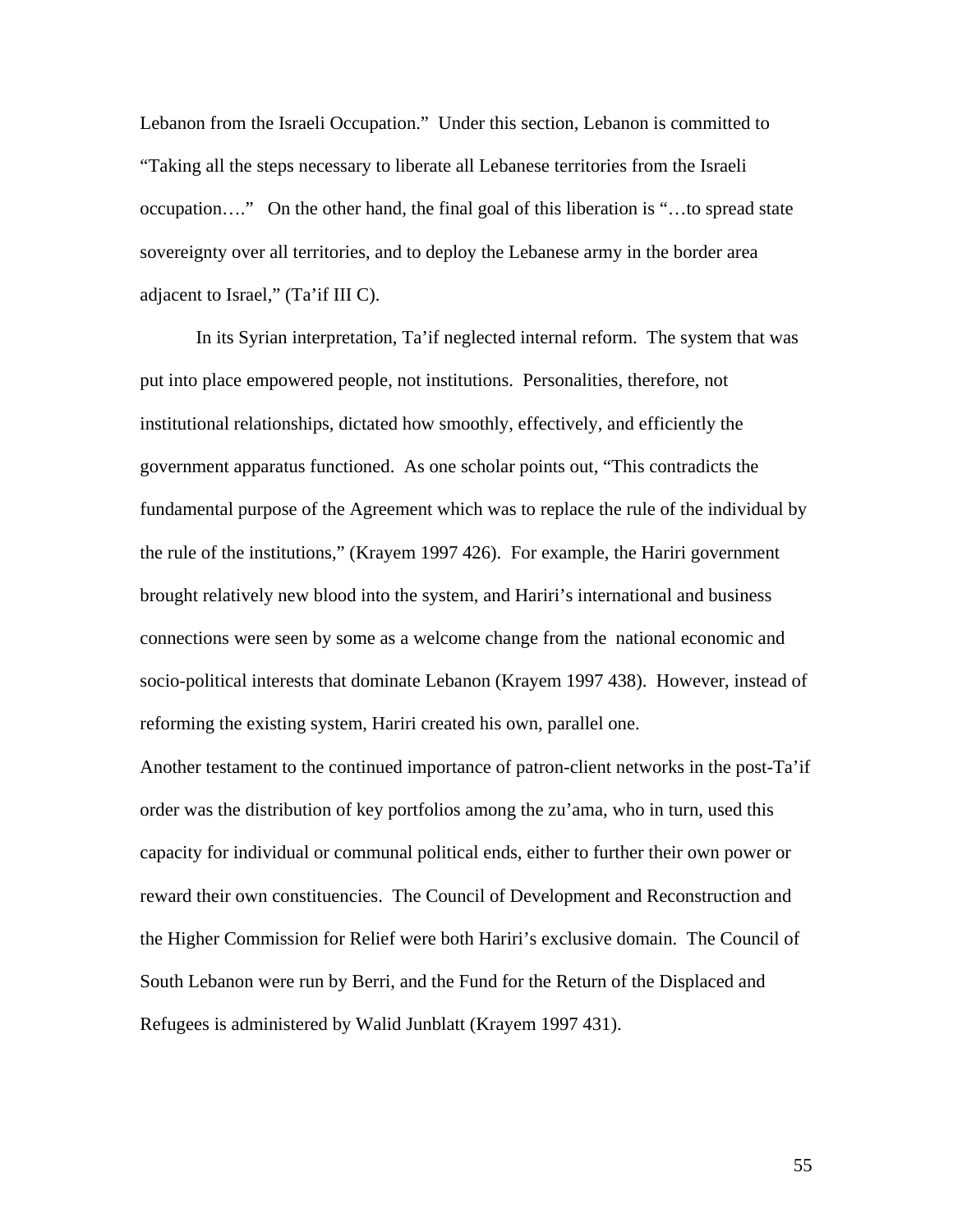Lebanon from the Israeli Occupation." Under this section, Lebanon is committed to "Taking all the steps necessary to liberate all Lebanese territories from the Israeli occupation…." On the other hand, the final goal of this liberation is "…to spread state sovereignty over all territories, and to deploy the Lebanese army in the border area adjacent to Israel," (Ta'if III C).

In its Syrian interpretation, Ta'if neglected internal reform. The system that was put into place empowered people, not institutions. Personalities, therefore, not institutional relationships, dictated how smoothly, effectively, and efficiently the government apparatus functioned. As one scholar points out, "This contradicts the fundamental purpose of the Agreement which was to replace the rule of the individual by the rule of the institutions," (Krayem 1997 426). For example, the Hariri government brought relatively new blood into the system, and Hariri's international and business connections were seen by some as a welcome change from the national economic and socio-political interests that dominate Lebanon (Krayem 1997 438). However, instead of reforming the existing system, Hariri created his own, parallel one.

Another testament to the continued importance of patron-client networks in the post-Ta'if order was the distribution of key portfolios among the zu'ama, who in turn, used this capacity for individual or communal political ends, either to further their own power or reward their own constituencies. The Council of Development and Reconstruction and the Higher Commission for Relief were both Hariri's exclusive domain. The Council of South Lebanon were run by Berri, and the Fund for the Return of the Displaced and Refugees is administered by Walid Junblatt (Krayem 1997 431).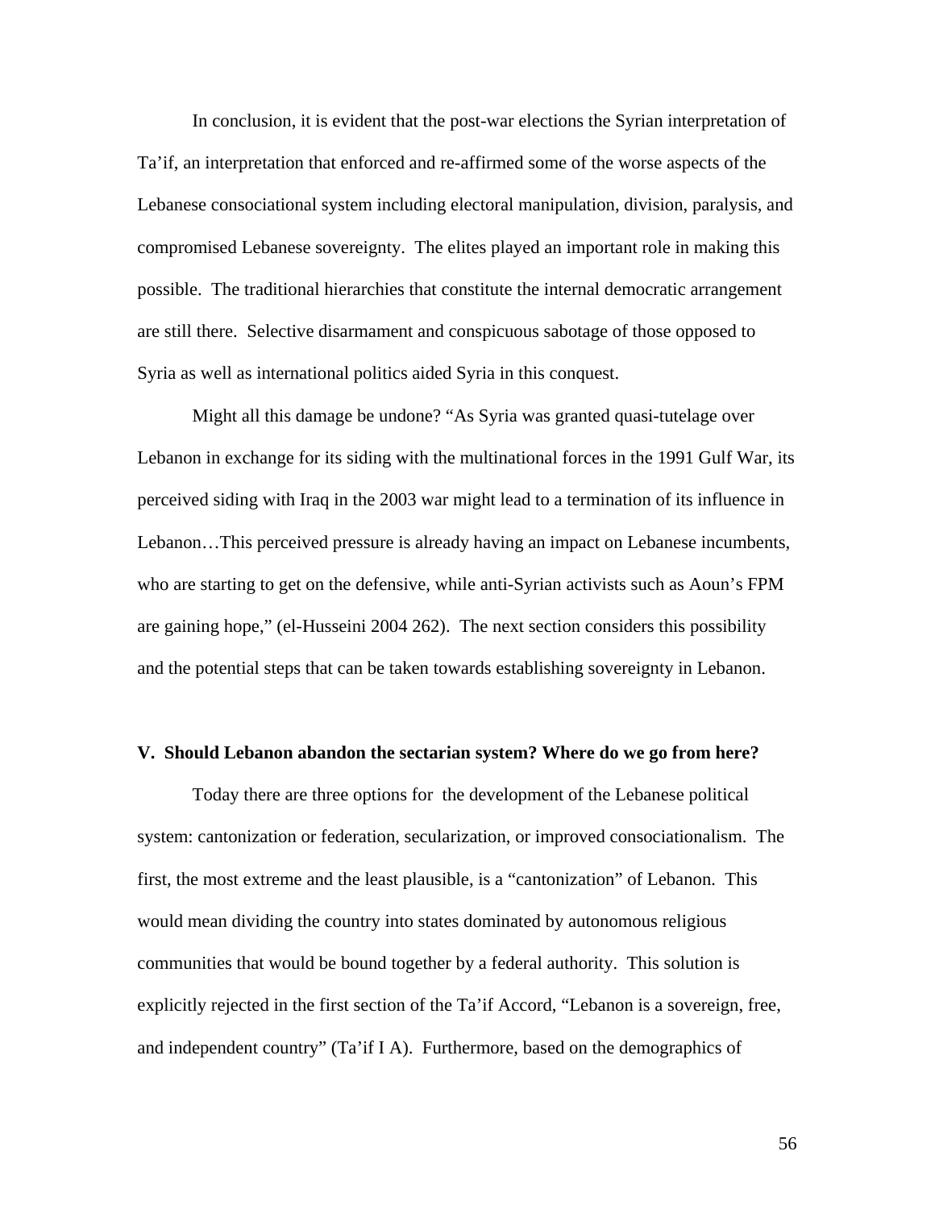In conclusion, it is evident that the post-war elections the Syrian interpretation of Ta'if, an interpretation that enforced and re-affirmed some of the worse aspects of the Lebanese consociational system including electoral manipulation, division, paralysis, and compromised Lebanese sovereignty. The elites played an important role in making this possible. The traditional hierarchies that constitute the internal democratic arrangement are still there. Selective disarmament and conspicuous sabotage of those opposed to Syria as well as international politics aided Syria in this conquest.

Might all this damage be undone? "As Syria was granted quasi-tutelage over Lebanon in exchange for its siding with the multinational forces in the 1991 Gulf War, its perceived siding with Iraq in the 2003 war might lead to a termination of its influence in Lebanon…This perceived pressure is already having an impact on Lebanese incumbents, who are starting to get on the defensive, while anti-Syrian activists such as Aoun's FPM are gaining hope," (el-Husseini 2004 262). The next section considers this possibility and the potential steps that can be taken towards establishing sovereignty in Lebanon.

## V. Should Lebanon abandon the sectarian system? Where do we go from here?

Today there are three options for the development of the Lebanese political system: cantonization or federation, secularization, or improved consociationalism. The first, the most extreme and the least plausible, is a "cantonization" of Lebanon. This would mean dividing the country into states dominated by autonomous religious communities that would be bound together by a federal authority. This solution is explicitly rejected in the first section of the Ta'if Accord, "Lebanon is a sovereign, free, and independent country" (Ta'if I A). Furthermore, based on the demographics of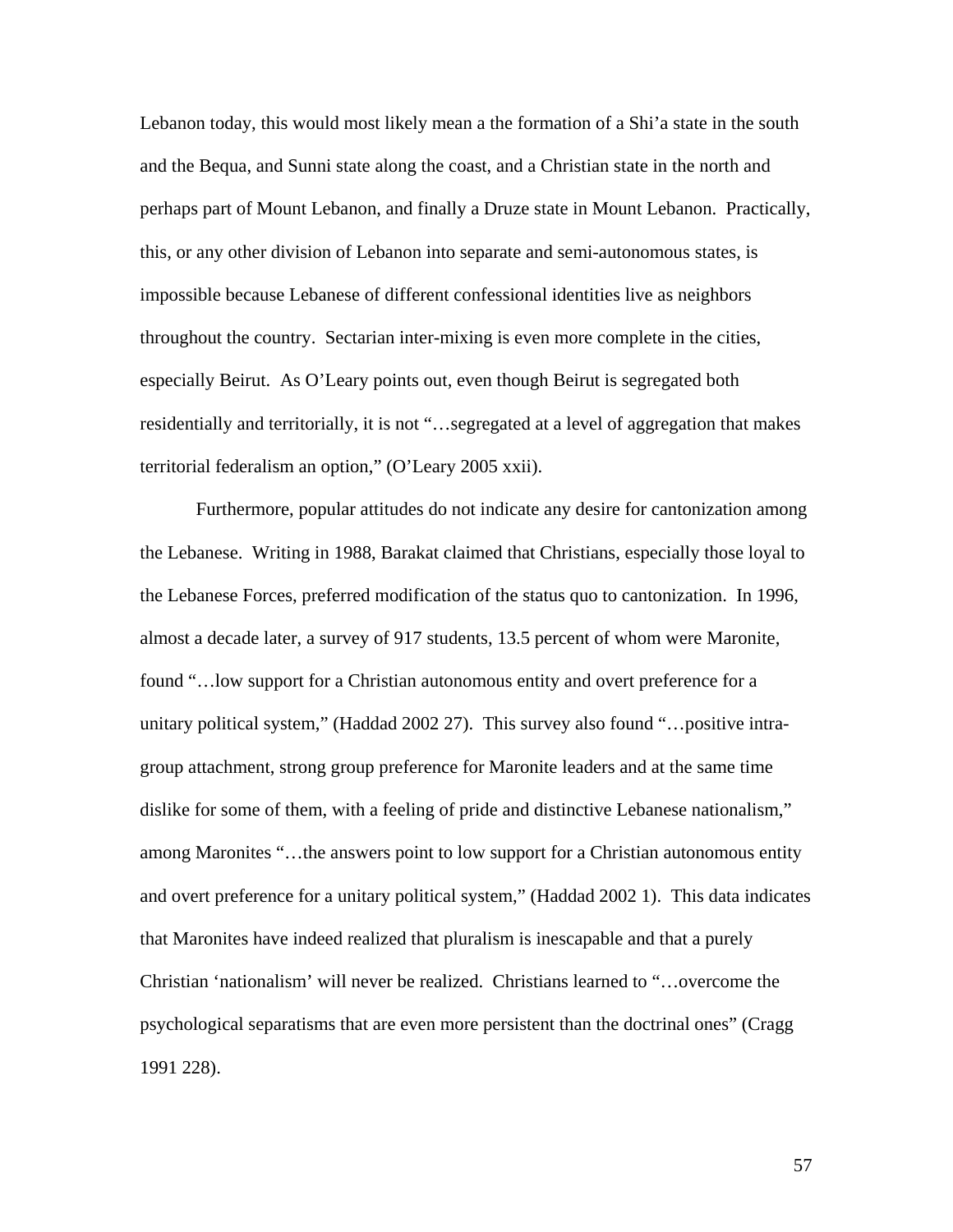Lebanon today, this would most likely mean a the formation of a Shi'a state in the south and the Bequa, and Sunni state along the coast, and a Christian state in the north and perhaps part of Mount Lebanon, and finally a Druze state in Mount Lebanon. Practically, this, or any other division of Lebanon into separate and semi-autonomous states, is impossible because Lebanese of different confessional identities live as neighbors throughout the country. Sectarian inter-mixing is even more complete in the cities, especially Beirut. As O'Leary points out, even though Beirut is segregated both residentially and territorially, it is not "…segregated at a level of aggregation that makes territorial federalism an option," (O'Leary 2005 xxii).

Furthermore, popular attitudes do not indicate any desire for cantonization among the Lebanese. Writing in 1988, Barakat claimed that Christians, especially those loyal to the Lebanese Forces, preferred modification of the status quo to cantonization. In 1996, almost a decade later, a survey of 917 students, 13.5 percent of whom were Maronite, found "…low support for a Christian autonomous entity and overt preference for a unitary political system," (Haddad 2002 27). This survey also found "…positive intra-group attachment, strong group preference for Maronite leaders and at the same time dislike for some of them, with a feeling of pride and distinctive Lebanese nationalism," among Maronites "…the answers point to low support for a Christian autonomous entity and overt preference for a unitary political system," (Haddad 2002 1). This data indicates that Maronites have indeed realized that pluralism is inescapable and that a purely Christian 'nationalism' will never be realized. Christians learned to "…overcome the psychological separatisms that are even more persistent than the doctrinal ones" (Cragg 1991 228).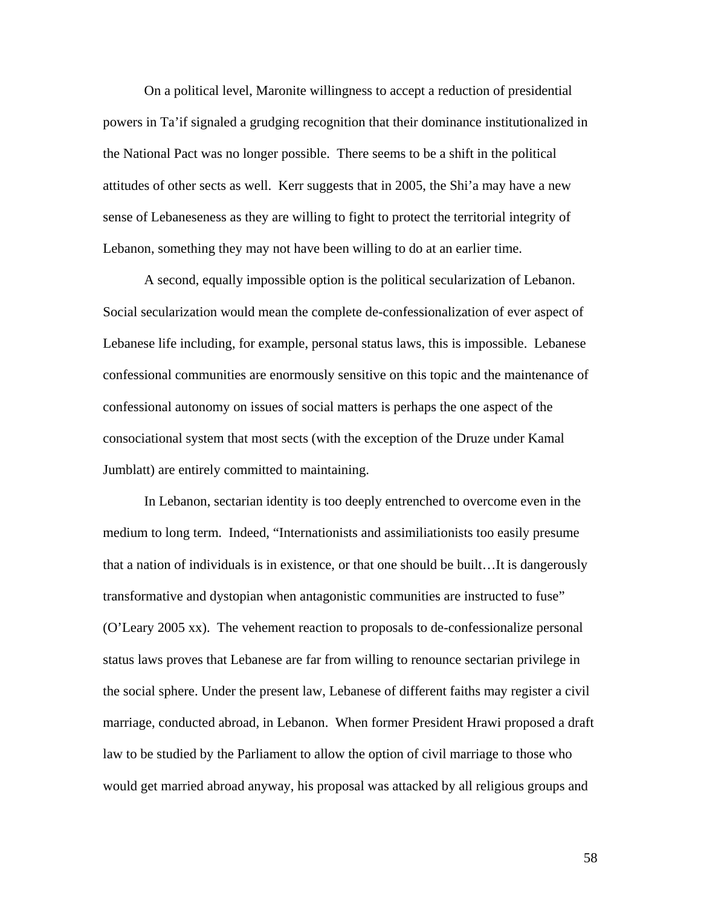On a political level, Maronite willingness to accept a reduction of presidential powers in Ta'if signaled a grudging recognition that their dominance institutionalized in the National Pact was no longer possible. There seems to be a shift in the political attitudes of other sects as well. Kerr suggests that in 2005, the Shi'a may have a new sense of Lebaneseness as they are willing to fight to protect the territorial integrity of Lebanon, something they may not have been willing to do at an earlier time.

A second, equally impossible option is the political secularization of Lebanon. Social secularization would mean the complete de-confessionalization of ever aspect of Lebanese life including, for example, personal status laws, this is impossible. Lebanese confessional communities are enormously sensitive on this topic and the maintenance of confessional autonomy on issues of social matters is perhaps the one aspect of the consociational system that most sects (with the exception of the Druze under Kamal Jumblatt) are entirely committed to maintaining.

In Lebanon, sectarian identity is too deeply entrenched to overcome even in the medium to long term. Indeed, "Internationists and assimiliationists too easily presume that a nation of individuals is in existence, or that one should be built…It is dangerously transformative and dystopian when antagonistic communities are instructed to fuse" (O'Leary 2005 xx). The vehement reaction to proposals to de-confessionalize personal status laws proves that Lebanese are far from willing to renounce sectarian privilege in the social sphere. Under the present law, Lebanese of different faiths may register a civil marriage, conducted abroad, in Lebanon. When former President Hrawi proposed a draft law to be studied by the Parliament to allow the option of civil marriage to those who would get married abroad anyway, his proposal was attacked by all religious groups and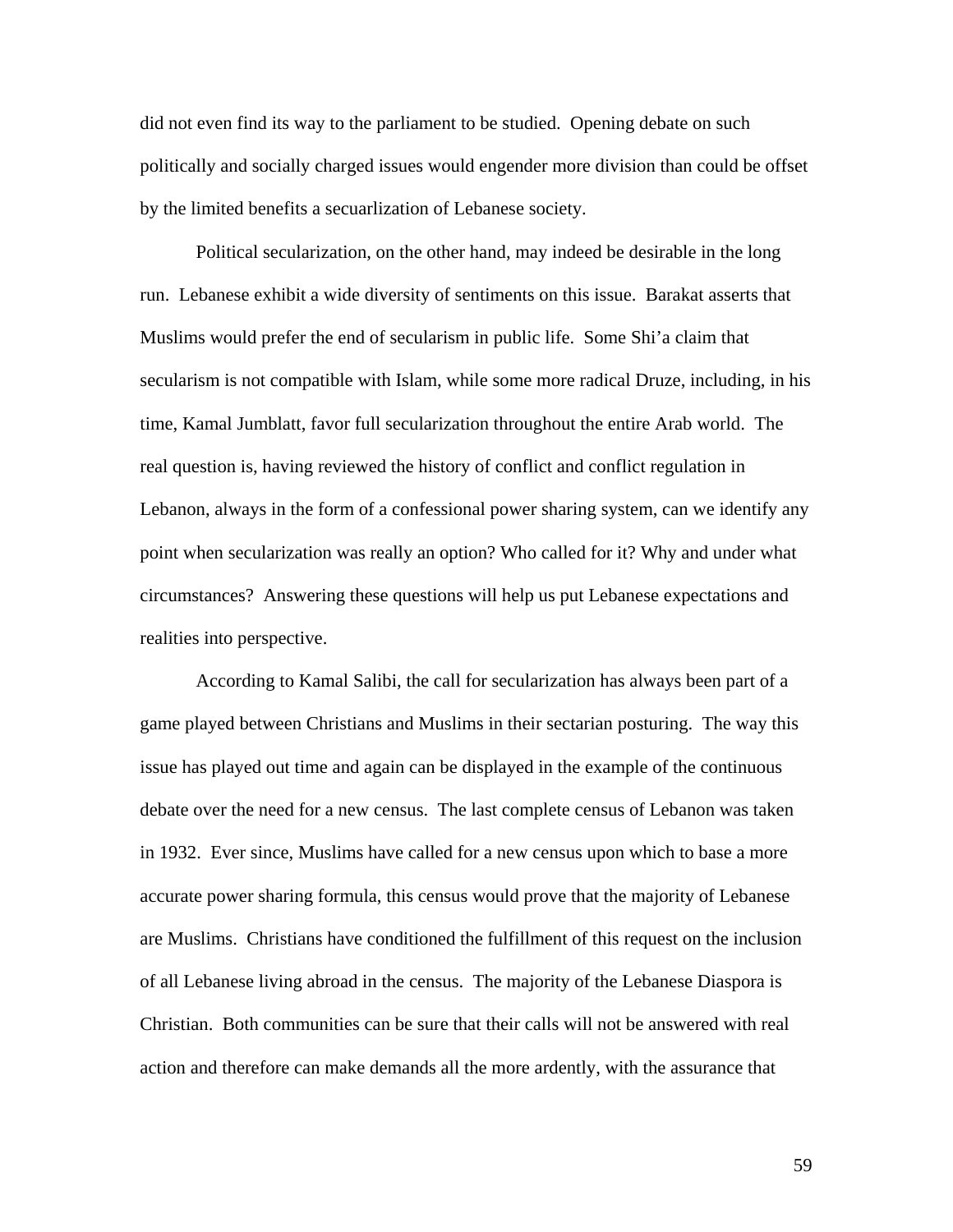did not even find its way to the parliament to be studied. Opening debate on such politically and socially charged issues would engender more division than could be offset by the limited benefits a secuarlization of Lebanese society.

Political secularization, on the other hand, may indeed be desirable in the long run. Lebanese exhibit a wide diversity of sentiments on this issue. Barakat asserts that Muslims would prefer the end of secularism in public life. Some Shi'a claim that secularism is not compatible with Islam, while some more radical Druze, including, in his time, Kamal Jumblatt, favor full secularization throughout the entire Arab world. The real question is, having reviewed the history of conflict and conflict regulation in Lebanon, always in the form of a confessional power sharing system, can we identify any point when secularization was really an option? Who called for it? Why and under what circumstances? Answering these questions will help us put Lebanese expectations and realities into perspective.

According to Kamal Salibi, the call for secularization has always been part of a game played between Christians and Muslims in their sectarian posturing. The way this issue has played out time and again can be displayed in the example of the continuous debate over the need for a new census. The last complete census of Lebanon was taken in 1932. Ever since, Muslims have called for a new census upon which to base a more accurate power sharing formula, this census would prove that the majority of Lebanese are Muslims. Christians have conditioned the fulfillment of this request on the inclusion of all Lebanese living abroad in the census. The majority of the Lebanese Diaspora is Christian. Both communities can be sure that their calls will not be answered with real action and therefore can make demands all the more ardently, with the assurance that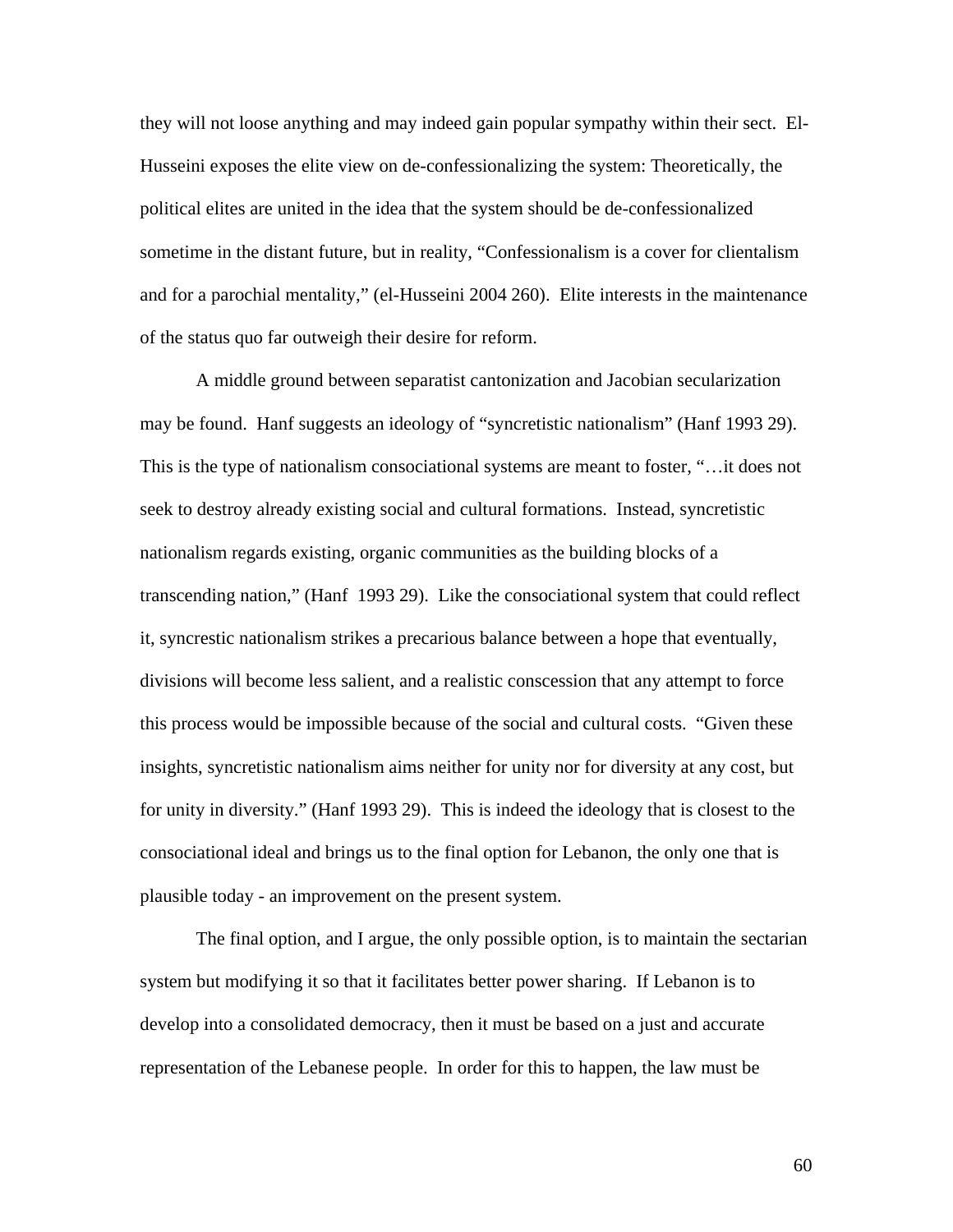they will not loose anything and may indeed gain popular sympathy within their sect. El-Husseini exposes the elite view on de-confessionalizing the system: Theoretically, the political elites are united in the idea that the system should be de-confessionalized sometime in the distant future, but in reality, "Confessionalism is a cover for clientalism and for a parochial mentality," (el-Husseini 2004 260). Elite interests in the maintenance of the status quo far outweigh their desire for reform.

A middle ground between separatist cantonization and Jacobian secularization may be found. Hanf suggests an ideology of "syncretistic nationalism" (Hanf 1993 29). This is the type of nationalism consociational systems are meant to foster, "…it does not seek to destroy already existing social and cultural formations. Instead, syncretistic nationalism regards existing, organic communities as the building blocks of a transcending nation," (Hanf 1993 29). Like the consociational system that could reflect it, syncrestic nationalism strikes a precarious balance between a hope that eventually, divisions will become less salient, and a realistic conscession that any attempt to force this process would be impossible because of the social and cultural costs. "Given these insights, syncretistic nationalism aims neither for unity nor for diversity at any cost, but for unity in diversity." (Hanf 1993 29). This is indeed the ideology that is closest to the consociational ideal and brings us to the final option for Lebanon, the only one that is plausible today - an improvement on the present system.

The final option, and I argue, the only possible option, is to maintain the sectarian system but modifying it so that it facilitates better power sharing. If Lebanon is to develop into a consolidated democracy, then it must be based on a just and accurate representation of the Lebanese people. In order for this to happen, the law must be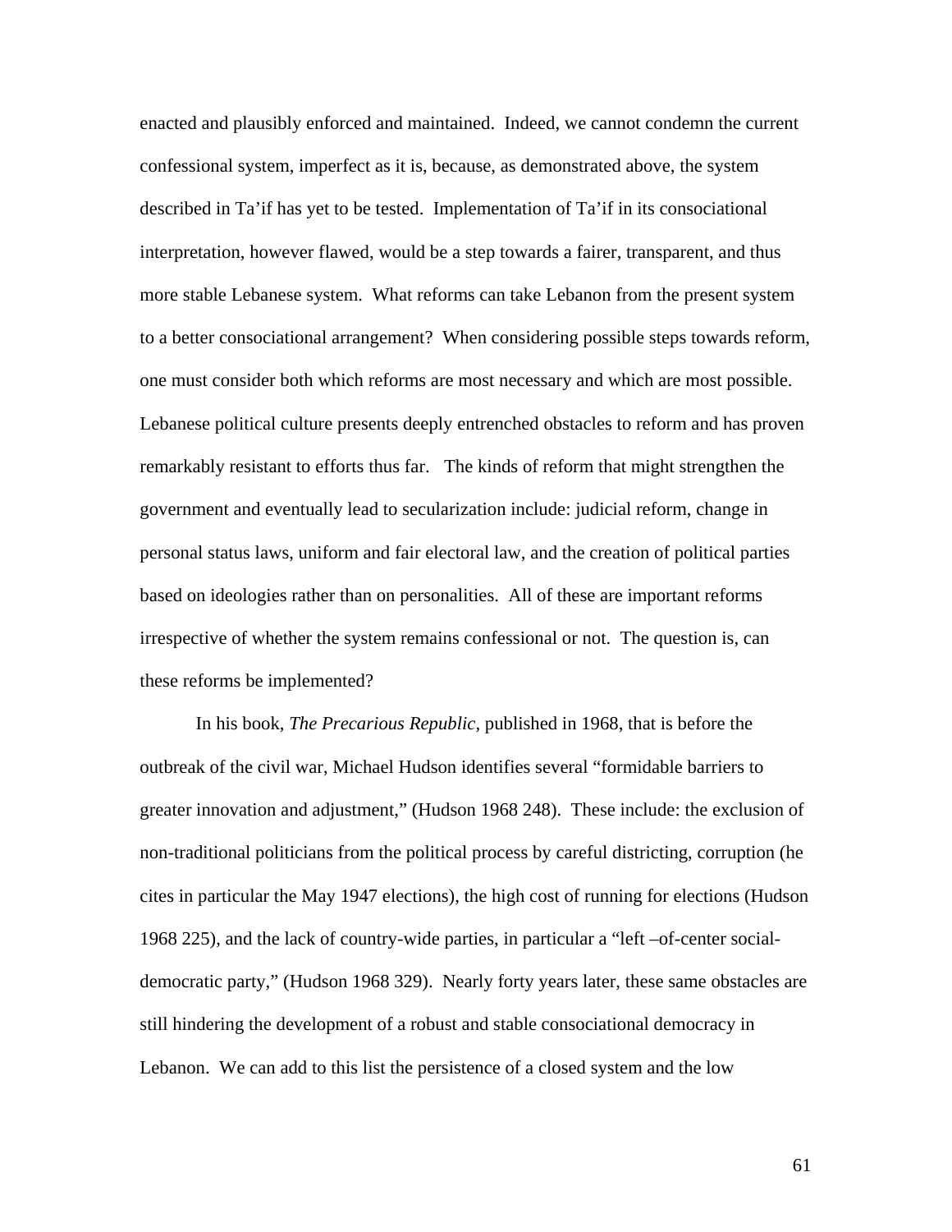enacted and plausibly enforced and maintained. Indeed, we cannot condemn the current confessional system, imperfect as it is, because, as demonstrated above, the system described in Ta'if has yet to be tested. Implementation of Ta'if in its consociational interpretation, however flawed, would be a step towards a fairer, transparent, and thus more stable Lebanese system. What reforms can take Lebanon from the present system to a better consociational arrangement? When considering possible steps towards reform, one must consider both which reforms are most necessary and which are most possible. Lebanese political culture presents deeply entrenched obstacles to reform and has proven remarkably resistant to efforts thus far. The kinds of reform that might strengthen the government and eventually lead to secularization include: judicial reform, change in personal status laws, uniform and fair electoral law, and the creation of political parties based on ideologies rather than on personalities. All of these are important reforms irrespective of whether the system remains confessional or not. The question is, can these reforms be implemented?

In his book, *The Precarious Republic*, published in 1968, that is before the outbreak of the civil war, Michael Hudson identifies several "formidable barriers to greater innovation and adjustment," (Hudson 1968 248). These include: the exclusion of non-traditional politicians from the political process by careful districting, corruption (he cites in particular the May 1947 elections), the high cost of running for elections (Hudson 1968 225), and the lack of country-wide parties, in particular a "left –of-center social-democratic party," (Hudson 1968 329). Nearly forty years later, these same obstacles are still hindering the development of a robust and stable consociational democracy in Lebanon. We can add to this list the persistence of a closed system and the low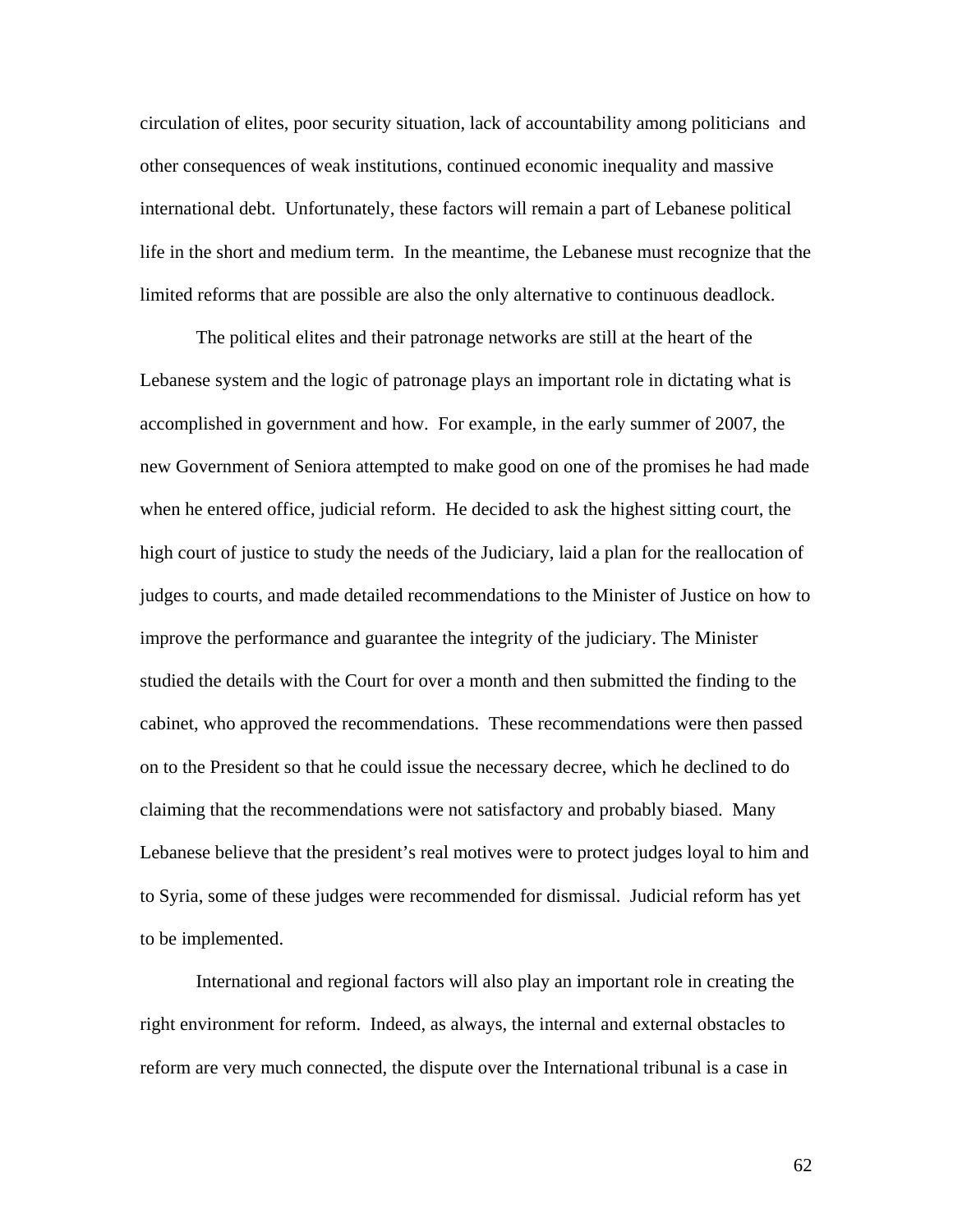circulation of elites, poor security situation, lack of accountability among politicians and other consequences of weak institutions, continued economic inequality and massive international debt. Unfortunately, these factors will remain a part of Lebanese political life in the short and medium term. In the meantime, the Lebanese must recognize that the limited reforms that are possible are also the only alternative to continuous deadlock.

The political elites and their patronage networks are still at the heart of the Lebanese system and the logic of patronage plays an important role in dictating what is accomplished in government and how. For example, in the early summer of 2007, the new Government of Seniora attempted to make good on one of the promises he had made when he entered office, judicial reform. He decided to ask the highest sitting court, the high court of justice to study the needs of the Judiciary, laid a plan for the reallocation of judges to courts, and made detailed recommendations to the Minister of Justice on how to improve the performance and guarantee the integrity of the judiciary. The Minister studied the details with the Court for over a month and then submitted the finding to the cabinet, who approved the recommendations. These recommendations were then passed on to the President so that he could issue the necessary decree, which he declined to do claiming that the recommendations were not satisfactory and probably biased. Many Lebanese believe that the president's real motives were to protect judges loyal to him and to Syria, some of these judges were recommended for dismissal. Judicial reform has yet to be implemented.

International and regional factors will also play an important role in creating the right environment for reform. Indeed, as always, the internal and external obstacles to reform are very much connected, the dispute over the International tribunal is a case in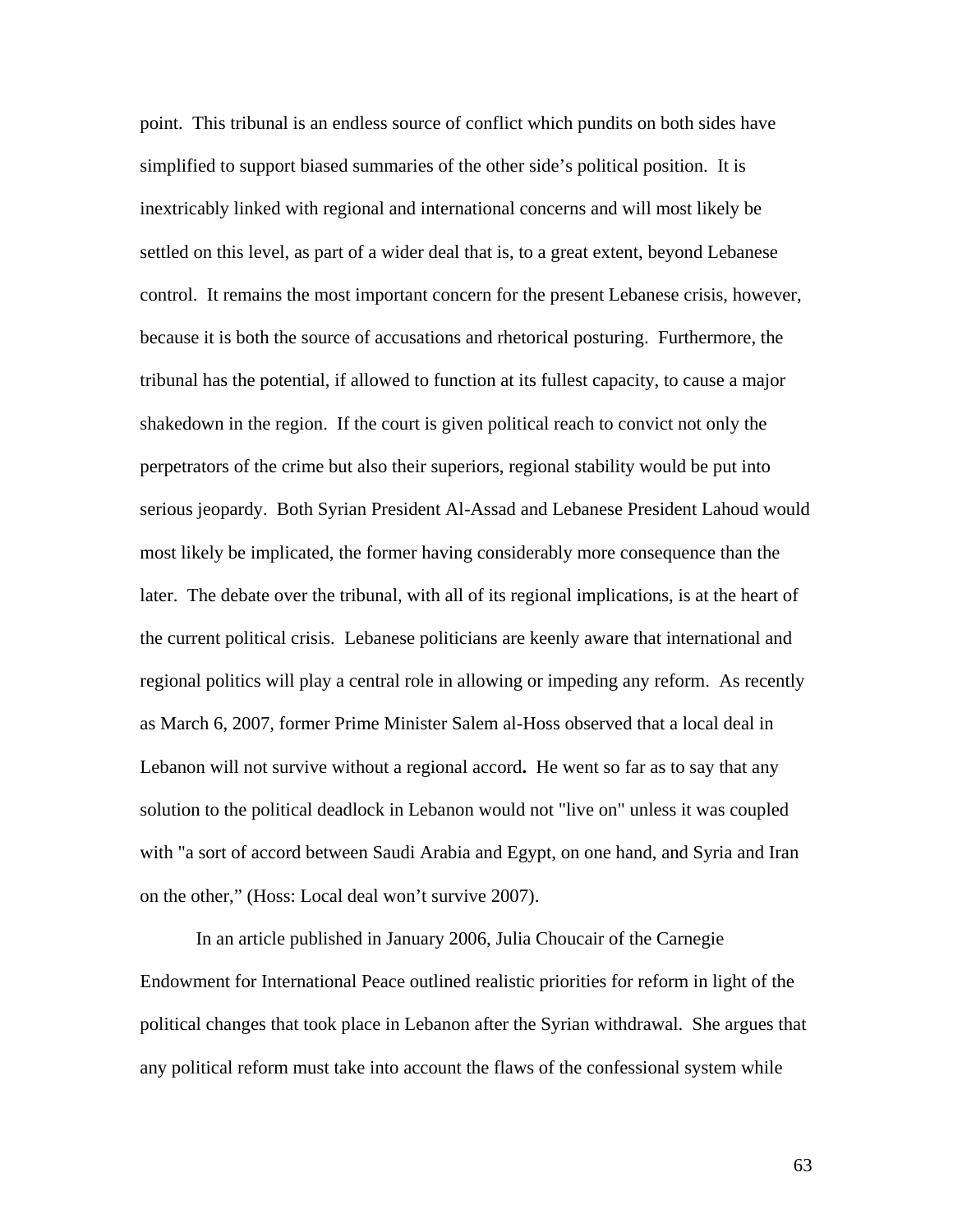point. This tribunal is an endless source of conflict which pundits on both sides have simplified to support biased summaries of the other side's political position. It is inextricably linked with regional and international concerns and will most likely be settled on this level, as part of a wider deal that is, to a great extent, beyond Lebanese control. It remains the most important concern for the present Lebanese crisis, however, because it is both the source of accusations and rhetorical posturing. Furthermore, the tribunal has the potential, if allowed to function at its fullest capacity, to cause a major shakedown in the region. If the court is given political reach to convict not only the perpetrators of the crime but also their superiors, regional stability would be put into serious jeopardy. Both Syrian President Al-Assad and Lebanese President Lahoud would most likely be implicated, the former having considerably more consequence than the later. The debate over the tribunal, with all of its regional implications, is at the heart of the current political crisis. Lebanese politicians are keenly aware that international and regional politics will play a central role in allowing or impeding any reform. As recently as March 6, 2007, former Prime Minister Salem al-Hoss observed that a local deal in Lebanon will not survive without a regional accord**.** He went so far as to say that any solution to the political deadlock in Lebanon would not "live on" unless it was coupled with "a sort of accord between Saudi Arabia and Egypt, on one hand, and Syria and Iran on the other," (Hoss: Local deal won't survive 2007).

In an article published in January 2006, Julia Choucair of the Carnegie Endowment for International Peace outlined realistic priorities for reform in light of the political changes that took place in Lebanon after the Syrian withdrawal. She argues that any political reform must take into account the flaws of the confessional system while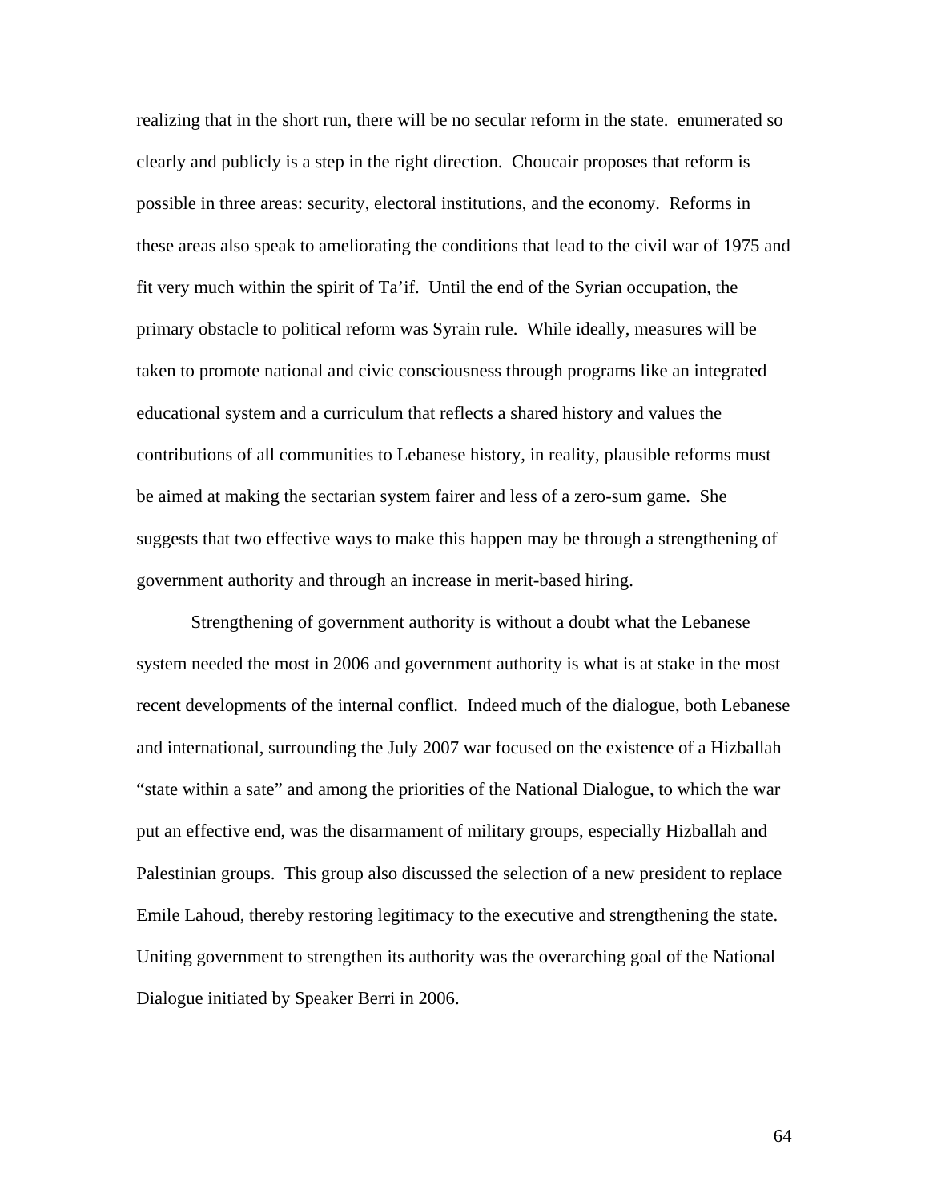realizing that in the short run, there will be no secular reform in the state. enumerated so clearly and publicly is a step in the right direction. Choucair proposes that reform is possible in three areas: security, electoral institutions, and the economy. Reforms in these areas also speak to ameliorating the conditions that lead to the civil war of 1975 and fit very much within the spirit of Ta'if. Until the end of the Syrian occupation, the primary obstacle to political reform was Syrain rule. While ideally, measures will be taken to promote national and civic consciousness through programs like an integrated educational system and a curriculum that reflects a shared history and values the contributions of all communities to Lebanese history, in reality, plausible reforms must be aimed at making the sectarian system fairer and less of a zero-sum game. She suggests that two effective ways to make this happen may be through a strengthening of government authority and through an increase in merit-based hiring.

Strengthening of government authority is without a doubt what the Lebanese system needed the most in 2006 and government authority is what is at stake in the most recent developments of the internal conflict. Indeed much of the dialogue, both Lebanese and international, surrounding the July 2007 war focused on the existence of a Hizballah "state within a sate" and among the priorities of the National Dialogue, to which the war put an effective end, was the disarmament of military groups, especially Hizballah and Palestinian groups. This group also discussed the selection of a new president to replace Emile Lahoud, thereby restoring legitimacy to the executive and strengthening the state. Uniting government to strengthen its authority was the overarching goal of the National Dialogue initiated by Speaker Berri in 2006.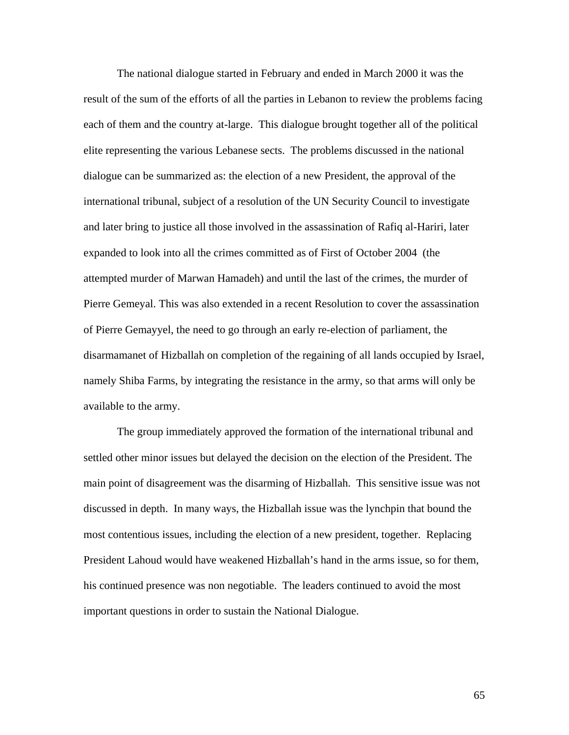The national dialogue started in February and ended in March 2000 it was the result of the sum of the efforts of all the parties in Lebanon to review the problems facing each of them and the country at-large. This dialogue brought together all of the political elite representing the various Lebanese sects. The problems discussed in the national dialogue can be summarized as: the election of a new President, the approval of the international tribunal, subject of a resolution of the UN Security Council to investigate and later bring to justice all those involved in the assassination of Rafiq al-Hariri, later expanded to look into all the crimes committed as of First of October 2004 (the attempted murder of Marwan Hamadeh) and until the last of the crimes, the murder of Pierre Gemeyal. This was also extended in a recent Resolution to cover the assassination of Pierre Gemayyel, the need to go through an early re-election of parliament, the disarmamanet of Hizballah on completion of the regaining of all lands occupied by Israel, namely Shiba Farms, by integrating the resistance in the army, so that arms will only be available to the army.

The group immediately approved the formation of the international tribunal and settled other minor issues but delayed the decision on the election of the President. The main point of disagreement was the disarming of Hizballah. This sensitive issue was not discussed in depth. In many ways, the Hizballah issue was the lynchpin that bound the most contentious issues, including the election of a new president, together. Replacing President Lahoud would have weakened Hizballah's hand in the arms issue, so for them, his continued presence was non negotiable. The leaders continued to avoid the most important questions in order to sustain the National Dialogue.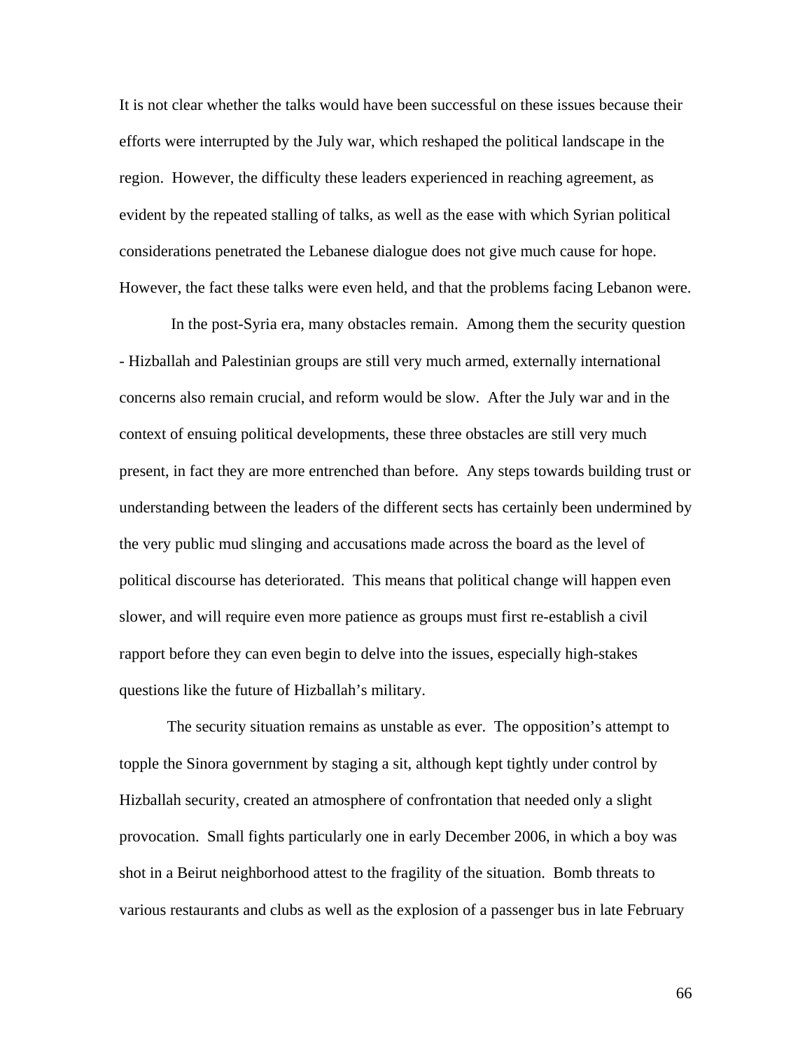It is not clear whether the talks would have been successful on these issues because their efforts were interrupted by the July war, which reshaped the political landscape in the region. However, the difficulty these leaders experienced in reaching agreement, as evident by the repeated stalling of talks, as well as the ease with which Syrian political considerations penetrated the Lebanese dialogue does not give much cause for hope. However, the fact these talks were even held, and that the problems facing Lebanon were.

In the post-Syria era, many obstacles remain. Among them the security question - Hizballah and Palestinian groups are still very much armed, externally international concerns also remain crucial, and reform would be slow. After the July war and in the context of ensuing political developments, these three obstacles are still very much present, in fact they are more entrenched than before. Any steps towards building trust or understanding between the leaders of the different sects has certainly been undermined by the very public mud slinging and accusations made across the board as the level of political discourse has deteriorated. This means that political change will happen even slower, and will require even more patience as groups must first re-establish a civil rapport before they can even begin to delve into the issues, especially high-stakes questions like the future of Hizballah's military.

The security situation remains as unstable as ever. The opposition's attempt to topple the Sinora government by staging a sit, although kept tightly under control by Hizballah security, created an atmosphere of confrontation that needed only a slight provocation. Small fights particularly one in early December 2006, in which a boy was shot in a Beirut neighborhood attest to the fragility of the situation. Bomb threats to various restaurants and clubs as well as the explosion of a passenger bus in late February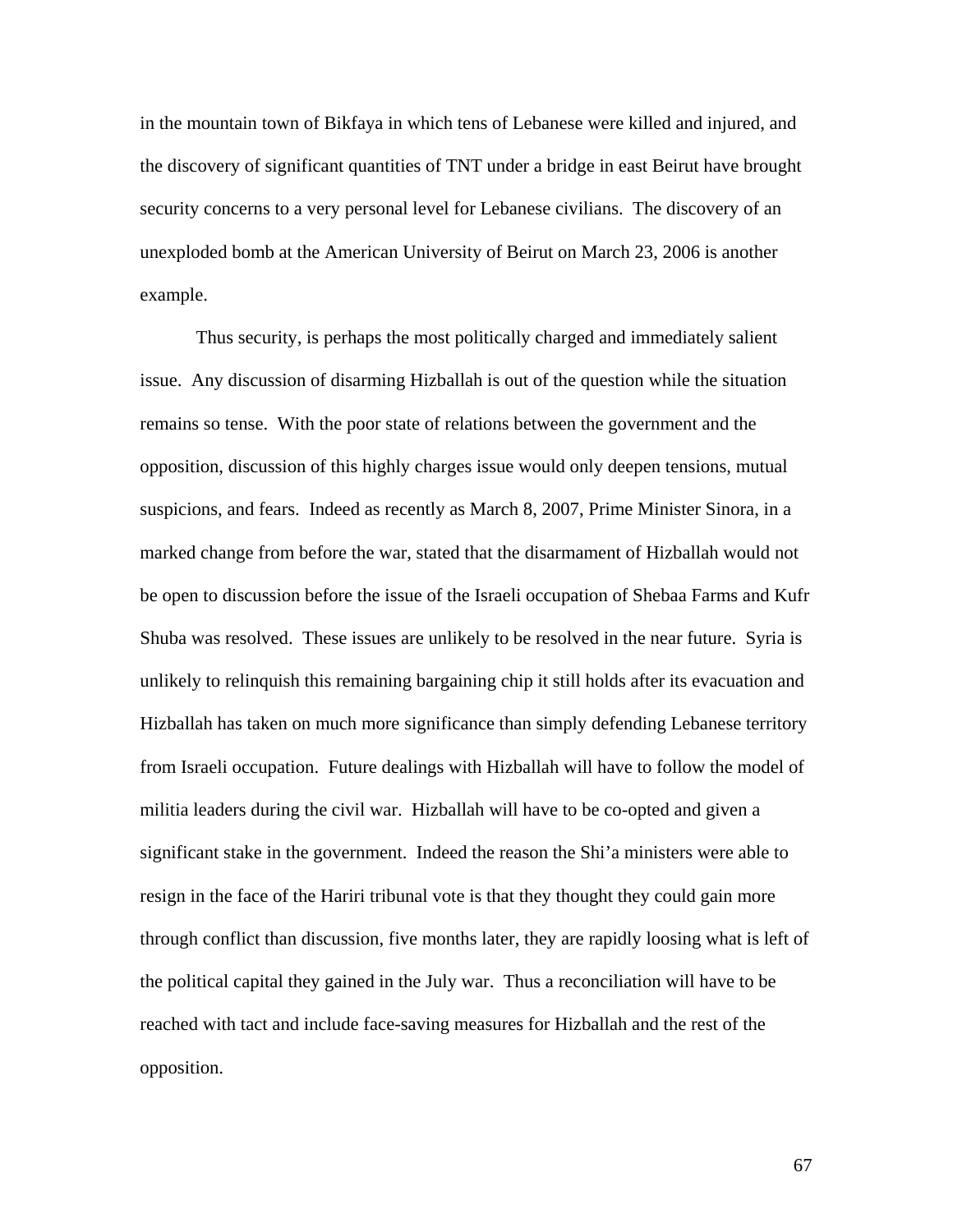in the mountain town of Bikfaya in which tens of Lebanese were killed and injured, and the discovery of significant quantities of TNT under a bridge in east Beirut have brought security concerns to a very personal level for Lebanese civilians. The discovery of an unexploded bomb at the American University of Beirut on March 23, 2006 is another example.

Thus security, is perhaps the most politically charged and immediately salient issue. Any discussion of disarming Hizballah is out of the question while the situation remains so tense. With the poor state of relations between the government and the opposition, discussion of this highly charges issue would only deepen tensions, mutual suspicions, and fears. Indeed as recently as March 8, 2007, Prime Minister Sinora, in a marked change from before the war, stated that the disarmament of Hizballah would not be open to discussion before the issue of the Israeli occupation of Shebaa Farms and Kufr Shuba was resolved. These issues are unlikely to be resolved in the near future. Syria is unlikely to relinquish this remaining bargaining chip it still holds after its evacuation and Hizballah has taken on much more significance than simply defending Lebanese territory from Israeli occupation. Future dealings with Hizballah will have to follow the model of militia leaders during the civil war. Hizballah will have to be co-opted and given a significant stake in the government. Indeed the reason the Shi'a ministers were able to resign in the face of the Hariri tribunal vote is that they thought they could gain more through conflict than discussion, five months later, they are rapidly loosing what is left of the political capital they gained in the July war. Thus a reconciliation will have to be reached with tact and include face-saving measures for Hizballah and the rest of the opposition.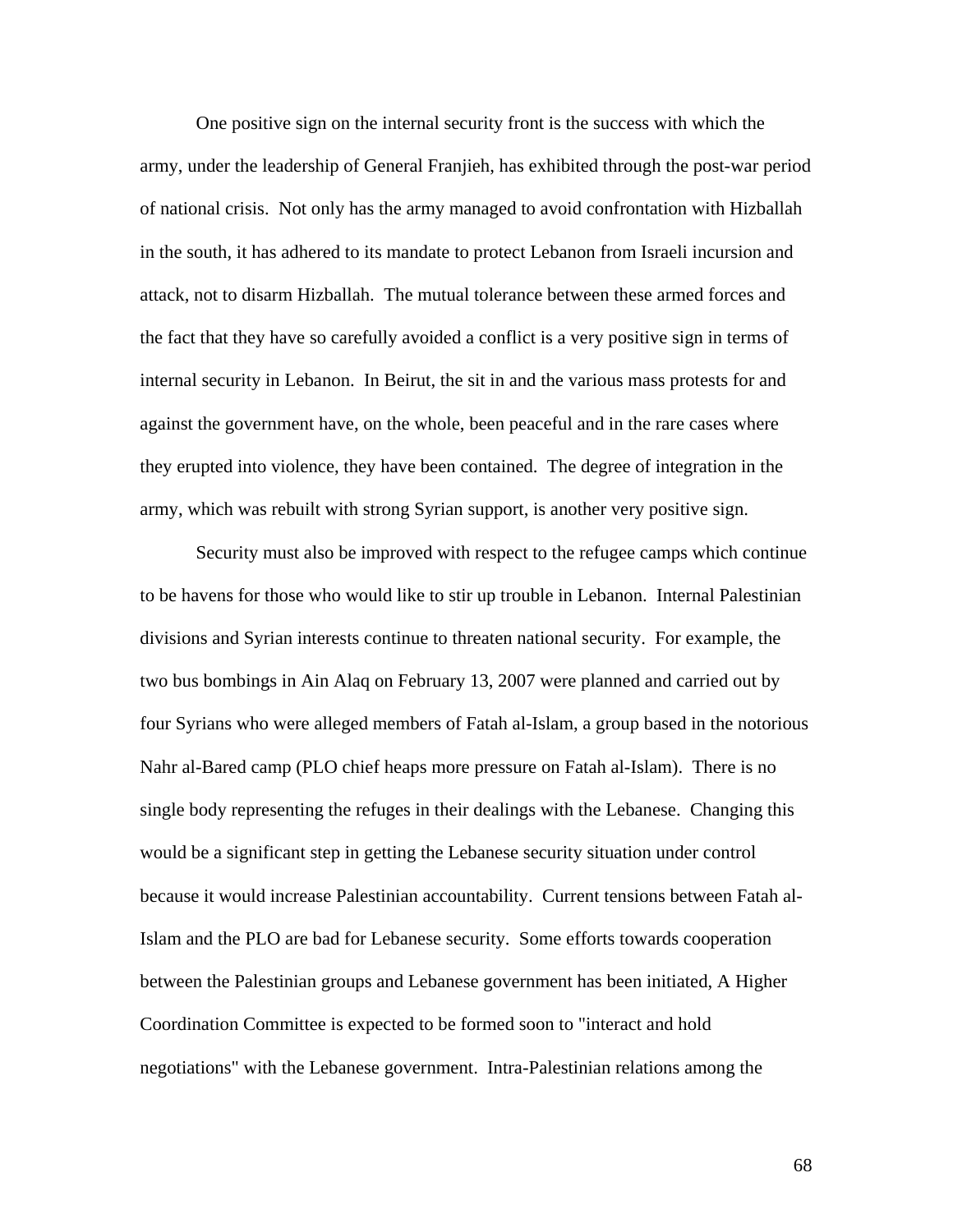One positive sign on the internal security front is the success with which the army, under the leadership of General Franjieh, has exhibited through the post-war period of national crisis. Not only has the army managed to avoid confrontation with Hizballah in the south, it has adhered to its mandate to protect Lebanon from Israeli incursion and attack, not to disarm Hizballah. The mutual tolerance between these armed forces and the fact that they have so carefully avoided a conflict is a very positive sign in terms of internal security in Lebanon. In Beirut, the sit in and the various mass protests for and against the government have, on the whole, been peaceful and in the rare cases where they erupted into violence, they have been contained. The degree of integration in the army, which was rebuilt with strong Syrian support, is another very positive sign.

Security must also be improved with respect to the refugee camps which continue to be havens for those who would like to stir up trouble in Lebanon. Internal Palestinian divisions and Syrian interests continue to threaten national security. For example, the two bus bombings in Ain Alaq on February 13, 2007 were planned and carried out by four Syrians who were alleged members of Fatah al-Islam, a group based in the notorious Nahr al-Bared camp (PLO chief heaps more pressure on Fatah al-Islam). There is no single body representing the refuges in their dealings with the Lebanese. Changing this would be a significant step in getting the Lebanese security situation under control because it would increase Palestinian accountability. Current tensions between Fatah al-Islam and the PLO are bad for Lebanese security. Some efforts towards cooperation between the Palestinian groups and Lebanese government has been initiated, A Higher Coordination Committee is expected to be formed soon to "interact and hold negotiations" with the Lebanese government. Intra-Palestinian relations among the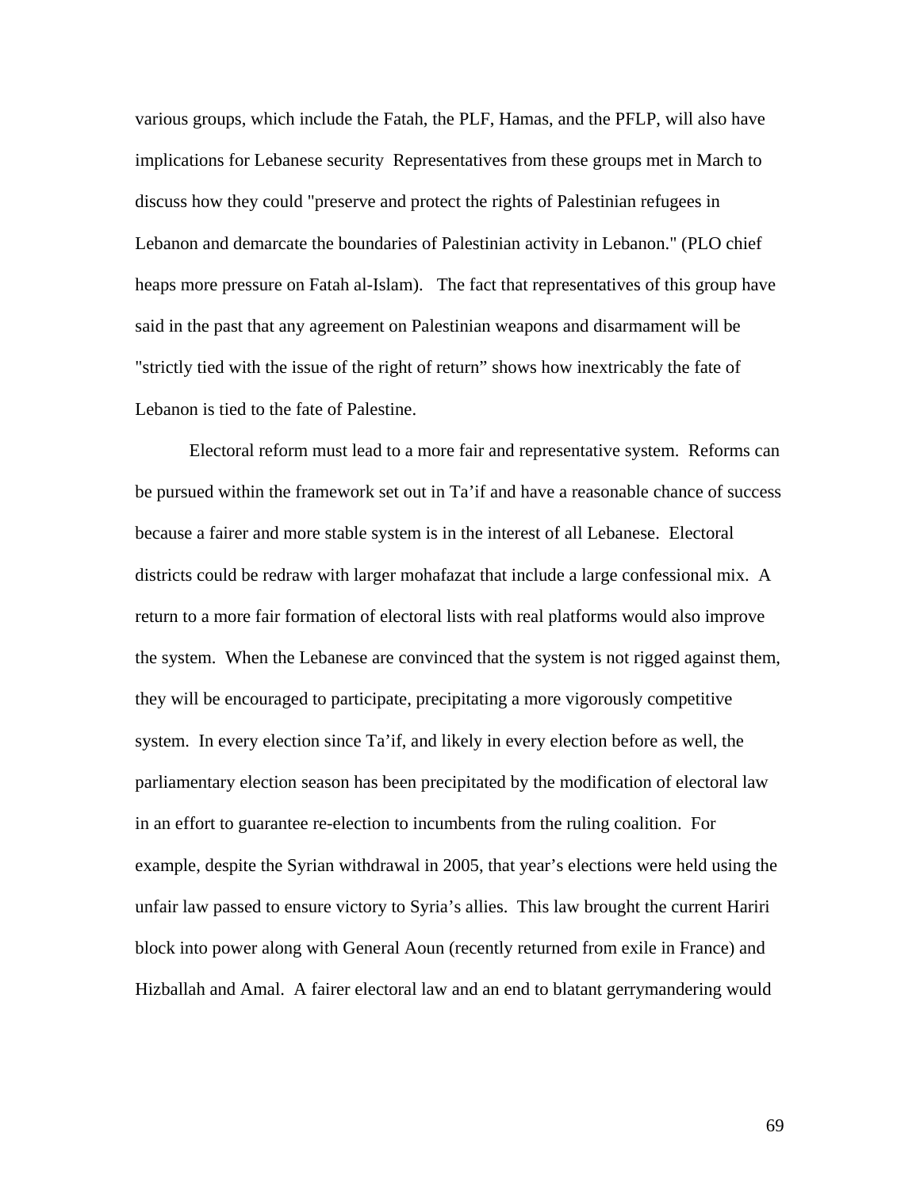various groups, which include the Fatah, the PLF, Hamas, and the PFLP, will also have implications for Lebanese security  Representatives from these groups met in March to discuss how they could "preserve and protect the rights of Palestinian refugees in Lebanon and demarcate the boundaries of Palestinian activity in Lebanon." (PLO chief heaps more pressure on Fatah al-Islam).   The fact that representatives of this group have said in the past that any agreement on Palestinian weapons and disarmament will be "strictly tied with the issue of the right of return" shows how inextricably the fate of Lebanon is tied to the fate of Palestine.

Electoral reform must lead to a more fair and representative system.  Reforms can be pursued within the framework set out in Ta'if and have a reasonable chance of success because a fairer and more stable system is in the interest of all Lebanese.  Electoral districts could be redraw with larger mohafazat that include a large confessional mix.  A return to a more fair formation of electoral lists with real platforms would also improve the system.  When the Lebanese are convinced that the system is not rigged against them, they will be encouraged to participate, precipitating a more vigorously competitive system.  In every election since Ta'if, and likely in every election before as well, the parliamentary election season has been precipitated by the modification of electoral law in an effort to guarantee re-election to incumbents from the ruling coalition.  For example, despite the Syrian withdrawal in 2005, that year's elections were held using the unfair law passed to ensure victory to Syria's allies.  This law brought the current Hariri block into power along with General Aoun (recently returned from exile in France) and Hizballah and Amal.  A fairer electoral law and an end to blatant gerrymandering would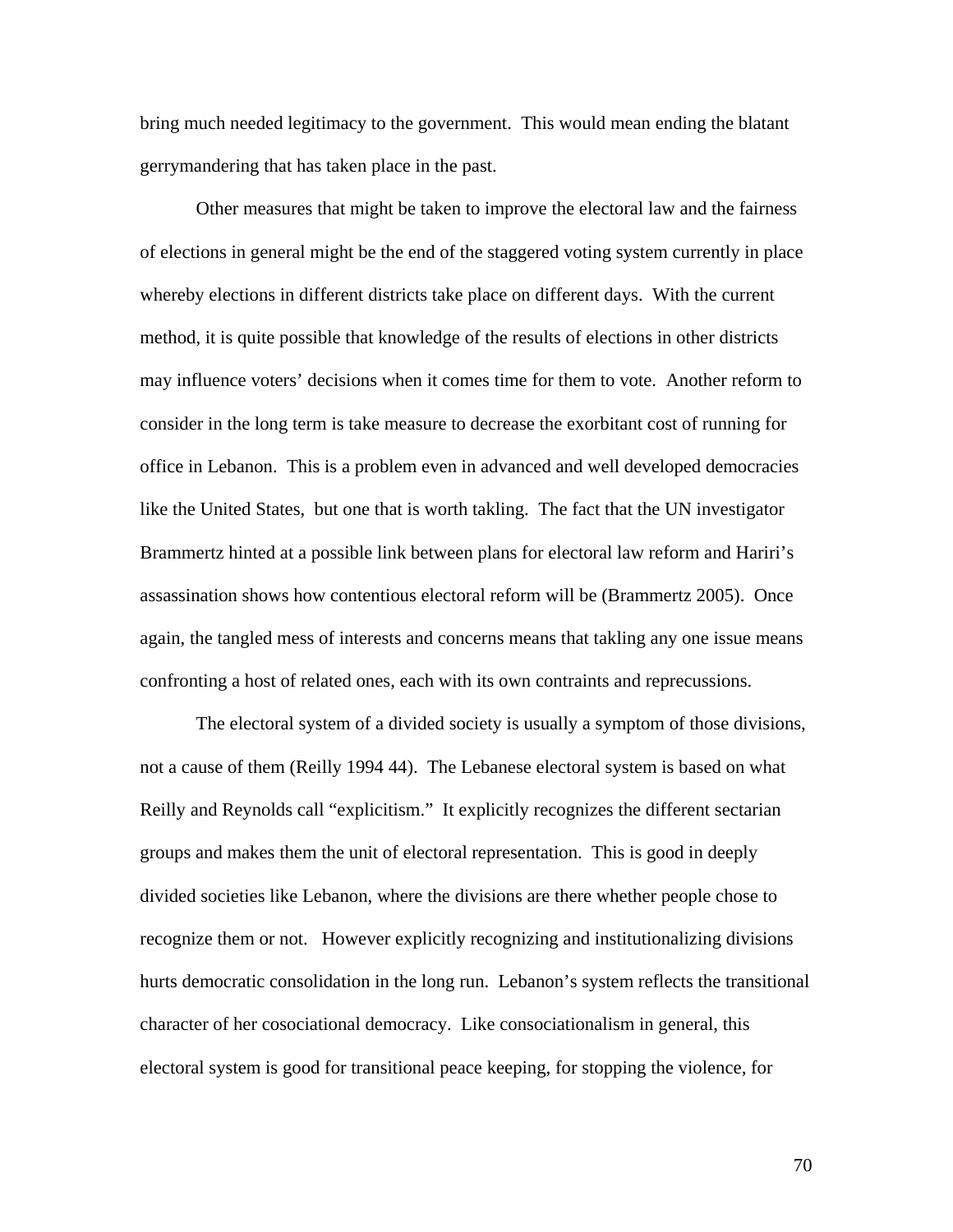bring much needed legitimacy to the government. This would mean ending the blatant gerrymandering that has taken place in the past.

Other measures that might be taken to improve the electoral law and the fairness of elections in general might be the end of the staggered voting system currently in place whereby elections in different districts take place on different days. With the current method, it is quite possible that knowledge of the results of elections in other districts may influence voters' decisions when it comes time for them to vote. Another reform to consider in the long term is take measure to decrease the exorbitant cost of running for office in Lebanon. This is a problem even in advanced and well developed democracies like the United States, but one that is worth takling. The fact that the UN investigator Brammertz hinted at a possible link between plans for electoral law reform and Hariri's assassination shows how contentious electoral reform will be (Brammertz 2005). Once again, the tangled mess of interests and concerns means that takling any one issue means confronting a host of related ones, each with its own contraints and reprecussions.

The electoral system of a divided society is usually a symptom of those divisions, not a cause of them (Reilly 1994 44). The Lebanese electoral system is based on what Reilly and Reynolds call "explicitism." It explicitly recognizes the different sectarian groups and makes them the unit of electoral representation. This is good in deeply divided societies like Lebanon, where the divisions are there whether people chose to recognize them or not. However explicitly recognizing and institutionalizing divisions hurts democratic consolidation in the long run. Lebanon's system reflects the transitional character of her cosociational democracy. Like consociationalism in general, this electoral system is good for transitional peace keeping, for stopping the violence, for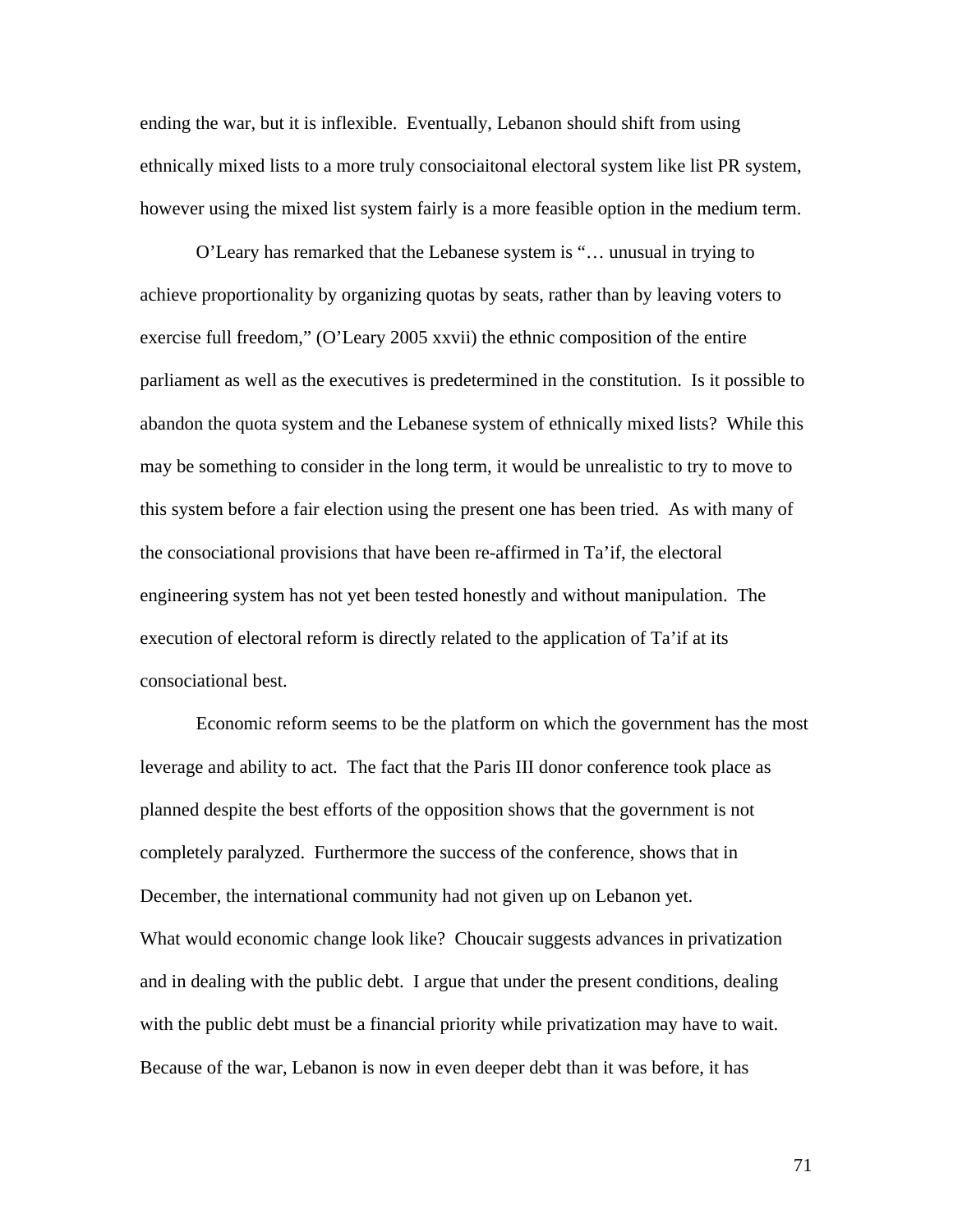ending the war, but it is inflexible. Eventually, Lebanon should shift from using ethnically mixed lists to a more truly consociaitonal electoral system like list PR system, however using the mixed list system fairly is a more feasible option in the medium term.

O'Leary has remarked that the Lebanese system is "… unusual in trying to achieve proportionality by organizing quotas by seats, rather than by leaving voters to exercise full freedom," (O'Leary 2005 xxvii) the ethnic composition of the entire parliament as well as the executives is predetermined in the constitution. Is it possible to abandon the quota system and the Lebanese system of ethnically mixed lists? While this may be something to consider in the long term, it would be unrealistic to try to move to this system before a fair election using the present one has been tried. As with many of the consociational provisions that have been re-affirmed in Ta'if, the electoral engineering system has not yet been tested honestly and without manipulation. The execution of electoral reform is directly related to the application of Ta'if at its consociational best.

Economic reform seems to be the platform on which the government has the most leverage and ability to act. The fact that the Paris III donor conference took place as planned despite the best efforts of the opposition shows that the government is not completely paralyzed. Furthermore the success of the conference, shows that in December, the international community had not given up on Lebanon yet.

What would economic change look like? Choucair suggests advances in privatization and in dealing with the public debt. I argue that under the present conditions, dealing with the public debt must be a financial priority while privatization may have to wait. Because of the war, Lebanon is now in even deeper debt than it was before, it has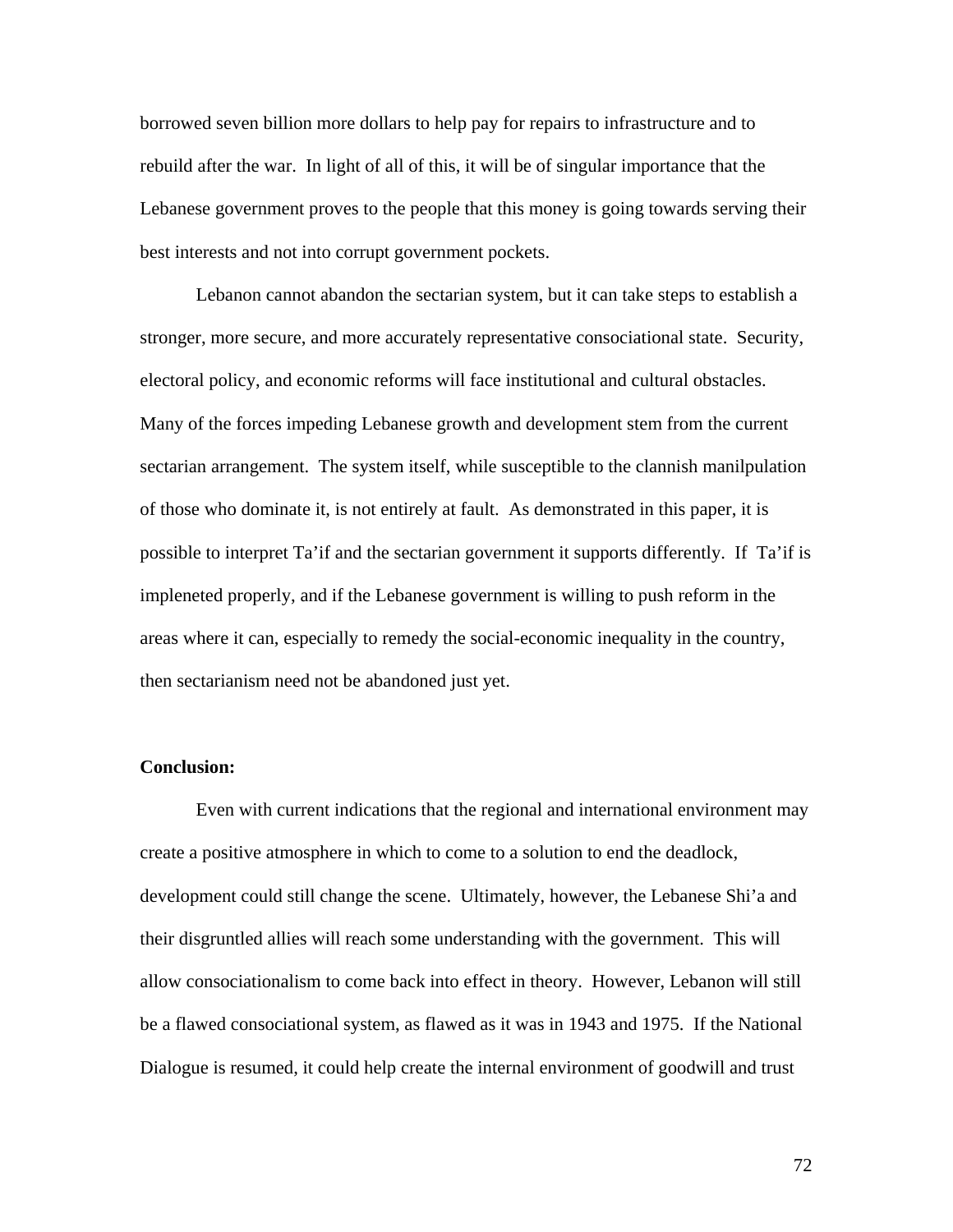borrowed seven billion more dollars to help pay for repairs to infrastructure and to rebuild after the war. In light of all of this, it will be of singular importance that the Lebanese government proves to the people that this money is going towards serving their best interests and not into corrupt government pockets.

Lebanon cannot abandon the sectarian system, but it can take steps to establish a stronger, more secure, and more accurately representative consociational state. Security, electoral policy, and economic reforms will face institutional and cultural obstacles. Many of the forces impeding Lebanese growth and development stem from the current sectarian arrangement. The system itself, while susceptible to the clannish manilpulation of those who dominate it, is not entirely at fault. As demonstrated in this paper, it is possible to interpret Ta'if and the sectarian government it supports differently. If Ta'if is impleneted properly, and if the Lebanese government is willing to push reform in the areas where it can, especially to remedy the social-economic inequality in the country, then sectarianism need not be abandoned just yet.

**Conclusion:**

Even with current indications that the regional and international environment may create a positive atmosphere in which to come to a solution to end the deadlock, development could still change the scene. Ultimately, however, the Lebanese Shi'a and their disgruntled allies will reach some understanding with the government. This will allow consociationalism to come back into effect in theory. However, Lebanon will still be a flawed consociational system, as flawed as it was in 1943 and 1975. If the National Dialogue is resumed, it could help create the internal environment of goodwill and trust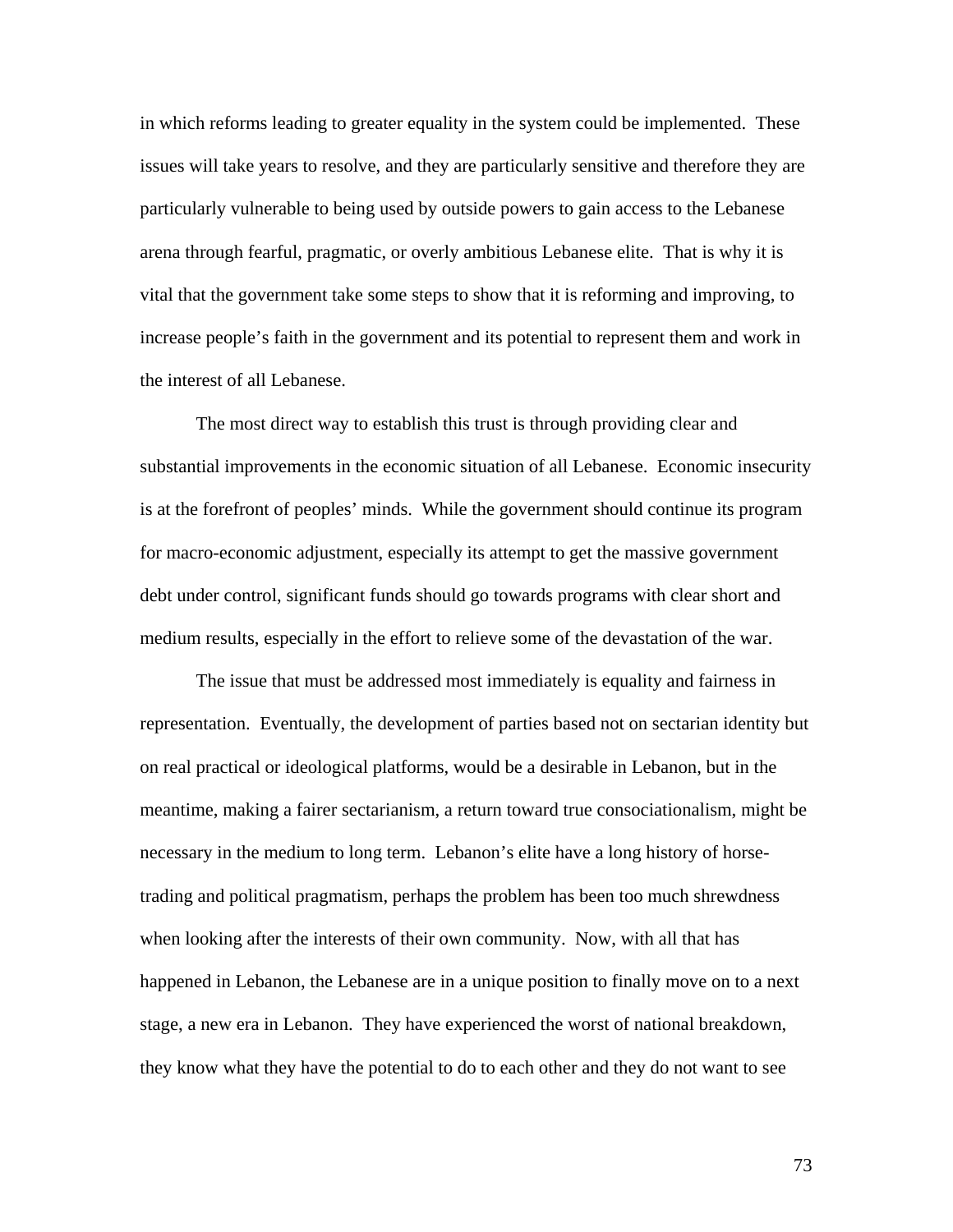in which reforms leading to greater equality in the system could be implemented. These issues will take years to resolve, and they are particularly sensitive and therefore they are particularly vulnerable to being used by outside powers to gain access to the Lebanese arena through fearful, pragmatic, or overly ambitious Lebanese elite. That is why it is vital that the government take some steps to show that it is reforming and improving, to increase people's faith in the government and its potential to represent them and work in the interest of all Lebanese.

The most direct way to establish this trust is through providing clear and substantial improvements in the economic situation of all Lebanese. Economic insecurity is at the forefront of peoples' minds. While the government should continue its program for macro-economic adjustment, especially its attempt to get the massive government debt under control, significant funds should go towards programs with clear short and medium results, especially in the effort to relieve some of the devastation of the war.

The issue that must be addressed most immediately is equality and fairness in representation. Eventually, the development of parties based not on sectarian identity but on real practical or ideological platforms, would be a desirable in Lebanon, but in the meantime, making a fairer sectarianism, a return toward true consociationalism, might be necessary in the medium to long term. Lebanon's elite have a long history of horse-trading and political pragmatism, perhaps the problem has been too much shrewdness when looking after the interests of their own community. Now, with all that has happened in Lebanon, the Lebanese are in a unique position to finally move on to a next stage, a new era in Lebanon. They have experienced the worst of national breakdown, they know what they have the potential to do to each other and they do not want to see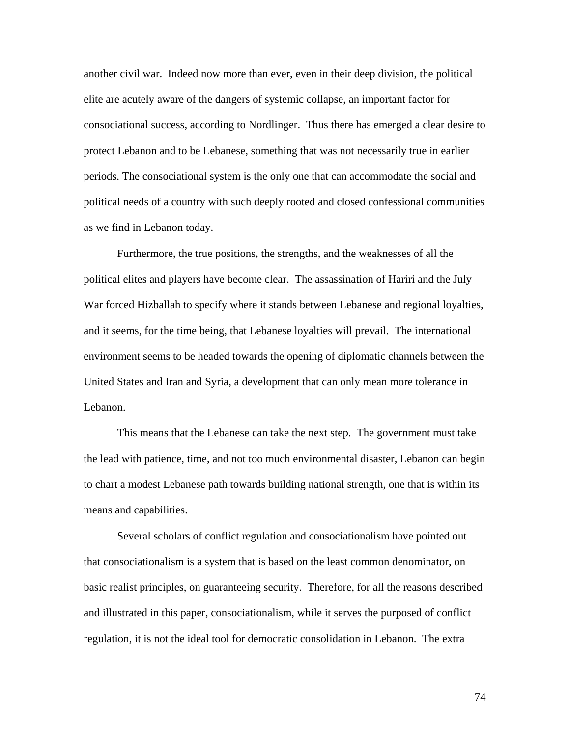another civil war. Indeed now more than ever, even in their deep division, the political elite are acutely aware of the dangers of systemic collapse, an important factor for consociational success, according to Nordlinger. Thus there has emerged a clear desire to protect Lebanon and to be Lebanese, something that was not necessarily true in earlier periods. The consociational system is the only one that can accommodate the social and political needs of a country with such deeply rooted and closed confessional communities as we find in Lebanon today.

Furthermore, the true positions, the strengths, and the weaknesses of all the political elites and players have become clear. The assassination of Hariri and the July War forced Hizballah to specify where it stands between Lebanese and regional loyalties, and it seems, for the time being, that Lebanese loyalties will prevail. The international environment seems to be headed towards the opening of diplomatic channels between the United States and Iran and Syria, a development that can only mean more tolerance in Lebanon.

This means that the Lebanese can take the next step. The government must take the lead with patience, time, and not too much environmental disaster, Lebanon can begin to chart a modest Lebanese path towards building national strength, one that is within its means and capabilities.

Several scholars of conflict regulation and consociationalism have pointed out that consociationalism is a system that is based on the least common denominator, on basic realist principles, on guaranteeing security. Therefore, for all the reasons described and illustrated in this paper, consociationalism, while it serves the purposed of conflict regulation, it is not the ideal tool for democratic consolidation in Lebanon. The extra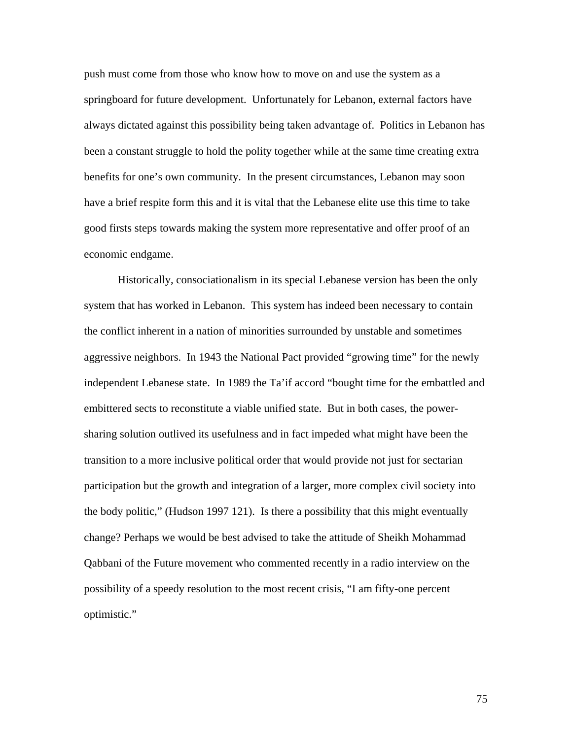push must come from those who know how to move on and use the system as a springboard for future development. Unfortunately for Lebanon, external factors have always dictated against this possibility being taken advantage of. Politics in Lebanon has been a constant struggle to hold the polity together while at the same time creating extra benefits for one's own community. In the present circumstances, Lebanon may soon have a brief respite form this and it is vital that the Lebanese elite use this time to take good firsts steps towards making the system more representative and offer proof of an economic endgame.

Historically, consociationalism in its special Lebanese version has been the only system that has worked in Lebanon. This system has indeed been necessary to contain the conflict inherent in a nation of minorities surrounded by unstable and sometimes aggressive neighbors. In 1943 the National Pact provided "growing time" for the newly independent Lebanese state. In 1989 the Ta'if accord "bought time for the embattled and embittered sects to reconstitute a viable unified state. But in both cases, the power-sharing solution outlived its usefulness and in fact impeded what might have been the transition to a more inclusive political order that would provide not just for sectarian participation but the growth and integration of a larger, more complex civil society into the body politic," (Hudson 1997 121). Is there a possibility that this might eventually change? Perhaps we would be best advised to take the attitude of Sheikh Mohammad Qabbani of the Future movement who commented recently in a radio interview on the possibility of a speedy resolution to the most recent crisis, "I am fifty-one percent optimistic."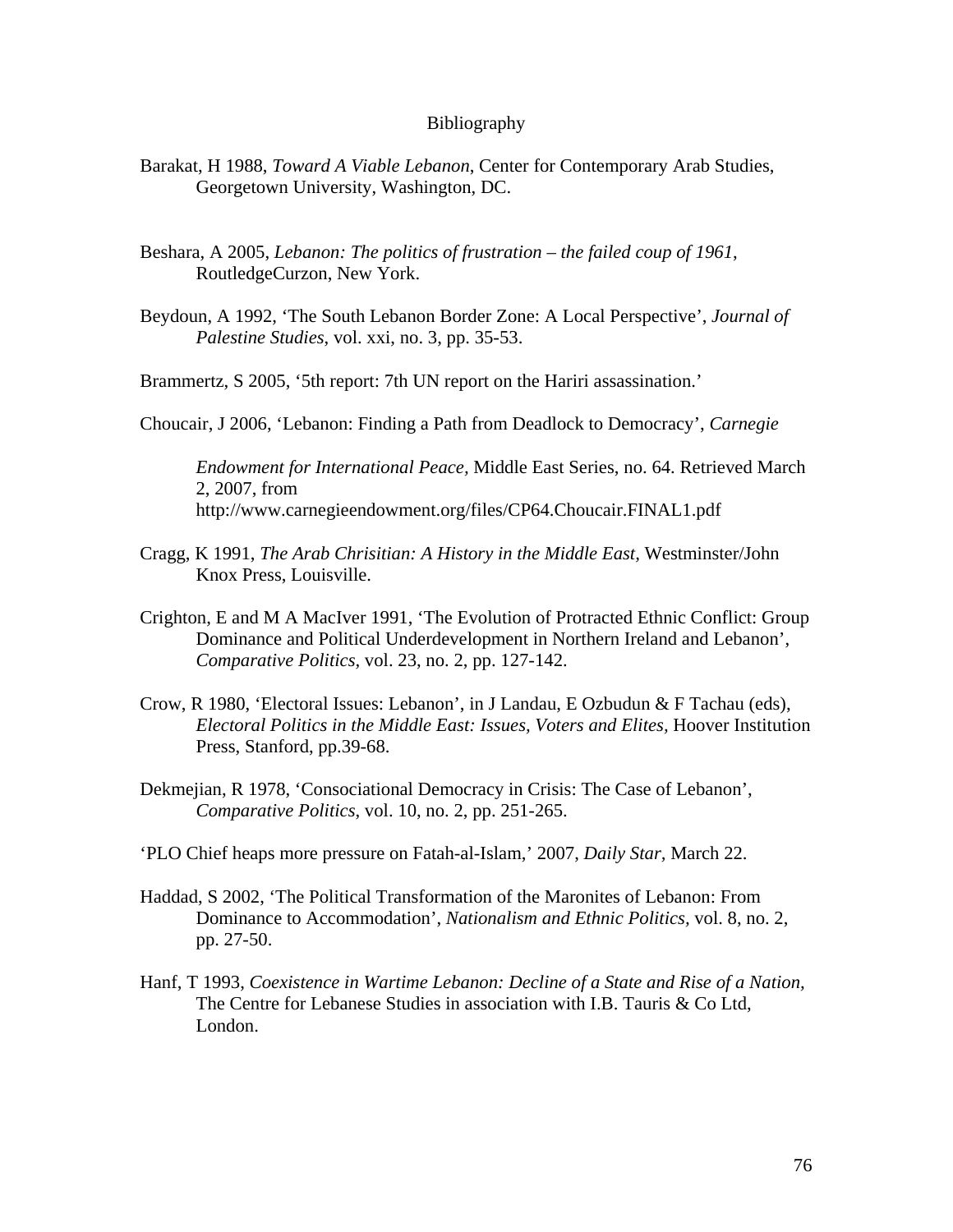# Bibliography

Barakat, H 1988, *Toward A Viable Lebanon*, Center for Contemporary Arab Studies, Georgetown University, Washington, DC.

Beshara, A 2005, *Lebanon: The politics of frustration – the failed coup of 1961*, RoutledgeCurzon, New York.

Beydoun, A 1992, 'The South Lebanon Border Zone: A Local Perspective', *Journal of Palestine Studies*, vol. xxi, no. 3, pp. 35-53.

Brammertz, S 2005, '5th report: 7th UN report on the Hariri assassination.'

Choucair, J 2006, 'Lebanon: Finding a Path from Deadlock to Democracy', *Carnegie Endowment for International Peace*, Middle East Series, no. 64. Retrieved March 2, 2007, from http://www.carnegieendowment.org/files/CP64.Choucair.FINAL1.pdf

Cragg, K 1991, *The Arab Chrisitian: A History in the Middle East*, Westminster/John Knox Press, Louisville.

Crighton, E and M A MacIver 1991, 'The Evolution of Protracted Ethnic Conflict: Group Dominance and Political Underdevelopment in Northern Ireland and Lebanon', *Comparative Politics*, vol. 23, no. 2, pp. 127-142.

Crow, R 1980, 'Electoral Issues: Lebanon', in J Landau, E Ozbudun & F Tachau (eds), *Electoral Politics in the Middle East: Issues, Voters and Elites*, Hoover Institution Press, Stanford, pp.39-68.

Dekmejian, R 1978, 'Consociational Democracy in Crisis: The Case of Lebanon', *Comparative Politics*, vol. 10, no. 2, pp. 251-265.

'PLO Chief heaps more pressure on Fatah-al-Islam,' 2007, *Daily Star*, March 22.

Haddad, S 2002, 'The Political Transformation of the Maronites of Lebanon: From Dominance to Accommodation', *Nationalism and Ethnic Politics*, vol. 8, no. 2, pp. 27-50.

Hanf, T 1993, *Coexistence in Wartime Lebanon: Decline of a State and Rise of a Nation*, The Centre for Lebanese Studies in association with I.B. Tauris & Co Ltd, London.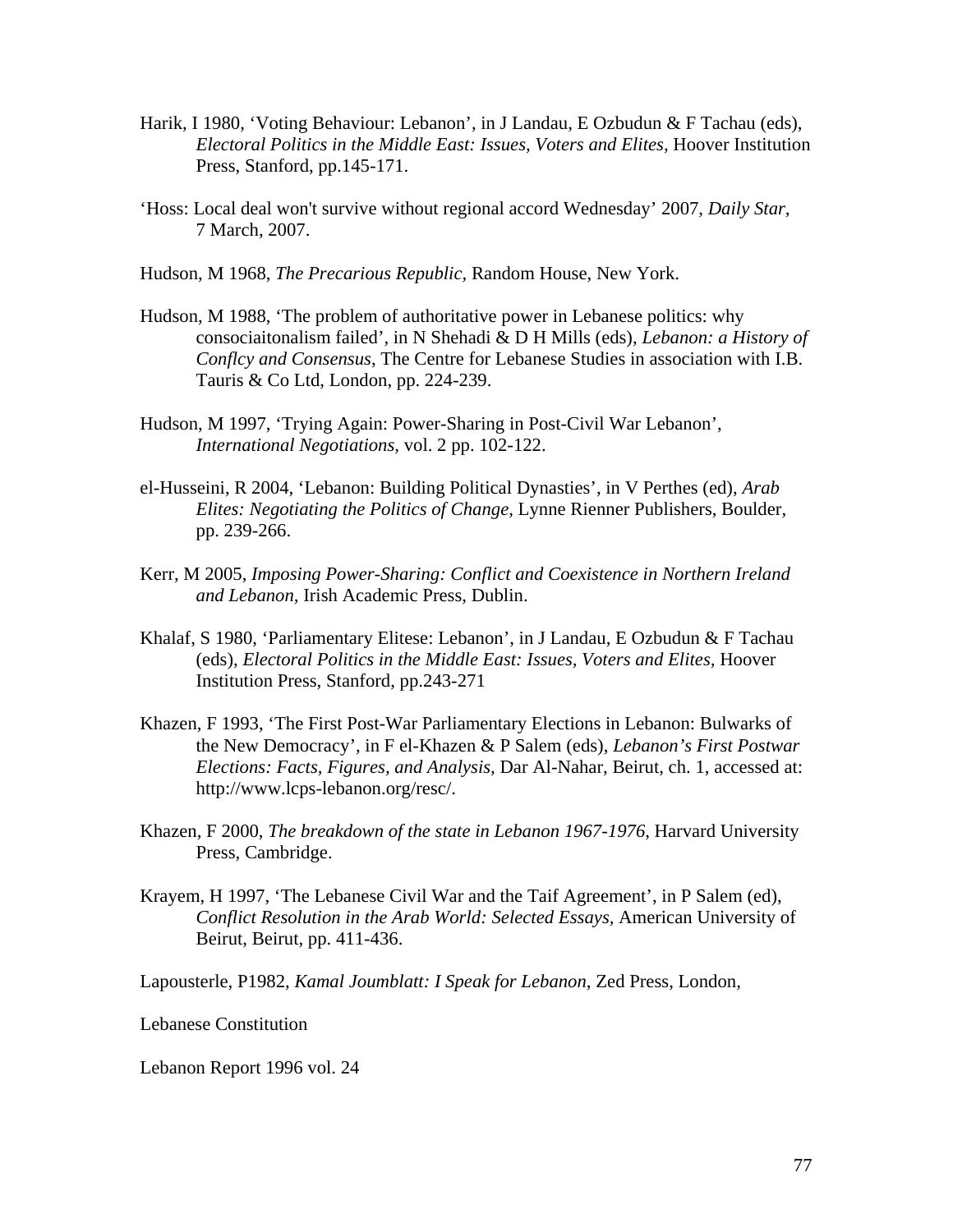Harik, I 1980, 'Voting Behaviour: Lebanon', in J Landau, E Ozbudun & F Tachau (eds), *Electoral Politics in the Middle East: Issues, Voters and Elites,* Hoover Institution Press, Stanford, pp.145-171.

'Hoss: Local deal won't survive without regional accord Wednesday' 2007, *Daily Star*, 7 March, 2007.

Hudson, M 1968, *The Precarious Republic,* Random House, New York.

Hudson, M 1988, 'The problem of authoritative power in Lebanese politics: why consociaitonalism failed', in N Shehadi & D H Mills (eds), *Lebanon: a History of Conflcy and Consensus*, The Centre for Lebanese Studies in association with I.B. Tauris & Co Ltd, London, pp. 224-239.

Hudson, M 1997, 'Trying Again: Power-Sharing in Post-Civil War Lebanon', *International Negotiations,* vol. 2 pp. 102-122.

el-Husseini, R 2004, 'Lebanon: Building Political Dynasties', in V Perthes (ed), *Arab Elites: Negotiating the Politics of Change,* Lynne Rienner Publishers, Boulder, pp. 239-266.

Kerr, M 2005, *Imposing Power-Sharing: Conflict and Coexistence in Northern Ireland and Lebanon,* Irish Academic Press, Dublin.

Khalaf, S 1980, 'Parliamentary Elitese: Lebanon', in J Landau, E Ozbudun & F Tachau (eds), *Electoral Politics in the Middle East: Issues, Voters and Elites,* Hoover Institution Press, Stanford, pp.243-271

Khazen, F 1993, 'The First Post-War Parliamentary Elections in Lebanon: Bulwarks of the New Democracy', in F el-Khazen & P Salem (eds), *Lebanon's First Postwar Elections: Facts, Figures, and Analysis,* Dar Al-Nahar, Beirut, ch. 1, accessed at: http://www.lcps-lebanon.org/resc/.

Khazen, F 2000, *The breakdown of the state in Lebanon 1967-1976*, Harvard University Press, Cambridge.

Krayem, H 1997, 'The Lebanese Civil War and the Taif Agreement', in P Salem (ed), *Conflict Resolution in the Arab World: Selected Essays,* American University of Beirut, Beirut, pp. 411-436.

Lapousterle, P1982, *Kamal Joumblatt: I Speak for Lebanon*, Zed Press, London,

Lebanese Constitution

Lebanon Report 1996 vol. 24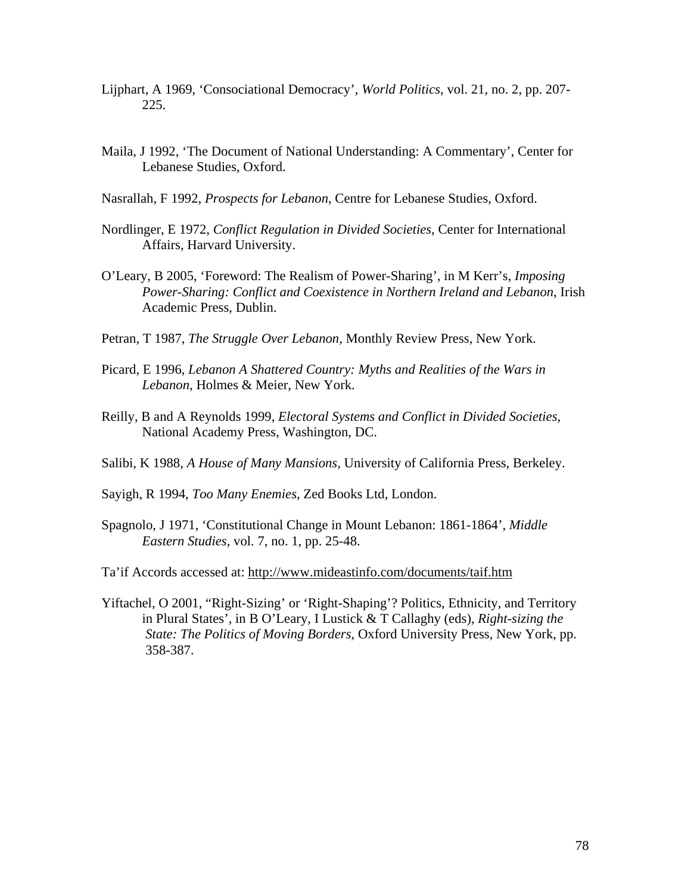Lijphart, A 1969, 'Consociational Democracy', *World Politics*, vol. 21, no. 2, pp. 207-225.

Maila, J 1992, 'The Document of National Understanding: A Commentary', Center for Lebanese Studies, Oxford.

Nasrallah, F 1992, *Prospects for Lebanon*, Centre for Lebanese Studies, Oxford.

Nordlinger, E 1972, *Conflict Regulation in Divided Societies*, Center for International Affairs, Harvard University.

O'Leary, B 2005, 'Foreword: The Realism of Power-Sharing', in M Kerr's, *Imposing Power-Sharing: Conflict and Coexistence in Northern Ireland and Lebanon*, Irish Academic Press, Dublin.

Petran, T 1987, *The Struggle Over Lebanon*, Monthly Review Press, New York.

Picard, E 1996, *Lebanon A Shattered Country: Myths and Realities of the Wars in Lebanon*, Holmes & Meier, New York.

Reilly, B and A Reynolds 1999, *Electoral Systems and Conflict in Divided Societies*, National Academy Press, Washington, DC.

Salibi, K 1988, *A House of Many Mansions*, University of California Press, Berkeley.

Sayigh, R 1994, *Too Many Enemies*, Zed Books Ltd, London.

Spagnolo, J 1971, 'Constitutional Change in Mount Lebanon: 1861-1864', *Middle Eastern Studies*, vol. 7, no. 1, pp. 25-48.

Ta'if Accords accessed at: http://www.mideastinfo.com/documents/taif.htm

Yiftachel, O 2001, "Right-Sizing' or 'Right-Shaping'? Politics, Ethnicity, and Territory in Plural States', in B O'Leary, I Lustick & T Callaghy (eds), *Right-sizing the State: The Politics of Moving Borders*, Oxford University Press, New York, pp. 358-387.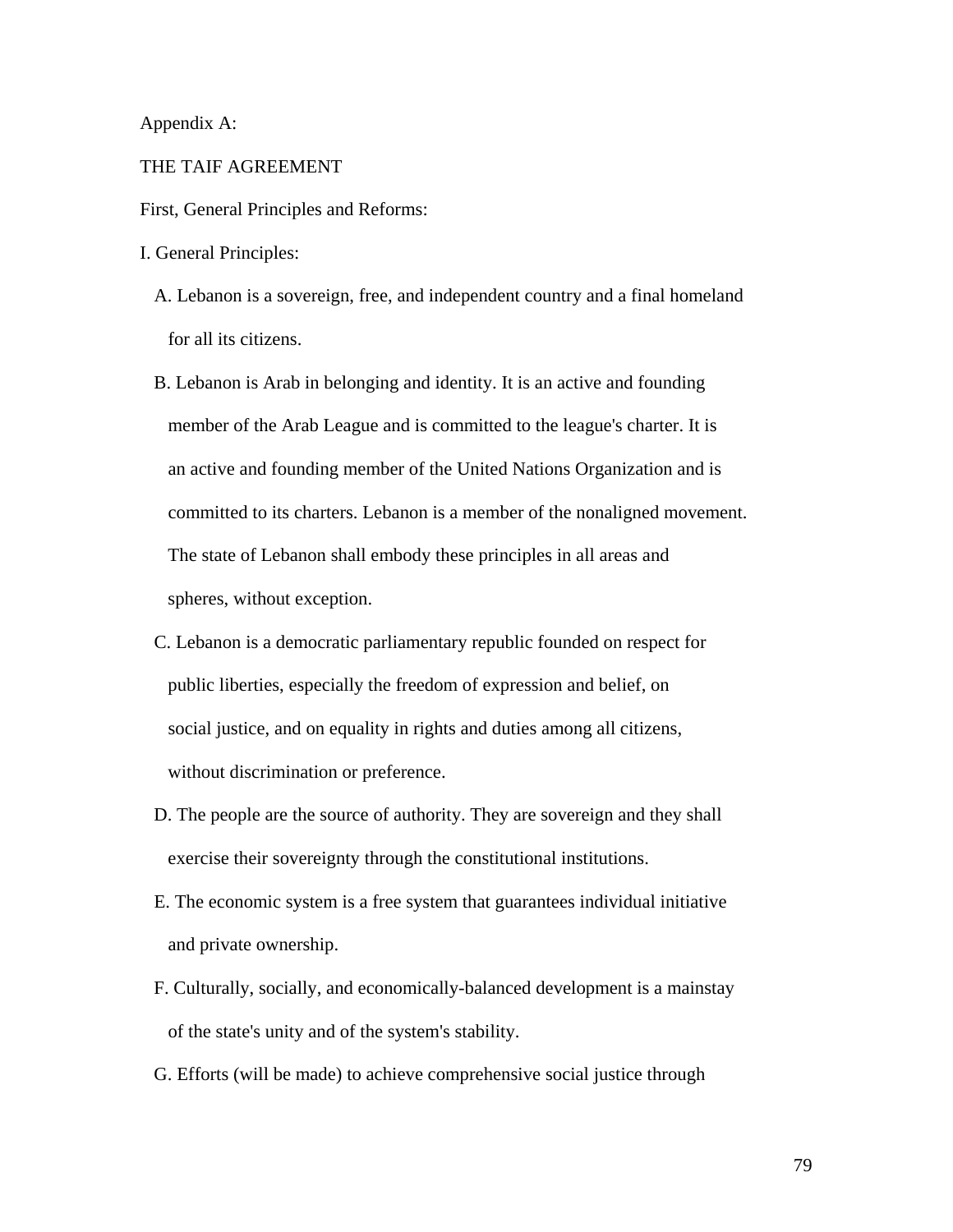Appendix A:

# THE TAIF AGREEMENT

## First, General Principles and Reforms:

### I. General Principles:

A. Lebanon is a sovereign, free, and independent country and a final homeland for all its citizens.

B. Lebanon is Arab in belonging and identity. It is an active and founding member of the Arab League and is committed to the league's charter. It is an active and founding member of the United Nations Organization and is committed to its charters. Lebanon is a member of the nonaligned movement. The state of Lebanon shall embody these principles in all areas and spheres, without exception.

C. Lebanon is a democratic parliamentary republic founded on respect for public liberties, especially the freedom of expression and belief, on social justice, and on equality in rights and duties among all citizens, without discrimination or preference.

D. The people are the source of authority. They are sovereign and they shall exercise their sovereignty through the constitutional institutions.

E. The economic system is a free system that guarantees individual initiative and private ownership.

F. Culturally, socially, and economically-balanced development is a mainstay of the state's unity and of the system's stability.

G. Efforts (will be made) to achieve comprehensive social justice through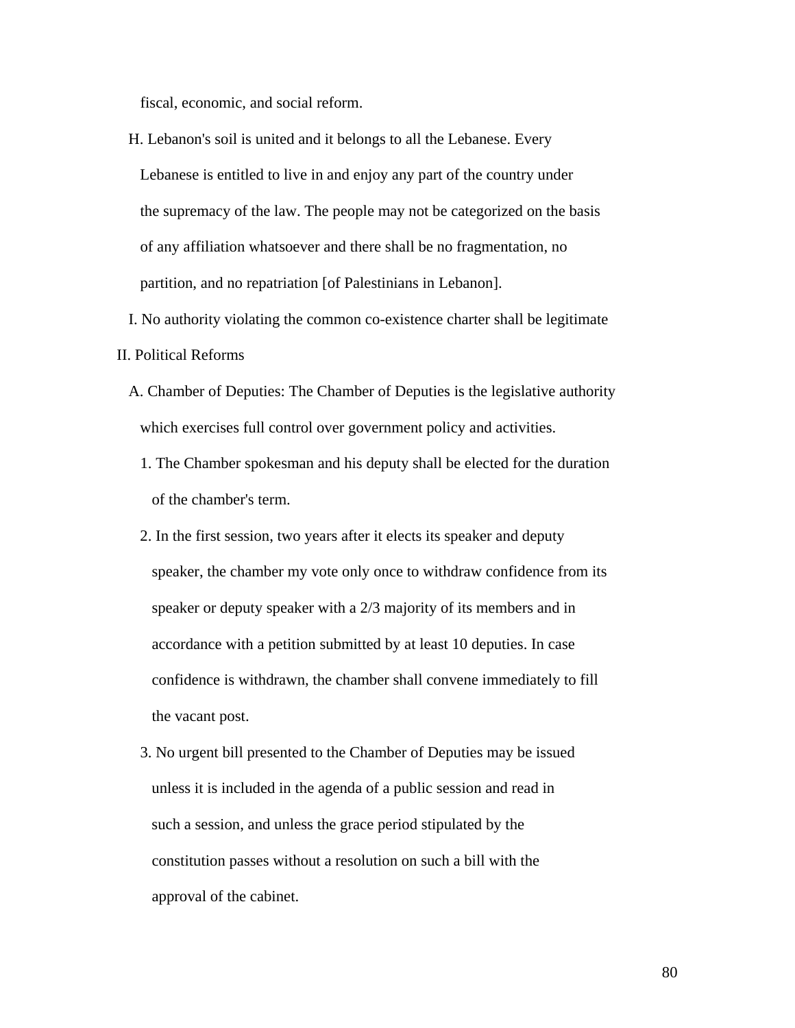fiscal, economic, and social reform.

H. Lebanon's soil is united and it belongs to all the Lebanese. Every Lebanese is entitled to live in and enjoy any part of the country under the supremacy of the law. The people may not be categorized on the basis of any affiliation whatsoever and there shall be no fragmentation, no partition, and no repatriation [of Palestinians in Lebanon].

I. No authority violating the common co-existence charter shall be legitimate

II. Political Reforms

A. Chamber of Deputies: The Chamber of Deputies is the legislative authority which exercises full control over government policy and activities.

1. The Chamber spokesman and his deputy shall be elected for the duration of the chamber's term.

2. In the first session, two years after it elects its speaker and deputy speaker, the chamber my vote only once to withdraw confidence from its speaker or deputy speaker with a 2/3 majority of its members and in accordance with a petition submitted by at least 10 deputies. In case confidence is withdrawn, the chamber shall convene immediately to fill the vacant post.

3. No urgent bill presented to the Chamber of Deputies may be issued unless it is included in the agenda of a public session and read in such a session, and unless the grace period stipulated by the constitution passes without a resolution on such a bill with the approval of the cabinet.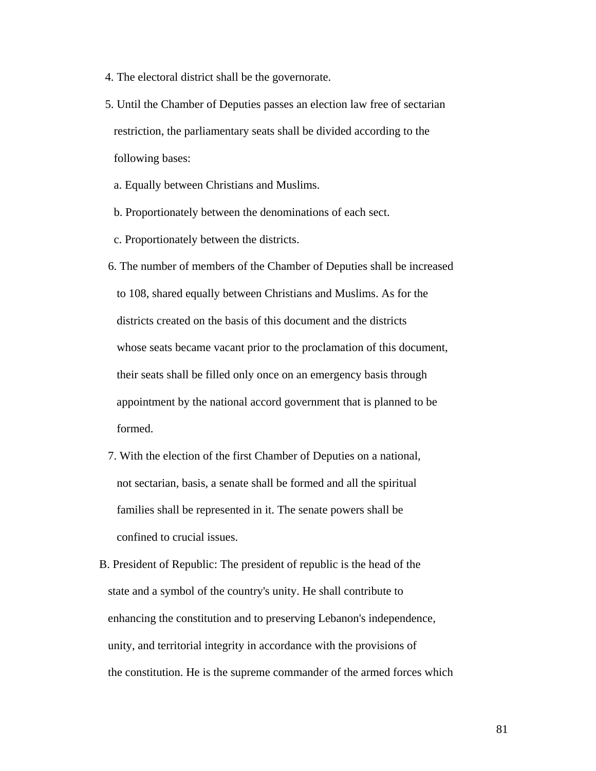4. The electoral district shall be the governorate.

5. Until the Chamber of Deputies passes an election law free of sectarian restriction, the parliamentary seats shall be divided according to the following bases:

   a. Equally between Christians and Muslims.

   b. Proportionately between the denominations of each sect.

   c. Proportionately between the districts.

6. The number of members of the Chamber of Deputies shall be increased to 108, shared equally between Christians and Muslims. As for the districts created on the basis of this document and the districts whose seats became vacant prior to the proclamation of this document, their seats shall be filled only once on an emergency basis through appointment by the national accord government that is planned to be formed.

7. With the election of the first Chamber of Deputies on a national, not sectarian, basis, a senate shall be formed and all the spiritual families shall be represented in it. The senate powers shall be confined to crucial issues.

B. President of Republic: The president of republic is the head of the state and a symbol of the country's unity. He shall contribute to enhancing the constitution and to preserving Lebanon's independence, unity, and territorial integrity in accordance with the provisions of the constitution. He is the supreme commander of the armed forces which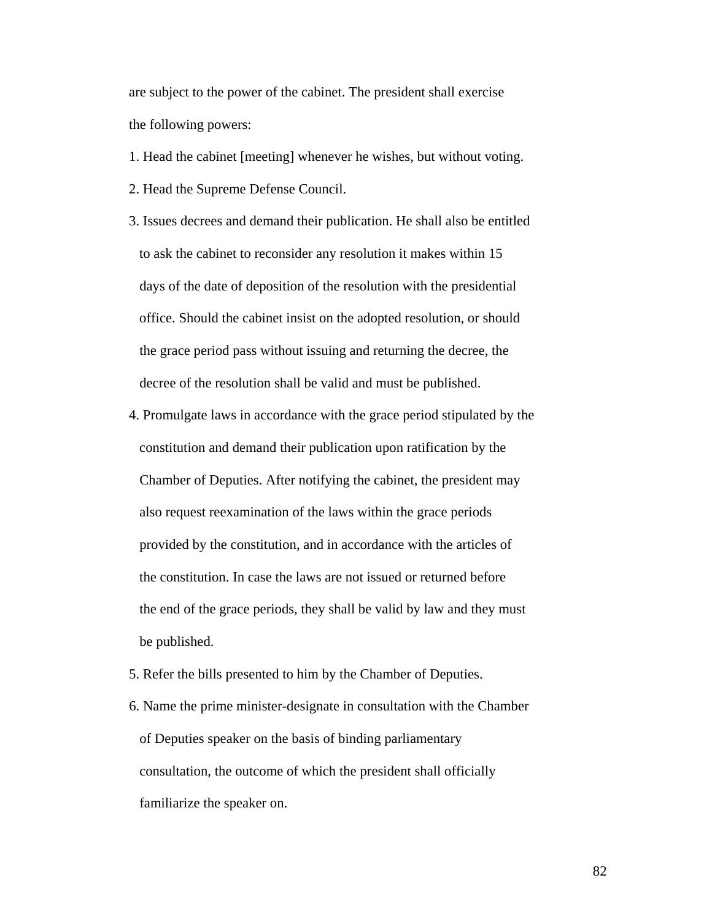are subject to the power of the cabinet. The president shall exercise the following powers:

1. Head the cabinet [meeting] whenever he wishes, but without voting.
2. Head the Supreme Defense Council.
3. Issues decrees and demand their publication. He shall also be entitled to ask the cabinet to reconsider any resolution it makes within 15 days of the date of deposition of the resolution with the presidential office. Should the cabinet insist on the adopted resolution, or should the grace period pass without issuing and returning the decree, the decree of the resolution shall be valid and must be published.
4. Promulgate laws in accordance with the grace period stipulated by the constitution and demand their publication upon ratification by the Chamber of Deputies. After notifying the cabinet, the president may also request reexamination of the laws within the grace periods provided by the constitution, and in accordance with the articles of the constitution. In case the laws are not issued or returned before the end of the grace periods, they shall be valid by law and they must be published.
5. Refer the bills presented to him by the Chamber of Deputies.
6. Name the prime minister-designate in consultation with the Chamber of Deputies speaker on the basis of binding parliamentary consultation, the outcome of which the president shall officially familiarize the speaker on.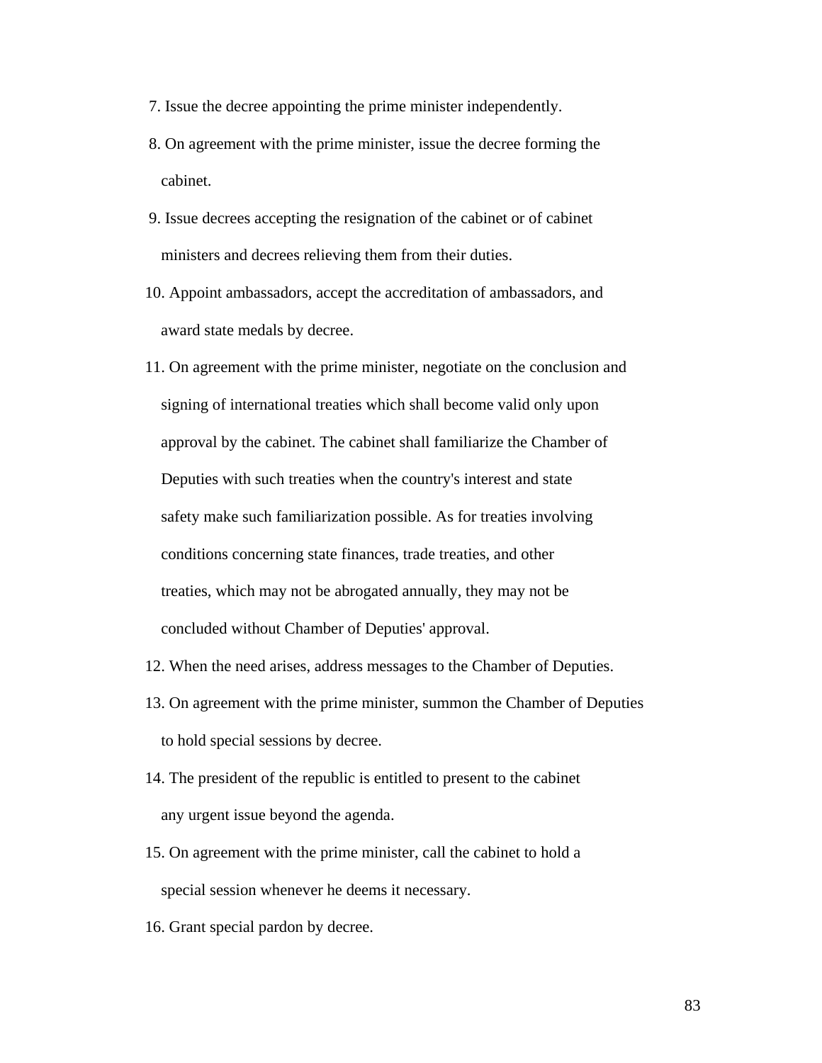7. Issue the decree appointing the prime minister independently.
8. On agreement with the prime minister, issue the decree forming the cabinet.
9. Issue decrees accepting the resignation of the cabinet or of cabinet ministers and decrees relieving them from their duties.
10. Appoint ambassadors, accept the accreditation of ambassadors, and award state medals by decree.
11. On agreement with the prime minister, negotiate on the conclusion and signing of international treaties which shall become valid only upon approval by the cabinet. The cabinet shall familiarize the Chamber of Deputies with such treaties when the country's interest and state safety make such familiarization possible. As for treaties involving conditions concerning state finances, trade treaties, and other treaties, which may not be abrogated annually, they may not be concluded without Chamber of Deputies' approval.
12. When the need arises, address messages to the Chamber of Deputies.
13. On agreement with the prime minister, summon the Chamber of Deputies to hold special sessions by decree.
14. The president of the republic is entitled to present to the cabinet any urgent issue beyond the agenda.
15. On agreement with the prime minister, call the cabinet to hold a special session whenever he deems it necessary.
16. Grant special pardon by decree.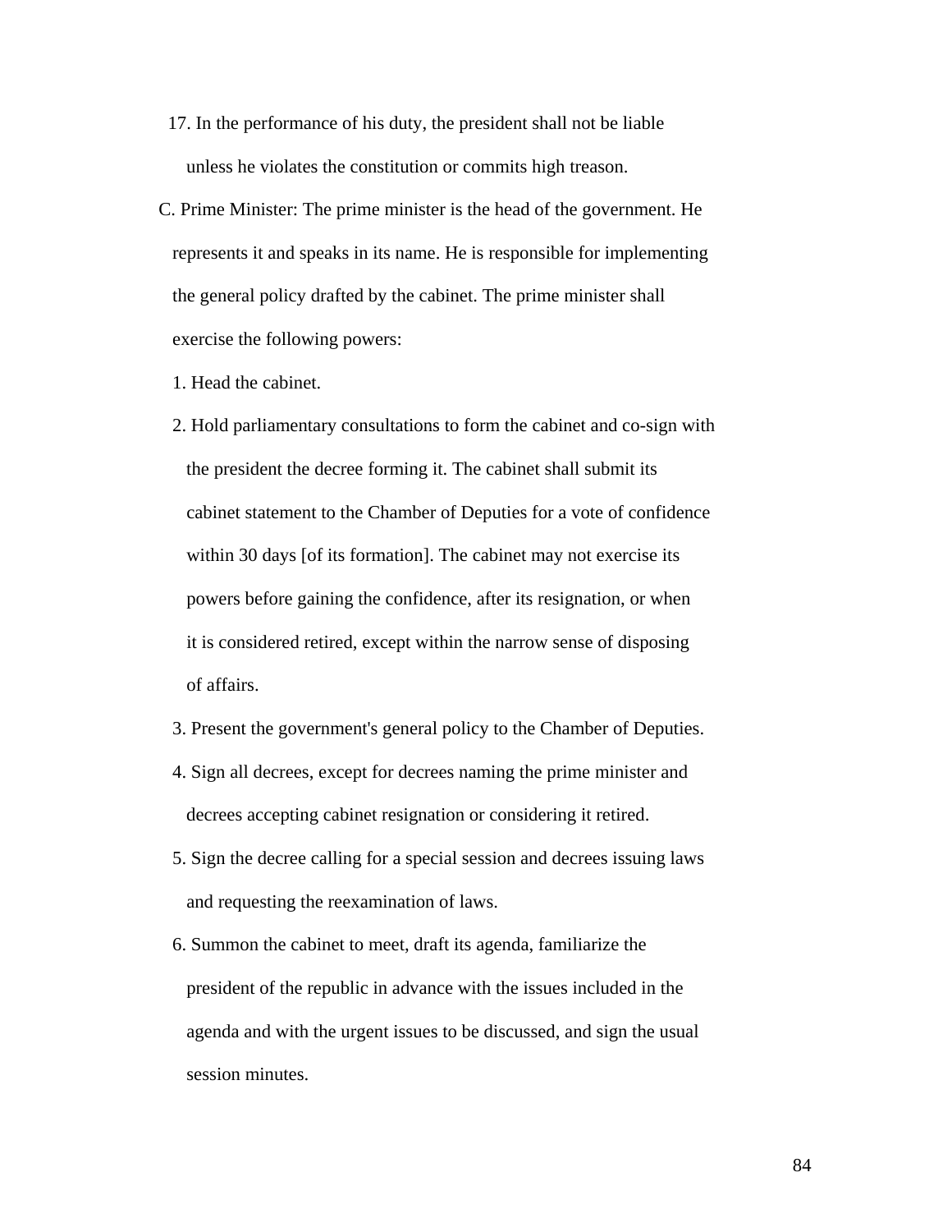17. In the performance of his duty, the president shall not be liable unless he violates the constitution or commits high treason.

C. Prime Minister: The prime minister is the head of the government. He represents it and speaks in its name. He is responsible for implementing the general policy drafted by the cabinet. The prime minister shall exercise the following powers:

1. Head the cabinet.
2. Hold parliamentary consultations to form the cabinet and co-sign with the president the decree forming it. The cabinet shall submit its cabinet statement to the Chamber of Deputies for a vote of confidence within 30 days [of its formation]. The cabinet may not exercise its powers before gaining the confidence, after its resignation, or when it is considered retired, except within the narrow sense of disposing of affairs.
3. Present the government's general policy to the Chamber of Deputies.
4. Sign all decrees, except for decrees naming the prime minister and decrees accepting cabinet resignation or considering it retired.
5. Sign the decree calling for a special session and decrees issuing laws and requesting the reexamination of laws.
6. Summon the cabinet to meet, draft its agenda, familiarize the president of the republic in advance with the issues included in the agenda and with the urgent issues to be discussed, and sign the usual session minutes.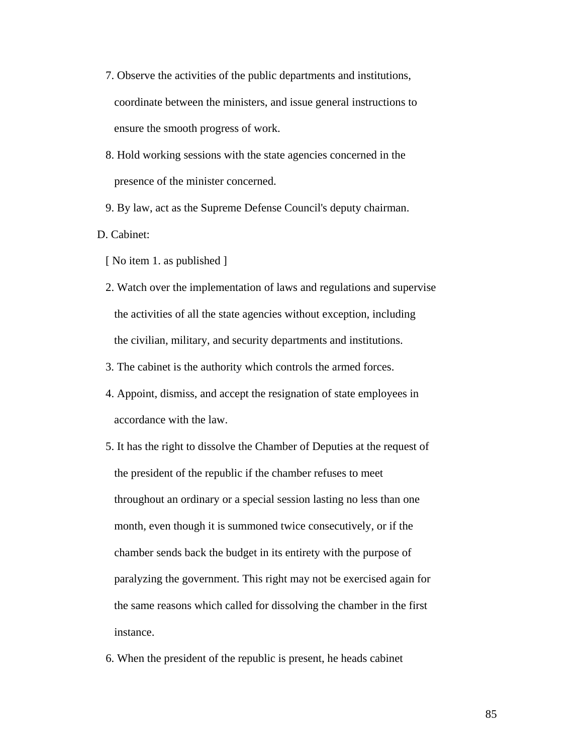7. Observe the activities of the public departments and institutions, coordinate between the ministers, and issue general instructions to ensure the smooth progress of work.
8. Hold working sessions with the state agencies concerned in the presence of the minister concerned.
9. By law, act as the Supreme Defense Council's deputy chairman.

D. Cabinet:

[ No item 1. as published ]

2. Watch over the implementation of laws and regulations and supervise the activities of all the state agencies without exception, including the civilian, military, and security departments and institutions.
3. The cabinet is the authority which controls the armed forces.
4. Appoint, dismiss, and accept the resignation of state employees in accordance with the law.
5. It has the right to dissolve the Chamber of Deputies at the request of the president of the republic if the chamber refuses to meet throughout an ordinary or a special session lasting no less than one month, even though it is summoned twice consecutively, or if the chamber sends back the budget in its entirety with the purpose of paralyzing the government. This right may not be exercised again for the same reasons which called for dissolving the chamber in the first instance.
6. When the president of the republic is present, he heads cabinet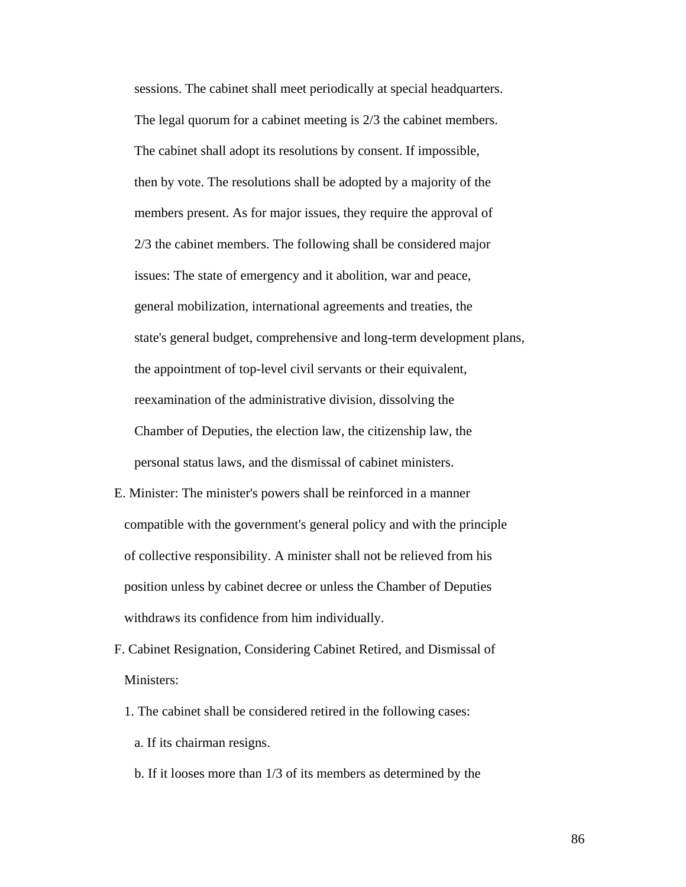sessions. The cabinet shall meet periodically at special headquarters. The legal quorum for a cabinet meeting is 2/3 the cabinet members. The cabinet shall adopt its resolutions by consent. If impossible, then by vote. The resolutions shall be adopted by a majority of the members present. As for major issues, they require the approval of 2/3 the cabinet members. The following shall be considered major issues: The state of emergency and it abolition, war and peace, general mobilization, international agreements and treaties, the state's general budget, comprehensive and long-term development plans, the appointment of top-level civil servants or their equivalent, reexamination of the administrative division, dissolving the Chamber of Deputies, the election law, the citizenship law, the personal status laws, and the dismissal of cabinet ministers.

E. Minister: The minister's powers shall be reinforced in a manner compatible with the government's general policy and with the principle of collective responsibility. A minister shall not be relieved from his position unless by cabinet decree or unless the Chamber of Deputies withdraws its confidence from him individually.

F. Cabinet Resignation, Considering Cabinet Retired, and Dismissal of Ministers:

1. The cabinet shall be considered retired in the following cases:

   a. If its chairman resigns.

   b. If it looses more than 1/3 of its members as determined by the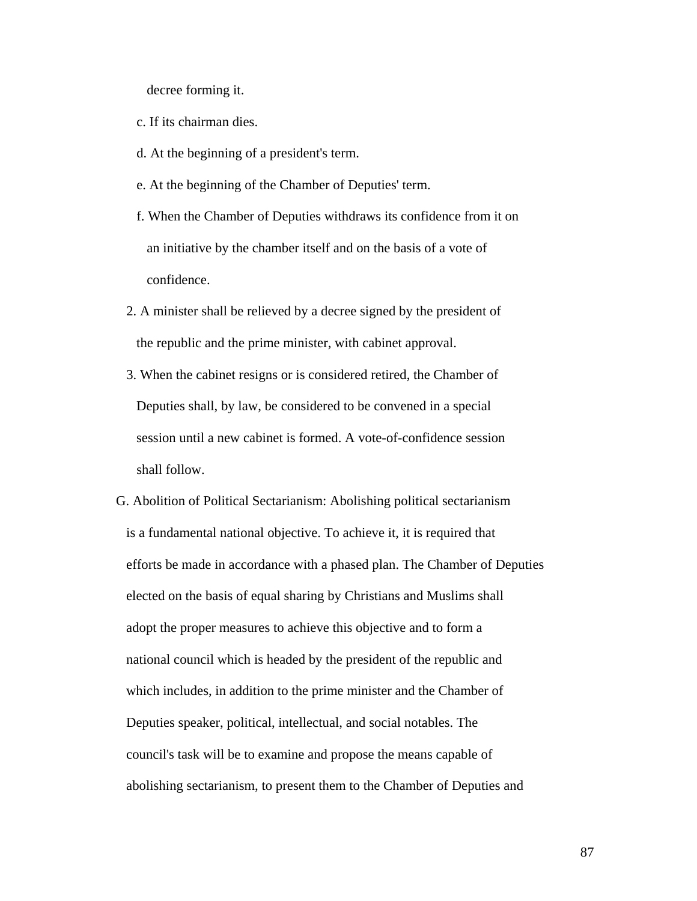decree forming it.

c. If its chairman dies.

d. At the beginning of a president's term.

e. At the beginning of the Chamber of Deputies' term.

f. When the Chamber of Deputies withdraws its confidence from it on an initiative by the chamber itself and on the basis of a vote of confidence.

2. A minister shall be relieved by a decree signed by the president of the republic and the prime minister, with cabinet approval.

3. When the cabinet resigns or is considered retired, the Chamber of Deputies shall, by law, be considered to be convened in a special session until a new cabinet is formed. A vote-of-confidence session shall follow.

G. Abolition of Political Sectarianism: Abolishing political sectarianism is a fundamental national objective. To achieve it, it is required that efforts be made in accordance with a phased plan. The Chamber of Deputies elected on the basis of equal sharing by Christians and Muslims shall adopt the proper measures to achieve this objective and to form a national council which is headed by the president of the republic and which includes, in addition to the prime minister and the Chamber of Deputies speaker, political, intellectual, and social notables. The council's task will be to examine and propose the means capable of abolishing sectarianism, to present them to the Chamber of Deputies and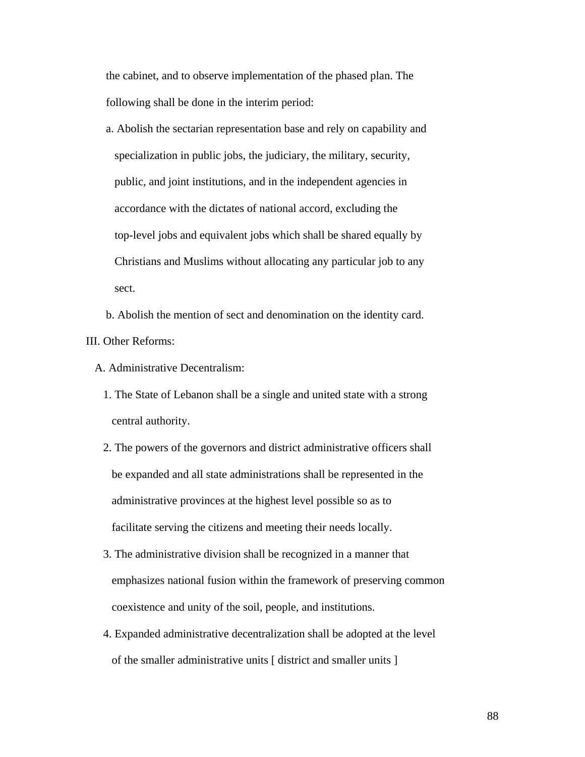the cabinet, and to observe implementation of the phased plan. The following shall be done in the interim period:

a. Abolish the sectarian representation base and rely on capability and specialization in public jobs, the judiciary, the military, security, public, and joint institutions, and in the independent agencies in accordance with the dictates of national accord, excluding the top-level jobs and equivalent jobs which shall be shared equally by Christians and Muslims without allocating any particular job to any sect.

b. Abolish the mention of sect and denomination on the identity card.

III. Other Reforms:

A. Administrative Decentralism:

1. The State of Lebanon shall be a single and united state with a strong central authority.

2. The powers of the governors and district administrative officers shall be expanded and all state administrations shall be represented in the administrative provinces at the highest level possible so as to facilitate serving the citizens and meeting their needs locally.

3. The administrative division shall be recognized in a manner that emphasizes national fusion within the framework of preserving common coexistence and unity of the soil, people, and institutions.

4. Expanded administrative decentralization shall be adopted at the level of the smaller administrative units [ district and smaller units ]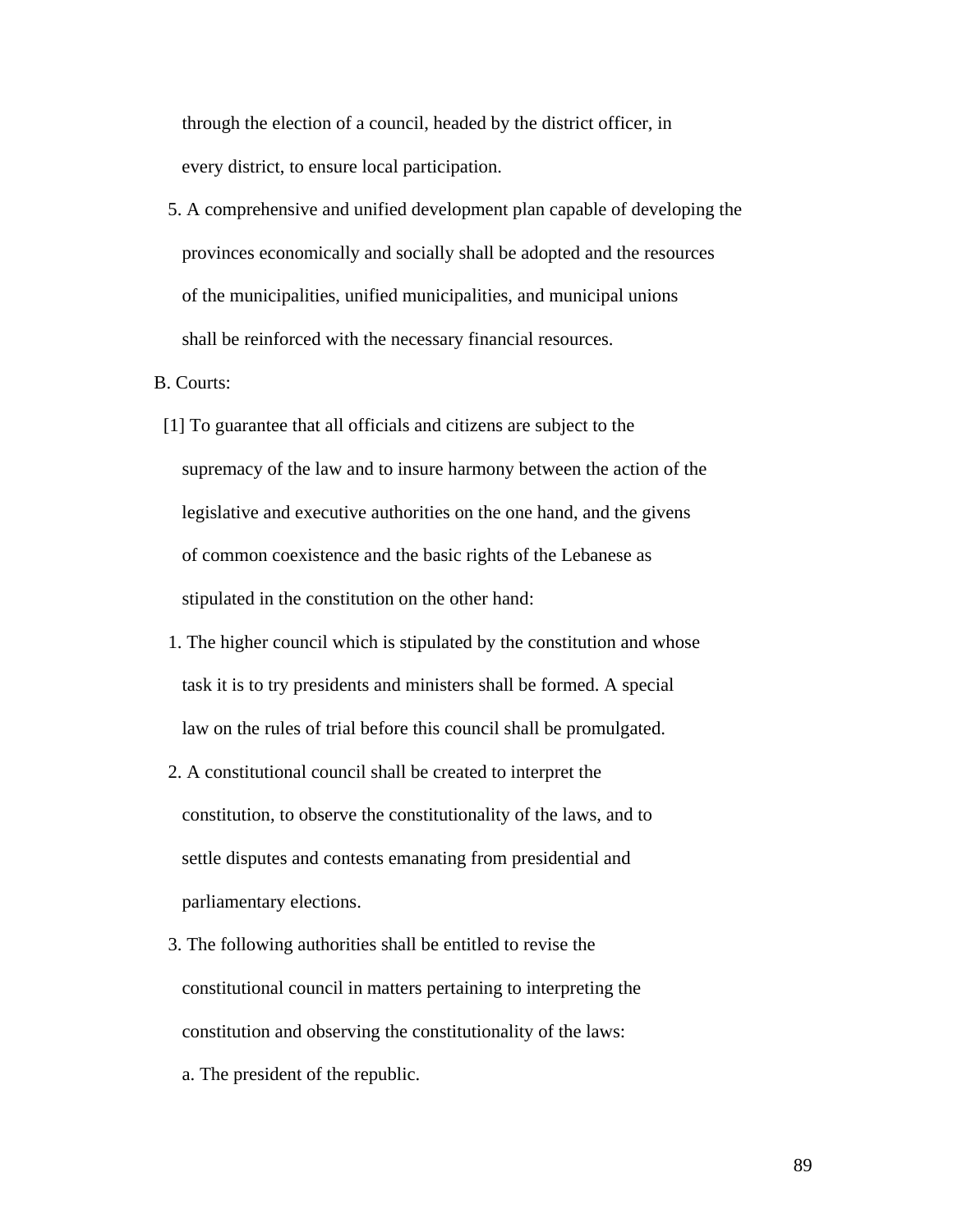through the election of a council, headed by the district officer, in every district, to ensure local participation.

5. A comprehensive and unified development plan capable of developing the provinces economically and socially shall be adopted and the resources of the municipalities, unified municipalities, and municipal unions shall be reinforced with the necessary financial resources.

B. Courts:

[1] To guarantee that all officials and citizens are subject to the supremacy of the law and to insure harmony between the action of the legislative and executive authorities on the one hand, and the givens of common coexistence and the basic rights of the Lebanese as stipulated in the constitution on the other hand:

1. The higher council which is stipulated by the constitution and whose task it is to try presidents and ministers shall be formed. A special law on the rules of trial before this council shall be promulgated.
2. A constitutional council shall be created to interpret the constitution, to observe the constitutionality of the laws, and to settle disputes and contests emanating from presidential and parliamentary elections.
3. The following authorities shall be entitled to revise the constitutional council in matters pertaining to interpreting the constitution and observing the constitutionality of the laws:

   a. The president of the republic.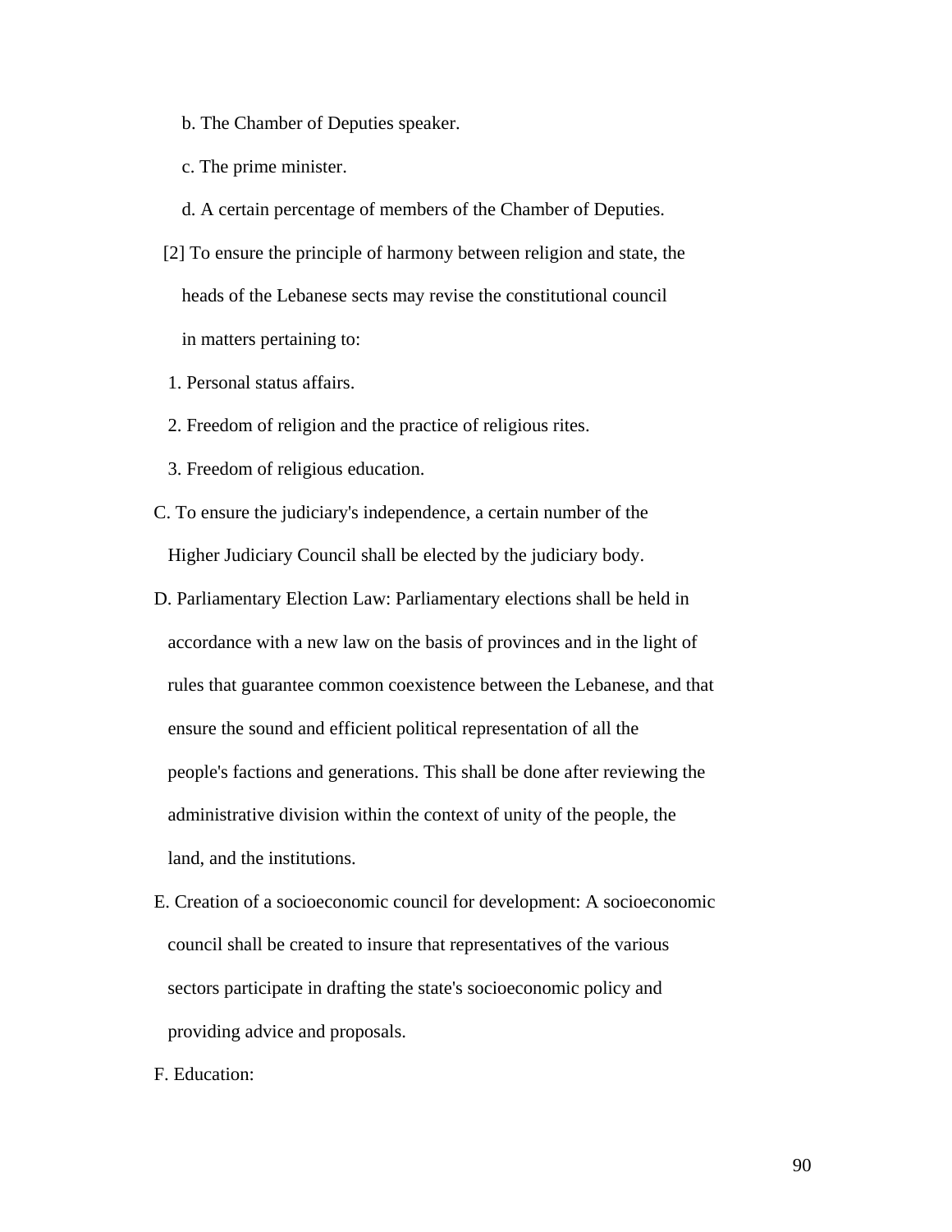b. The Chamber of Deputies speaker.

c. The prime minister.

d. A certain percentage of members of the Chamber of Deputies.

[2] To ensure the principle of harmony between religion and state, the heads of the Lebanese sects may revise the constitutional council in matters pertaining to:

1. Personal status affairs.

2. Freedom of religion and the practice of religious rites.

3. Freedom of religious education.

C. To ensure the judiciary's independence, a certain number of the Higher Judiciary Council shall be elected by the judiciary body.

D. Parliamentary Election Law: Parliamentary elections shall be held in accordance with a new law on the basis of provinces and in the light of rules that guarantee common coexistence between the Lebanese, and that ensure the sound and efficient political representation of all the people's factions and generations. This shall be done after reviewing the administrative division within the context of unity of the people, the land, and the institutions.

E. Creation of a socioeconomic council for development: A socioeconomic council shall be created to insure that representatives of the various sectors participate in drafting the state's socioeconomic policy and providing advice and proposals.

F. Education: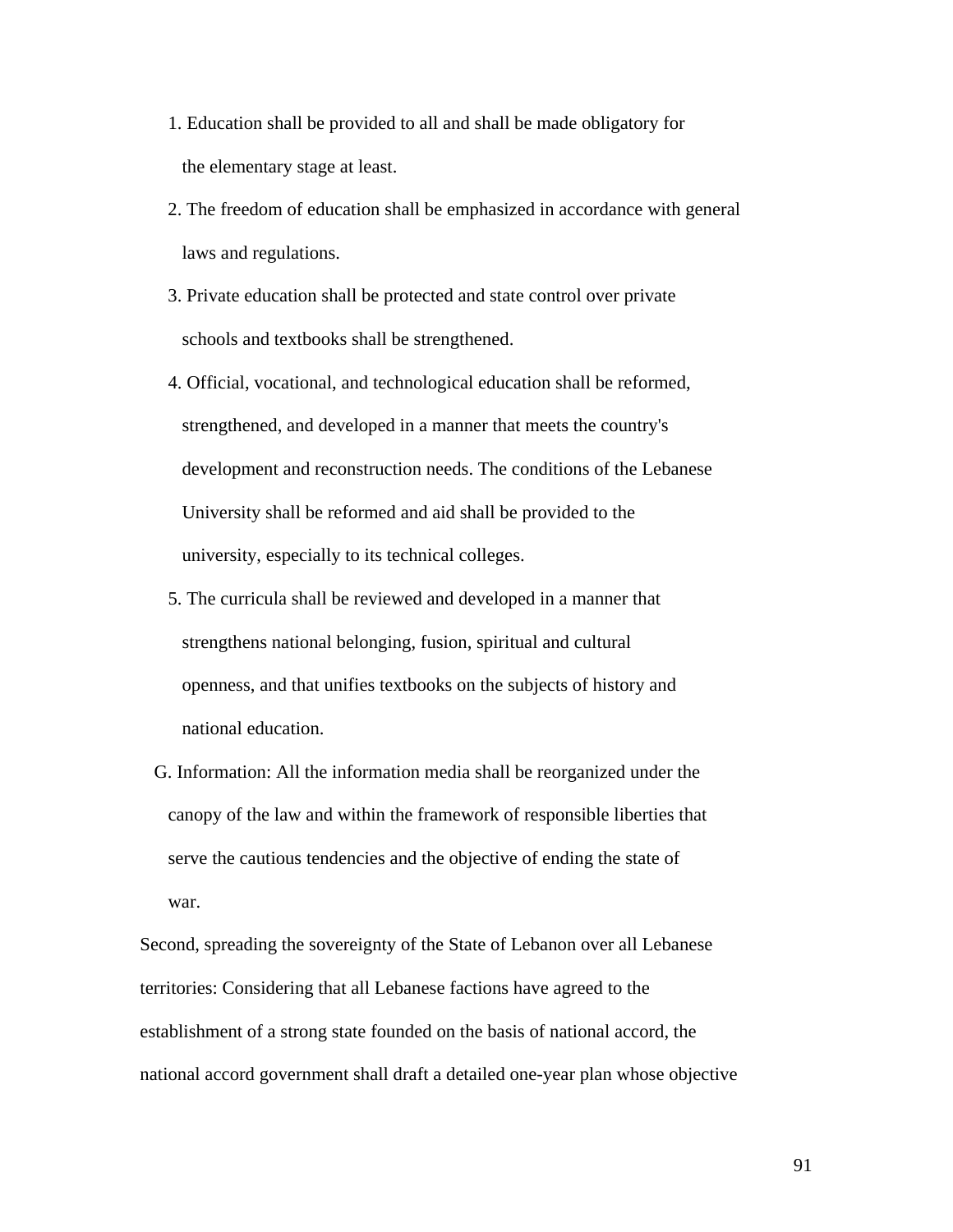1. Education shall be provided to all and shall be made obligatory for the elementary stage at least.
2. The freedom of education shall be emphasized in accordance with general laws and regulations.
3. Private education shall be protected and state control over private schools and textbooks shall be strengthened.
4. Official, vocational, and technological education shall be reformed, strengthened, and developed in a manner that meets the country's development and reconstruction needs. The conditions of the Lebanese University shall be reformed and aid shall be provided to the university, especially to its technical colleges.
5. The curricula shall be reviewed and developed in a manner that strengthens national belonging, fusion, spiritual and cultural openness, and that unifies textbooks on the subjects of history and national education.

G. Information: All the information media shall be reorganized under the canopy of the law and within the framework of responsible liberties that serve the cautious tendencies and the objective of ending the state of war.

Second, spreading the sovereignty of the State of Lebanon over all Lebanese territories: Considering that all Lebanese factions have agreed to the establishment of a strong state founded on the basis of national accord, the national accord government shall draft a detailed one-year plan whose objective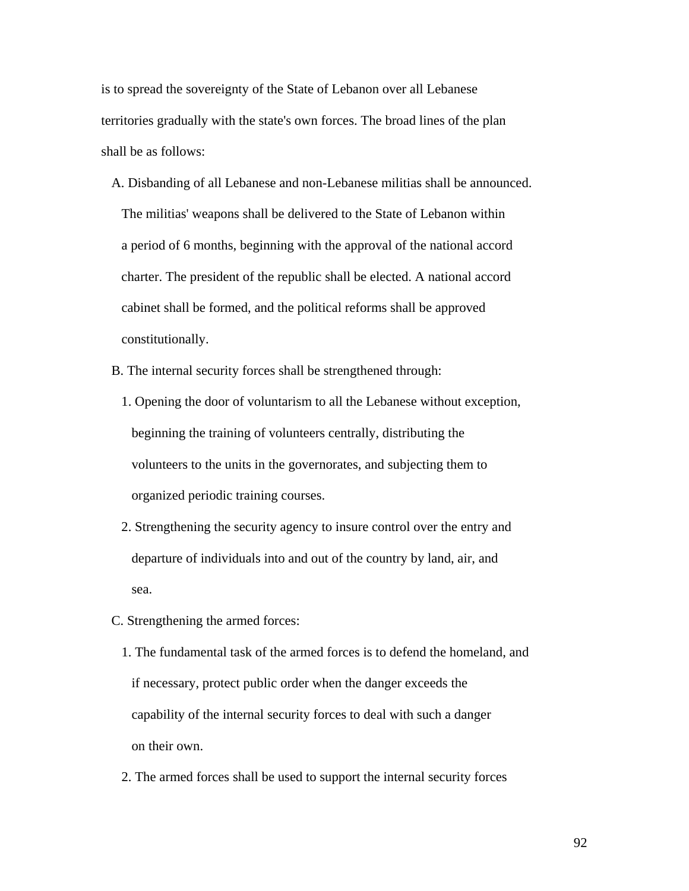is to spread the sovereignty of the State of Lebanon over all Lebanese territories gradually with the state's own forces. The broad lines of the plan shall be as follows:

A. Disbanding of all Lebanese and non-Lebanese militias shall be announced. The militias' weapons shall be delivered to the State of Lebanon within a period of 6 months, beginning with the approval of the national accord charter. The president of the republic shall be elected. A national accord cabinet shall be formed, and the political reforms shall be approved constitutionally.

B. The internal security forces shall be strengthened through:

1. Opening the door of voluntarism to all the Lebanese without exception, beginning the training of volunteers centrally, distributing the volunteers to the units in the governorates, and subjecting them to organized periodic training courses.

2. Strengthening the security agency to insure control over the entry and departure of individuals into and out of the country by land, air, and sea.

C. Strengthening the armed forces:

1. The fundamental task of the armed forces is to defend the homeland, and if necessary, protect public order when the danger exceeds the capability of the internal security forces to deal with such a danger on their own.

2. The armed forces shall be used to support the internal security forces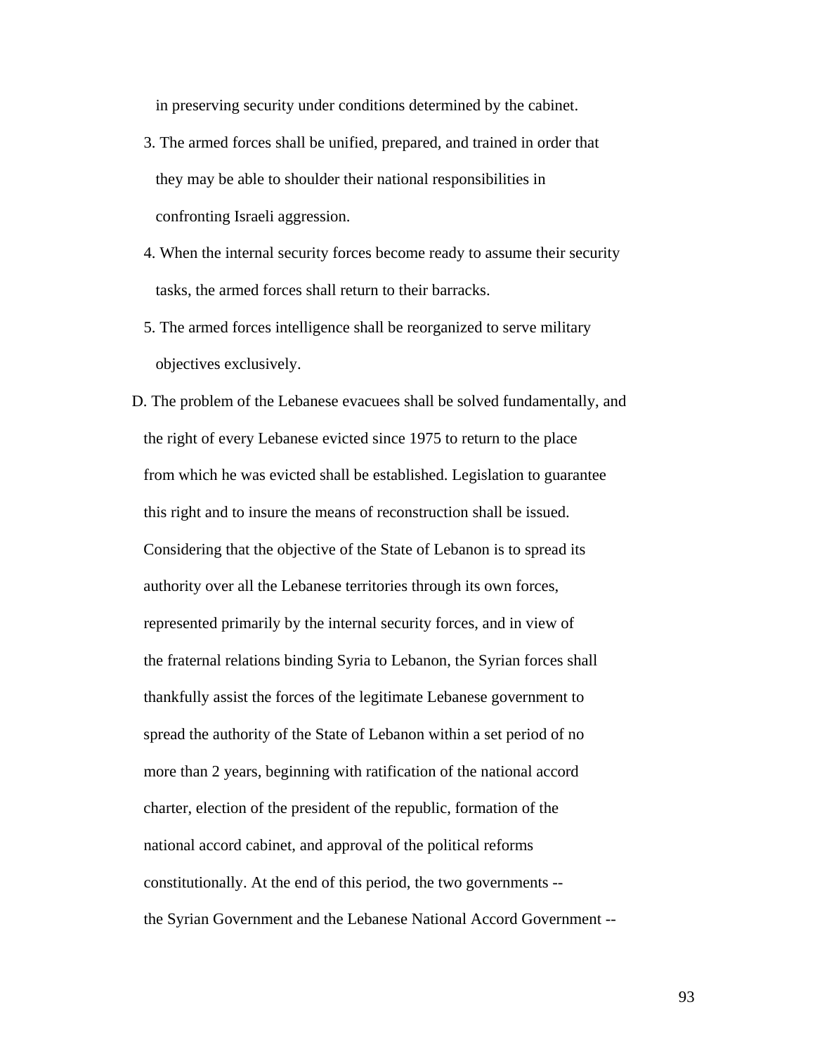in preserving security under conditions determined by the cabinet.

3. The armed forces shall be unified, prepared, and trained in order that they may be able to shoulder their national responsibilities in confronting Israeli aggression.
4. When the internal security forces become ready to assume their security tasks, the armed forces shall return to their barracks.
5. The armed forces intelligence shall be reorganized to serve military objectives exclusively.

D. The problem of the Lebanese evacuees shall be solved fundamentally, and the right of every Lebanese evicted since 1975 to return to the place from which he was evicted shall be established. Legislation to guarantee this right and to insure the means of reconstruction shall be issued. Considering that the objective of the State of Lebanon is to spread its authority over all the Lebanese territories through its own forces, represented primarily by the internal security forces, and in view of the fraternal relations binding Syria to Lebanon, the Syrian forces shall thankfully assist the forces of the legitimate Lebanese government to spread the authority of the State of Lebanon within a set period of no more than 2 years, beginning with ratification of the national accord charter, election of the president of the republic, formation of the national accord cabinet, and approval of the political reforms constitutionally. At the end of this period, the two governments -- the Syrian Government and the Lebanese National Accord Government --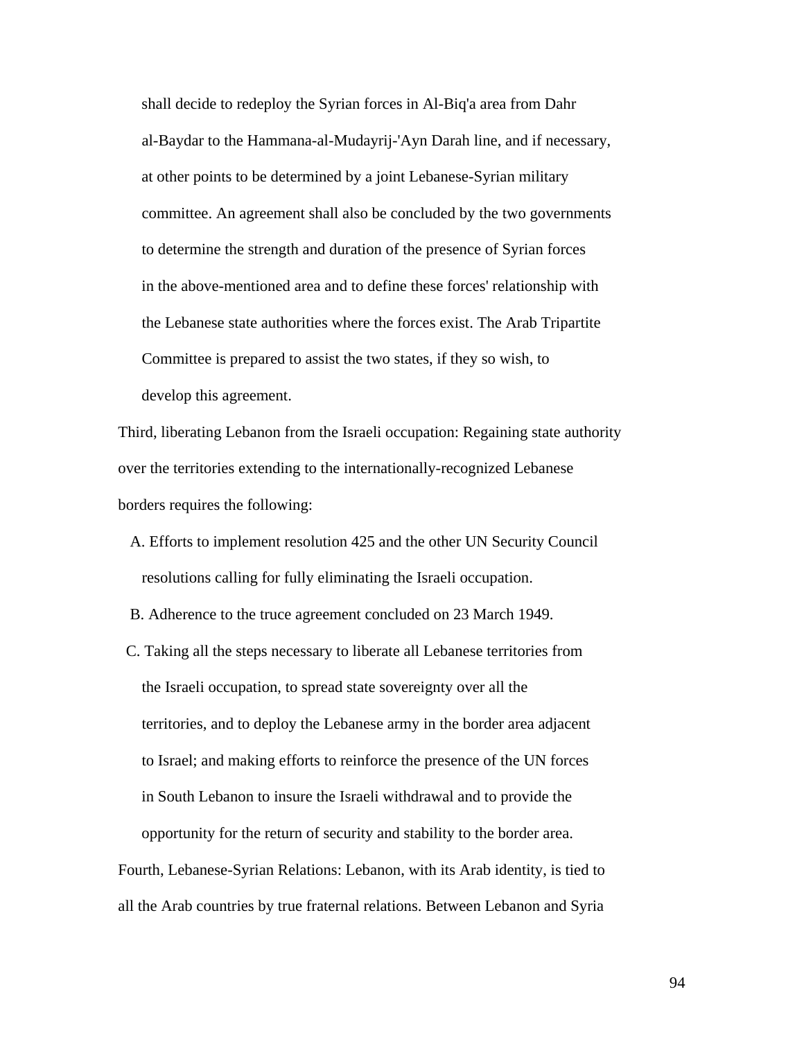shall decide to redeploy the Syrian forces in Al-Biq'a area from Dahr al-Baydar to the Hammana-al-Mudayrij-'Ayn Darah line, and if necessary, at other points to be determined by a joint Lebanese-Syrian military committee. An agreement shall also be concluded by the two governments to determine the strength and duration of the presence of Syrian forces in the above-mentioned area and to define these forces' relationship with the Lebanese state authorities where the forces exist. The Arab Tripartite Committee is prepared to assist the two states, if they so wish, to develop this agreement.

Third, liberating Lebanon from the Israeli occupation: Regaining state authority over the territories extending to the internationally-recognized Lebanese borders requires the following:

A. Efforts to implement resolution 425 and the other UN Security Council resolutions calling for fully eliminating the Israeli occupation.

B. Adherence to the truce agreement concluded on 23 March 1949.

C. Taking all the steps necessary to liberate all Lebanese territories from the Israeli occupation, to spread state sovereignty over all the territories, and to deploy the Lebanese army in the border area adjacent to Israel; and making efforts to reinforce the presence of the UN forces in South Lebanon to insure the Israeli withdrawal and to provide the opportunity for the return of security and stability to the border area.

Fourth, Lebanese-Syrian Relations: Lebanon, with its Arab identity, is tied to all the Arab countries by true fraternal relations. Between Lebanon and Syria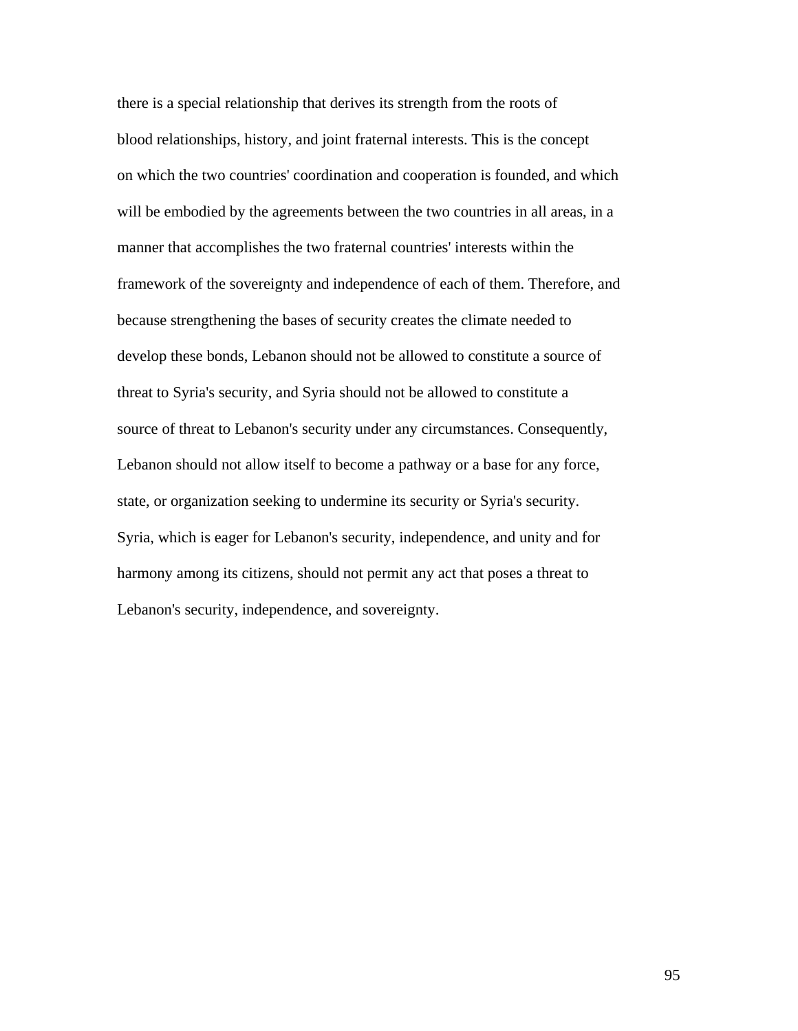there is a special relationship that derives its strength from the roots of blood relationships, history, and joint fraternal interests. This is the concept on which the two countries' coordination and cooperation is founded, and which will be embodied by the agreements between the two countries in all areas, in a manner that accomplishes the two fraternal countries' interests within the framework of the sovereignty and independence of each of them. Therefore, and because strengthening the bases of security creates the climate needed to develop these bonds, Lebanon should not be allowed to constitute a source of threat to Syria's security, and Syria should not be allowed to constitute a source of threat to Lebanon's security under any circumstances. Consequently, Lebanon should not allow itself to become a pathway or a base for any force, state, or organization seeking to undermine its security or Syria's security. Syria, which is eager for Lebanon's security, independence, and unity and for harmony among its citizens, should not permit any act that poses a threat to Lebanon's security, independence, and sovereignty.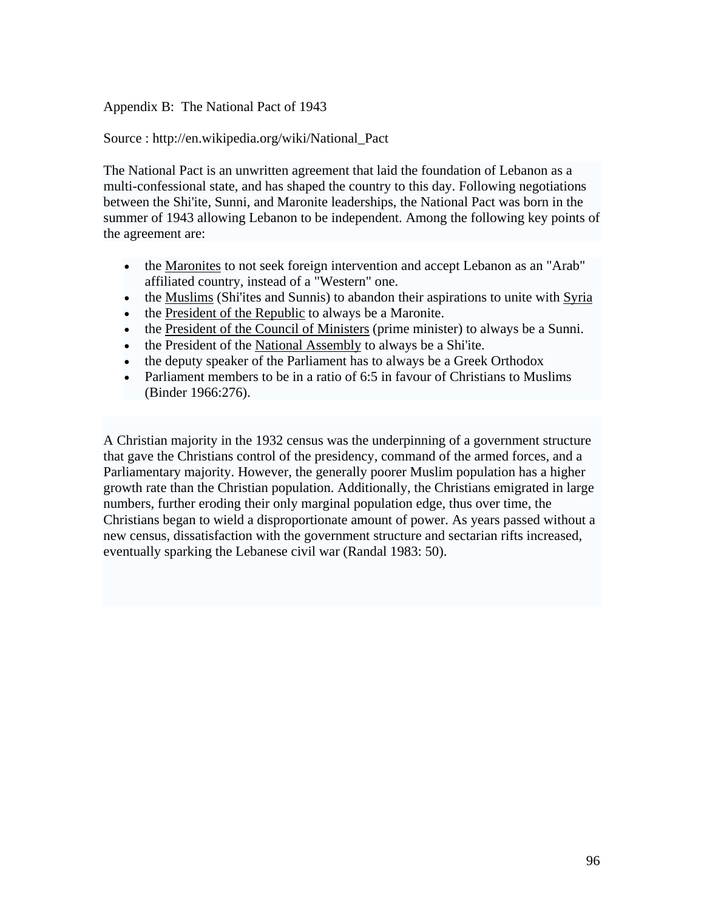Appendix B: The National Pact of 1943

Source : http://en.wikipedia.org/wiki/National_Pact

The National Pact is an unwritten agreement that laid the foundation of Lebanon as a multi-confessional state, and has shaped the country to this day. Following negotiations between the Shi'ite, Sunni, and Maronite leaderships, the National Pact was born in the summer of 1943 allowing Lebanon to be independent. Among the following key points of the agreement are:

- the Maronites to not seek foreign intervention and accept Lebanon as an "Arab" affiliated country, instead of a "Western" one.
- the Muslims (Shi'ites and Sunnis) to abandon their aspirations to unite with Syria
- the President of the Republic to always be a Maronite.
- the President of the Council of Ministers (prime minister) to always be a Sunni.
- the President of the National Assembly to always be a Shi'ite.
- the deputy speaker of the Parliament has to always be a Greek Orthodox
- Parliament members to be in a ratio of 6:5 in favour of Christians to Muslims (Binder 1966:276).

A Christian majority in the 1932 census was the underpinning of a government structure that gave the Christians control of the presidency, command of the armed forces, and a Parliamentary majority. However, the generally poorer Muslim population has a higher growth rate than the Christian population. Additionally, the Christians emigrated in large numbers, further eroding their only marginal population edge, thus over time, the Christians began to wield a disproportionate amount of power. As years passed without a new census, dissatisfaction with the government structure and sectarian rifts increased, eventually sparking the Lebanese civil war (Randal 1983: 50).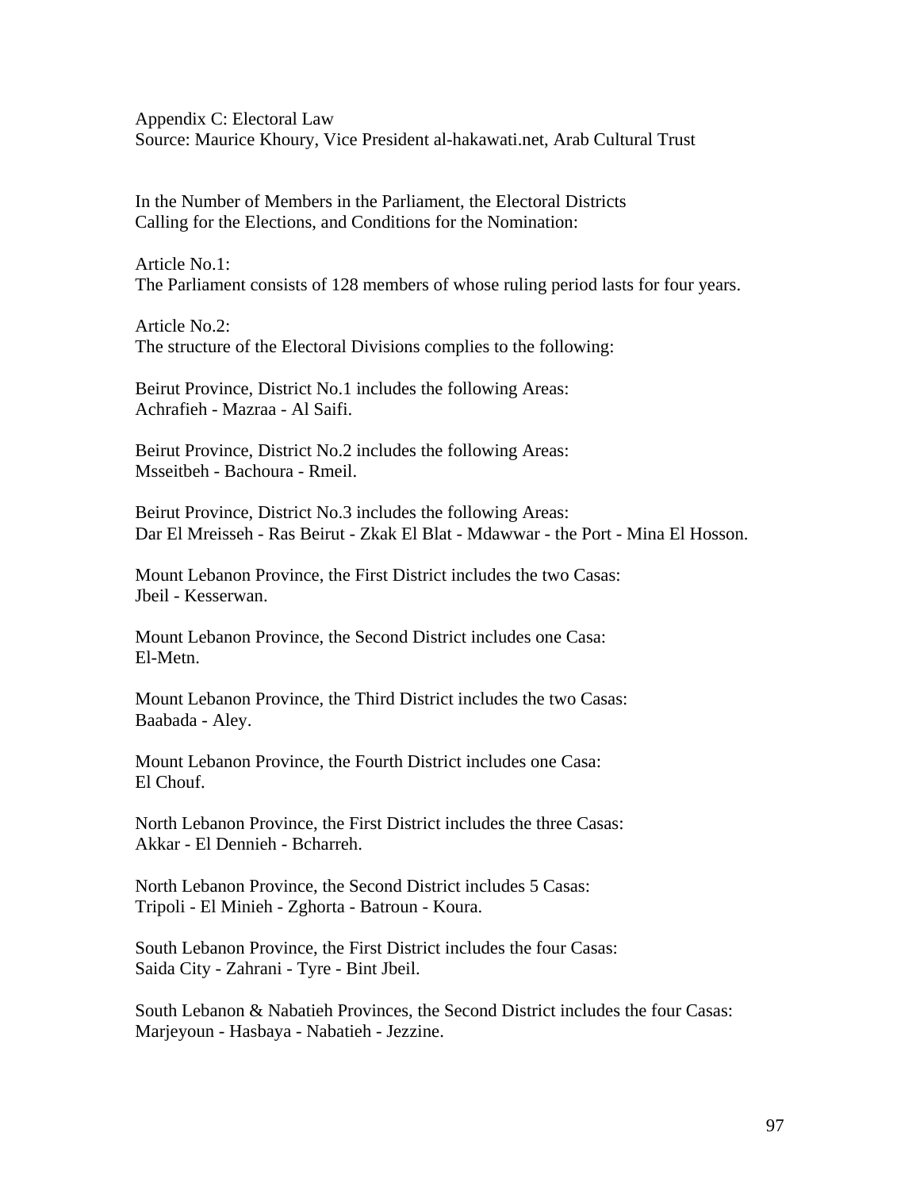Appendix C: Electoral Law
Source: Maurice Khoury, Vice President al-hakawati.net, Arab Cultural Trust

In the Number of Members in the Parliament, the Electoral Districts
Calling for the Elections, and Conditions for the Nomination:

Article No.1:
The Parliament consists of 128 members of whose ruling period lasts for four years.

Article No.2:
The structure of the Electoral Divisions complies to the following:

Beirut Province, District No.1 includes the following Areas:
Achrafieh - Mazraa - Al Saifi.

Beirut Province, District No.2 includes the following Areas:
Msseitbeh - Bachoura - Rmeil.

Beirut Province, District No.3 includes the following Areas:
Dar El Mreisseh - Ras Beirut - Zkak El Blat - Mdawwar - the Port - Mina El Hosson.

Mount Lebanon Province, the First District includes the two Casas:
Jbeil - Kesserwan.

Mount Lebanon Province, the Second District includes one Casa:
El-Metn.

Mount Lebanon Province, the Third District includes the two Casas:
Baabada - Aley.

Mount Lebanon Province, the Fourth District includes one Casa:
El Chouf.

North Lebanon Province, the First District includes the three Casas:
Akkar - El Dennieh - Bcharreh.

North Lebanon Province, the Second District includes 5 Casas:
Tripoli - El Minieh - Zghorta - Batroun - Koura.

South Lebanon Province, the First District includes the four Casas:
Saida City - Zahrani - Tyre - Bint Jbeil.

South Lebanon & Nabatieh Provinces, the Second District includes the four Casas:
Marjeyoun - Hasbaya - Nabatieh - Jezzine.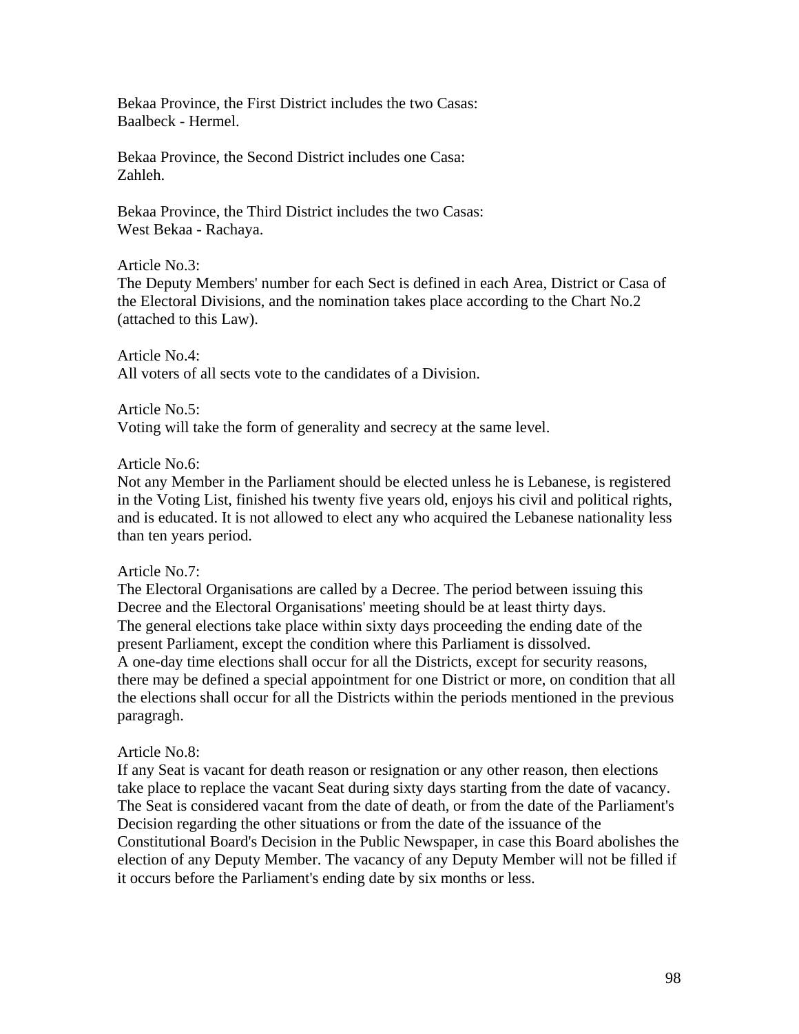Bekaa Province, the First District includes the two Casas:
Baalbeck - Hermel.

Bekaa Province, the Second District includes one Casa:
Zahleh.

Bekaa Province, the Third District includes the two Casas:
West Bekaa - Rachaya.

Article No.3:
The Deputy Members' number for each Sect is defined in each Area, District or Casa of the Electoral Divisions, and the nomination takes place according to the Chart No.2 (attached to this Law).

Article No.4:
All voters of all sects vote to the candidates of a Division.

Article No.5:
Voting will take the form of generality and secrecy at the same level.

Article No.6:
Not any Member in the Parliament should be elected unless he is Lebanese, is registered in the Voting List, finished his twenty five years old, enjoys his civil and political rights, and is educated. It is not allowed to elect any who acquired the Lebanese nationality less than ten years period.

Article No.7:
The Electoral Organisations are called by a Decree. The period between issuing this Decree and the Electoral Organisations' meeting should be at least thirty days.
The general elections take place within sixty days proceeding the ending date of the present Parliament, except the condition where this Parliament is dissolved.
A one-day time elections shall occur for all the Districts, except for security reasons, there may be defined a special appointment for one District or more, on condition that all the elections shall occur for all the Districts within the periods mentioned in the previous paragragh.

Article No.8:
If any Seat is vacant for death reason or resignation or any other reason, then elections take place to replace the vacant Seat during sixty days starting from the date of vacancy. The Seat is considered vacant from the date of death, or from the date of the Parliament's Decision regarding the other situations or from the date of the issuance of the Constitutional Board's Decision in the Public Newspaper, in case this Board abolishes the election of any Deputy Member. The vacancy of any Deputy Member will not be filled if it occurs before the Parliament's ending date by six months or less.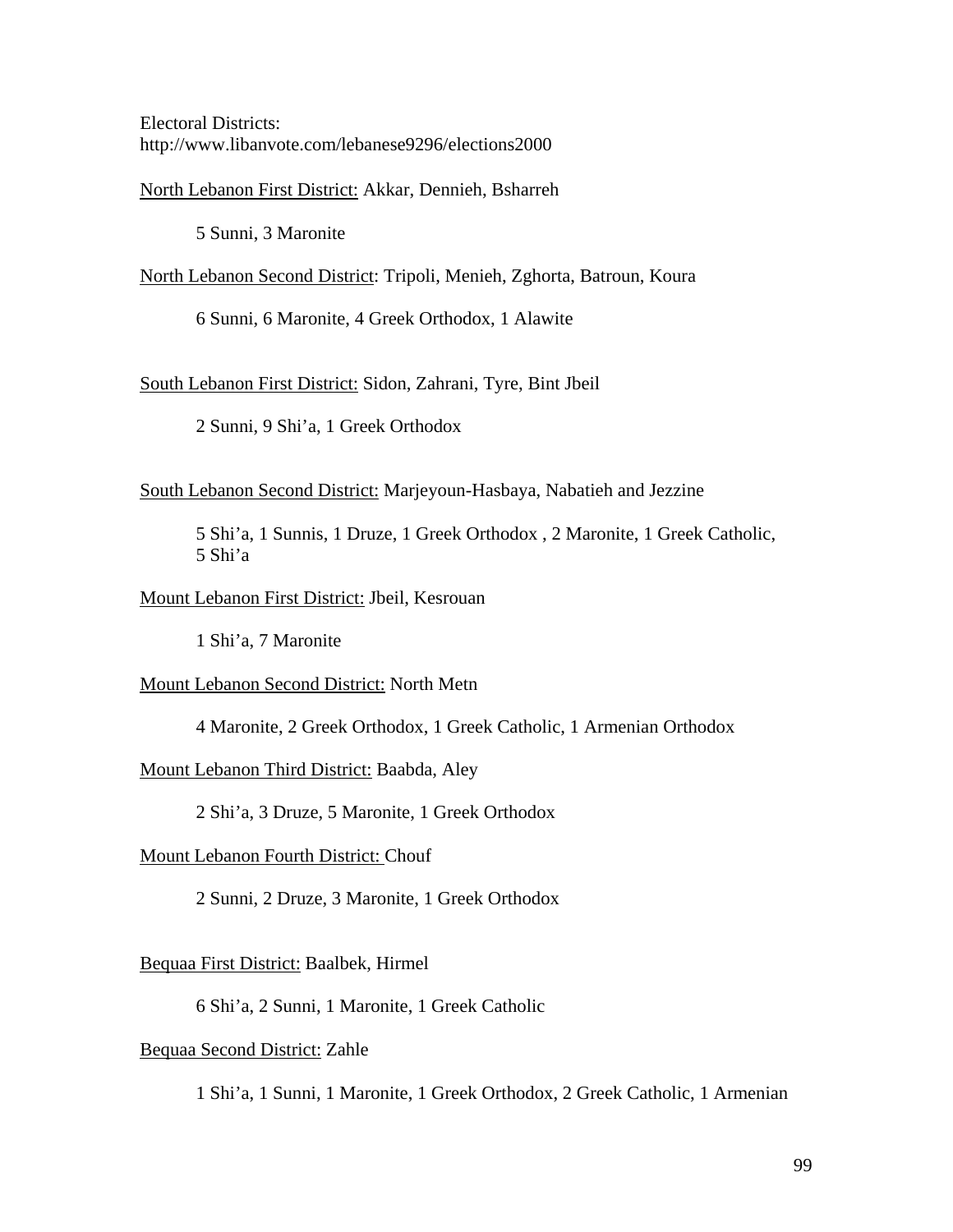Electoral Districts:
http://www.libanvote.com/lebanese9296/elections2000

<u>North Lebanon First District:</u> Akkar, Dennieh, Bsharreh

5 Sunni, 3 Maronite

<u>North Lebanon Second District</u>: Tripoli, Menieh, Zghorta, Batroun, Koura

6 Sunni, 6 Maronite, 4 Greek Orthodox, 1 Alawite

<u>South Lebanon First District:</u> Sidon, Zahrani, Tyre, Bint Jbeil

2 Sunni, 9 Shi'a, 1 Greek Orthodox

<u>South Lebanon Second District:</u> Marjeyoun-Hasbaya, Nabatieh and Jezzine

5 Shi'a, 1 Sunnis, 1 Druze, 1 Greek Orthodox , 2 Maronite, 1 Greek Catholic, 5 Shi'a

<u>Mount Lebanon First District:</u> Jbeil, Kesrouan

1 Shi'a, 7 Maronite

<u>Mount Lebanon Second District:</u> North Metn

4 Maronite, 2 Greek Orthodox, 1 Greek Catholic, 1 Armenian Orthodox

<u>Mount Lebanon Third District:</u> Baabda, Aley

2 Shi'a, 3 Druze, 5 Maronite, 1 Greek Orthodox

<u>Mount Lebanon Fourth District:</u> Chouf

2 Sunni, 2 Druze, 3 Maronite, 1 Greek Orthodox

<u>Bequaa First District:</u> Baalbek, Hirmel

6 Shi'a, 2 Sunni, 1 Maronite, 1 Greek Catholic

<u>Bequaa Second District:</u> Zahle

1 Shi'a, 1 Sunni, 1 Maronite, 1 Greek Orthodox, 2 Greek Catholic, 1 Armenian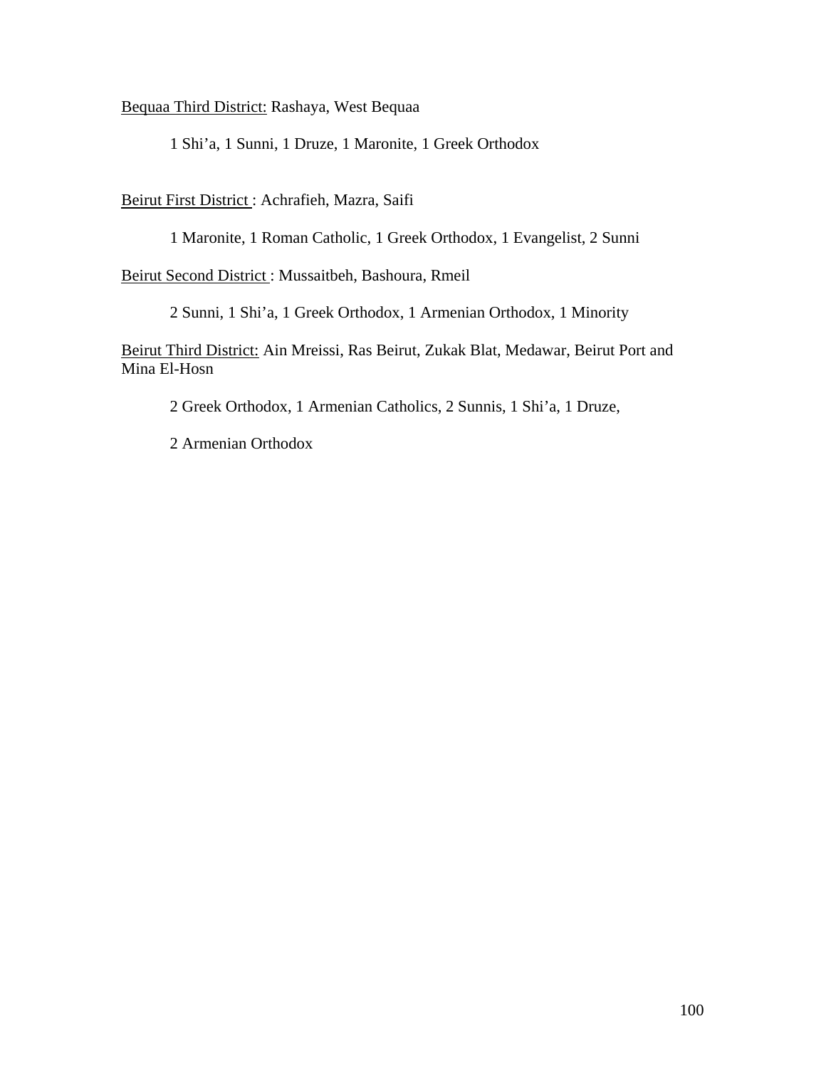<u>Bequaa Third District:</u> Rashaya, West Bequaa

1 Shi'a, 1 Sunni, 1 Druze, 1 Maronite, 1 Greek Orthodox

<u>Beirut First District</u> : Achrafieh, Mazra, Saifi

1 Maronite, 1 Roman Catholic, 1 Greek Orthodox, 1 Evangelist, 2 Sunni

<u>Beirut Second District</u> : Mussaitbeh, Bashoura, Rmeil

2 Sunni, 1 Shi'a, 1 Greek Orthodox, 1 Armenian Orthodox, 1 Minority

<u>Beirut Third District:</u> Ain Mreissi, Ras Beirut, Zukak Blat, Medawar, Beirut Port and Mina El-Hosn

2 Greek Orthodox, 1 Armenian Catholics, 2 Sunnis, 1 Shi'a, 1 Druze,

2 Armenian Orthodox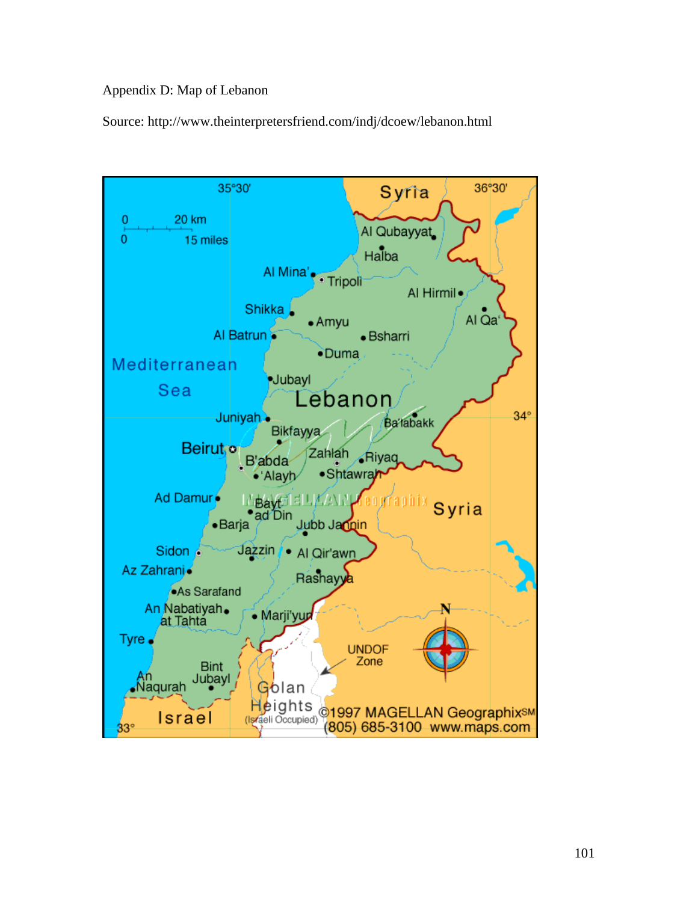Appendix D: Map of Lebanon

Source: http://www.theinterpretersfriend.com/indj/dcoew/lebanon.html

35°30'

36°30'

Syria

0 20 km

0 15 miles

Al Qubayyat

Halba

Al Mina'

Tripoli

Al Hirmil

Shikka

Amyu

Al Qa'

Al Batrun

Bsharri

Duma

Mediterranean Sea

Jubayl

Lebanon

Juniyah

34°

Bikfayya

Ba'labakk

Beirut

Zahlah

B'abda

Riyaq

'Alayh

Shtawrah

Ad Damur

Bayt ad Din

MAGELLAN Geographix

Syria

Barja

Jubb Jannin

Sidon

Jazzin

Al Qir'awn

Az Zahrani

Rashayya

As Sarafand

An Nabatiyah at Tahta

Marji'yun

N

Tyre

UNDOF Zone

Bint Jubayl

An Naqurah

Golan Heights (Israeli Occupied)

Israel

33°

©1997 MAGELLAN Geographix SM (805) 685-3100 www.maps.com